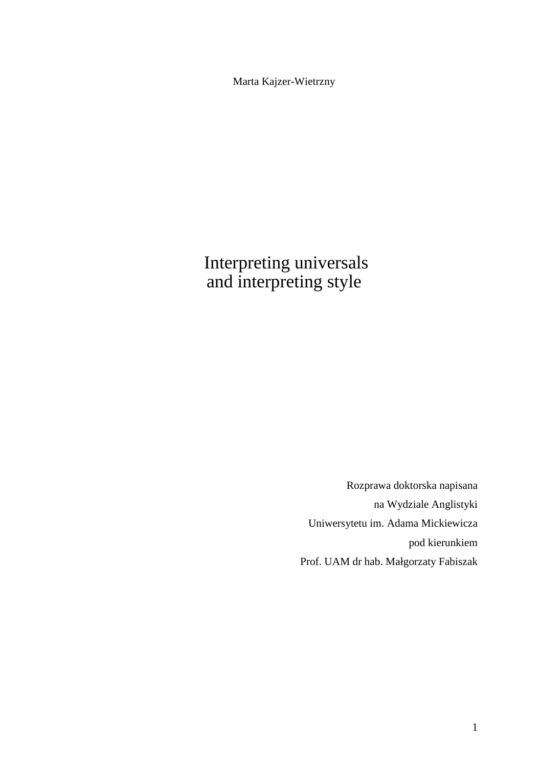Marta Kajzer-Wietrzny

# Interpreting universals and interpreting style

Rozprawa doktorska napisana
na Wydziale Anglistyki
Uniwersytetu im. Adama Mickiewicza
pod kierunkiem
Prof. UAM dr hab. Małgorzaty Fabiszak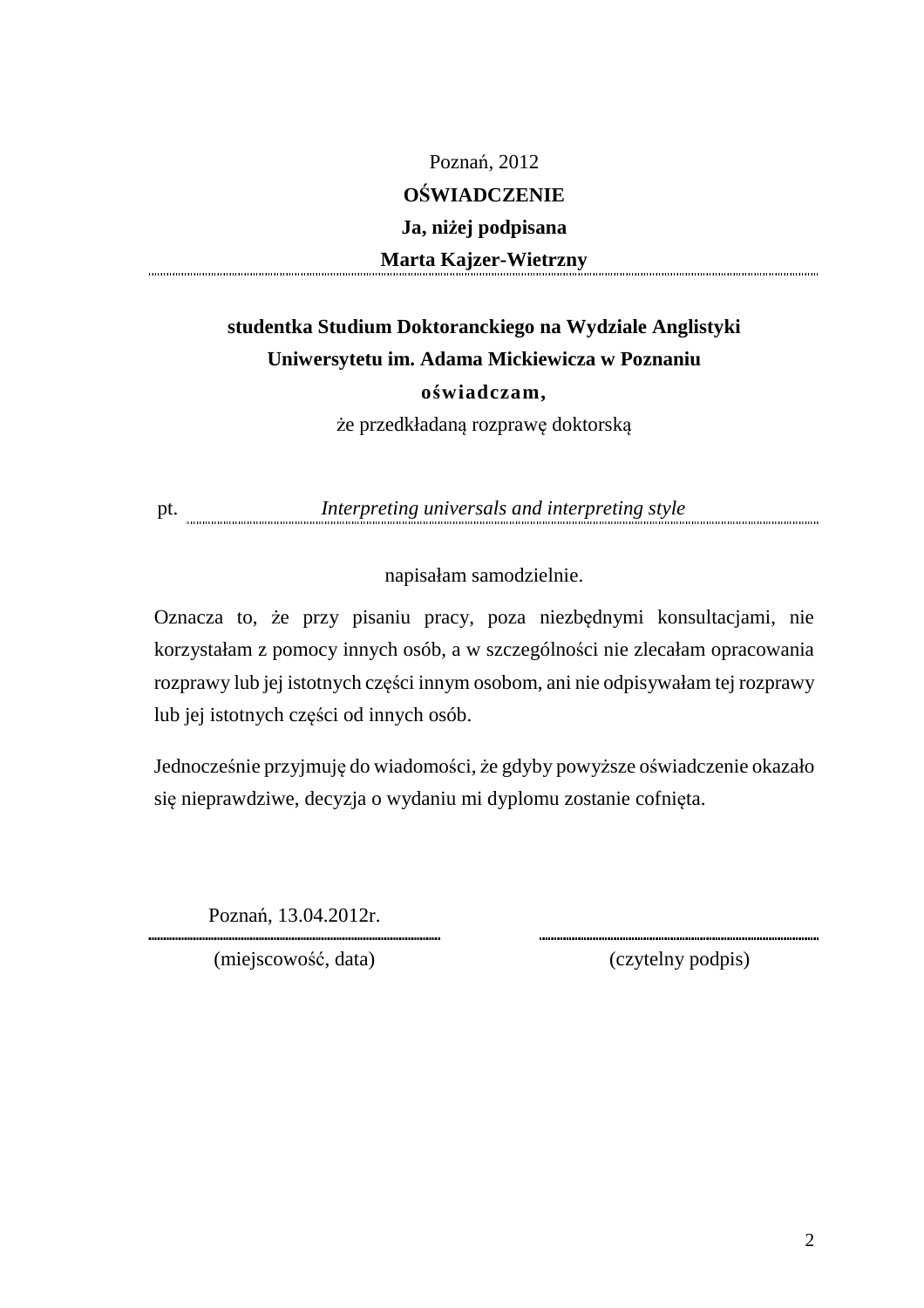Poznań, 2012

**OŚWIADCZENIE**

**Ja, niżej podpisana**

**Marta Kajzer-Wietrzny**

**studentka Studium Doktoranckiego na Wydziale Anglistyki Uniwersytetu im. Adama Mickiewicza w Poznaniu**

**oświadczam,**

że przedkładaną rozprawę doktorską

pt. *Interpreting universals and interpreting style*

napisałam samodzielnie.

Oznacza to, że przy pisaniu pracy, poza niezbędnymi konsultacjami, nie korzystałam z pomocy innych osób, a w szczególności nie zlecałam opracowania rozprawy lub jej istotnych części innym osobom, ani nie odpisywałam tej rozprawy lub jej istotnych części od innych osób.

Jednocześnie przyjmuję do wiadomości, że gdyby powyższe oświadczenie okazało się nieprawdziwe, decyzja o wydaniu mi dyplomu zostanie cofnięta.

Poznań, 13.04.2012r.

(miejscowość, data) (czytelny podpis)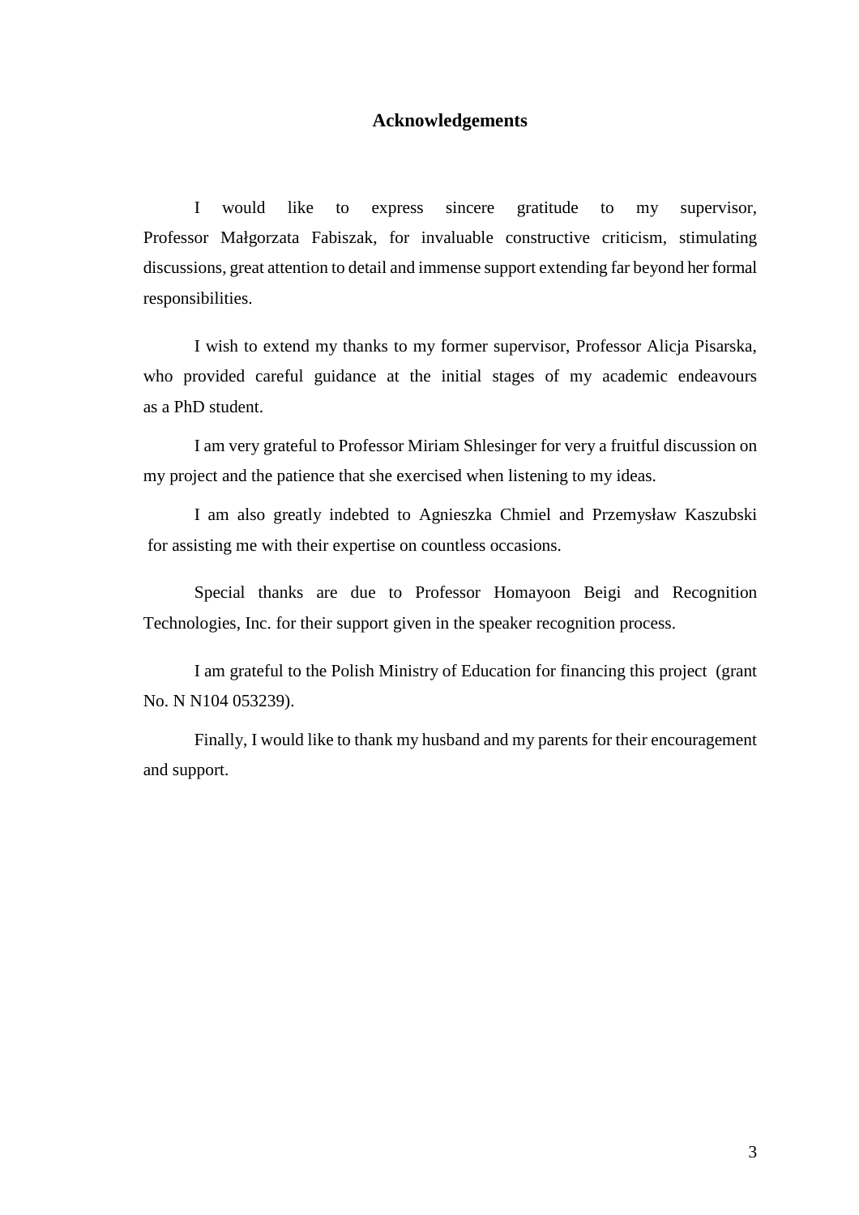## Acknowledgements

I would like to express sincere gratitude to my supervisor, Professor Małgorzata Fabiszak, for invaluable constructive criticism, stimulating discussions, great attention to detail and immense support extending far beyond her formal responsibilities.

I wish to extend my thanks to my former supervisor, Professor Alicja Pisarska, who provided careful guidance at the initial stages of my academic endeavours as a PhD student.

I am very grateful to Professor Miriam Shlesinger for very a fruitful discussion on my project and the patience that she exercised when listening to my ideas.

I am also greatly indebted to Agnieszka Chmiel and Przemysław Kaszubski for assisting me with their expertise on countless occasions.

Special thanks are due to Professor Homayoon Beigi and Recognition Technologies, Inc. for their support given in the speaker recognition process.

I am grateful to the Polish Ministry of Education for financing this project (grant No. N N104 053239).

Finally, I would like to thank my husband and my parents for their encouragement and support.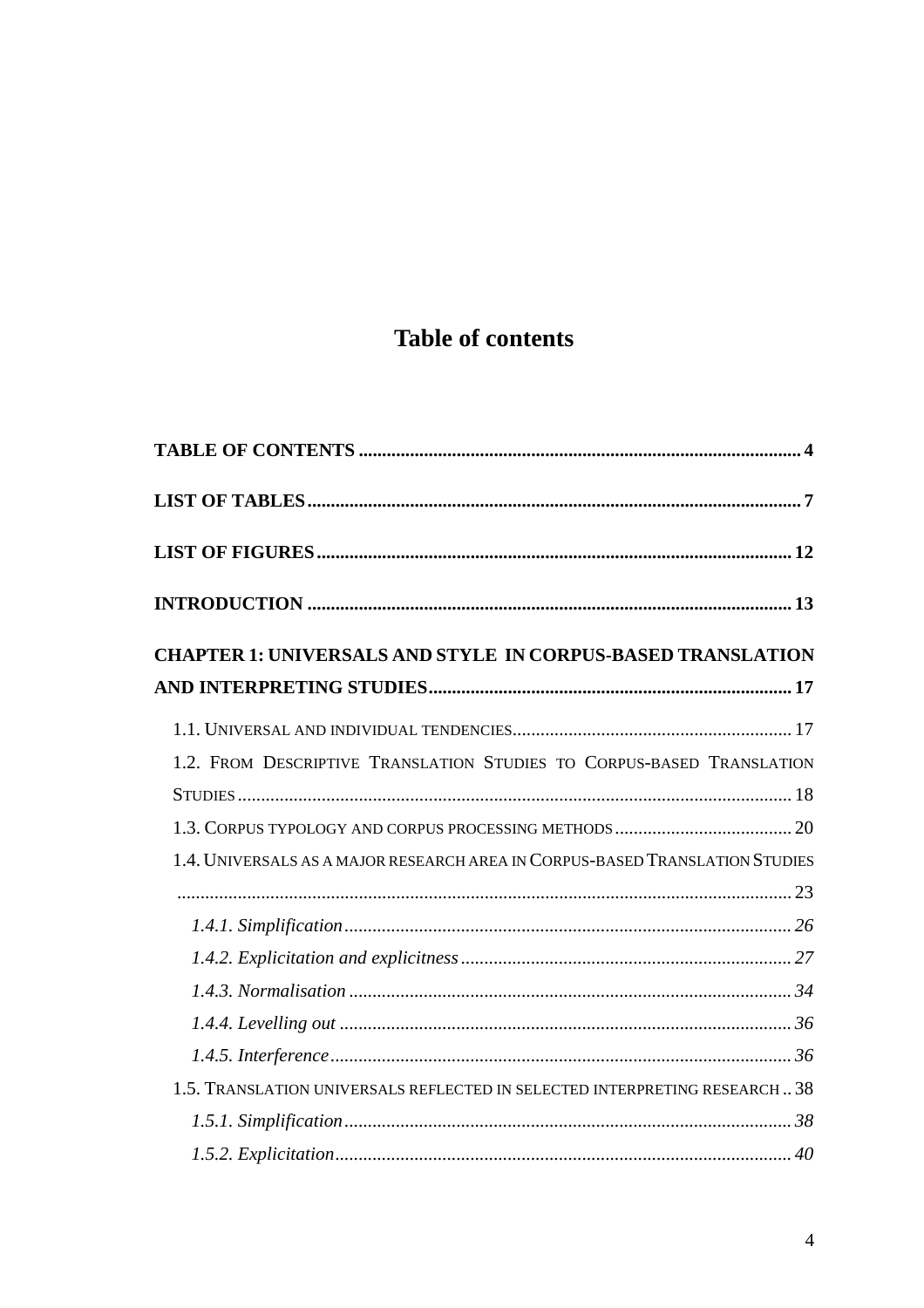# Table of contents

**TABLE OF CONTENTS** ..... 4

**LIST OF TABLES** ..... 7

**LIST OF FIGURES** ..... 12

**INTRODUCTION** ..... 13

**CHAPTER 1: UNIVERSALS AND STYLE IN CORPUS-BASED TRANSLATION AND INTERPRETING STUDIES** ..... 17

- 1.1. Universal and individual tendencies ..... 17
- 1.2. From Descriptive Translation Studies to Corpus-based Translation Studies ..... 18
- 1.3. Corpus typology and corpus processing methods ..... 20
- 1.4. Universals as a major research area in Corpus-based Translation Studies ..... 23
  - *1.4.1. Simplification* ..... 26
  - *1.4.2. Explicitation and explicitness* ..... 27
  - *1.4.3. Normalisation* ..... 34
  - *1.4.4. Levelling out* ..... 36
  - *1.4.5. Interference* ..... 36
- 1.5. Translation universals reflected in selected interpreting research ..... 38
  - *1.5.1. Simplification* ..... 38
  - *1.5.2. Explicitation* ..... 40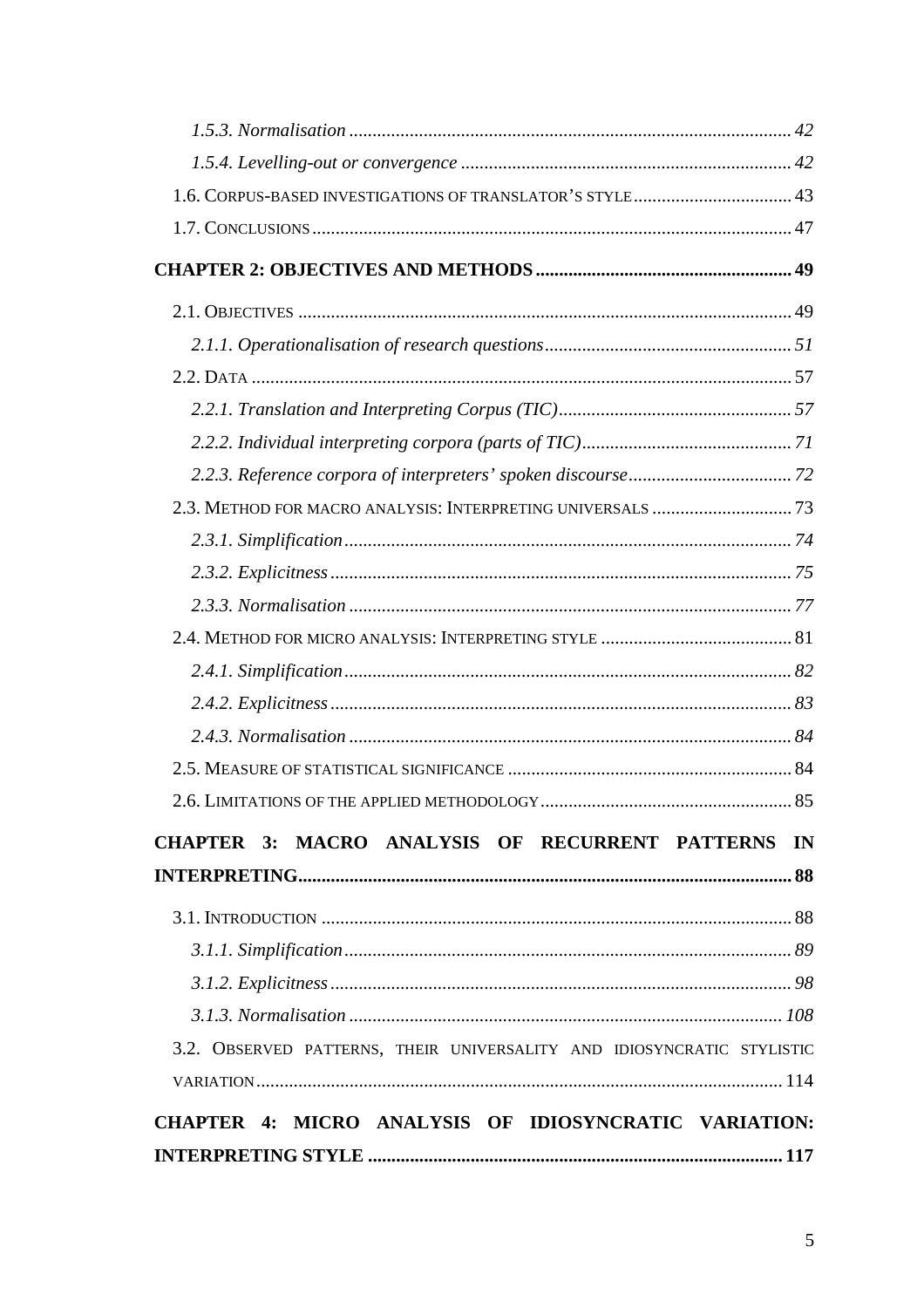*1.5.3. Normalisation* ........................................................................................ *42*

*1.5.4. Levelling-out or convergence* ...................................................................... *42*

1.6. CORPUS-BASED INVESTIGATIONS OF TRANSLATOR'S STYLE .................................. 43

1.7. CONCLUSIONS ........................................................................................................ 47

**CHAPTER 2: OBJECTIVES AND METHODS ........................................................ 49**

2.1. OBJECTIVES ........................................................................................................... 49

*2.1.1. Operationalisation of research questions* ..................................................... *51*

2.2. DATA ...................................................................................................................... 57

*2.2.1. Translation and Interpreting Corpus (TIC)* .................................................. *57*

*2.2.2. Individual interpreting corpora (parts of TIC)* ............................................. *71*

*2.2.3. Reference corpora of interpreters' spoken discourse* .................................. *72*

2.3. METHOD FOR MACRO ANALYSIS: INTERPRETING UNIVERSALS .............................. 73

*2.3.1. Simplification* ............................................................................................... *74*

*2.3.2. Explicitness* .................................................................................................. *75*

*2.3.3. Normalisation* ............................................................................................... *77*

2.4. METHOD FOR MICRO ANALYSIS: INTERPRETING STYLE ......................................... 81

*2.4.1. Simplification* ............................................................................................... *82*

*2.4.2. Explicitness* .................................................................................................. *83*

*2.4.3. Normalisation* ............................................................................................... *84*

2.5. MEASURE OF STATISTICAL SIGNIFICANCE ............................................................. 84

2.6. LIMITATIONS OF THE APPLIED METHODOLOGY ...................................................... 85

**CHAPTER 3: MACRO ANALYSIS OF RECURRENT PATTERNS IN INTERPRETING ......................................................................................................... 88**

3.1. INTRODUCTION ...................................................................................................... 88

*3.1.1. Simplification* ............................................................................................... *89*

*3.1.2. Explicitness* .................................................................................................. *98*

*3.1.3. Normalisation* ............................................................................................. *108*

3.2. OBSERVED PATTERNS, THEIR UNIVERSALITY AND IDIOSYNCRATIC STYLISTIC VARIATION ............................................................................................................... 114

**CHAPTER 4: MICRO ANALYSIS OF IDIOSYNCRATIC VARIATION: INTERPRETING STYLE ......................................................................................... 117**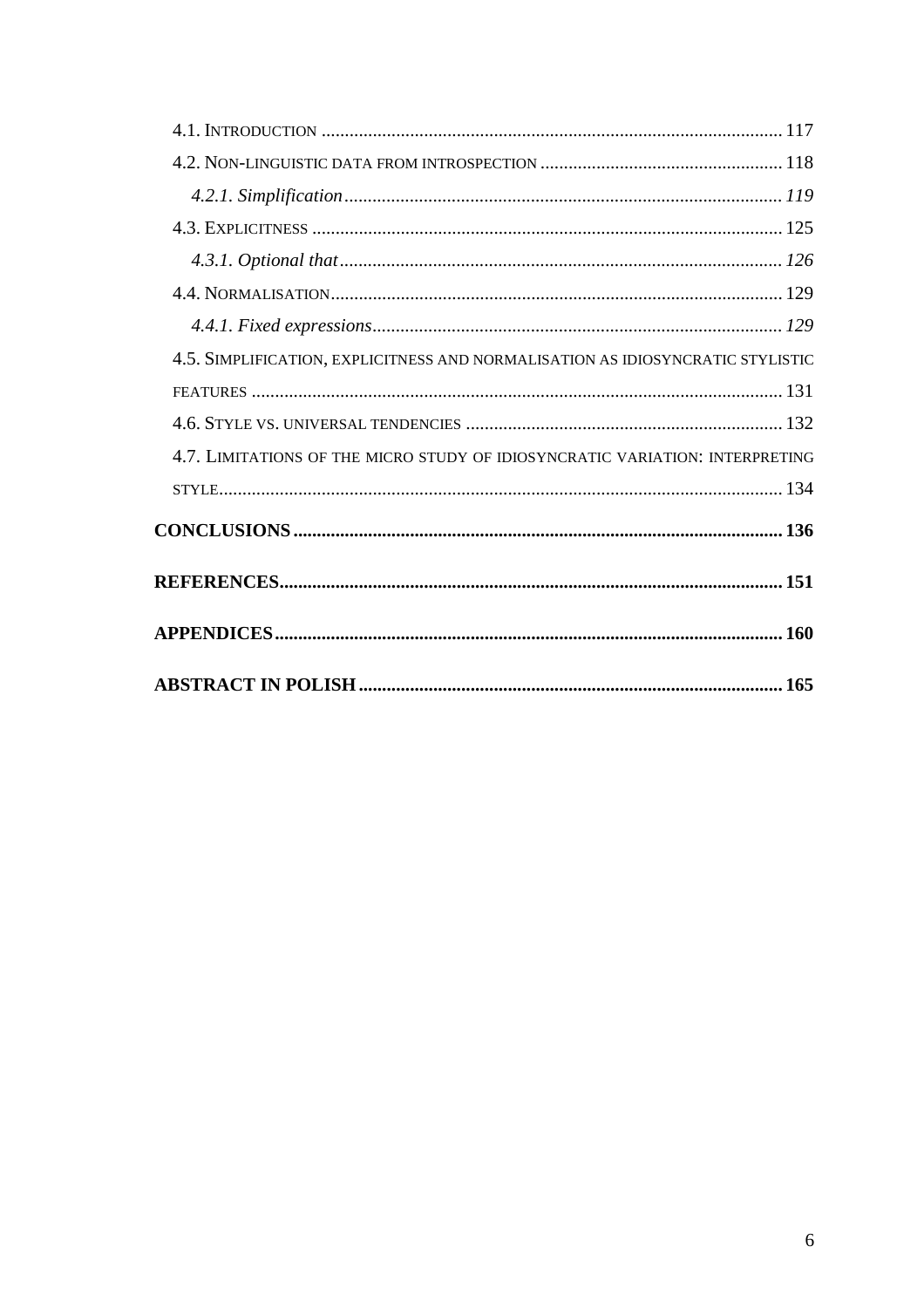4.1. INTRODUCTION .................................................................................................. 117

4.2. NON-LINGUISTIC DATA FROM INTROSPECTION .................................................... 118

*4.2.1. Simplification* ............................................................................................ *119*

4.3. EXPLICITNESS .................................................................................................... 125

*4.3.1. Optional that* .............................................................................................. *126*

4.4. NORMALISATION ................................................................................................ 129

*4.4.1. Fixed expressions* ........................................................................................ *129*

4.5. SIMPLIFICATION, EXPLICITNESS AND NORMALISATION AS IDIOSYNCRATIC STYLISTIC FEATURES ................................................................................................................. 131

4.6. STYLE VS. UNIVERSAL TENDENCIES .................................................................... 132

4.7. LIMITATIONS OF THE MICRO STUDY OF IDIOSYNCRATIC VARIATION: INTERPRETING STYLE ........................................................................................................................ 134

**CONCLUSIONS ........................................................................................................ 136**

**REFERENCES ........................................................................................................... 151**

**APPENDICES ............................................................................................................ 160**

**ABSTRACT IN POLISH .............................................................................................. 165**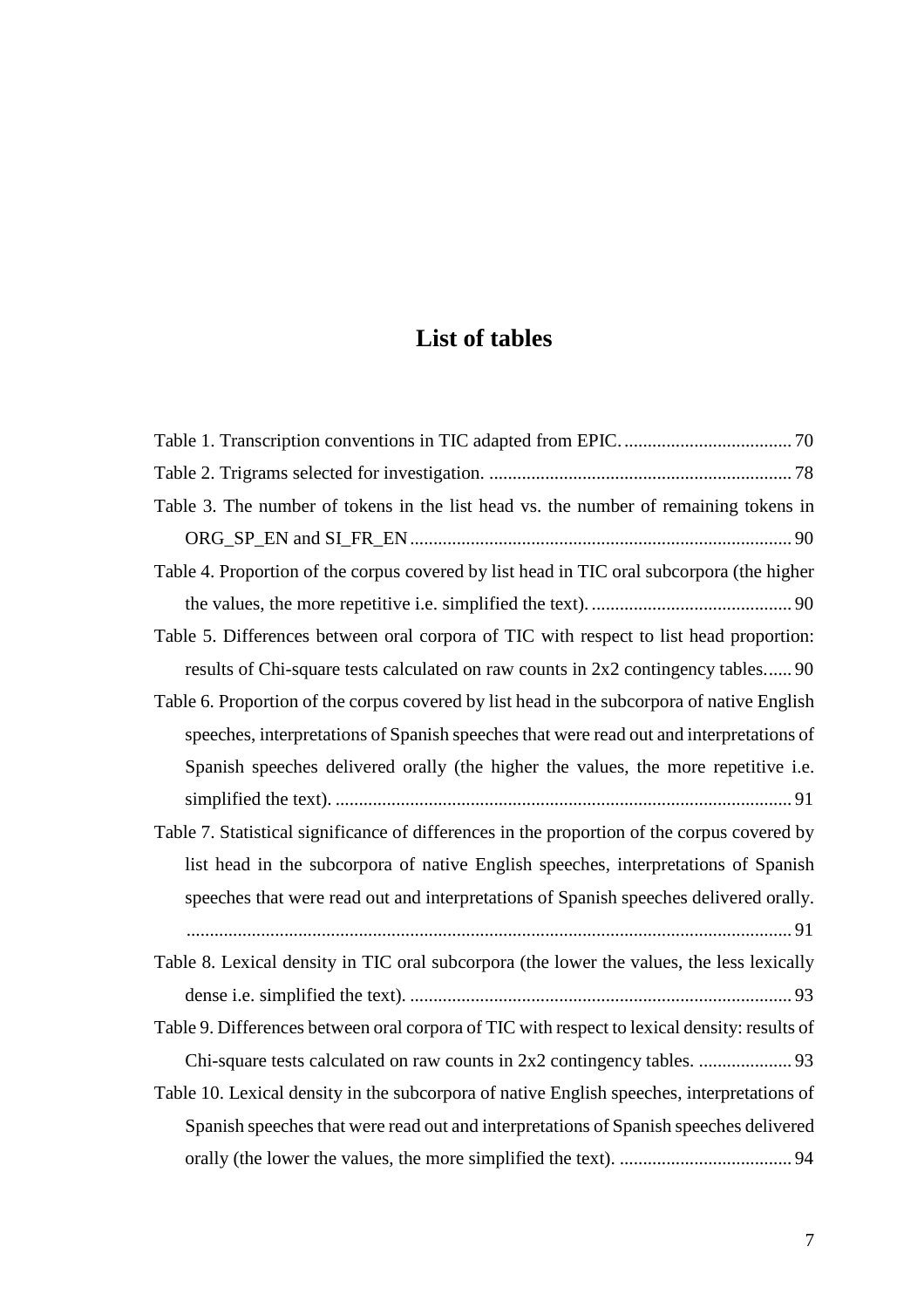# List of tables

Table 1. Transcription conventions in TIC adapted from EPIC. .................................... 70

Table 2. Trigrams selected for investigation. ................................................................. 78

Table 3. The number of tokens in the list head vs. the number of remaining tokens in ORG_SP_EN and SI_FR_EN .................................................................................. 90

Table 4. Proportion of the corpus covered by list head in TIC oral subcorpora (the higher the values, the more repetitive i.e. simplified the text). ........................................... 90

Table 5. Differences between oral corpora of TIC with respect to list head proportion: results of Chi-square tests calculated on raw counts in 2x2 contingency tables...... 90

Table 6. Proportion of the corpus covered by list head in the subcorpora of native English speeches, interpretations of Spanish speeches that were read out and interpretations of Spanish speeches delivered orally (the higher the values, the more repetitive i.e. simplified the text). .................................................................................................. 91

Table 7. Statistical significance of differences in the proportion of the corpus covered by list head in the subcorpora of native English speeches, interpretations of Spanish speeches that were read out and interpretations of Spanish speeches delivered orally. ................................................................................................................................. 91

Table 8. Lexical density in TIC oral subcorpora (the lower the values, the less lexically dense i.e. simplified the text). .................................................................................. 93

Table 9. Differences between oral corpora of TIC with respect to lexical density: results of Chi-square tests calculated on raw counts in 2x2 contingency tables. .................... 93

Table 10. Lexical density in the subcorpora of native English speeches, interpretations of Spanish speeches that were read out and interpretations of Spanish speeches delivered orally (the lower the values, the more simplified the text). ..................................... 94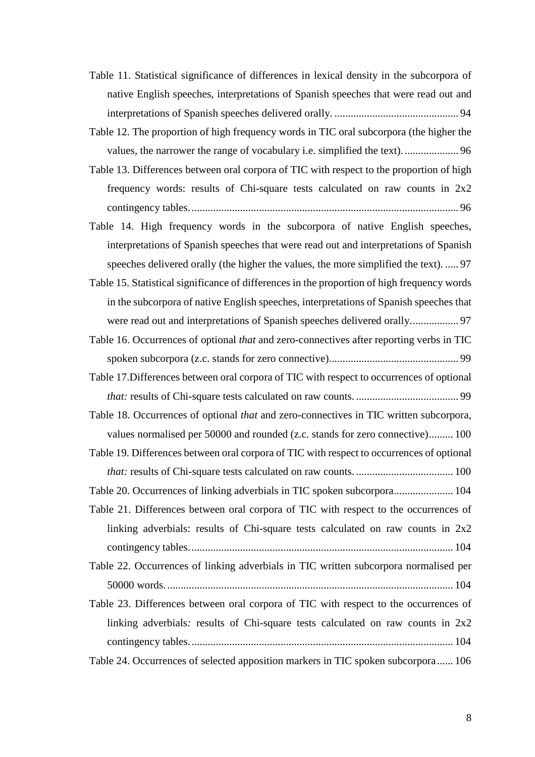Table 11. Statistical significance of differences in lexical density in the subcorpora of native English speeches, interpretations of Spanish speeches that were read out and interpretations of Spanish speeches delivered orally. .............................................. 94

Table 12. The proportion of high frequency words in TIC oral subcorpora (the higher the values, the narrower the range of vocabulary i.e. simplified the text). .................... 96

Table 13. Differences between oral corpora of TIC with respect to the proportion of high frequency words: results of Chi-square tests calculated on raw counts in 2x2 contingency tables. .................................................................................................. 96

Table 14. High frequency words in the subcorpora of native English speeches, interpretations of Spanish speeches that were read out and interpretations of Spanish speeches delivered orally (the higher the values, the more simplified the text). ..... 97

Table 15. Statistical significance of differences in the proportion of high frequency words in the subcorpora of native English speeches, interpretations of Spanish speeches that were read out and interpretations of Spanish speeches delivered orally. ................. 97

Table 16. Occurrences of optional *that* and zero-connectives after reporting verbs in TIC spoken subcorpora (z.c. stands for zero connective)................................................ 99

Table 17.Differences between oral corpora of TIC with respect to occurrences of optional *that:* results of Chi-square tests calculated on raw counts. ...................................... 99

Table 18. Occurrences of optional *that* and zero-connectives in TIC written subcorpora, values normalised per 50000 and rounded (z.c. stands for zero connective)......... 100

Table 19. Differences between oral corpora of TIC with respect to occurrences of optional *that:* results of Chi-square tests calculated on raw counts. .................................... 100

Table 20. Occurrences of linking adverbials in TIC spoken subcorpora...................... 104

Table 21. Differences between oral corpora of TIC with respect to the occurrences of linking adverbials: results of Chi-square tests calculated on raw counts in 2x2 contingency tables. ................................................................................................ 104

Table 22. Occurrences of linking adverbials in TIC written subcorpora normalised per 50000 words. ......................................................................................................... 104

Table 23. Differences between oral corpora of TIC with respect to the occurrences of linking adverbials*:* results of Chi-square tests calculated on raw counts in 2x2 contingency tables. ................................................................................................ 104

Table 24. Occurrences of selected apposition markers in TIC spoken subcorpora...... 106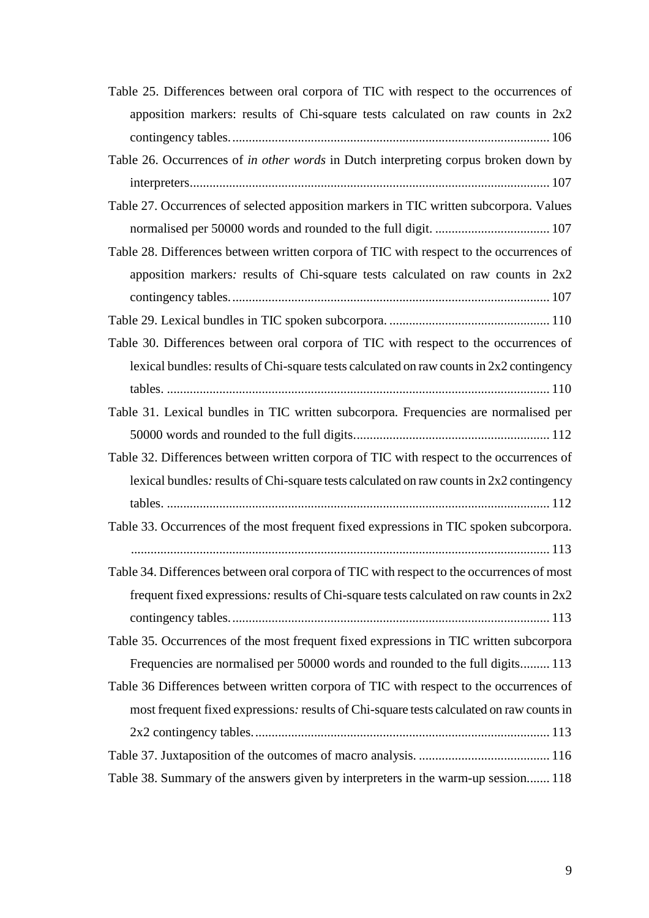Table 25. Differences between oral corpora of TIC with respect to the occurrences of apposition markers: results of Chi-square tests calculated on raw counts in 2x2 contingency tables. ........ 106

Table 26. Occurrences of *in other words* in Dutch interpreting corpus broken down by interpreters. ........ 107

Table 27. Occurrences of selected apposition markers in TIC written subcorpora. Values normalised per 50000 words and rounded to the full digit. ........ 107

Table 28. Differences between written corpora of TIC with respect to the occurrences of apposition markers*:* results of Chi-square tests calculated on raw counts in 2x2 contingency tables. ........ 107

Table 29. Lexical bundles in TIC spoken subcorpora. ........ 110

Table 30. Differences between oral corpora of TIC with respect to the occurrences of lexical bundles: results of Chi-square tests calculated on raw counts in 2x2 contingency tables. ........ 110

Table 31. Lexical bundles in TIC written subcorpora. Frequencies are normalised per 50000 words and rounded to the full digits. ........ 112

Table 32. Differences between written corpora of TIC with respect to the occurrences of lexical bundles*:* results of Chi-square tests calculated on raw counts in 2x2 contingency tables. ........ 112

Table 33. Occurrences of the most frequent fixed expressions in TIC spoken subcorpora. ........ 113

Table 34. Differences between oral corpora of TIC with respect to the occurrences of most frequent fixed expressions*:* results of Chi-square tests calculated on raw counts in 2x2 contingency tables. ........ 113

Table 35. Occurrences of the most frequent fixed expressions in TIC written subcorpora Frequencies are normalised per 50000 words and rounded to the full digits. ........ 113

Table 36 Differences between written corpora of TIC with respect to the occurrences of most frequent fixed expressions*:* results of Chi-square tests calculated on raw counts in 2x2 contingency tables. ........ 113

Table 37. Juxtaposition of the outcomes of macro analysis. ........ 116

Table 38. Summary of the answers given by interpreters in the warm-up session. ........ 118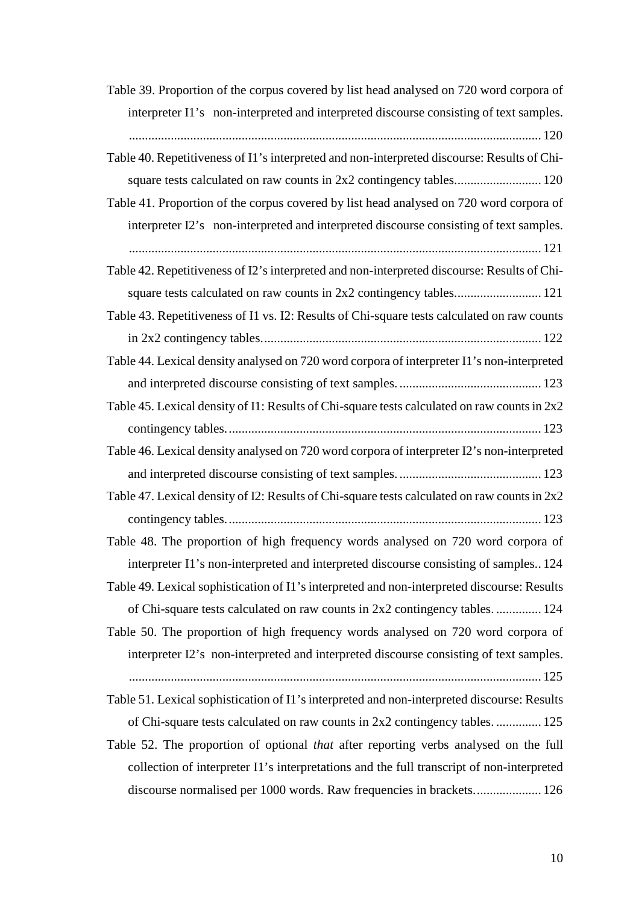Table 39. Proportion of the corpus covered by list head analysed on 720 word corpora of interpreter I1's non-interpreted and interpreted discourse consisting of text samples. ............................................................................................................................. 120

Table 40. Repetitiveness of I1's interpreted and non-interpreted discourse: Results of Chi-square tests calculated on raw counts in 2x2 contingency tables........................... 120

Table 41. Proportion of the corpus covered by list head analysed on 720 word corpora of interpreter I2's non-interpreted and interpreted discourse consisting of text samples. ............................................................................................................................. 121

Table 42. Repetitiveness of I2's interpreted and non-interpreted discourse: Results of Chi-square tests calculated on raw counts in 2x2 contingency tables........................... 121

Table 43. Repetitiveness of I1 vs. I2: Results of Chi-square tests calculated on raw counts in 2x2 contingency tables...................................................................................... 122

Table 44. Lexical density analysed on 720 word corpora of interpreter I1's non-interpreted and interpreted discourse consisting of text samples. ............................................ 123

Table 45. Lexical density of I1: Results of Chi-square tests calculated on raw counts in 2x2 contingency tables................................................................................................. 123

Table 46. Lexical density analysed on 720 word corpora of interpreter I2's non-interpreted and interpreted discourse consisting of text samples. ............................................ 123

Table 47. Lexical density of I2: Results of Chi-square tests calculated on raw counts in 2x2 contingency tables................................................................................................. 123

Table 48. The proportion of high frequency words analysed on 720 word corpora of interpreter I1's non-interpreted and interpreted discourse consisting of samples.. 124

Table 49. Lexical sophistication of I1's interpreted and non-interpreted discourse: Results of Chi-square tests calculated on raw counts in 2x2 contingency tables. .............. 124

Table 50. The proportion of high frequency words analysed on 720 word corpora of interpreter I2's non-interpreted and interpreted discourse consisting of text samples. ............................................................................................................................. 125

Table 51. Lexical sophistication of I1's interpreted and non-interpreted discourse: Results of Chi-square tests calculated on raw counts in 2x2 contingency tables. .............. 125

Table 52. The proportion of optional *that* after reporting verbs analysed on the full collection of interpreter I1's interpretations and the full transcript of non-interpreted discourse normalised per 1000 words. Raw frequencies in brackets.................... 126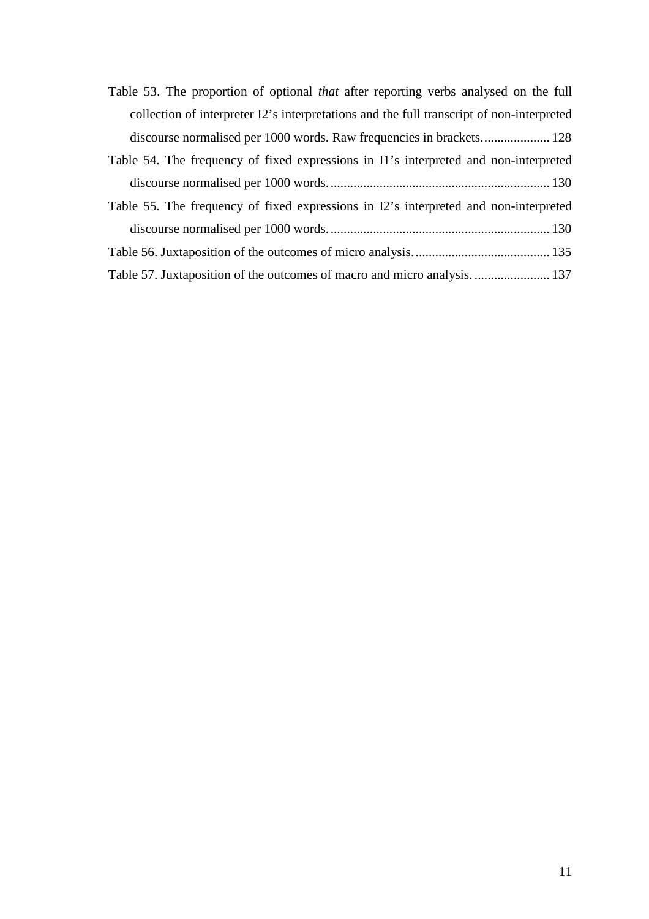Table 53. The proportion of optional *that* after reporting verbs analysed on the full collection of interpreter I2's interpretations and the full transcript of non-interpreted discourse normalised per 1000 words. Raw frequencies in brackets. .................... 128

Table 54. The frequency of fixed expressions in I1's interpreted and non-interpreted discourse normalised per 1000 words. .................................................................. 130

Table 55. The frequency of fixed expressions in I2's interpreted and non-interpreted discourse normalised per 1000 words. .................................................................. 130

Table 56. Juxtaposition of the outcomes of micro analysis. ......................................... 135

Table 57. Juxtaposition of the outcomes of macro and micro analysis. ....................... 137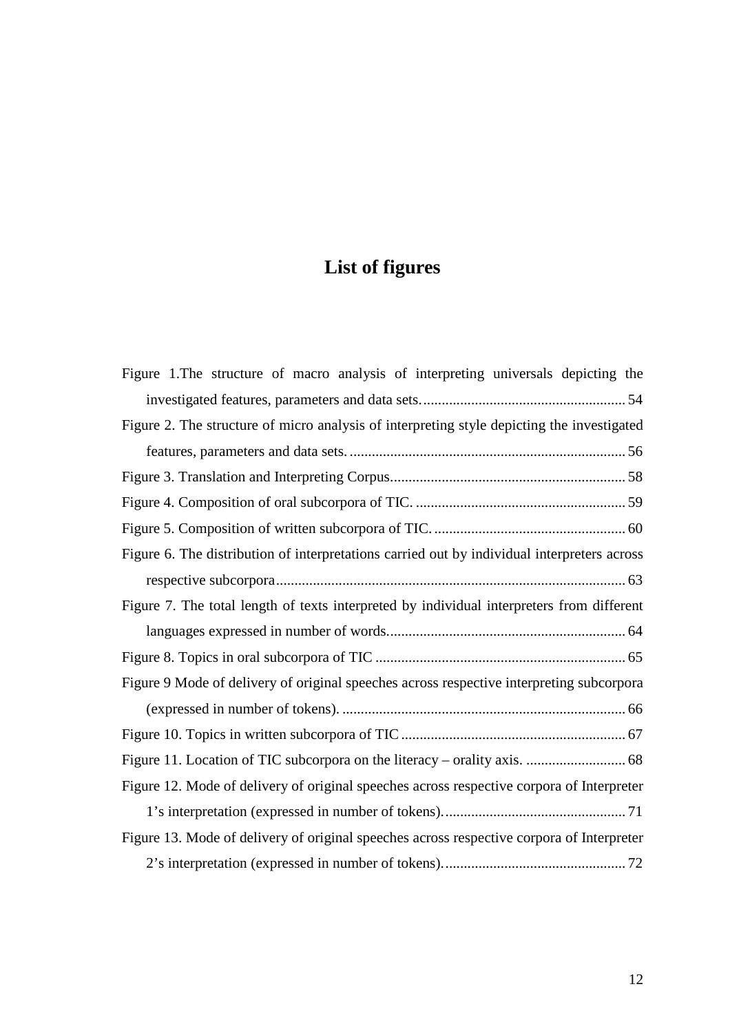# List of figures

Figure 1.The structure of macro analysis of interpreting universals depicting the investigated features, parameters and data sets. 54

Figure 2. The structure of micro analysis of interpreting style depicting the investigated features, parameters and data sets. 56

Figure 3. Translation and Interpreting Corpus. 58

Figure 4. Composition of oral subcorpora of TIC. 59

Figure 5. Composition of written subcorpora of TIC. 60

Figure 6. The distribution of interpretations carried out by individual interpreters across respective subcorpora 63

Figure 7. The total length of texts interpreted by individual interpreters from different languages expressed in number of words. 64

Figure 8. Topics in oral subcorpora of TIC 65

Figure 9 Mode of delivery of original speeches across respective interpreting subcorpora (expressed in number of tokens). 66

Figure 10. Topics in written subcorpora of TIC 67

Figure 11. Location of TIC subcorpora on the literacy – orality axis. 68

Figure 12. Mode of delivery of original speeches across respective corpora of Interpreter 1's interpretation (expressed in number of tokens). 71

Figure 13. Mode of delivery of original speeches across respective corpora of Interpreter 2's interpretation (expressed in number of tokens). 72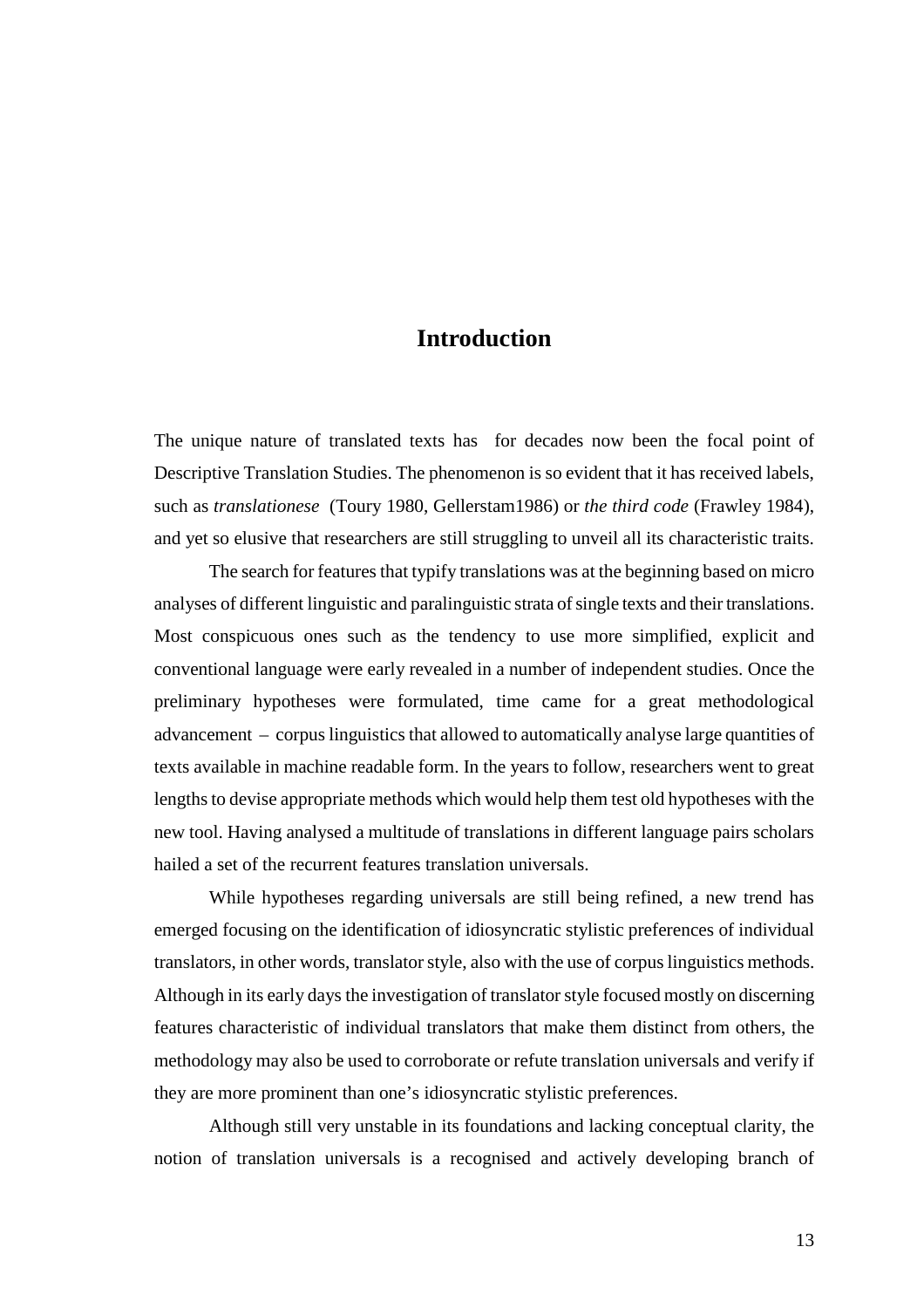# Introduction

The unique nature of translated texts has for decades now been the focal point of Descriptive Translation Studies. The phenomenon is so evident that it has received labels, such as *translationese* (Toury 1980, Gellerstam1986) or *the third code* (Frawley 1984), and yet so elusive that researchers are still struggling to unveil all its characteristic traits.

The search for features that typify translations was at the beginning based on micro analyses of different linguistic and paralinguistic strata of single texts and their translations. Most conspicuous ones such as the tendency to use more simplified, explicit and conventional language were early revealed in a number of independent studies. Once the preliminary hypotheses were formulated, time came for a great methodological advancement – corpus linguistics that allowed to automatically analyse large quantities of texts available in machine readable form. In the years to follow, researchers went to great lengths to devise appropriate methods which would help them test old hypotheses with the new tool. Having analysed a multitude of translations in different language pairs scholars hailed a set of the recurrent features translation universals.

While hypotheses regarding universals are still being refined, a new trend has emerged focusing on the identification of idiosyncratic stylistic preferences of individual translators, in other words, translator style, also with the use of corpus linguistics methods. Although in its early days the investigation of translator style focused mostly on discerning features characteristic of individual translators that make them distinct from others, the methodology may also be used to corroborate or refute translation universals and verify if they are more prominent than one's idiosyncratic stylistic preferences.

Although still very unstable in its foundations and lacking conceptual clarity, the notion of translation universals is a recognised and actively developing branch of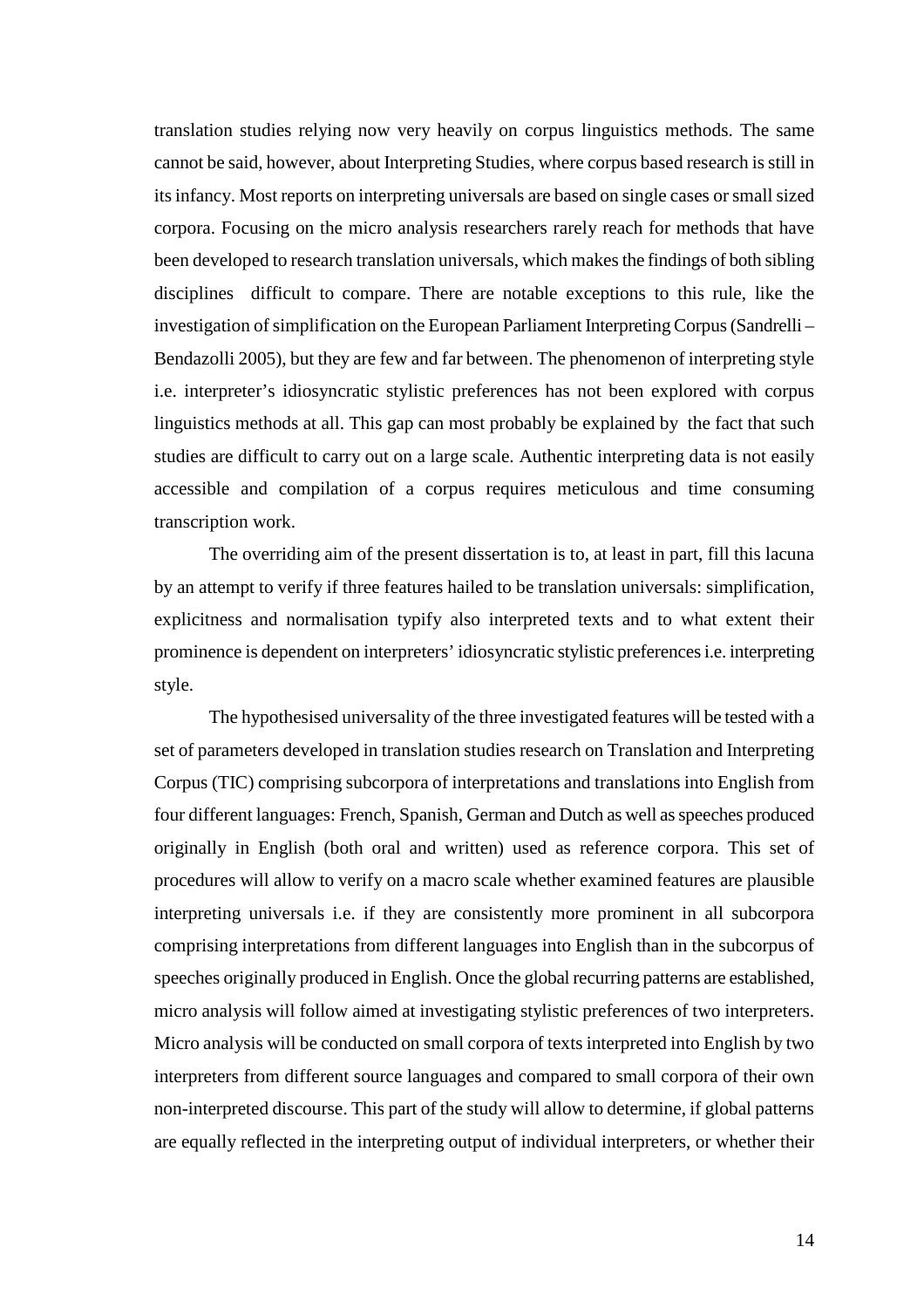translation studies relying now very heavily on corpus linguistics methods. The same cannot be said, however, about Interpreting Studies, where corpus based research is still in its infancy. Most reports on interpreting universals are based on single cases or small sized corpora. Focusing on the micro analysis researchers rarely reach for methods that have been developed to research translation universals, which makes the findings of both sibling disciplines difficult to compare. There are notable exceptions to this rule, like the investigation of simplification on the European Parliament Interpreting Corpus (Sandrelli – Bendazolli 2005), but they are few and far between. The phenomenon of interpreting style i.e. interpreter's idiosyncratic stylistic preferences has not been explored with corpus linguistics methods at all. This gap can most probably be explained by the fact that such studies are difficult to carry out on a large scale. Authentic interpreting data is not easily accessible and compilation of a corpus requires meticulous and time consuming transcription work.

The overriding aim of the present dissertation is to, at least in part, fill this lacuna by an attempt to verify if three features hailed to be translation universals: simplification, explicitness and normalisation typify also interpreted texts and to what extent their prominence is dependent on interpreters' idiosyncratic stylistic preferences i.e. interpreting style.

The hypothesised universality of the three investigated features will be tested with a set of parameters developed in translation studies research on Translation and Interpreting Corpus (TIC) comprising subcorpora of interpretations and translations into English from four different languages: French, Spanish, German and Dutch as well as speeches produced originally in English (both oral and written) used as reference corpora. This set of procedures will allow to verify on a macro scale whether examined features are plausible interpreting universals i.e. if they are consistently more prominent in all subcorpora comprising interpretations from different languages into English than in the subcorpus of speeches originally produced in English. Once the global recurring patterns are established, micro analysis will follow aimed at investigating stylistic preferences of two interpreters. Micro analysis will be conducted on small corpora of texts interpreted into English by two interpreters from different source languages and compared to small corpora of their own non-interpreted discourse. This part of the study will allow to determine, if global patterns are equally reflected in the interpreting output of individual interpreters, or whether their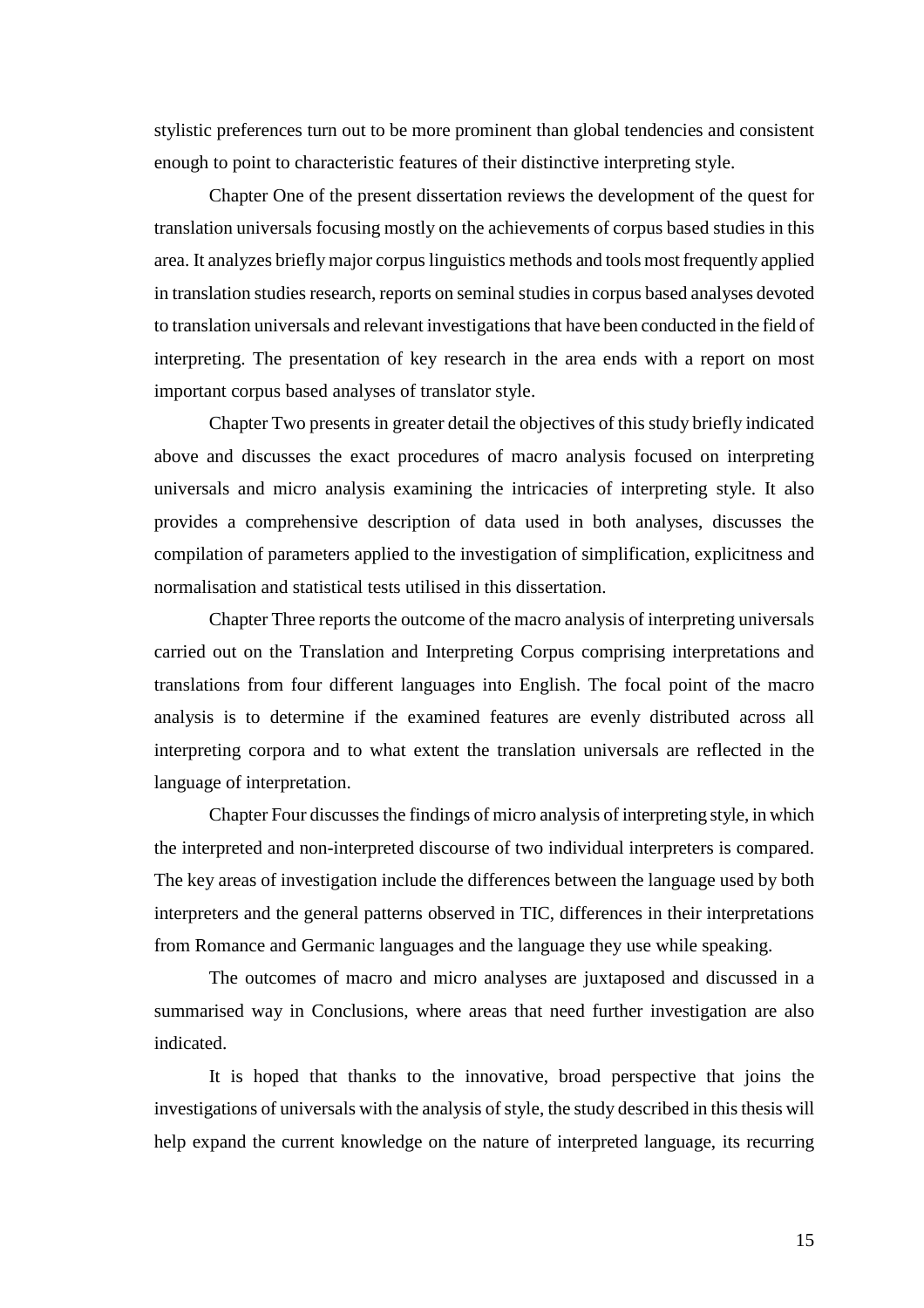stylistic preferences turn out to be more prominent than global tendencies and consistent enough to point to characteristic features of their distinctive interpreting style.

Chapter One of the present dissertation reviews the development of the quest for translation universals focusing mostly on the achievements of corpus based studies in this area. It analyzes briefly major corpus linguistics methods and tools most frequently applied in translation studies research, reports on seminal studies in corpus based analyses devoted to translation universals and relevant investigations that have been conducted in the field of interpreting. The presentation of key research in the area ends with a report on most important corpus based analyses of translator style.

Chapter Two presents in greater detail the objectives of this study briefly indicated above and discusses the exact procedures of macro analysis focused on interpreting universals and micro analysis examining the intricacies of interpreting style. It also provides a comprehensive description of data used in both analyses, discusses the compilation of parameters applied to the investigation of simplification, explicitness and normalisation and statistical tests utilised in this dissertation.

Chapter Three reports the outcome of the macro analysis of interpreting universals carried out on the Translation and Interpreting Corpus comprising interpretations and translations from four different languages into English. The focal point of the macro analysis is to determine if the examined features are evenly distributed across all interpreting corpora and to what extent the translation universals are reflected in the language of interpretation.

Chapter Four discusses the findings of micro analysis of interpreting style, in which the interpreted and non-interpreted discourse of two individual interpreters is compared. The key areas of investigation include the differences between the language used by both interpreters and the general patterns observed in TIC, differences in their interpretations from Romance and Germanic languages and the language they use while speaking.

The outcomes of macro and micro analyses are juxtaposed and discussed in a summarised way in Conclusions, where areas that need further investigation are also indicated.

It is hoped that thanks to the innovative, broad perspective that joins the investigations of universals with the analysis of style, the study described in this thesis will help expand the current knowledge on the nature of interpreted language, its recurring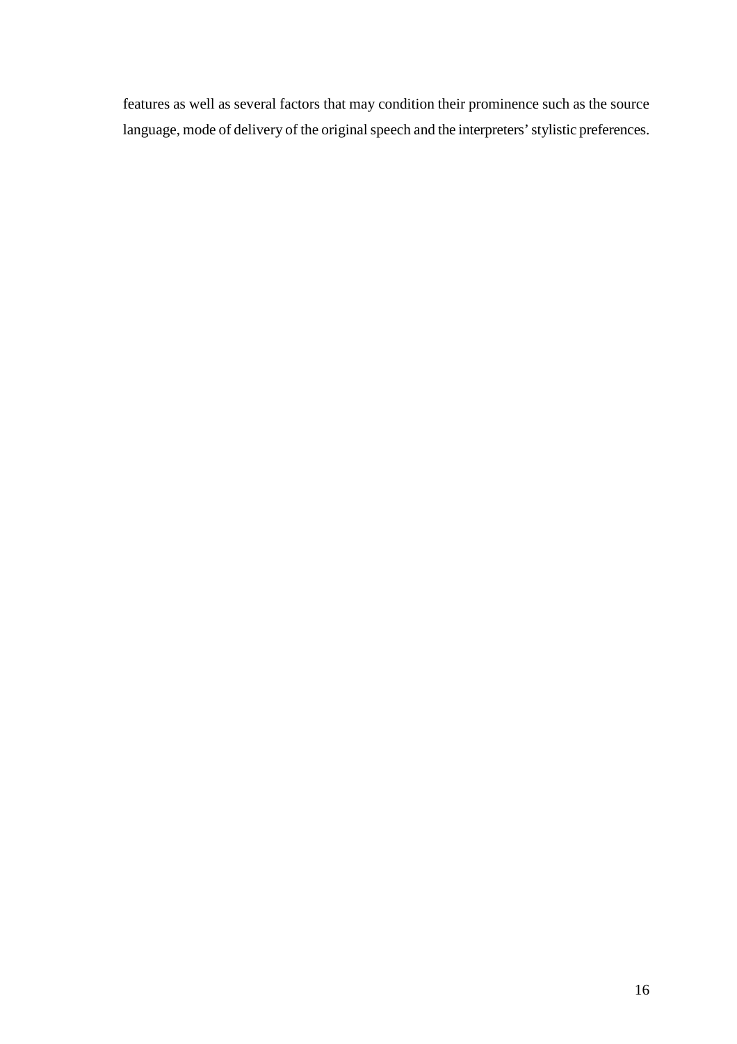features as well as several factors that may condition their prominence such as the source language, mode of delivery of the original speech and the interpreters' stylistic preferences.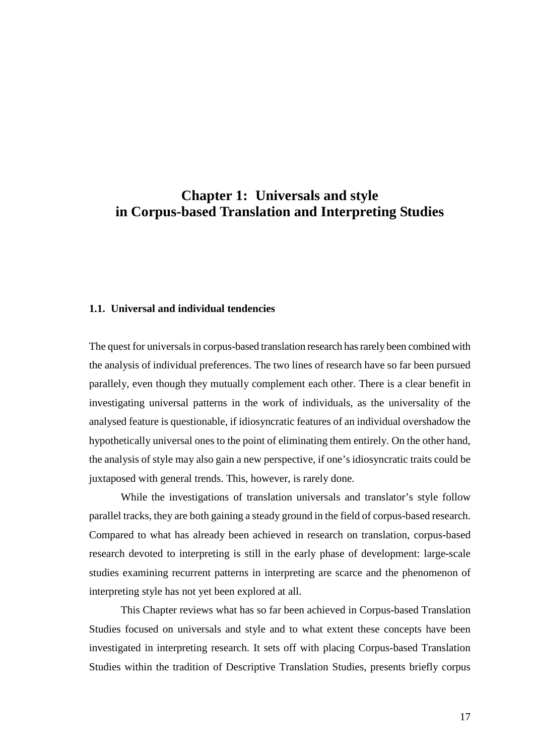# Chapter 1: Universals and style in Corpus-based Translation and Interpreting Studies

## 1.1. Universal and individual tendencies

The quest for universals in corpus-based translation research has rarely been combined with the analysis of individual preferences. The two lines of research have so far been pursued parallely, even though they mutually complement each other. There is a clear benefit in investigating universal patterns in the work of individuals, as the universality of the analysed feature is questionable, if idiosyncratic features of an individual overshadow the hypothetically universal ones to the point of eliminating them entirely. On the other hand, the analysis of style may also gain a new perspective, if one's idiosyncratic traits could be juxtaposed with general trends. This, however, is rarely done.

While the investigations of translation universals and translator's style follow parallel tracks, they are both gaining a steady ground in the field of corpus-based research. Compared to what has already been achieved in research on translation, corpus-based research devoted to interpreting is still in the early phase of development: large-scale studies examining recurrent patterns in interpreting are scarce and the phenomenon of interpreting style has not yet been explored at all.

This Chapter reviews what has so far been achieved in Corpus-based Translation Studies focused on universals and style and to what extent these concepts have been investigated in interpreting research. It sets off with placing Corpus-based Translation Studies within the tradition of Descriptive Translation Studies, presents briefly corpus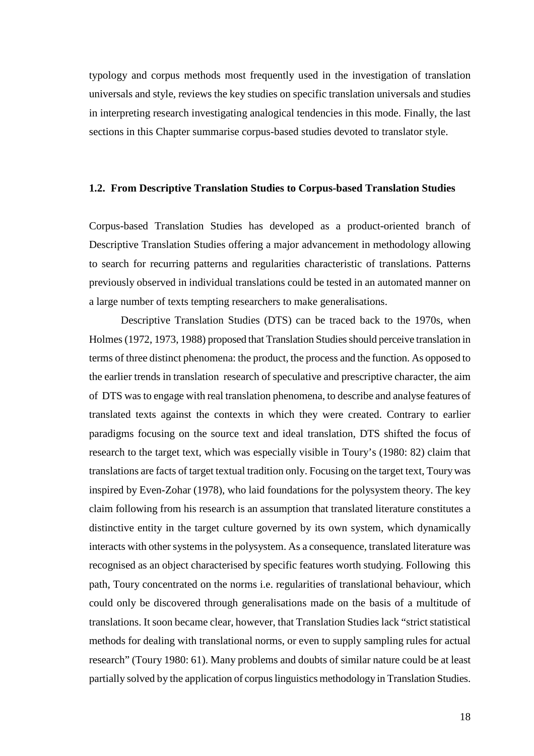typology and corpus methods most frequently used in the investigation of translation universals and style, reviews the key studies on specific translation universals and studies in interpreting research investigating analogical tendencies in this mode. Finally, the last sections in this Chapter summarise corpus-based studies devoted to translator style.

### 1.2. From Descriptive Translation Studies to Corpus-based Translation Studies

Corpus-based Translation Studies has developed as a product-oriented branch of Descriptive Translation Studies offering a major advancement in methodology allowing to search for recurring patterns and regularities characteristic of translations. Patterns previously observed in individual translations could be tested in an automated manner on a large number of texts tempting researchers to make generalisations.

Descriptive Translation Studies (DTS) can be traced back to the 1970s, when Holmes (1972, 1973, 1988) proposed that Translation Studies should perceive translation in terms of three distinct phenomena: the product, the process and the function. As opposed to the earlier trends in translation research of speculative and prescriptive character, the aim of DTS was to engage with real translation phenomena, to describe and analyse features of translated texts against the contexts in which they were created. Contrary to earlier paradigms focusing on the source text and ideal translation, DTS shifted the focus of research to the target text, which was especially visible in Toury's (1980: 82) claim that translations are facts of target textual tradition only. Focusing on the target text, Toury was inspired by Even-Zohar (1978), who laid foundations for the polysystem theory. The key claim following from his research is an assumption that translated literature constitutes a distinctive entity in the target culture governed by its own system, which dynamically interacts with other systems in the polysystem. As a consequence, translated literature was recognised as an object characterised by specific features worth studying. Following this path, Toury concentrated on the norms i.e. regularities of translational behaviour, which could only be discovered through generalisations made on the basis of a multitude of translations. It soon became clear, however, that Translation Studies lack "strict statistical methods for dealing with translational norms, or even to supply sampling rules for actual research" (Toury 1980: 61). Many problems and doubts of similar nature could be at least partially solved by the application of corpus linguistics methodology in Translation Studies.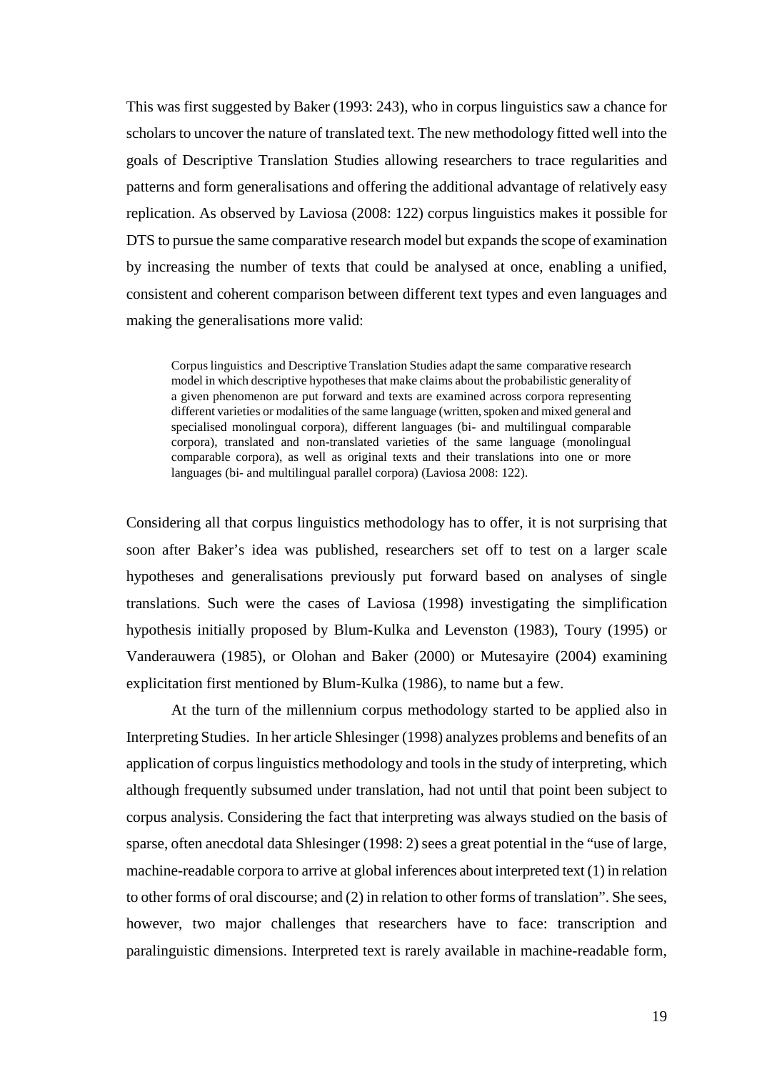This was first suggested by Baker (1993: 243), who in corpus linguistics saw a chance for scholars to uncover the nature of translated text. The new methodology fitted well into the goals of Descriptive Translation Studies allowing researchers to trace regularities and patterns and form generalisations and offering the additional advantage of relatively easy replication. As observed by Laviosa (2008: 122) corpus linguistics makes it possible for DTS to pursue the same comparative research model but expands the scope of examination by increasing the number of texts that could be analysed at once, enabling a unified, consistent and coherent comparison between different text types and even languages and making the generalisations more valid:

> Corpus linguistics and Descriptive Translation Studies adapt the same comparative research model in which descriptive hypotheses that make claims about the probabilistic generality of a given phenomenon are put forward and texts are examined across corpora representing different varieties or modalities of the same language (written, spoken and mixed general and specialised monolingual corpora), different languages (bi- and multilingual comparable corpora), translated and non-translated varieties of the same language (monolingual comparable corpora), as well as original texts and their translations into one or more languages (bi- and multilingual parallel corpora) (Laviosa 2008: 122).

Considering all that corpus linguistics methodology has to offer, it is not surprising that soon after Baker's idea was published, researchers set off to test on a larger scale hypotheses and generalisations previously put forward based on analyses of single translations. Such were the cases of Laviosa (1998) investigating the simplification hypothesis initially proposed by Blum-Kulka and Levenston (1983), Toury (1995) or Vanderauwera (1985), or Olohan and Baker (2000) or Mutesayire (2004) examining explicitation first mentioned by Blum-Kulka (1986), to name but a few.

At the turn of the millennium corpus methodology started to be applied also in Interpreting Studies. In her article Shlesinger (1998) analyzes problems and benefits of an application of corpus linguistics methodology and tools in the study of interpreting, which although frequently subsumed under translation, had not until that point been subject to corpus analysis. Considering the fact that interpreting was always studied on the basis of sparse, often anecdotal data Shlesinger (1998: 2) sees a great potential in the "use of large, machine-readable corpora to arrive at global inferences about interpreted text (1) in relation to other forms of oral discourse; and (2) in relation to other forms of translation". She sees, however, two major challenges that researchers have to face: transcription and paralinguistic dimensions. Interpreted text is rarely available in machine-readable form,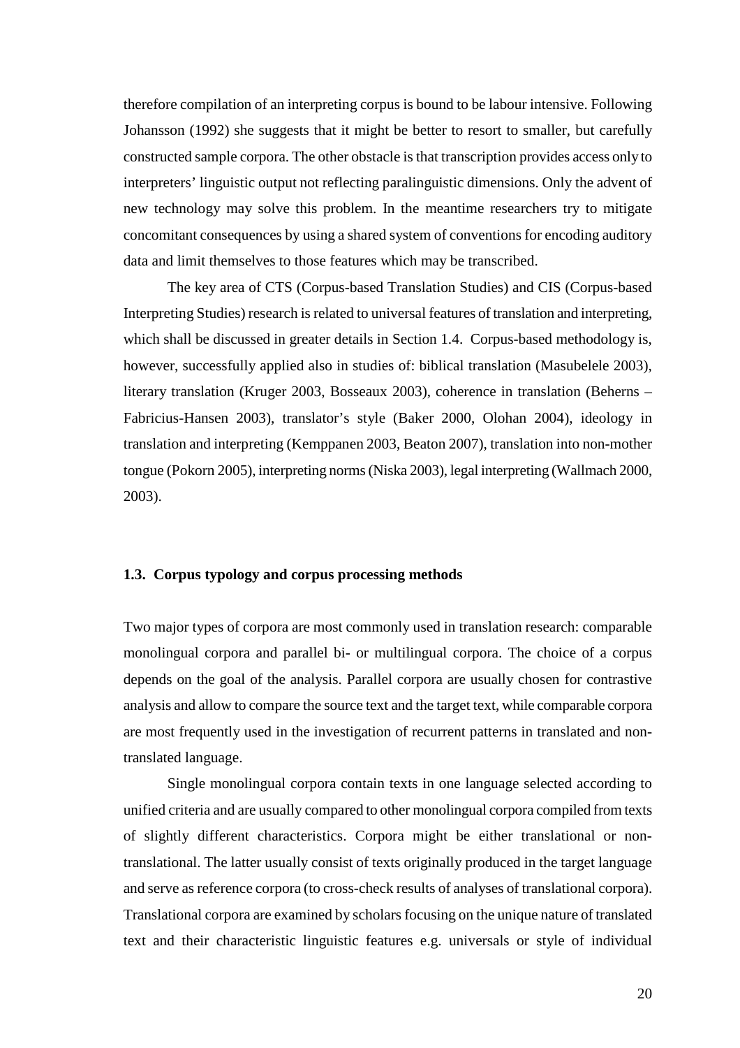therefore compilation of an interpreting corpus is bound to be labour intensive. Following Johansson (1992) she suggests that it might be better to resort to smaller, but carefully constructed sample corpora. The other obstacle is that transcription provides access only to interpreters' linguistic output not reflecting paralinguistic dimensions. Only the advent of new technology may solve this problem. In the meantime researchers try to mitigate concomitant consequences by using a shared system of conventions for encoding auditory data and limit themselves to those features which may be transcribed.

The key area of CTS (Corpus-based Translation Studies) and CIS (Corpus-based Interpreting Studies) research is related to universal features of translation and interpreting, which shall be discussed in greater details in Section 1.4. Corpus-based methodology is, however, successfully applied also in studies of: biblical translation (Masubelele 2003), literary translation (Kruger 2003, Bosseaux 2003), coherence in translation (Beherns – Fabricius-Hansen 2003), translator's style (Baker 2000, Olohan 2004), ideology in translation and interpreting (Kemppanen 2003, Beaton 2007), translation into non-mother tongue (Pokorn 2005), interpreting norms (Niska 2003), legal interpreting (Wallmach 2000, 2003).

### 1.3. Corpus typology and corpus processing methods

Two major types of corpora are most commonly used in translation research: comparable monolingual corpora and parallel bi- or multilingual corpora. The choice of a corpus depends on the goal of the analysis. Parallel corpora are usually chosen for contrastive analysis and allow to compare the source text and the target text, while comparable corpora are most frequently used in the investigation of recurrent patterns in translated and non-translated language.

Single monolingual corpora contain texts in one language selected according to unified criteria and are usually compared to other monolingual corpora compiled from texts of slightly different characteristics. Corpora might be either translational or non-translational. The latter usually consist of texts originally produced in the target language and serve as reference corpora (to cross-check results of analyses of translational corpora). Translational corpora are examined by scholars focusing on the unique nature of translated text and their characteristic linguistic features e.g. universals or style of individual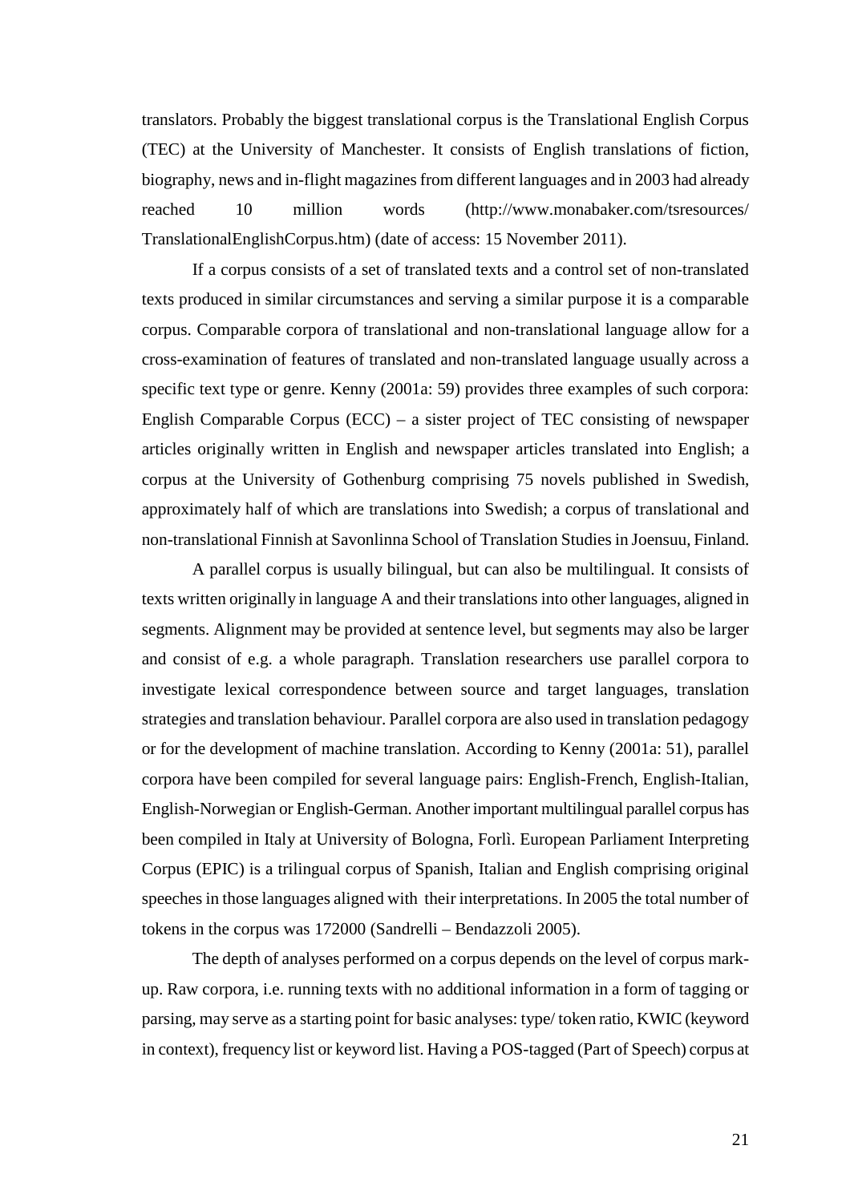translators. Probably the biggest translational corpus is the Translational English Corpus (TEC) at the University of Manchester. It consists of English translations of fiction, biography, news and in-flight magazines from different languages and in 2003 had already reached 10 million words (http://www.monabaker.com/tsresources/TranslationalEnglishCorpus.htm) (date of access: 15 November 2011).

If a corpus consists of a set of translated texts and a control set of non-translated texts produced in similar circumstances and serving a similar purpose it is a comparable corpus. Comparable corpora of translational and non-translational language allow for a cross-examination of features of translated and non-translated language usually across a specific text type or genre. Kenny (2001a: 59) provides three examples of such corpora: English Comparable Corpus (ECC) – a sister project of TEC consisting of newspaper articles originally written in English and newspaper articles translated into English; a corpus at the University of Gothenburg comprising 75 novels published in Swedish, approximately half of which are translations into Swedish; a corpus of translational and non-translational Finnish at Savonlinna School of Translation Studies in Joensuu, Finland.

A parallel corpus is usually bilingual, but can also be multilingual. It consists of texts written originally in language A and their translations into other languages, aligned in segments. Alignment may be provided at sentence level, but segments may also be larger and consist of e.g. a whole paragraph. Translation researchers use parallel corpora to investigate lexical correspondence between source and target languages, translation strategies and translation behaviour. Parallel corpora are also used in translation pedagogy or for the development of machine translation. According to Kenny (2001a: 51), parallel corpora have been compiled for several language pairs: English-French, English-Italian, English-Norwegian or English-German. Another important multilingual parallel corpus has been compiled in Italy at University of Bologna, Forlì. European Parliament Interpreting Corpus (EPIC) is a trilingual corpus of Spanish, Italian and English comprising original speeches in those languages aligned with their interpretations. In 2005 the total number of tokens in the corpus was 172000 (Sandrelli – Bendazzoli 2005).

The depth of analyses performed on a corpus depends on the level of corpus mark-up. Raw corpora, i.e. running texts with no additional information in a form of tagging or parsing, may serve as a starting point for basic analyses: type/ token ratio, KWIC (keyword in context), frequency list or keyword list. Having a POS-tagged (Part of Speech) corpus at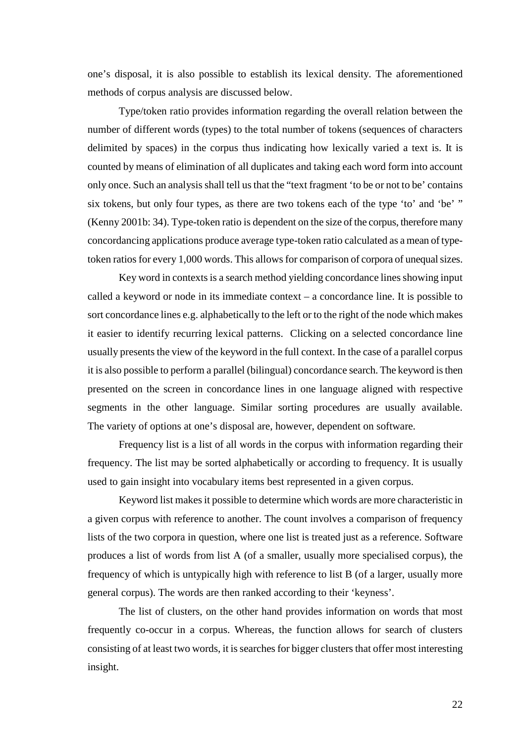one's disposal, it is also possible to establish its lexical density. The aforementioned methods of corpus analysis are discussed below.

Type/token ratio provides information regarding the overall relation between the number of different words (types) to the total number of tokens (sequences of characters delimited by spaces) in the corpus thus indicating how lexically varied a text is. It is counted by means of elimination of all duplicates and taking each word form into account only once. Such an analysis shall tell us that the "text fragment 'to be or not to be' contains six tokens, but only four types, as there are two tokens each of the type 'to' and 'be' " (Kenny 2001b: 34). Type-token ratio is dependent on the size of the corpus, therefore many concordancing applications produce average type-token ratio calculated as a mean of type-token ratios for every 1,000 words. This allows for comparison of corpora of unequal sizes.

Key word in contexts is a search method yielding concordance lines showing input called a keyword or node in its immediate context – a concordance line. It is possible to sort concordance lines e.g. alphabetically to the left or to the right of the node which makes it easier to identify recurring lexical patterns. Clicking on a selected concordance line usually presents the view of the keyword in the full context. In the case of a parallel corpus it is also possible to perform a parallel (bilingual) concordance search. The keyword is then presented on the screen in concordance lines in one language aligned with respective segments in the other language. Similar sorting procedures are usually available. The variety of options at one's disposal are, however, dependent on software.

Frequency list is a list of all words in the corpus with information regarding their frequency. The list may be sorted alphabetically or according to frequency. It is usually used to gain insight into vocabulary items best represented in a given corpus.

Keyword list makes it possible to determine which words are more characteristic in a given corpus with reference to another. The count involves a comparison of frequency lists of the two corpora in question, where one list is treated just as a reference. Software produces a list of words from list A (of a smaller, usually more specialised corpus), the frequency of which is untypically high with reference to list B (of a larger, usually more general corpus). The words are then ranked according to their 'keyness'.

The list of clusters, on the other hand provides information on words that most frequently co-occur in a corpus. Whereas, the function allows for search of clusters consisting of at least two words, it is searches for bigger clusters that offer most interesting insight.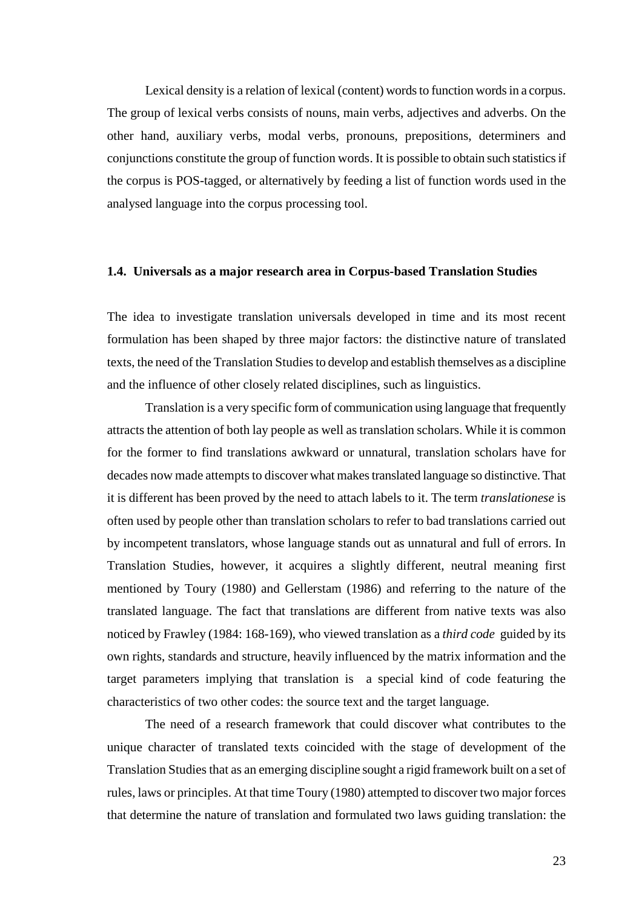Lexical density is a relation of lexical (content) words to function words in a corpus. The group of lexical verbs consists of nouns, main verbs, adjectives and adverbs. On the other hand, auxiliary verbs, modal verbs, pronouns, prepositions, determiners and conjunctions constitute the group of function words. It is possible to obtain such statistics if the corpus is POS-tagged, or alternatively by feeding a list of function words used in the analysed language into the corpus processing tool.

### 1.4. Universals as a major research area in Corpus-based Translation Studies

The idea to investigate translation universals developed in time and its most recent formulation has been shaped by three major factors: the distinctive nature of translated texts, the need of the Translation Studies to develop and establish themselves as a discipline and the influence of other closely related disciplines, such as linguistics.

Translation is a very specific form of communication using language that frequently attracts the attention of both lay people as well as translation scholars. While it is common for the former to find translations awkward or unnatural, translation scholars have for decades now made attempts to discover what makes translated language so distinctive. That it is different has been proved by the need to attach labels to it. The term *translationese* is often used by people other than translation scholars to refer to bad translations carried out by incompetent translators, whose language stands out as unnatural and full of errors. In Translation Studies, however, it acquires a slightly different, neutral meaning first mentioned by Toury (1980) and Gellerstam (1986) and referring to the nature of the translated language. The fact that translations are different from native texts was also noticed by Frawley (1984: 168-169), who viewed translation as a *third code* guided by its own rights, standards and structure, heavily influenced by the matrix information and the target parameters implying that translation is a special kind of code featuring the characteristics of two other codes: the source text and the target language.

The need of a research framework that could discover what contributes to the unique character of translated texts coincided with the stage of development of the Translation Studies that as an emerging discipline sought a rigid framework built on a set of rules, laws or principles. At that time Toury (1980) attempted to discover two major forces that determine the nature of translation and formulated two laws guiding translation: the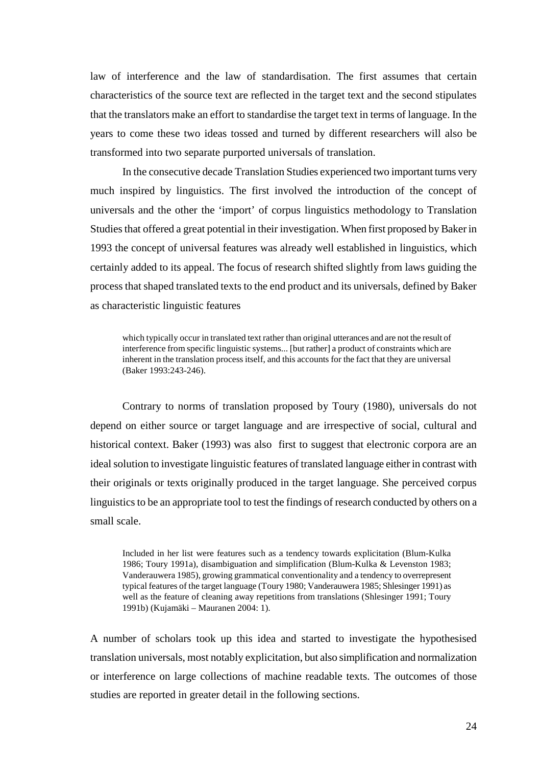law of interference and the law of standardisation. The first assumes that certain characteristics of the source text are reflected in the target text and the second stipulates that the translators make an effort to standardise the target text in terms of language. In the years to come these two ideas tossed and turned by different researchers will also be transformed into two separate purported universals of translation.

In the consecutive decade Translation Studies experienced two important turns very much inspired by linguistics. The first involved the introduction of the concept of universals and the other the 'import' of corpus linguistics methodology to Translation Studies that offered a great potential in their investigation. When first proposed by Baker in 1993 the concept of universal features was already well established in linguistics, which certainly added to its appeal. The focus of research shifted slightly from laws guiding the process that shaped translated texts to the end product and its universals, defined by Baker as characteristic linguistic features

> which typically occur in translated text rather than original utterances and are not the result of interference from specific linguistic systems... [but rather] a product of constraints which are inherent in the translation process itself, and this accounts for the fact that they are universal (Baker 1993:243-246).

Contrary to norms of translation proposed by Toury (1980), universals do not depend on either source or target language and are irrespective of social, cultural and historical context. Baker (1993) was also first to suggest that electronic corpora are an ideal solution to investigate linguistic features of translated language either in contrast with their originals or texts originally produced in the target language. She perceived corpus linguistics to be an appropriate tool to test the findings of research conducted by others on a small scale.

> Included in her list were features such as a tendency towards explicitation (Blum-Kulka 1986; Toury 1991a), disambiguation and simplification (Blum-Kulka & Levenston 1983; Vanderauwera 1985), growing grammatical conventionality and a tendency to overrepresent typical features of the target language (Toury 1980; Vanderauwera 1985; Shlesinger 1991) as well as the feature of cleaning away repetitions from translations (Shlesinger 1991; Toury 1991b) (Kujamäki – Mauranen 2004: 1).

A number of scholars took up this idea and started to investigate the hypothesised translation universals, most notably explicitation, but also simplification and normalization or interference on large collections of machine readable texts. The outcomes of those studies are reported in greater detail in the following sections.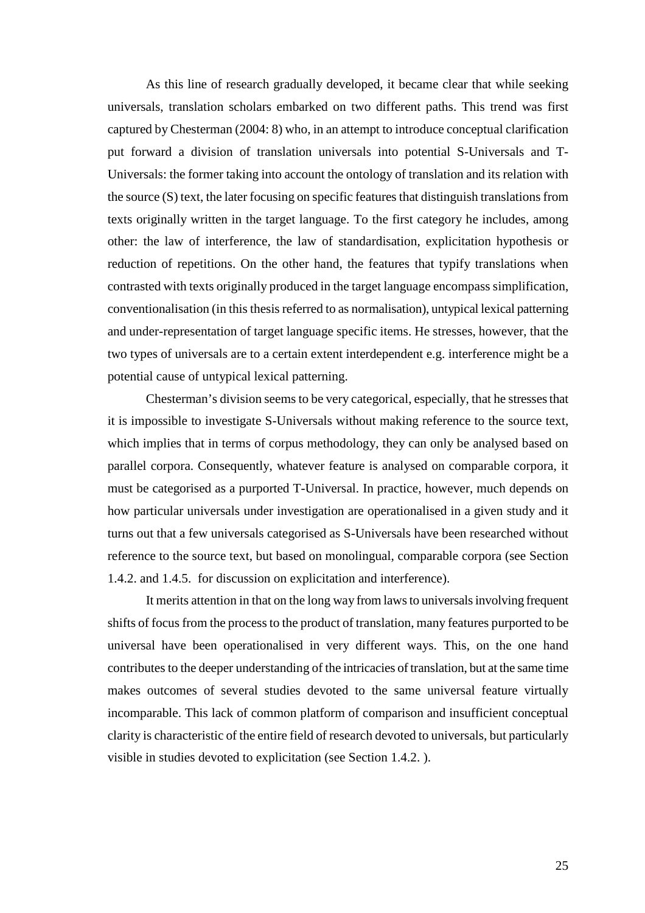As this line of research gradually developed, it became clear that while seeking universals, translation scholars embarked on two different paths. This trend was first captured by Chesterman (2004: 8) who, in an attempt to introduce conceptual clarification put forward a division of translation universals into potential S-Universals and T-Universals: the former taking into account the ontology of translation and its relation with the source (S) text, the later focusing on specific features that distinguish translations from texts originally written in the target language. To the first category he includes, among other: the law of interference, the law of standardisation, explicitation hypothesis or reduction of repetitions. On the other hand, the features that typify translations when contrasted with texts originally produced in the target language encompass simplification, conventionalisation (in this thesis referred to as normalisation), untypical lexical patterning and under-representation of target language specific items. He stresses, however, that the two types of universals are to a certain extent interdependent e.g. interference might be a potential cause of untypical lexical patterning.

Chesterman's division seems to be very categorical, especially, that he stresses that it is impossible to investigate S-Universals without making reference to the source text, which implies that in terms of corpus methodology, they can only be analysed based on parallel corpora. Consequently, whatever feature is analysed on comparable corpora, it must be categorised as a purported T-Universal. In practice, however, much depends on how particular universals under investigation are operationalised in a given study and it turns out that a few universals categorised as S-Universals have been researched without reference to the source text, but based on monolingual, comparable corpora (see Section 1.4.2. and 1.4.5. for discussion on explicitation and interference).

It merits attention in that on the long way from laws to universals involving frequent shifts of focus from the process to the product of translation, many features purported to be universal have been operationalised in very different ways. This, on the one hand contributes to the deeper understanding of the intricacies of translation, but at the same time makes outcomes of several studies devoted to the same universal feature virtually incomparable. This lack of common platform of comparison and insufficient conceptual clarity is characteristic of the entire field of research devoted to universals, but particularly visible in studies devoted to explicitation (see Section 1.4.2. ).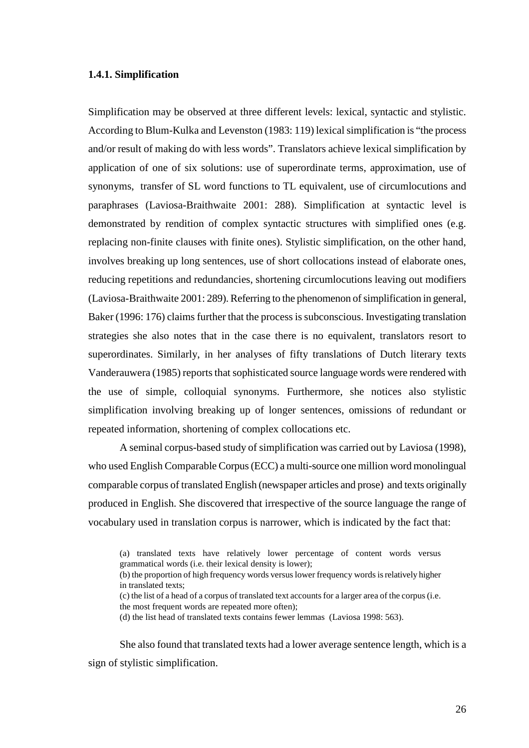### 1.4.1. Simplification

Simplification may be observed at three different levels: lexical, syntactic and stylistic. According to Blum-Kulka and Levenston (1983: 119) lexical simplification is "the process and/or result of making do with less words". Translators achieve lexical simplification by application of one of six solutions: use of superordinate terms, approximation, use of synonyms, transfer of SL word functions to TL equivalent, use of circumlocutions and paraphrases (Laviosa-Braithwaite 2001: 288). Simplification at syntactic level is demonstrated by rendition of complex syntactic structures with simplified ones (e.g. replacing non-finite clauses with finite ones). Stylistic simplification, on the other hand, involves breaking up long sentences, use of short collocations instead of elaborate ones, reducing repetitions and redundancies, shortening circumlocutions leaving out modifiers (Laviosa-Braithwaite 2001: 289). Referring to the phenomenon of simplification in general, Baker (1996: 176) claims further that the process is subconscious. Investigating translation strategies she also notes that in the case there is no equivalent, translators resort to superordinates. Similarly, in her analyses of fifty translations of Dutch literary texts Vanderauwera (1985) reports that sophisticated source language words were rendered with the use of simple, colloquial synonyms. Furthermore, she notices also stylistic simplification involving breaking up of longer sentences, omissions of redundant or repeated information, shortening of complex collocations etc.

A seminal corpus-based study of simplification was carried out by Laviosa (1998), who used English Comparable Corpus (ECC) a multi-source one million word monolingual comparable corpus of translated English (newspaper articles and prose) and texts originally produced in English. She discovered that irrespective of the source language the range of vocabulary used in translation corpus is narrower, which is indicated by the fact that:

> (a) translated texts have relatively lower percentage of content words versus grammatical words (i.e. their lexical density is lower);
> (b) the proportion of high frequency words versus lower frequency words is relatively higher in translated texts;
> (c) the list of a head of a corpus of translated text accounts for a larger area of the corpus (i.e. the most frequent words are repeated more often);
> (d) the list head of translated texts contains fewer lemmas (Laviosa 1998: 563).

She also found that translated texts had a lower average sentence length, which is a sign of stylistic simplification.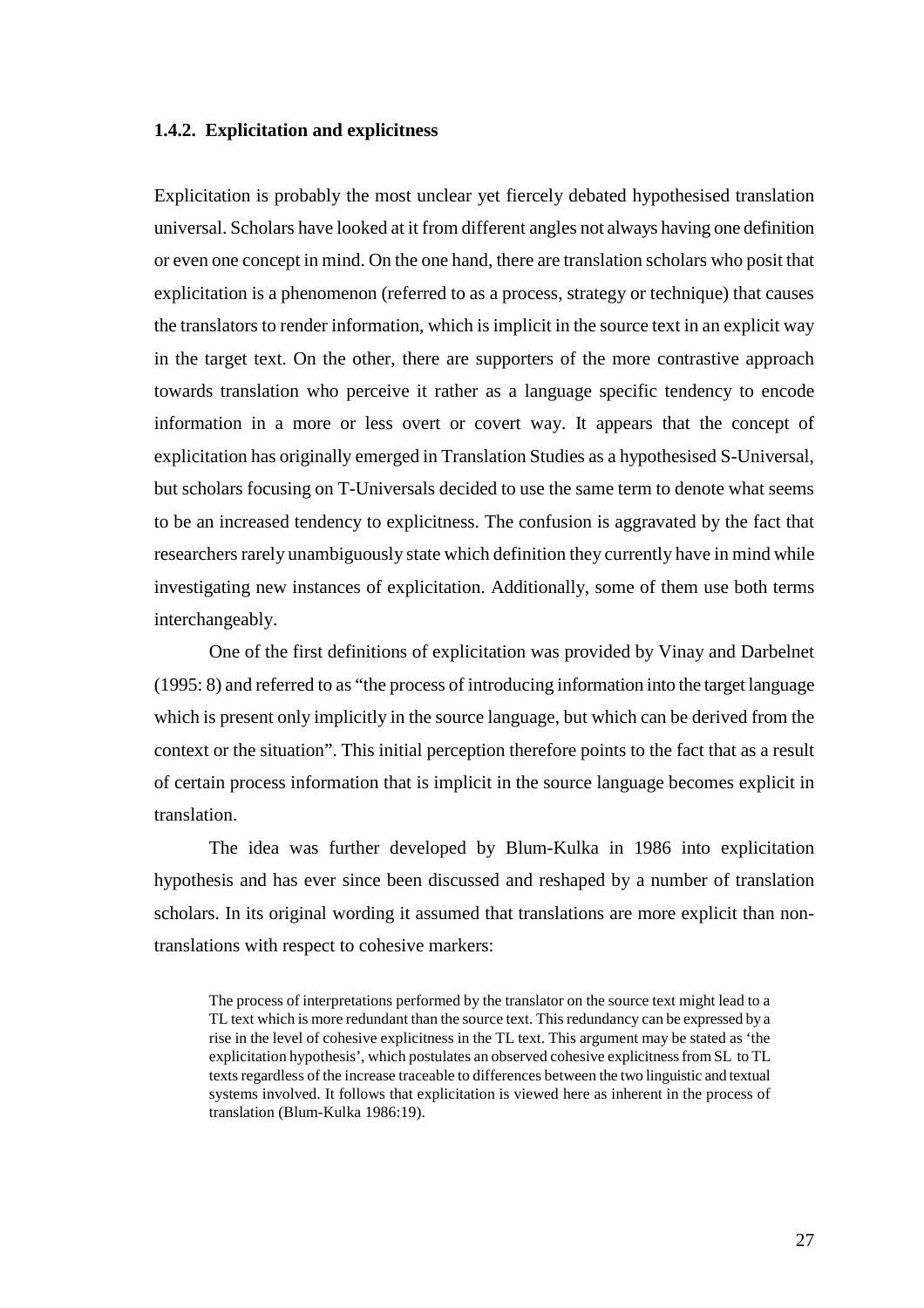### 1.4.2. Explicitation and explicitness

Explicitation is probably the most unclear yet fiercely debated hypothesised translation universal. Scholars have looked at it from different angles not always having one definition or even one concept in mind. On the one hand, there are translation scholars who posit that explicitation is a phenomenon (referred to as a process, strategy or technique) that causes the translators to render information, which is implicit in the source text in an explicit way in the target text. On the other, there are supporters of the more contrastive approach towards translation who perceive it rather as a language specific tendency to encode information in a more or less overt or covert way. It appears that the concept of explicitation has originally emerged in Translation Studies as a hypothesised S-Universal, but scholars focusing on T-Universals decided to use the same term to denote what seems to be an increased tendency to explicitness. The confusion is aggravated by the fact that researchers rarely unambiguously state which definition they currently have in mind while investigating new instances of explicitation. Additionally, some of them use both terms interchangeably.

One of the first definitions of explicitation was provided by Vinay and Darbelnet (1995: 8) and referred to as "the process of introducing information into the target language which is present only implicitly in the source language, but which can be derived from the context or the situation". This initial perception therefore points to the fact that as a result of certain process information that is implicit in the source language becomes explicit in translation.

The idea was further developed by Blum-Kulka in 1986 into explicitation hypothesis and has ever since been discussed and reshaped by a number of translation scholars. In its original wording it assumed that translations are more explicit than non-translations with respect to cohesive markers:

> The process of interpretations performed by the translator on the source text might lead to a TL text which is more redundant than the source text. This redundancy can be expressed by a rise in the level of cohesive explicitness in the TL text. This argument may be stated as 'the explicitation hypothesis', which postulates an observed cohesive explicitness from SL to TL texts regardless of the increase traceable to differences between the two linguistic and textual systems involved. It follows that explicitation is viewed here as inherent in the process of translation (Blum-Kulka 1986:19).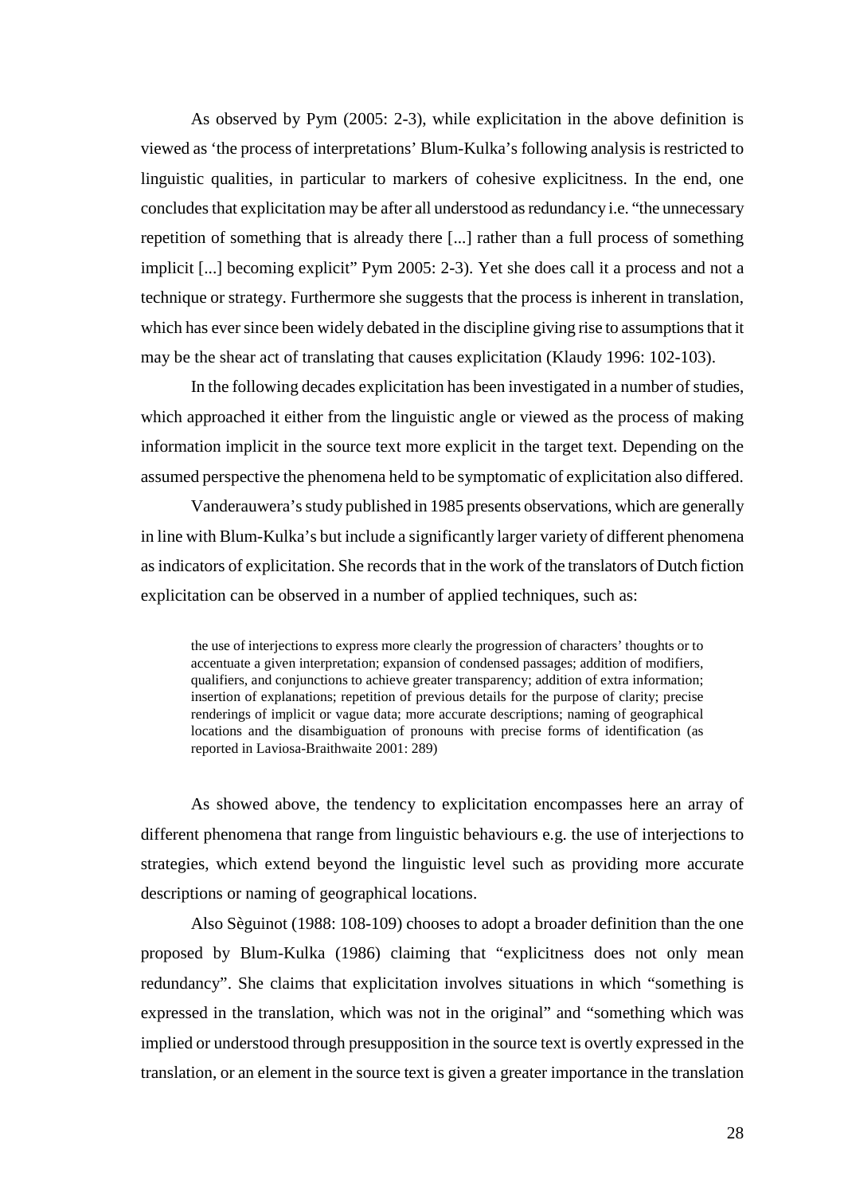As observed by Pym (2005: 2-3), while explicitation in the above definition is viewed as 'the process of interpretations' Blum-Kulka's following analysis is restricted to linguistic qualities, in particular to markers of cohesive explicitness. In the end, one concludes that explicitation may be after all understood as redundancy i.e. "the unnecessary repetition of something that is already there [...] rather than a full process of something implicit [...] becoming explicit" Pym 2005: 2-3). Yet she does call it a process and not a technique or strategy. Furthermore she suggests that the process is inherent in translation, which has ever since been widely debated in the discipline giving rise to assumptions that it may be the shear act of translating that causes explicitation (Klaudy 1996: 102-103).

In the following decades explicitation has been investigated in a number of studies, which approached it either from the linguistic angle or viewed as the process of making information implicit in the source text more explicit in the target text. Depending on the assumed perspective the phenomena held to be symptomatic of explicitation also differed.

Vanderauwera's study published in 1985 presents observations, which are generally in line with Blum-Kulka's but include a significantly larger variety of different phenomena as indicators of explicitation. She records that in the work of the translators of Dutch fiction explicitation can be observed in a number of applied techniques, such as:

> the use of interjections to express more clearly the progression of characters' thoughts or to accentuate a given interpretation; expansion of condensed passages; addition of modifiers, qualifiers, and conjunctions to achieve greater transparency; addition of extra information; insertion of explanations; repetition of previous details for the purpose of clarity; precise renderings of implicit or vague data; more accurate descriptions; naming of geographical locations and the disambiguation of pronouns with precise forms of identification (as reported in Laviosa-Braithwaite 2001: 289)

As showed above, the tendency to explicitation encompasses here an array of different phenomena that range from linguistic behaviours e.g. the use of interjections to strategies, which extend beyond the linguistic level such as providing more accurate descriptions or naming of geographical locations.

Also Sèguinot (1988: 108-109) chooses to adopt a broader definition than the one proposed by Blum-Kulka (1986) claiming that "explicitness does not only mean redundancy". She claims that explicitation involves situations in which "something is expressed in the translation, which was not in the original" and "something which was implied or understood through presupposition in the source text is overtly expressed in the translation, or an element in the source text is given a greater importance in the translation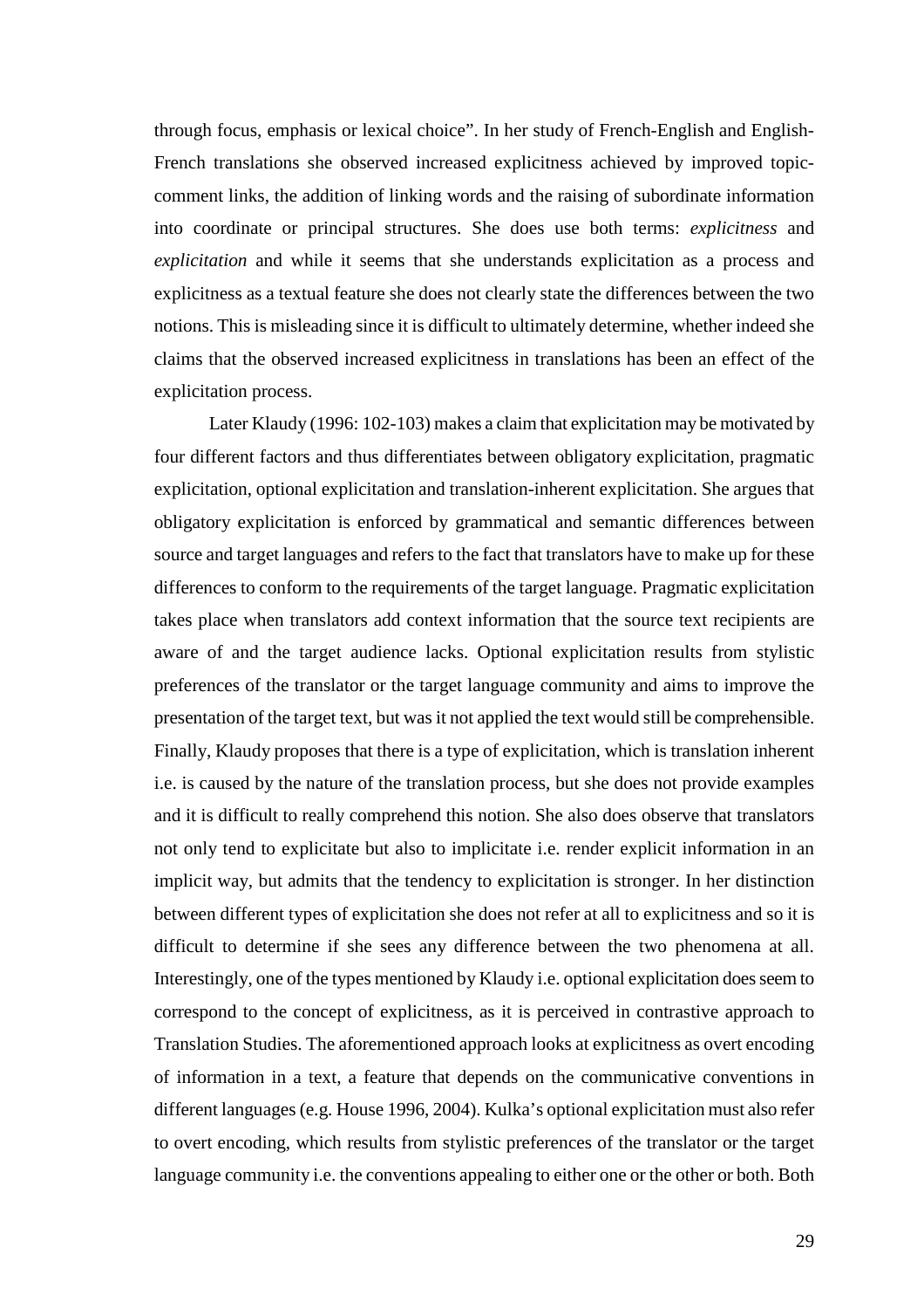through focus, emphasis or lexical choice". In her study of French-English and English-French translations she observed increased explicitness achieved by improved topic-comment links, the addition of linking words and the raising of subordinate information into coordinate or principal structures. She does use both terms: *explicitness* and *explicitation* and while it seems that she understands explicitation as a process and explicitness as a textual feature she does not clearly state the differences between the two notions. This is misleading since it is difficult to ultimately determine, whether indeed she claims that the observed increased explicitness in translations has been an effect of the explicitation process.

Later Klaudy (1996: 102-103) makes a claim that explicitation may be motivated by four different factors and thus differentiates between obligatory explicitation, pragmatic explicitation, optional explicitation and translation-inherent explicitation. She argues that obligatory explicitation is enforced by grammatical and semantic differences between source and target languages and refers to the fact that translators have to make up for these differences to conform to the requirements of the target language. Pragmatic explicitation takes place when translators add context information that the source text recipients are aware of and the target audience lacks. Optional explicitation results from stylistic preferences of the translator or the target language community and aims to improve the presentation of the target text, but was it not applied the text would still be comprehensible. Finally, Klaudy proposes that there is a type of explicitation, which is translation inherent i.e. is caused by the nature of the translation process, but she does not provide examples and it is difficult to really comprehend this notion. She also does observe that translators not only tend to explicitate but also to implicitate i.e. render explicit information in an implicit way, but admits that the tendency to explicitation is stronger. In her distinction between different types of explicitation she does not refer at all to explicitness and so it is difficult to determine if she sees any difference between the two phenomena at all. Interestingly, one of the types mentioned by Klaudy i.e. optional explicitation does seem to correspond to the concept of explicitness, as it is perceived in contrastive approach to Translation Studies. The aforementioned approach looks at explicitness as overt encoding of information in a text, a feature that depends on the communicative conventions in different languages (e.g. House 1996, 2004). Kulka's optional explicitation must also refer to overt encoding, which results from stylistic preferences of the translator or the target language community i.e. the conventions appealing to either one or the other or both. Both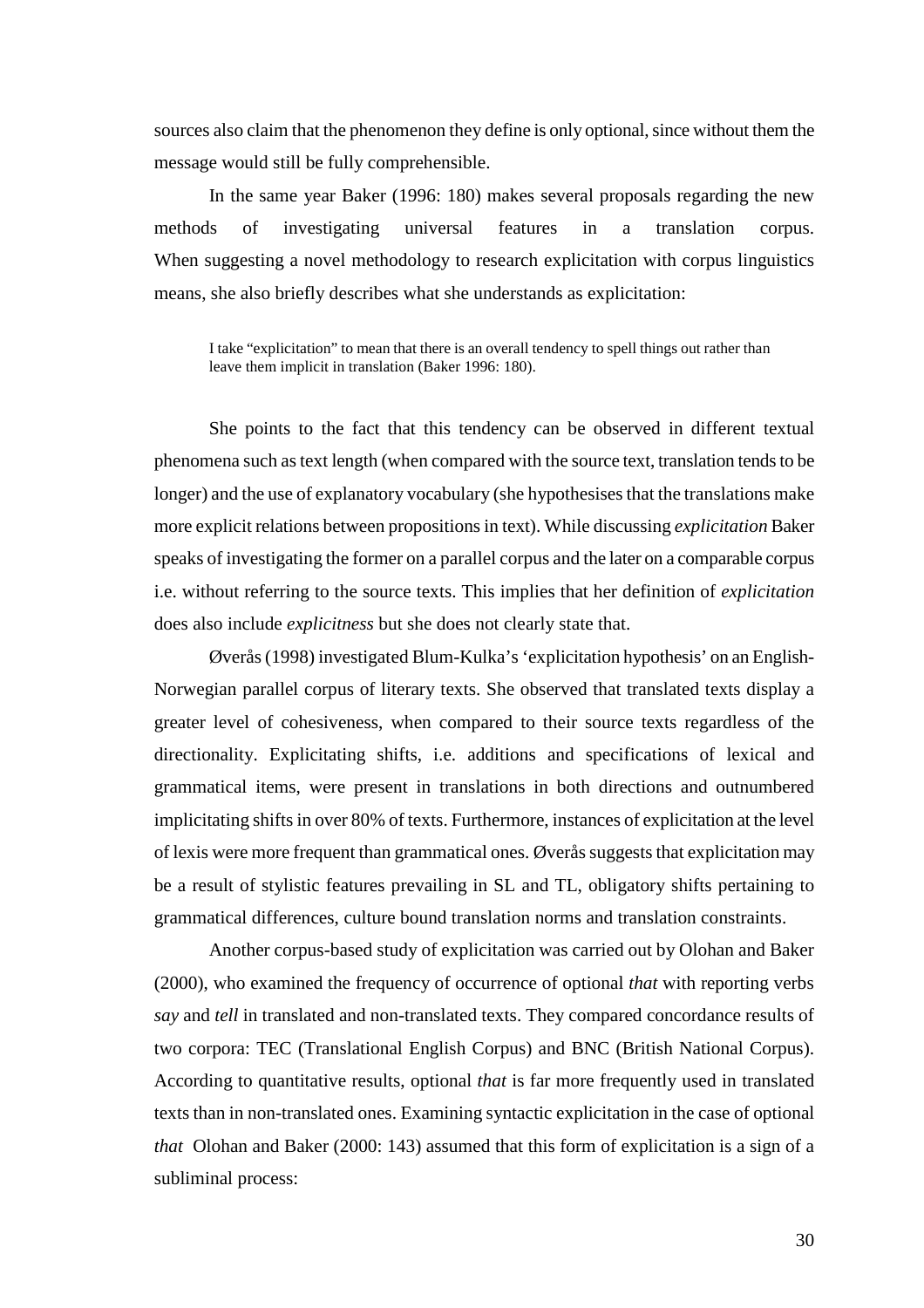sources also claim that the phenomenon they define is only optional, since without them the message would still be fully comprehensible.

In the same year Baker (1996: 180) makes several proposals regarding the new methods of investigating universal features in a translation corpus. When suggesting a novel methodology to research explicitation with corpus linguistics means, she also briefly describes what she understands as explicitation:

> I take "explicitation" to mean that there is an overall tendency to spell things out rather than leave them implicit in translation (Baker 1996: 180).

She points to the fact that this tendency can be observed in different textual phenomena such as text length (when compared with the source text, translation tends to be longer) and the use of explanatory vocabulary (she hypothesises that the translations make more explicit relations between propositions in text). While discussing *explicitation* Baker speaks of investigating the former on a parallel corpus and the later on a comparable corpus i.e. without referring to the source texts. This implies that her definition of *explicitation* does also include *explicitness* but she does not clearly state that.

Øverås (1998) investigated Blum-Kulka's 'explicitation hypothesis' on an English-Norwegian parallel corpus of literary texts. She observed that translated texts display a greater level of cohesiveness, when compared to their source texts regardless of the directionality. Explicitating shifts, i.e. additions and specifications of lexical and grammatical items, were present in translations in both directions and outnumbered implicitating shifts in over 80% of texts. Furthermore, instances of explicitation at the level of lexis were more frequent than grammatical ones. Øverås suggests that explicitation may be a result of stylistic features prevailing in SL and TL, obligatory shifts pertaining to grammatical differences, culture bound translation norms and translation constraints.

Another corpus-based study of explicitation was carried out by Olohan and Baker (2000), who examined the frequency of occurrence of optional *that* with reporting verbs *say* and *tell* in translated and non-translated texts. They compared concordance results of two corpora: TEC (Translational English Corpus) and BNC (British National Corpus). According to quantitative results, optional *that* is far more frequently used in translated texts than in non-translated ones. Examining syntactic explicitation in the case of optional *that* Olohan and Baker (2000: 143) assumed that this form of explicitation is a sign of a subliminal process: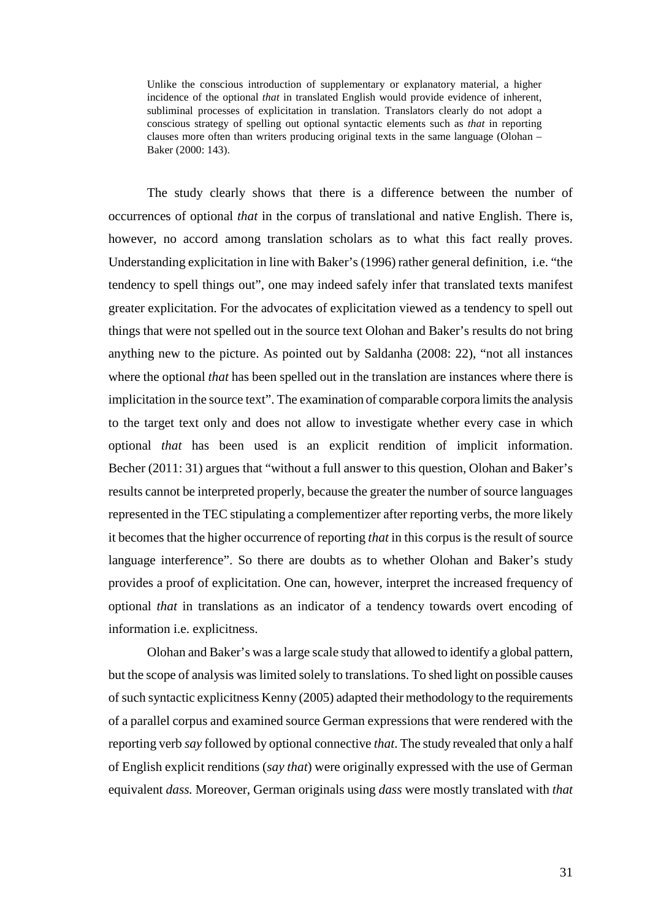> Unlike the conscious introduction of supplementary or explanatory material, a higher incidence of the optional *that* in translated English would provide evidence of inherent, subliminal processes of explicitation in translation. Translators clearly do not adopt a conscious strategy of spelling out optional syntactic elements such as *that* in reporting clauses more often than writers producing original texts in the same language (Olohan – Baker (2000: 143).

The study clearly shows that there is a difference between the number of occurrences of optional *that* in the corpus of translational and native English. There is, however, no accord among translation scholars as to what this fact really proves. Understanding explicitation in line with Baker's (1996) rather general definition, i.e. "the tendency to spell things out", one may indeed safely infer that translated texts manifest greater explicitation. For the advocates of explicitation viewed as a tendency to spell out things that were not spelled out in the source text Olohan and Baker's results do not bring anything new to the picture. As pointed out by Saldanha (2008: 22), "not all instances where the optional *that* has been spelled out in the translation are instances where there is implicitation in the source text". The examination of comparable corpora limits the analysis to the target text only and does not allow to investigate whether every case in which optional *that* has been used is an explicit rendition of implicit information. Becher (2011: 31) argues that "without a full answer to this question, Olohan and Baker's results cannot be interpreted properly, because the greater the number of source languages represented in the TEC stipulating a complementizer after reporting verbs, the more likely it becomes that the higher occurrence of reporting *that* in this corpus is the result of source language interference". So there are doubts as to whether Olohan and Baker's study provides a proof of explicitation. One can, however, interpret the increased frequency of optional *that* in translations as an indicator of a tendency towards overt encoding of information i.e. explicitness.

Olohan and Baker's was a large scale study that allowed to identify a global pattern, but the scope of analysis was limited solely to translations. To shed light on possible causes of such syntactic explicitness Kenny (2005) adapted their methodology to the requirements of a parallel corpus and examined source German expressions that were rendered with the reporting verb *say* followed by optional connective *that*. The study revealed that only a half of English explicit renditions (*say that*) were originally expressed with the use of German equivalent *dass.* Moreover, German originals using *dass* were mostly translated with *that*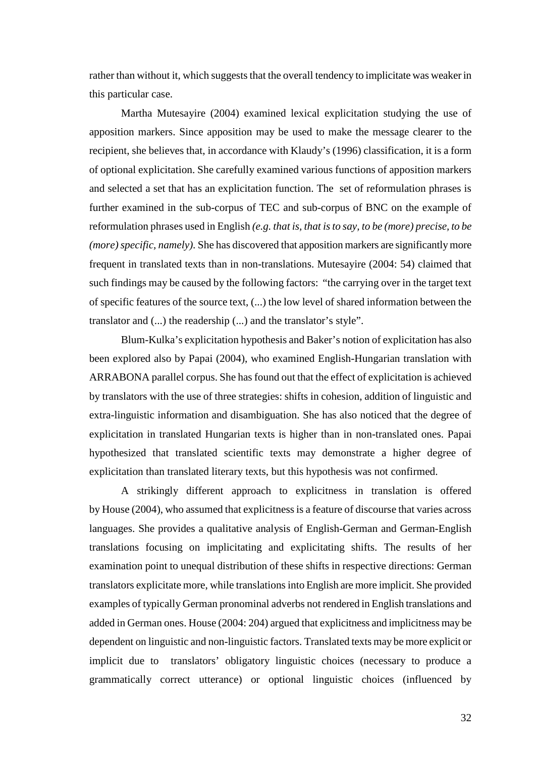rather than without it, which suggests that the overall tendency to implicitate was weaker in this particular case.

Martha Mutesayire (2004) examined lexical explicitation studying the use of apposition markers. Since apposition may be used to make the message clearer to the recipient, she believes that, in accordance with Klaudy's (1996) classification, it is a form of optional explicitation. She carefully examined various functions of apposition markers and selected a set that has an explicitation function. The set of reformulation phrases is further examined in the sub-corpus of TEC and sub-corpus of BNC on the example of reformulation phrases used in English *(e.g. that is, that is to say, to be (more) precise, to be (more) specific, namely)*. She has discovered that apposition markers are significantly more frequent in translated texts than in non-translations. Mutesayire (2004: 54) claimed that such findings may be caused by the following factors: "the carrying over in the target text of specific features of the source text, (...) the low level of shared information between the translator and (...) the readership (...) and the translator's style".

Blum-Kulka's explicitation hypothesis and Baker's notion of explicitation has also been explored also by Papai (2004), who examined English-Hungarian translation with ARRABONA parallel corpus. She has found out that the effect of explicitation is achieved by translators with the use of three strategies: shifts in cohesion, addition of linguistic and extra-linguistic information and disambiguation. She has also noticed that the degree of explicitation in translated Hungarian texts is higher than in non-translated ones. Papai hypothesized that translated scientific texts may demonstrate a higher degree of explicitation than translated literary texts, but this hypothesis was not confirmed.

A strikingly different approach to explicitness in translation is offered by House (2004), who assumed that explicitness is a feature of discourse that varies across languages. She provides a qualitative analysis of English-German and German-English translations focusing on implicitating and explicitating shifts. The results of her examination point to unequal distribution of these shifts in respective directions: German translators explicitate more, while translations into English are more implicit. She provided examples of typically German pronominal adverbs not rendered in English translations and added in German ones. House (2004: 204) argued that explicitness and implicitness may be dependent on linguistic and non-linguistic factors. Translated texts may be more explicit or implicit due to translators' obligatory linguistic choices (necessary to produce a grammatically correct utterance) or optional linguistic choices (influenced by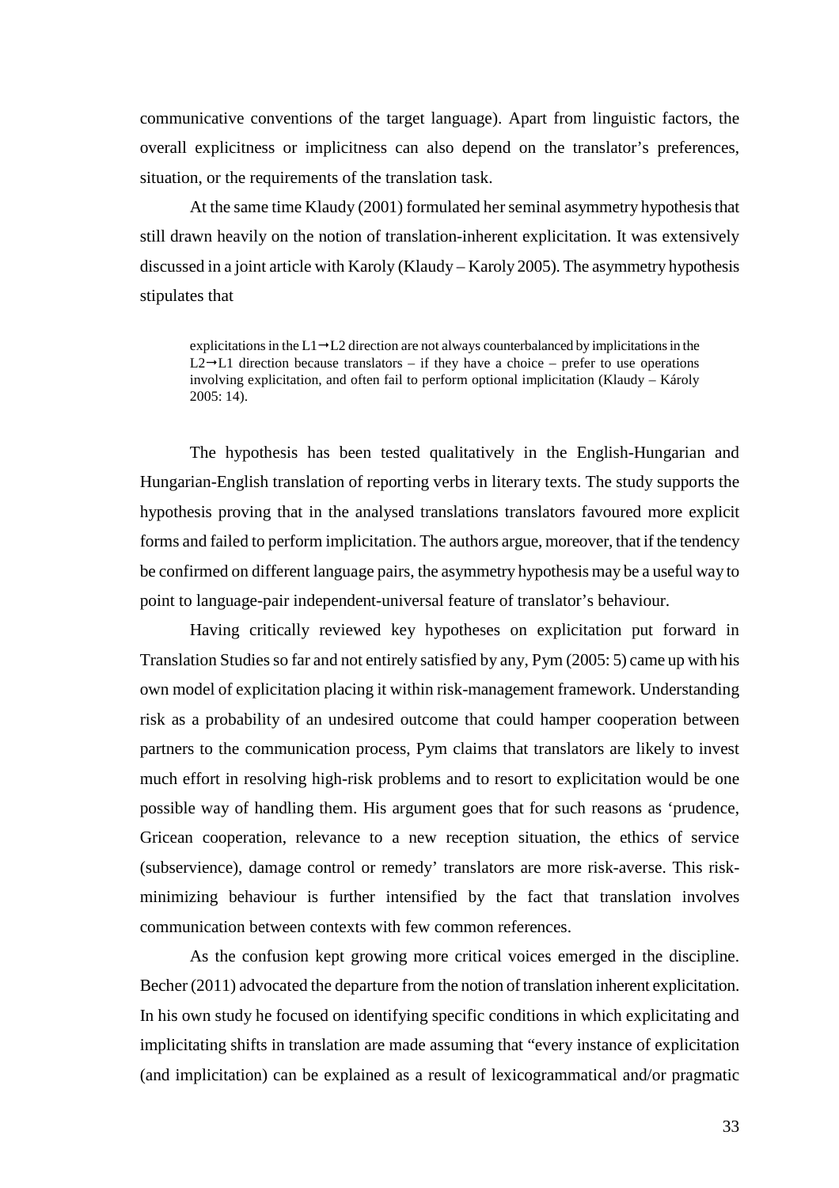communicative conventions of the target language). Apart from linguistic factors, the overall explicitness or implicitness can also depend on the translator's preferences, situation, or the requirements of the translation task.

At the same time Klaudy (2001) formulated her seminal asymmetry hypothesis that still drawn heavily on the notion of translation-inherent explicitation. It was extensively discussed in a joint article with Karoly (Klaudy – Karoly 2005). The asymmetry hypothesis stipulates that

> explicitations in the L1→L2 direction are not always counterbalanced by implicitations in the L2→L1 direction because translators – if they have a choice – prefer to use operations involving explicitation, and often fail to perform optional implicitation (Klaudy – Károly 2005: 14).

The hypothesis has been tested qualitatively in the English-Hungarian and Hungarian-English translation of reporting verbs in literary texts. The study supports the hypothesis proving that in the analysed translations translators favoured more explicit forms and failed to perform implicitation. The authors argue, moreover, that if the tendency be confirmed on different language pairs, the asymmetry hypothesis may be a useful way to point to language-pair independent-universal feature of translator's behaviour.

Having critically reviewed key hypotheses on explicitation put forward in Translation Studies so far and not entirely satisfied by any, Pym (2005: 5) came up with his own model of explicitation placing it within risk-management framework. Understanding risk as a probability of an undesired outcome that could hamper cooperation between partners to the communication process, Pym claims that translators are likely to invest much effort in resolving high-risk problems and to resort to explicitation would be one possible way of handling them. His argument goes that for such reasons as 'prudence, Gricean cooperation, relevance to a new reception situation, the ethics of service (subservience), damage control or remedy' translators are more risk-averse. This risk-minimizing behaviour is further intensified by the fact that translation involves communication between contexts with few common references.

As the confusion kept growing more critical voices emerged in the discipline. Becher (2011) advocated the departure from the notion of translation inherent explicitation. In his own study he focused on identifying specific conditions in which explicitating and implicitating shifts in translation are made assuming that "every instance of explicitation (and implicitation) can be explained as a result of lexicogrammatical and/or pragmatic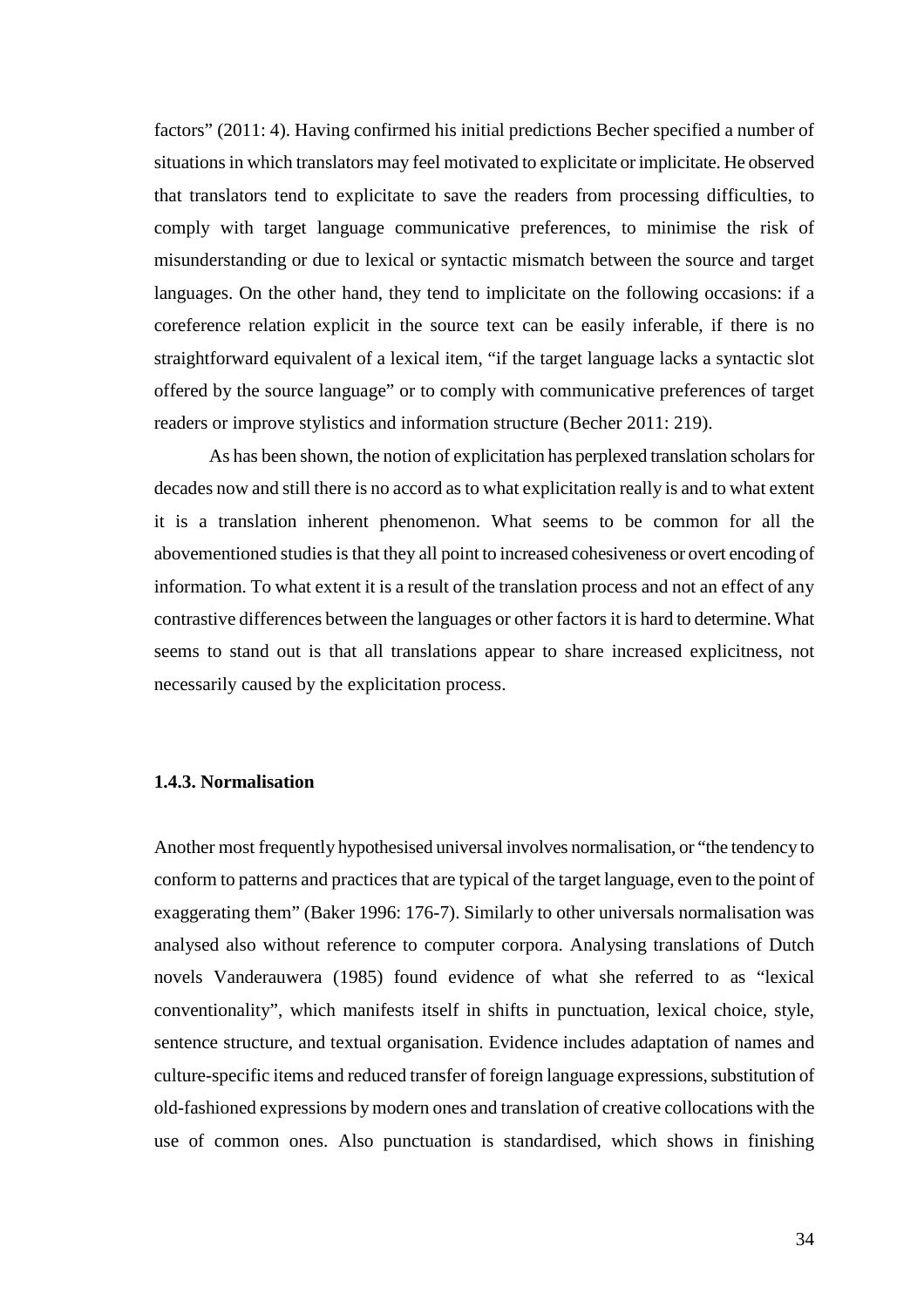factors" (2011: 4). Having confirmed his initial predictions Becher specified a number of situations in which translators may feel motivated to explicitate or implicitate. He observed that translators tend to explicitate to save the readers from processing difficulties, to comply with target language communicative preferences, to minimise the risk of misunderstanding or due to lexical or syntactic mismatch between the source and target languages. On the other hand, they tend to implicitate on the following occasions: if a coreference relation explicit in the source text can be easily inferable, if there is no straightforward equivalent of a lexical item, "if the target language lacks a syntactic slot offered by the source language" or to comply with communicative preferences of target readers or improve stylistics and information structure (Becher 2011: 219).

As has been shown, the notion of explicitation has perplexed translation scholars for decades now and still there is no accord as to what explicitation really is and to what extent it is a translation inherent phenomenon. What seems to be common for all the abovementioned studies is that they all point to increased cohesiveness or overt encoding of information. To what extent it is a result of the translation process and not an effect of any contrastive differences between the languages or other factors it is hard to determine. What seems to stand out is that all translations appear to share increased explicitness, not necessarily caused by the explicitation process.

### 1.4.3. Normalisation

Another most frequently hypothesised universal involves normalisation, or "the tendency to conform to patterns and practices that are typical of the target language, even to the point of exaggerating them" (Baker 1996: 176-7). Similarly to other universals normalisation was analysed also without reference to computer corpora. Analysing translations of Dutch novels Vanderauwera (1985) found evidence of what she referred to as "lexical conventionality", which manifests itself in shifts in punctuation, lexical choice, style, sentence structure, and textual organisation. Evidence includes adaptation of names and culture-specific items and reduced transfer of foreign language expressions, substitution of old-fashioned expressions by modern ones and translation of creative collocations with the use of common ones. Also punctuation is standardised, which shows in finishing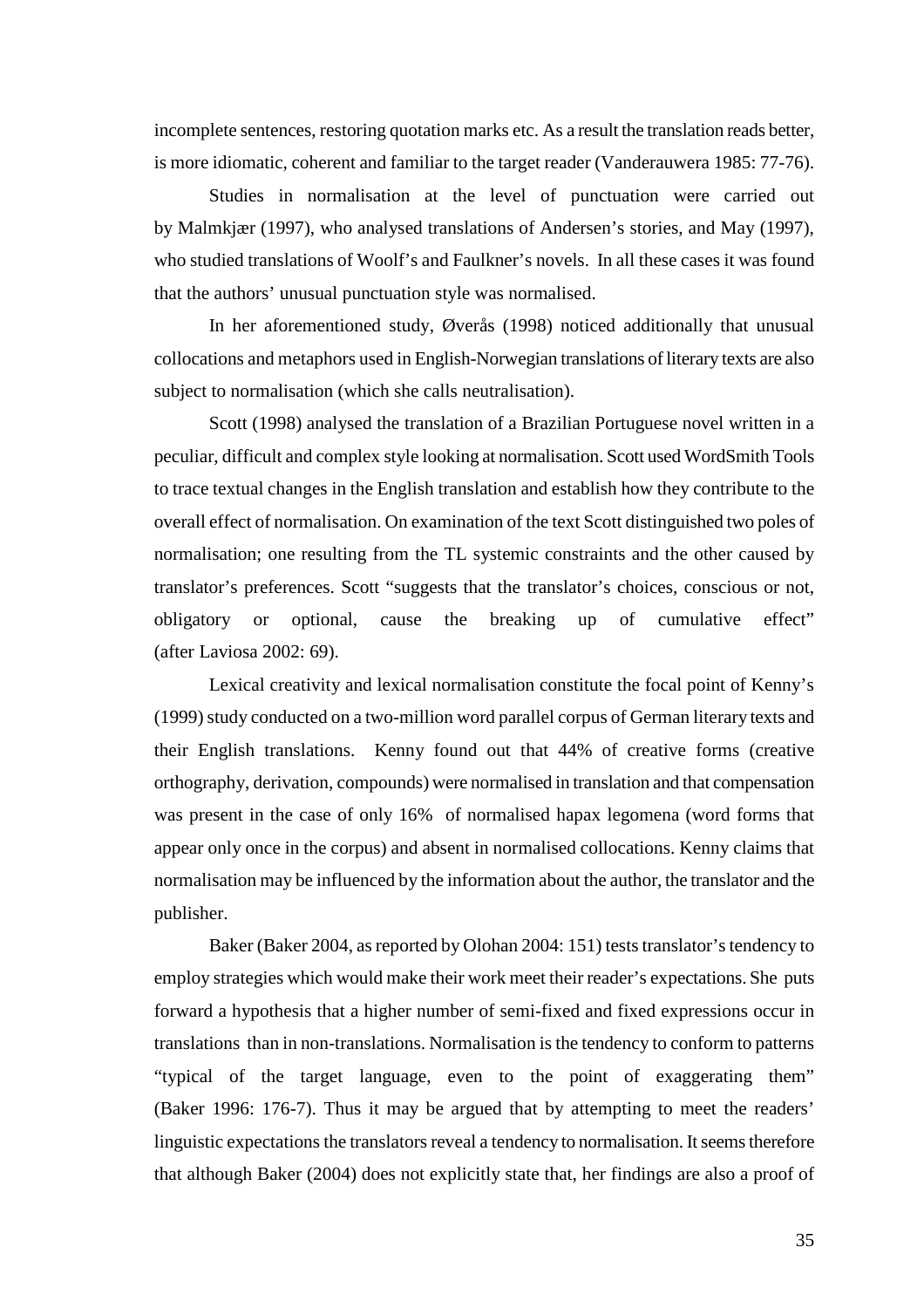incomplete sentences, restoring quotation marks etc. As a result the translation reads better, is more idiomatic, coherent and familiar to the target reader (Vanderauwera 1985: 77-76).

Studies in normalisation at the level of punctuation were carried out by Malmkjær (1997), who analysed translations of Andersen's stories, and May (1997), who studied translations of Woolf's and Faulkner's novels. In all these cases it was found that the authors' unusual punctuation style was normalised.

In her aforementioned study, Øverås (1998) noticed additionally that unusual collocations and metaphors used in English-Norwegian translations of literary texts are also subject to normalisation (which she calls neutralisation).

Scott (1998) analysed the translation of a Brazilian Portuguese novel written in a peculiar, difficult and complex style looking at normalisation. Scott used WordSmith Tools to trace textual changes in the English translation and establish how they contribute to the overall effect of normalisation. On examination of the text Scott distinguished two poles of normalisation; one resulting from the TL systemic constraints and the other caused by translator's preferences. Scott "suggests that the translator's choices, conscious or not, obligatory or optional, cause the breaking up of cumulative effect" (after Laviosa 2002: 69).

Lexical creativity and lexical normalisation constitute the focal point of Kenny's (1999) study conducted on a two-million word parallel corpus of German literary texts and their English translations. Kenny found out that 44% of creative forms (creative orthography, derivation, compounds) were normalised in translation and that compensation was present in the case of only 16% of normalised hapax legomena (word forms that appear only once in the corpus) and absent in normalised collocations. Kenny claims that normalisation may be influenced by the information about the author, the translator and the publisher.

Baker (Baker 2004, as reported by Olohan 2004: 151) tests translator's tendency to employ strategies which would make their work meet their reader's expectations. She puts forward a hypothesis that a higher number of semi-fixed and fixed expressions occur in translations than in non-translations. Normalisation is the tendency to conform to patterns "typical of the target language, even to the point of exaggerating them" (Baker 1996: 176-7). Thus it may be argued that by attempting to meet the readers' linguistic expectations the translators reveal a tendency to normalisation. It seems therefore that although Baker (2004) does not explicitly state that, her findings are also a proof of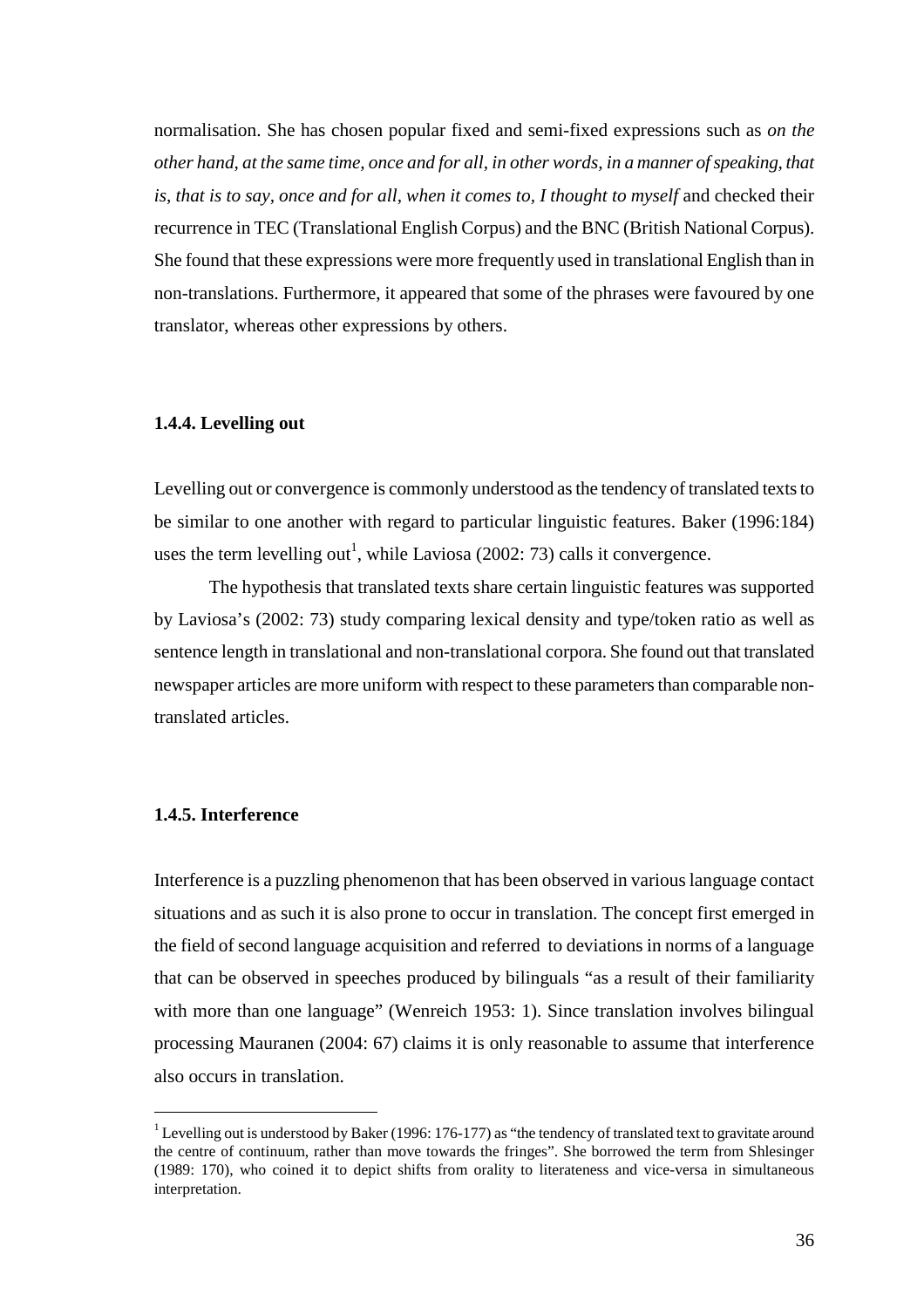normalisation. She has chosen popular fixed and semi-fixed expressions such as *on the other hand*, *at the same time*, *once and for all*, *in other words*, *in a manner of speaking*, *that is*, *that is to say*, *once and for all*, *when it comes to*, *I thought to myself* and checked their recurrence in TEC (Translational English Corpus) and the BNC (British National Corpus). She found that these expressions were more frequently used in translational English than in non-translations. Furthermore, it appeared that some of the phrases were favoured by one translator, whereas other expressions by others.

### 1.4.4. Levelling out

Levelling out or convergence is commonly understood as the tendency of translated texts to be similar to one another with regard to particular linguistic features. Baker (1996:184) uses the term levelling out[1], while Laviosa (2002: 73) calls it convergence.

The hypothesis that translated texts share certain linguistic features was supported by Laviosa's (2002: 73) study comparing lexical density and type/token ratio as well as sentence length in translational and non-translational corpora. She found out that translated newspaper articles are more uniform with respect to these parameters than comparable non-translated articles.

### 1.4.5. Interference

Interference is a puzzling phenomenon that has been observed in various language contact situations and as such it is also prone to occur in translation. The concept first emerged in the field of second language acquisition and referred to deviations in norms of a language that can be observed in speeches produced by bilinguals "as a result of their familiarity with more than one language" (Wenreich 1953: 1). Since translation involves bilingual processing Mauranen (2004: 67) claims it is only reasonable to assume that interference also occurs in translation.

---

[1] Levelling out is understood by Baker (1996: 176-177) as "the tendency of translated text to gravitate around the centre of continuum, rather than move towards the fringes". She borrowed the term from Shlesinger (1989: 170), who coined it to depict shifts from orality to literateness and vice-versa in simultaneous interpretation.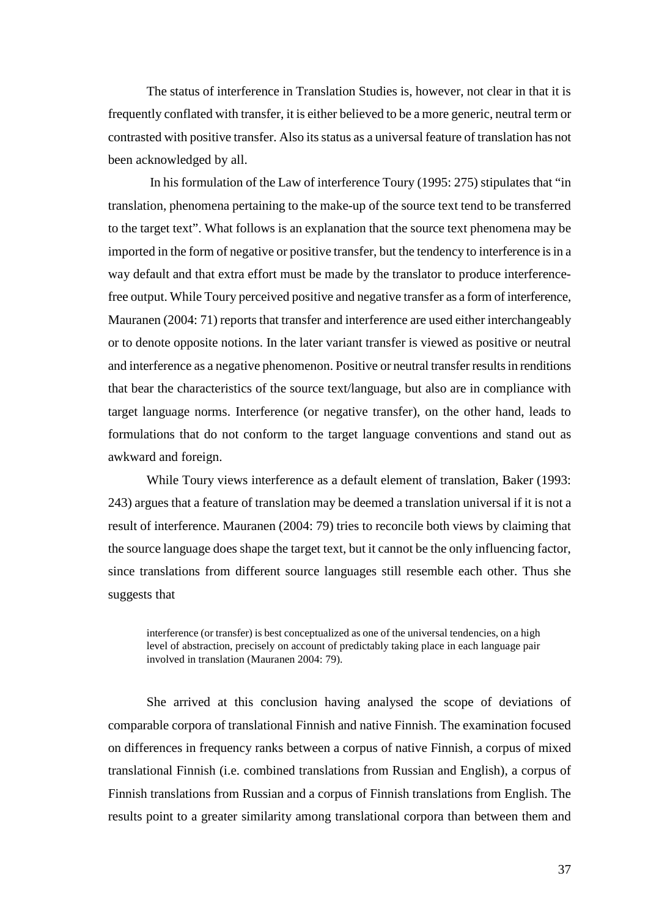The status of interference in Translation Studies is, however, not clear in that it is frequently conflated with transfer, it is either believed to be a more generic, neutral term or contrasted with positive transfer. Also its status as a universal feature of translation has not been acknowledged by all.

In his formulation of the Law of interference Toury (1995: 275) stipulates that "in translation, phenomena pertaining to the make-up of the source text tend to be transferred to the target text". What follows is an explanation that the source text phenomena may be imported in the form of negative or positive transfer, but the tendency to interference is in a way default and that extra effort must be made by the translator to produce interference-free output. While Toury perceived positive and negative transfer as a form of interference, Mauranen (2004: 71) reports that transfer and interference are used either interchangeably or to denote opposite notions. In the later variant transfer is viewed as positive or neutral and interference as a negative phenomenon. Positive or neutral transfer results in renditions that bear the characteristics of the source text/language, but also are in compliance with target language norms. Interference (or negative transfer), on the other hand, leads to formulations that do not conform to the target language conventions and stand out as awkward and foreign.

While Toury views interference as a default element of translation, Baker (1993: 243) argues that a feature of translation may be deemed a translation universal if it is not a result of interference. Mauranen (2004: 79) tries to reconcile both views by claiming that the source language does shape the target text, but it cannot be the only influencing factor, since translations from different source languages still resemble each other. Thus she suggests that

> interference (or transfer) is best conceptualized as one of the universal tendencies, on a high level of abstraction, precisely on account of predictably taking place in each language pair involved in translation (Mauranen 2004: 79).

She arrived at this conclusion having analysed the scope of deviations of comparable corpora of translational Finnish and native Finnish. The examination focused on differences in frequency ranks between a corpus of native Finnish, a corpus of mixed translational Finnish (i.e. combined translations from Russian and English), a corpus of Finnish translations from Russian and a corpus of Finnish translations from English. The results point to a greater similarity among translational corpora than between them and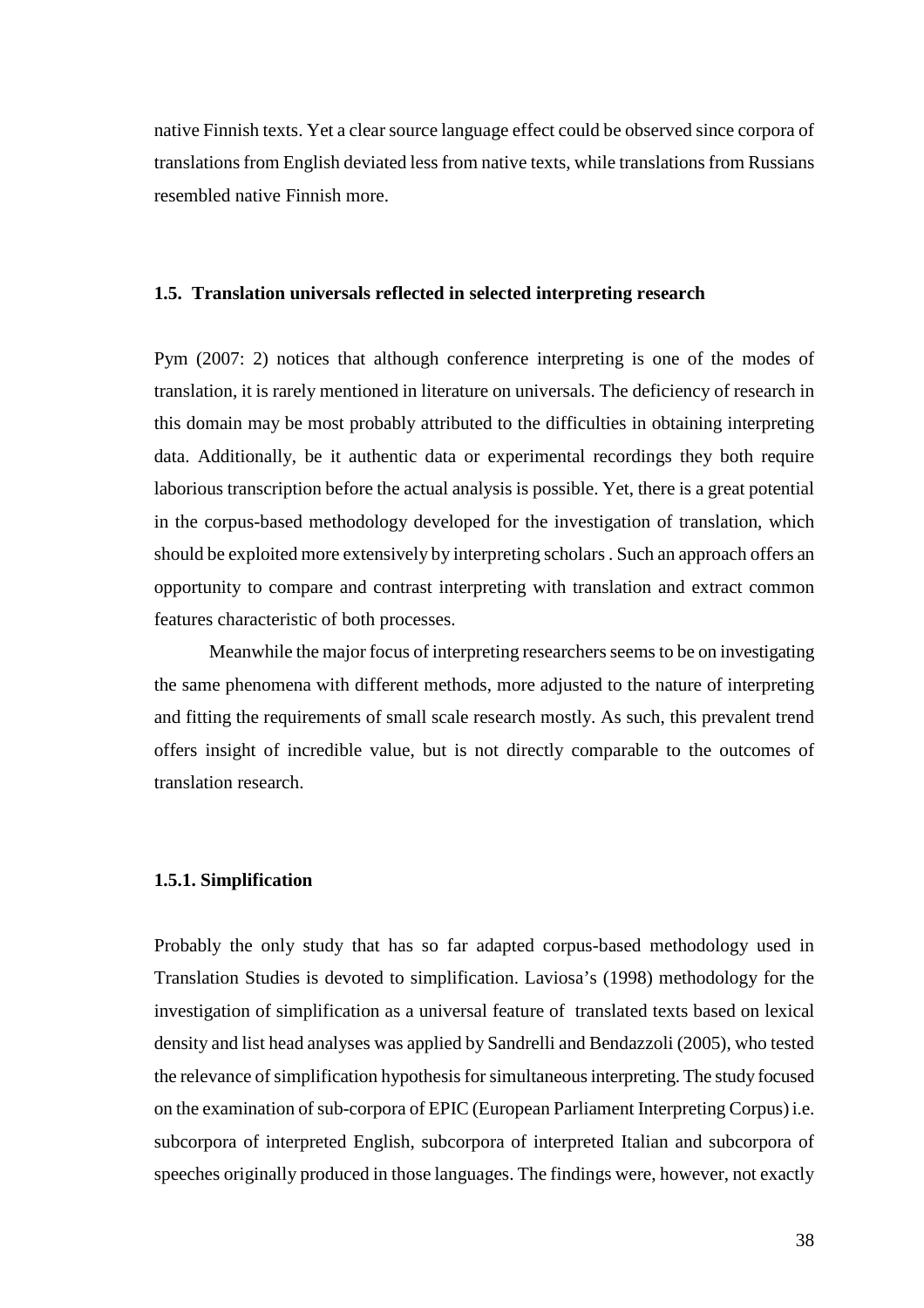native Finnish texts. Yet a clear source language effect could be observed since corpora of translations from English deviated less from native texts, while translations from Russians resembled native Finnish more.

### 1.5. Translation universals reflected in selected interpreting research

Pym (2007: 2) notices that although conference interpreting is one of the modes of translation, it is rarely mentioned in literature on universals. The deficiency of research in this domain may be most probably attributed to the difficulties in obtaining interpreting data. Additionally, be it authentic data or experimental recordings they both require laborious transcription before the actual analysis is possible. Yet, there is a great potential in the corpus-based methodology developed for the investigation of translation, which should be exploited more extensively by interpreting scholars . Such an approach offers an opportunity to compare and contrast interpreting with translation and extract common features characteristic of both processes.

Meanwhile the major focus of interpreting researchers seems to be on investigating the same phenomena with different methods, more adjusted to the nature of interpreting and fitting the requirements of small scale research mostly. As such, this prevalent trend offers insight of incredible value, but is not directly comparable to the outcomes of translation research.

#### 1.5.1. Simplification

Probably the only study that has so far adapted corpus-based methodology used in Translation Studies is devoted to simplification. Laviosa's (1998) methodology for the investigation of simplification as a universal feature of translated texts based on lexical density and list head analyses was applied by Sandrelli and Bendazzoli (2005), who tested the relevance of simplification hypothesis for simultaneous interpreting. The study focused on the examination of sub-corpora of EPIC (European Parliament Interpreting Corpus) i.e. subcorpora of interpreted English, subcorpora of interpreted Italian and subcorpora of speeches originally produced in those languages. The findings were, however, not exactly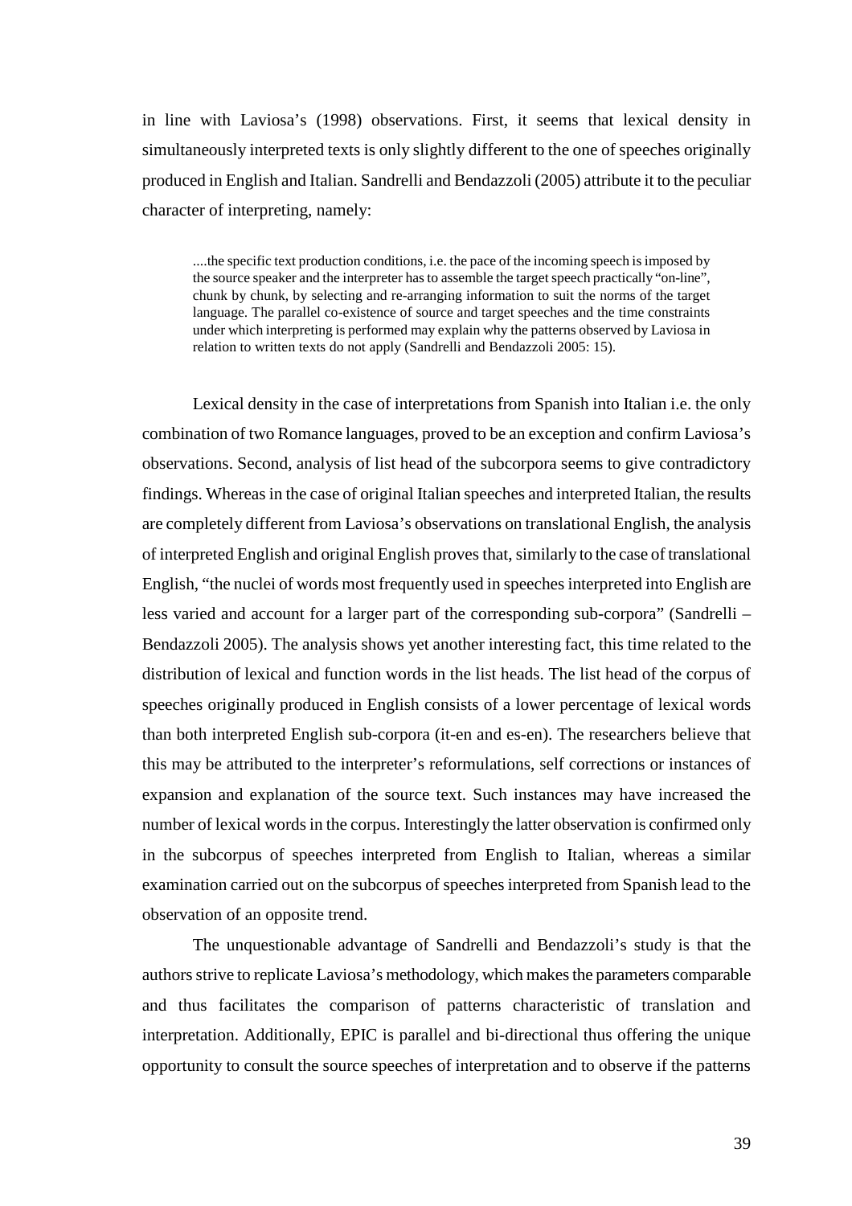in line with Laviosa's (1998) observations. First, it seems that lexical density in simultaneously interpreted texts is only slightly different to the one of speeches originally produced in English and Italian. Sandrelli and Bendazzoli (2005) attribute it to the peculiar character of interpreting, namely:

> ....the specific text production conditions, i.e. the pace of the incoming speech is imposed by the source speaker and the interpreter has to assemble the target speech practically "on-line", chunk by chunk, by selecting and re-arranging information to suit the norms of the target language. The parallel co-existence of source and target speeches and the time constraints under which interpreting is performed may explain why the patterns observed by Laviosa in relation to written texts do not apply (Sandrelli and Bendazzoli 2005: 15).

Lexical density in the case of interpretations from Spanish into Italian i.e. the only combination of two Romance languages, proved to be an exception and confirm Laviosa's observations. Second, analysis of list head of the subcorpora seems to give contradictory findings. Whereas in the case of original Italian speeches and interpreted Italian, the results are completely different from Laviosa's observations on translational English, the analysis of interpreted English and original English proves that, similarly to the case of translational English, "the nuclei of words most frequently used in speeches interpreted into English are less varied and account for a larger part of the corresponding sub-corpora" (Sandrelli – Bendazzoli 2005). The analysis shows yet another interesting fact, this time related to the distribution of lexical and function words in the list heads. The list head of the corpus of speeches originally produced in English consists of a lower percentage of lexical words than both interpreted English sub-corpora (it-en and es-en). The researchers believe that this may be attributed to the interpreter's reformulations, self corrections or instances of expansion and explanation of the source text. Such instances may have increased the number of lexical words in the corpus. Interestingly the latter observation is confirmed only in the subcorpus of speeches interpreted from English to Italian, whereas a similar examination carried out on the subcorpus of speeches interpreted from Spanish lead to the observation of an opposite trend.

The unquestionable advantage of Sandrelli and Bendazzoli's study is that the authors strive to replicate Laviosa's methodology, which makes the parameters comparable and thus facilitates the comparison of patterns characteristic of translation and interpretation. Additionally, EPIC is parallel and bi-directional thus offering the unique opportunity to consult the source speeches of interpretation and to observe if the patterns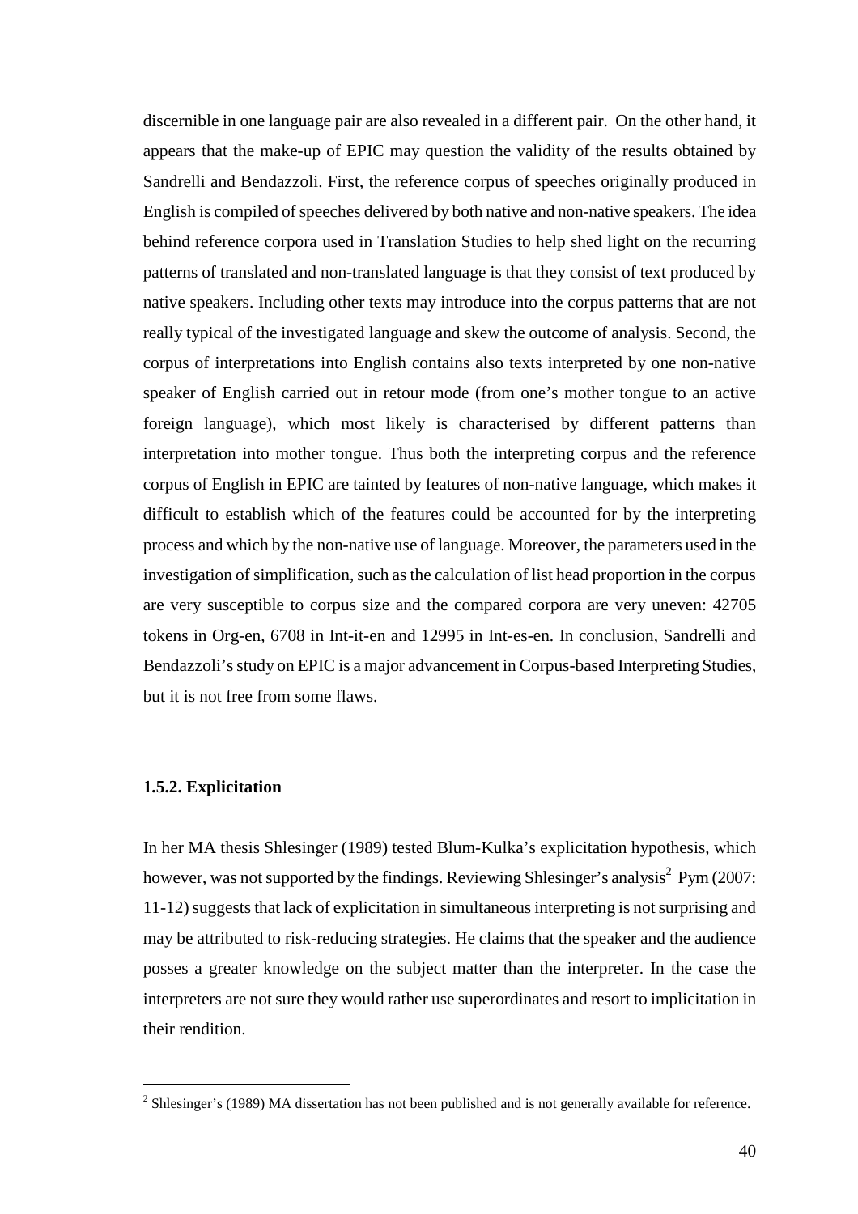discernible in one language pair are also revealed in a different pair. On the other hand, it appears that the make-up of EPIC may question the validity of the results obtained by Sandrelli and Bendazzoli. First, the reference corpus of speeches originally produced in English is compiled of speeches delivered by both native and non-native speakers. The idea behind reference corpora used in Translation Studies to help shed light on the recurring patterns of translated and non-translated language is that they consist of text produced by native speakers. Including other texts may introduce into the corpus patterns that are not really typical of the investigated language and skew the outcome of analysis. Second, the corpus of interpretations into English contains also texts interpreted by one non-native speaker of English carried out in retour mode (from one's mother tongue to an active foreign language), which most likely is characterised by different patterns than interpretation into mother tongue. Thus both the interpreting corpus and the reference corpus of English in EPIC are tainted by features of non-native language, which makes it difficult to establish which of the features could be accounted for by the interpreting process and which by the non-native use of language. Moreover, the parameters used in the investigation of simplification, such as the calculation of list head proportion in the corpus are very susceptible to corpus size and the compared corpora are very uneven: 42705 tokens in Org-en, 6708 in Int-it-en and 12995 in Int-es-en. In conclusion, Sandrelli and Bendazzoli's study on EPIC is a major advancement in Corpus-based Interpreting Studies, but it is not free from some flaws.

### 1.5.2. Explicitation

In her MA thesis Shlesinger (1989) tested Blum-Kulka's explicitation hypothesis, which however, was not supported by the findings. Reviewing Shlesinger's analysis[2] Pym (2007: 11-12) suggests that lack of explicitation in simultaneous interpreting is not surprising and may be attributed to risk-reducing strategies. He claims that the speaker and the audience posses a greater knowledge on the subject matter than the interpreter. In the case the interpreters are not sure they would rather use superordinates and resort to implicitation in their rendition.

---

[2] Shlesinger's (1989) MA dissertation has not been published and is not generally available for reference.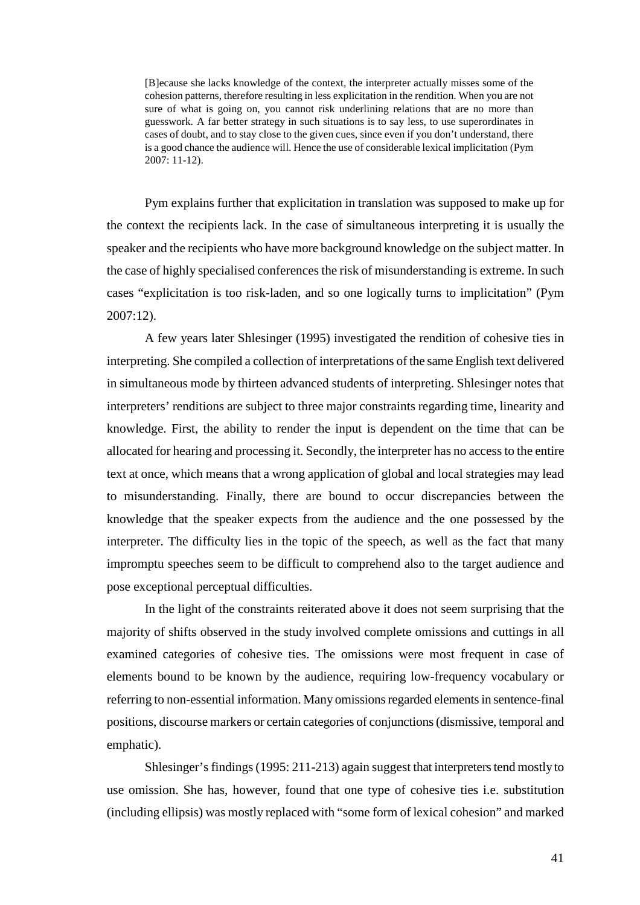> [B]ecause she lacks knowledge of the context, the interpreter actually misses some of the cohesion patterns, therefore resulting in less explicitation in the rendition. When you are not sure of what is going on, you cannot risk underlining relations that are no more than guesswork. A far better strategy in such situations is to say less, to use superordinates in cases of doubt, and to stay close to the given cues, since even if you don't understand, there is a good chance the audience will. Hence the use of considerable lexical implicitation (Pym 2007: 11-12).

Pym explains further that explicitation in translation was supposed to make up for the context the recipients lack. In the case of simultaneous interpreting it is usually the speaker and the recipients who have more background knowledge on the subject matter. In the case of highly specialised conferences the risk of misunderstanding is extreme. In such cases "explicitation is too risk-laden, and so one logically turns to implicitation" (Pym 2007:12).

A few years later Shlesinger (1995) investigated the rendition of cohesive ties in interpreting. She compiled a collection of interpretations of the same English text delivered in simultaneous mode by thirteen advanced students of interpreting. Shlesinger notes that interpreters' renditions are subject to three major constraints regarding time, linearity and knowledge. First, the ability to render the input is dependent on the time that can be allocated for hearing and processing it. Secondly, the interpreter has no access to the entire text at once, which means that a wrong application of global and local strategies may lead to misunderstanding. Finally, there are bound to occur discrepancies between the knowledge that the speaker expects from the audience and the one possessed by the interpreter. The difficulty lies in the topic of the speech, as well as the fact that many impromptu speeches seem to be difficult to comprehend also to the target audience and pose exceptional perceptual difficulties.

In the light of the constraints reiterated above it does not seem surprising that the majority of shifts observed in the study involved complete omissions and cuttings in all examined categories of cohesive ties. The omissions were most frequent in case of elements bound to be known by the audience, requiring low-frequency vocabulary or referring to non-essential information. Many omissions regarded elements in sentence-final positions, discourse markers or certain categories of conjunctions (dismissive, temporal and emphatic).

Shlesinger's findings (1995: 211-213) again suggest that interpreters tend mostly to use omission. She has, however, found that one type of cohesive ties i.e. substitution (including ellipsis) was mostly replaced with "some form of lexical cohesion" and marked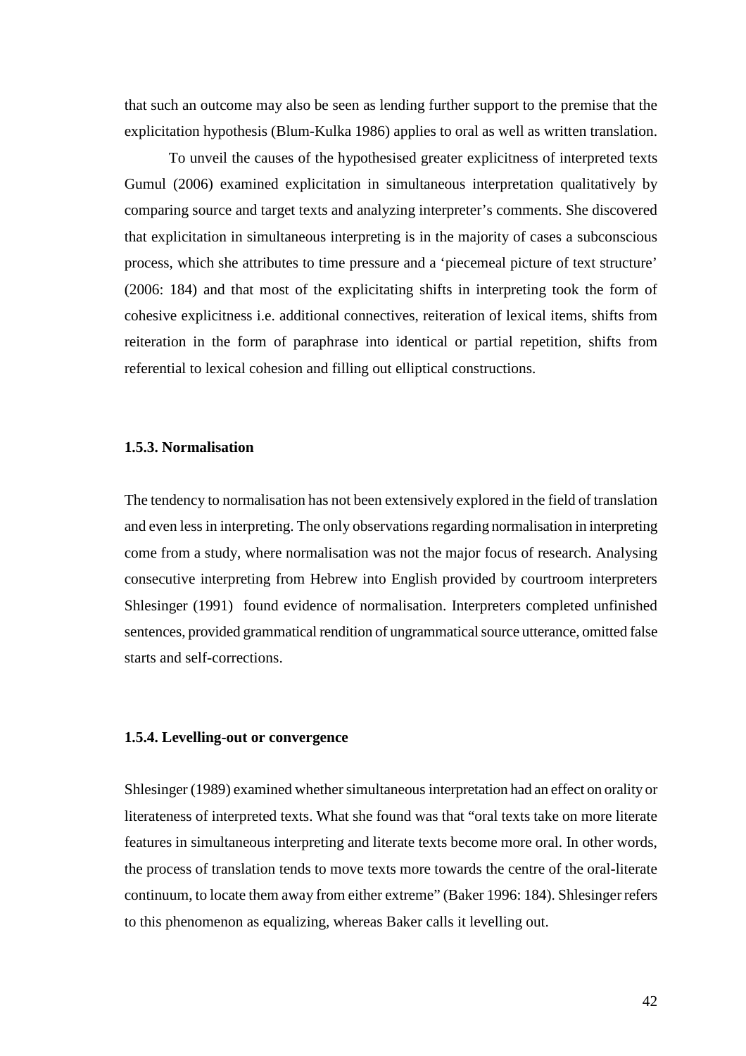that such an outcome may also be seen as lending further support to the premise that the explicitation hypothesis (Blum-Kulka 1986) applies to oral as well as written translation.

To unveil the causes of the hypothesised greater explicitness of interpreted texts Gumul (2006) examined explicitation in simultaneous interpretation qualitatively by comparing source and target texts and analyzing interpreter's comments. She discovered that explicitation in simultaneous interpreting is in the majority of cases a subconscious process, which she attributes to time pressure and a 'piecemeal picture of text structure' (2006: 184) and that most of the explicitating shifts in interpreting took the form of cohesive explicitness i.e. additional connectives, reiteration of lexical items, shifts from reiteration in the form of paraphrase into identical or partial repetition, shifts from referential to lexical cohesion and filling out elliptical constructions.

### 1.5.3. Normalisation

The tendency to normalisation has not been extensively explored in the field of translation and even less in interpreting. The only observations regarding normalisation in interpreting come from a study, where normalisation was not the major focus of research. Analysing consecutive interpreting from Hebrew into English provided by courtroom interpreters Shlesinger (1991) found evidence of normalisation. Interpreters completed unfinished sentences, provided grammatical rendition of ungrammatical source utterance, omitted false starts and self-corrections.

### 1.5.4. Levelling-out or convergence

Shlesinger (1989) examined whether simultaneous interpretation had an effect on orality or literateness of interpreted texts. What she found was that "oral texts take on more literate features in simultaneous interpreting and literate texts become more oral. In other words, the process of translation tends to move texts more towards the centre of the oral-literate continuum, to locate them away from either extreme" (Baker 1996: 184). Shlesinger refers to this phenomenon as equalizing, whereas Baker calls it levelling out.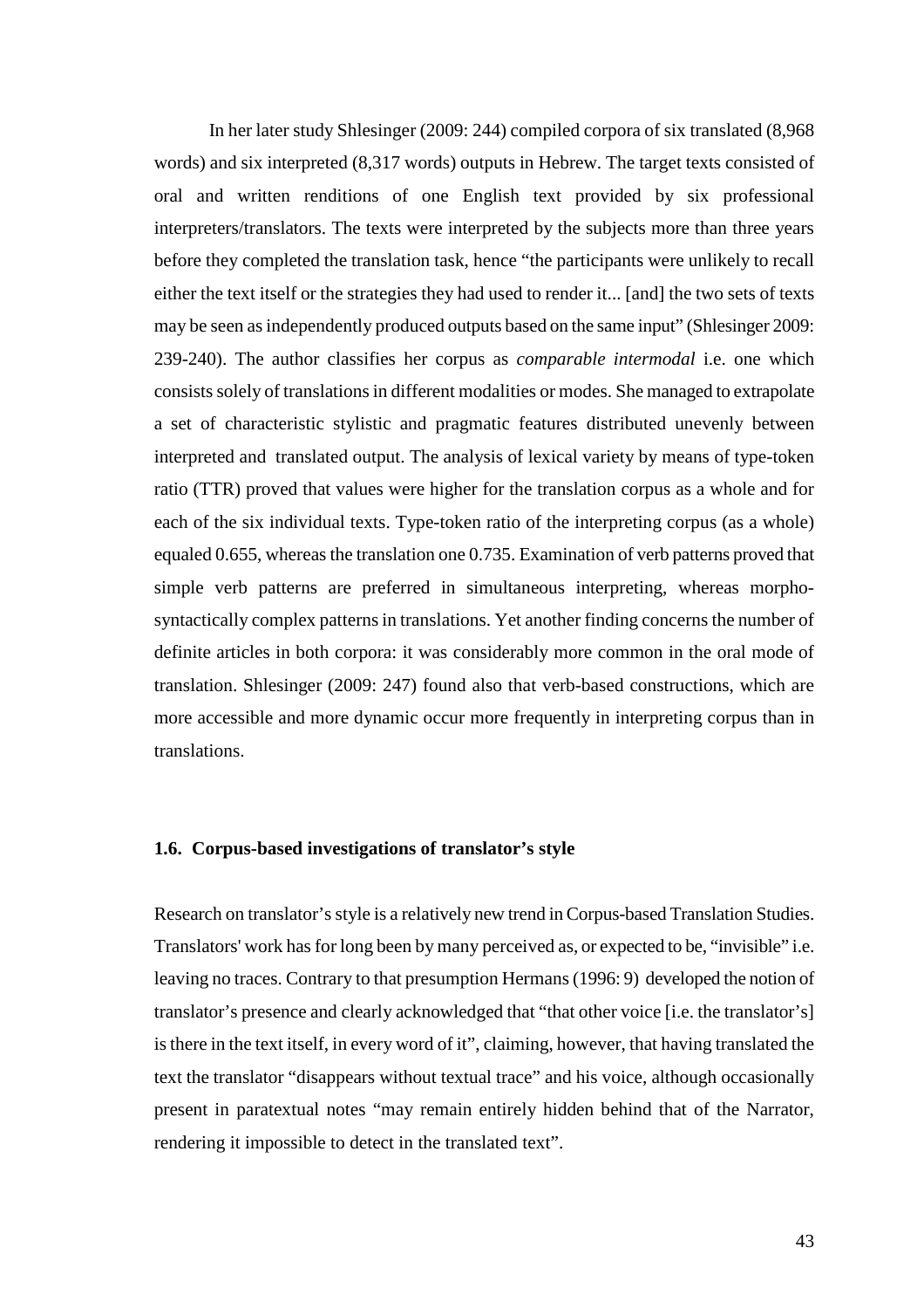In her later study Shlesinger (2009: 244) compiled corpora of six translated (8,968 words) and six interpreted (8,317 words) outputs in Hebrew. The target texts consisted of oral and written renditions of one English text provided by six professional interpreters/translators. The texts were interpreted by the subjects more than three years before they completed the translation task, hence "the participants were unlikely to recall either the text itself or the strategies they had used to render it... [and] the two sets of texts may be seen as independently produced outputs based on the same input" (Shlesinger 2009: 239-240). The author classifies her corpus as *comparable intermodal* i.e. one which consists solely of translations in different modalities or modes. She managed to extrapolate a set of characteristic stylistic and pragmatic features distributed unevenly between interpreted and translated output. The analysis of lexical variety by means of type-token ratio (TTR) proved that values were higher for the translation corpus as a whole and for each of the six individual texts. Type-token ratio of the interpreting corpus (as a whole) equaled 0.655, whereas the translation one 0.735. Examination of verb patterns proved that simple verb patterns are preferred in simultaneous interpreting, whereas morpho-syntactically complex patterns in translations. Yet another finding concerns the number of definite articles in both corpora: it was considerably more common in the oral mode of translation. Shlesinger (2009: 247) found also that verb-based constructions, which are more accessible and more dynamic occur more frequently in interpreting corpus than in translations.

### 1.6. Corpus-based investigations of translator's style

Research on translator's style is a relatively new trend in Corpus-based Translation Studies. Translators' work has for long been by many perceived as, or expected to be, "invisible" i.e. leaving no traces. Contrary to that presumption Hermans (1996: 9) developed the notion of translator's presence and clearly acknowledged that "that other voice [i.e. the translator's] is there in the text itself, in every word of it", claiming, however, that having translated the text the translator "disappears without textual trace" and his voice, although occasionally present in paratextual notes "may remain entirely hidden behind that of the Narrator, rendering it impossible to detect in the translated text".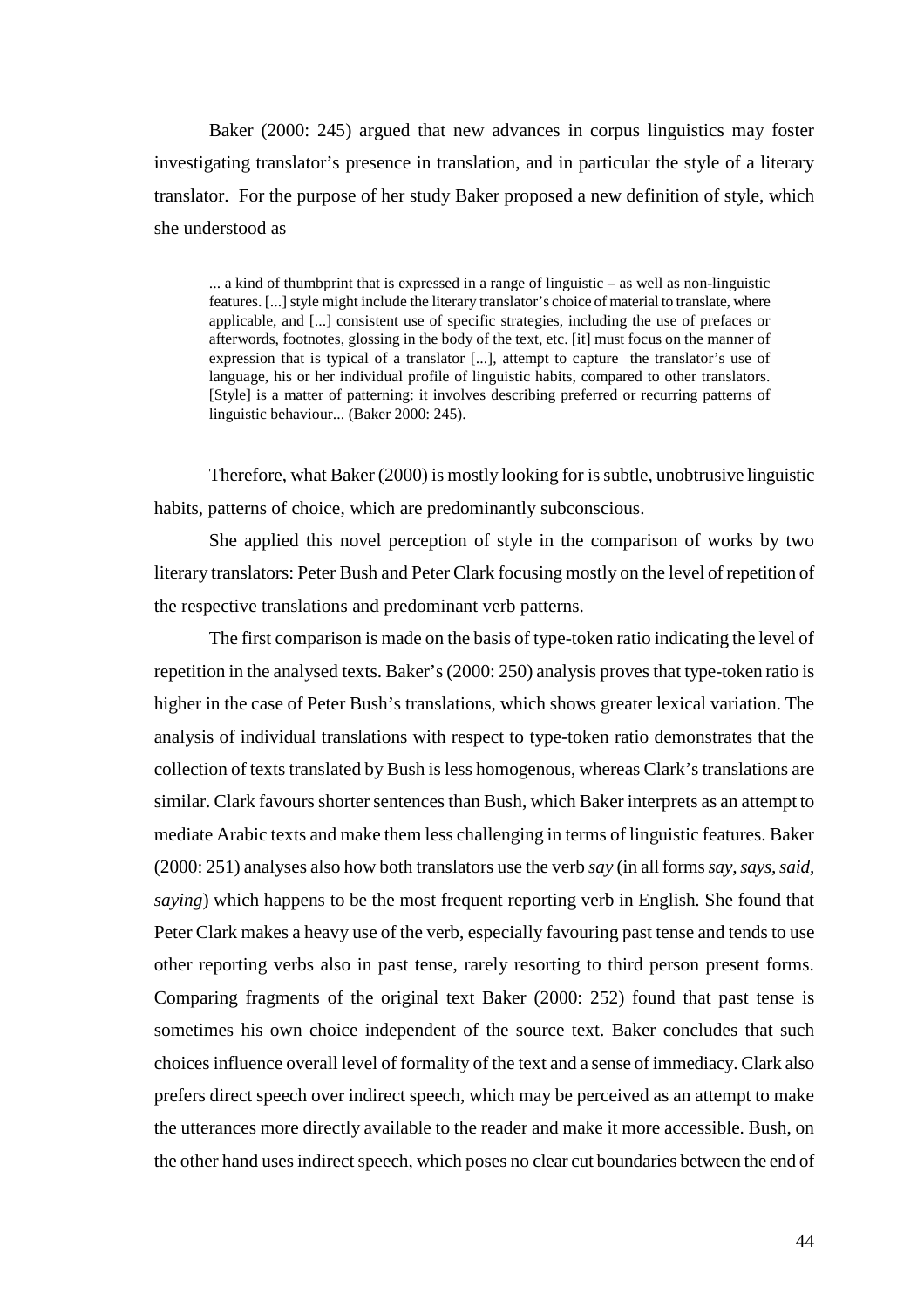Baker (2000: 245) argued that new advances in corpus linguistics may foster investigating translator's presence in translation, and in particular the style of a literary translator. For the purpose of her study Baker proposed a new definition of style, which she understood as

> ... a kind of thumbprint that is expressed in a range of linguistic – as well as non-linguistic features. [...] style might include the literary translator's choice of material to translate, where applicable, and [...] consistent use of specific strategies, including the use of prefaces or afterwords, footnotes, glossing in the body of the text, etc. [it] must focus on the manner of expression that is typical of a translator [...], attempt to capture the translator's use of language, his or her individual profile of linguistic habits, compared to other translators. [Style] is a matter of patterning: it involves describing preferred or recurring patterns of linguistic behaviour... (Baker 2000: 245).

Therefore, what Baker (2000) is mostly looking for is subtle, unobtrusive linguistic habits, patterns of choice, which are predominantly subconscious.

She applied this novel perception of style in the comparison of works by two literary translators: Peter Bush and Peter Clark focusing mostly on the level of repetition of the respective translations and predominant verb patterns.

The first comparison is made on the basis of type-token ratio indicating the level of repetition in the analysed texts. Baker's (2000: 250) analysis proves that type-token ratio is higher in the case of Peter Bush's translations, which shows greater lexical variation. The analysis of individual translations with respect to type-token ratio demonstrates that the collection of texts translated by Bush is less homogenous, whereas Clark's translations are similar. Clark favours shorter sentences than Bush, which Baker interprets as an attempt to mediate Arabic texts and make them less challenging in terms of linguistic features. Baker (2000: 251) analyses also how both translators use the verb *say* (in all forms *say, says, said, saying*) which happens to be the most frequent reporting verb in English. She found that Peter Clark makes a heavy use of the verb, especially favouring past tense and tends to use other reporting verbs also in past tense, rarely resorting to third person present forms. Comparing fragments of the original text Baker (2000: 252) found that past tense is sometimes his own choice independent of the source text. Baker concludes that such choices influence overall level of formality of the text and a sense of immediacy. Clark also prefers direct speech over indirect speech, which may be perceived as an attempt to make the utterances more directly available to the reader and make it more accessible. Bush, on the other hand uses indirect speech, which poses no clear cut boundaries between the end of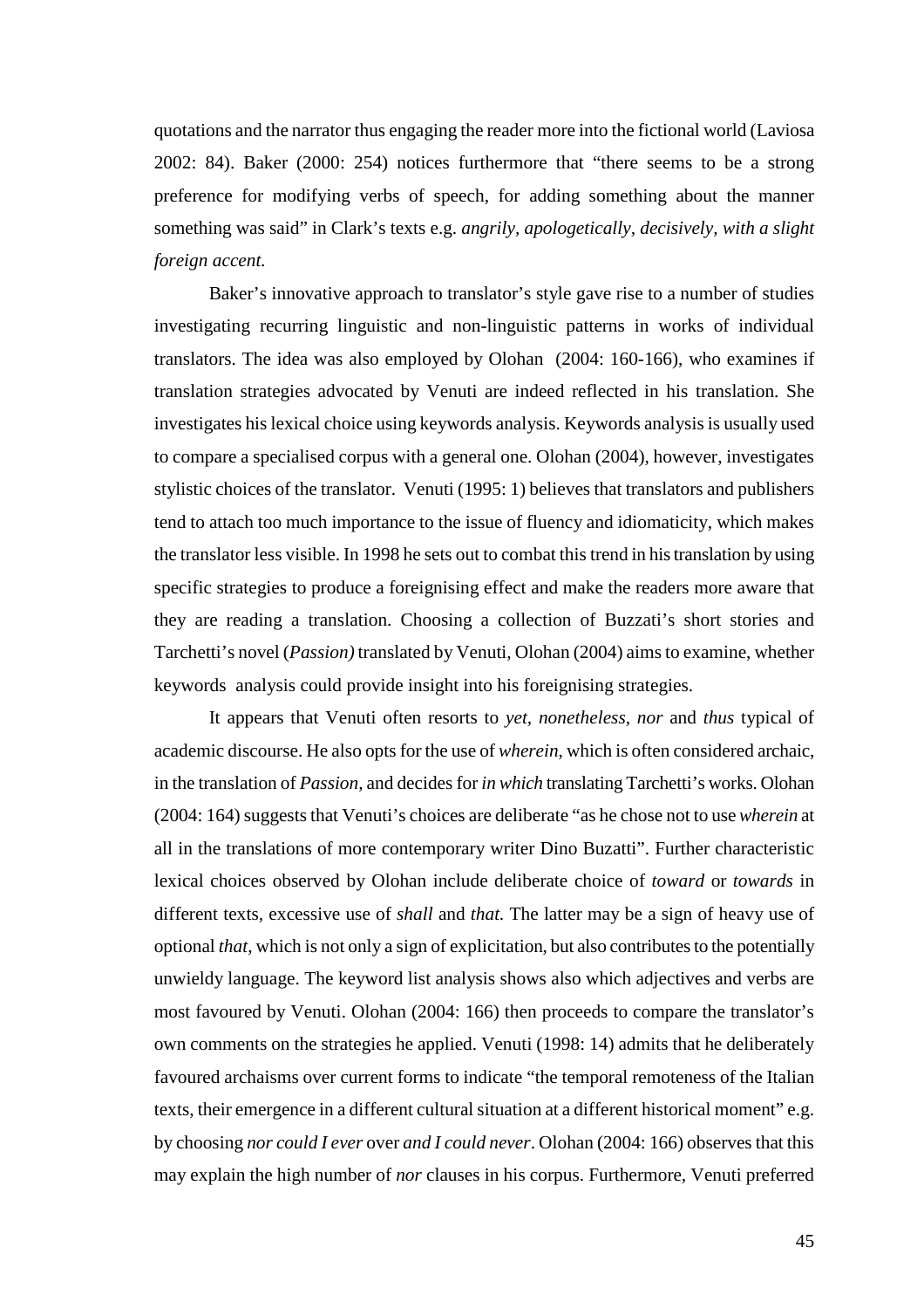quotations and the narrator thus engaging the reader more into the fictional world (Laviosa 2002: 84). Baker (2000: 254) notices furthermore that "there seems to be a strong preference for modifying verbs of speech, for adding something about the manner something was said" in Clark's texts e.g. *angrily, apologetically, decisively, with a slight foreign accent.*

Baker's innovative approach to translator's style gave rise to a number of studies investigating recurring linguistic and non-linguistic patterns in works of individual translators. The idea was also employed by Olohan (2004: 160-166), who examines if translation strategies advocated by Venuti are indeed reflected in his translation. She investigates his lexical choice using keywords analysis. Keywords analysis is usually used to compare a specialised corpus with a general one. Olohan (2004), however, investigates stylistic choices of the translator. Venuti (1995: 1) believes that translators and publishers tend to attach too much importance to the issue of fluency and idiomaticity, which makes the translator less visible. In 1998 he sets out to combat this trend in his translation by using specific strategies to produce a foreignising effect and make the readers more aware that they are reading a translation. Choosing a collection of Buzzati's short stories and Tarchetti's novel (*Passion)* translated by Venuti, Olohan (2004) aims to examine, whether keywords analysis could provide insight into his foreignising strategies.

It appears that Venuti often resorts to *yet, nonetheless, nor* and *thus* typical of academic discourse. He also opts for the use of *wherein*, which is often considered archaic, in the translation of *Passion,* and decides for *in which* translating Tarchetti's works. Olohan (2004: 164) suggests that Venuti's choices are deliberate "as he chose not to use *wherein* at all in the translations of more contemporary writer Dino Buzatti". Further characteristic lexical choices observed by Olohan include deliberate choice of *toward* or *towards* in different texts, excessive use of *shall* and *that.* The latter may be a sign of heavy use of optional *that*, which is not only a sign of explicitation, but also contributes to the potentially unwieldy language. The keyword list analysis shows also which adjectives and verbs are most favoured by Venuti. Olohan (2004: 166) then proceeds to compare the translator's own comments on the strategies he applied. Venuti (1998: 14) admits that he deliberately favoured archaisms over current forms to indicate "the temporal remoteness of the Italian texts, their emergence in a different cultural situation at a different historical moment" e.g. by choosing *nor could I ever* over *and I could never*. Olohan (2004: 166) observes that this may explain the high number of *nor* clauses in his corpus. Furthermore, Venuti preferred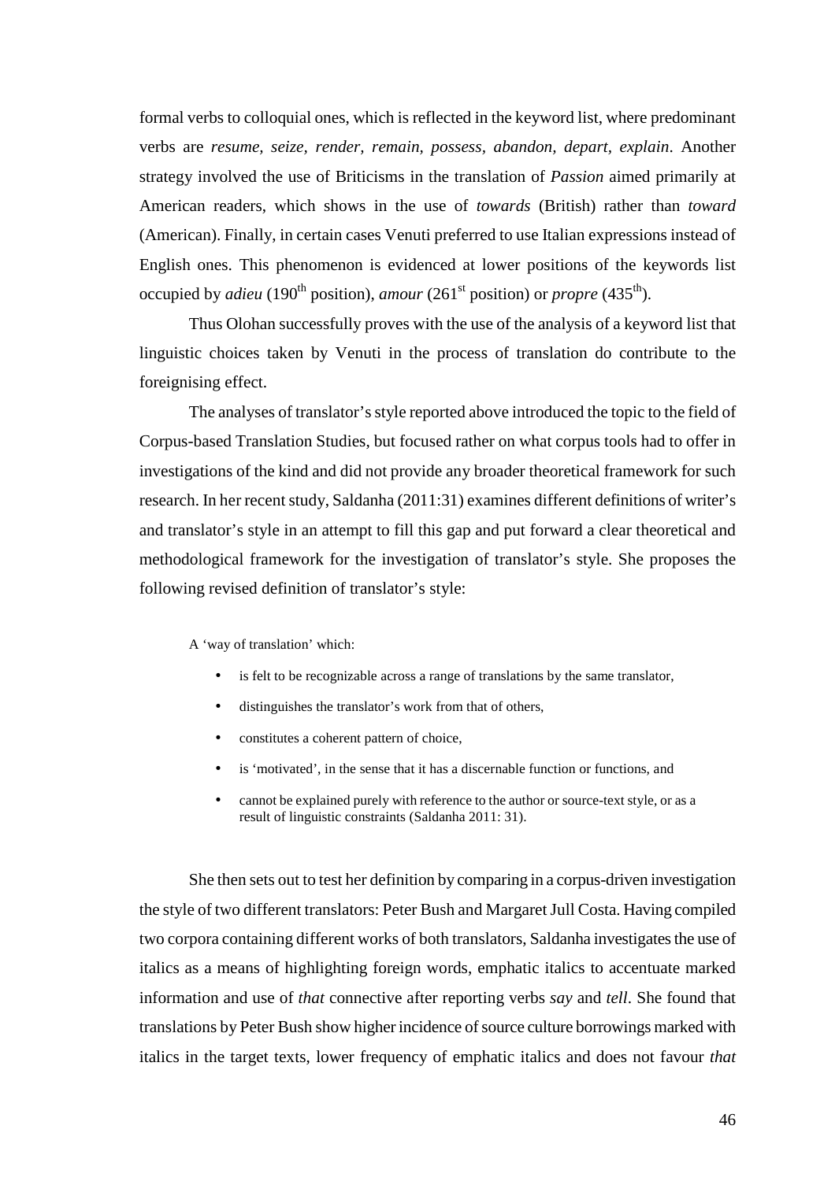formal verbs to colloquial ones, which is reflected in the keyword list, where predominant verbs are *resume, seize, render, remain, possess, abandon, depart, explain*. Another strategy involved the use of Briticisms in the translation of *Passion* aimed primarily at American readers, which shows in the use of *towards* (British) rather than *toward* (American). Finally, in certain cases Venuti preferred to use Italian expressions instead of English ones. This phenomenon is evidenced at lower positions of the keywords list occupied by *adieu* (190th position), *amour* (261st position) or *propre* (435th).

Thus Olohan successfully proves with the use of the analysis of a keyword list that linguistic choices taken by Venuti in the process of translation do contribute to the foreignising effect.

The analyses of translator's style reported above introduced the topic to the field of Corpus-based Translation Studies, but focused rather on what corpus tools had to offer in investigations of the kind and did not provide any broader theoretical framework for such research. In her recent study, Saldanha (2011:31) examines different definitions of writer's and translator's style in an attempt to fill this gap and put forward a clear theoretical and methodological framework for the investigation of translator's style. She proposes the following revised definition of translator's style:

> A 'way of translation' which:
>
> - is felt to be recognizable across a range of translations by the same translator,
> - distinguishes the translator's work from that of others,
> - constitutes a coherent pattern of choice,
> - is 'motivated', in the sense that it has a discernable function or functions, and
> - cannot be explained purely with reference to the author or source-text style, or as a result of linguistic constraints (Saldanha 2011: 31).

She then sets out to test her definition by comparing in a corpus-driven investigation the style of two different translators: Peter Bush and Margaret Jull Costa. Having compiled two corpora containing different works of both translators, Saldanha investigates the use of italics as a means of highlighting foreign words, emphatic italics to accentuate marked information and use of *that* connective after reporting verbs *say* and *tell*. She found that translations by Peter Bush show higher incidence of source culture borrowings marked with italics in the target texts, lower frequency of emphatic italics and does not favour *that*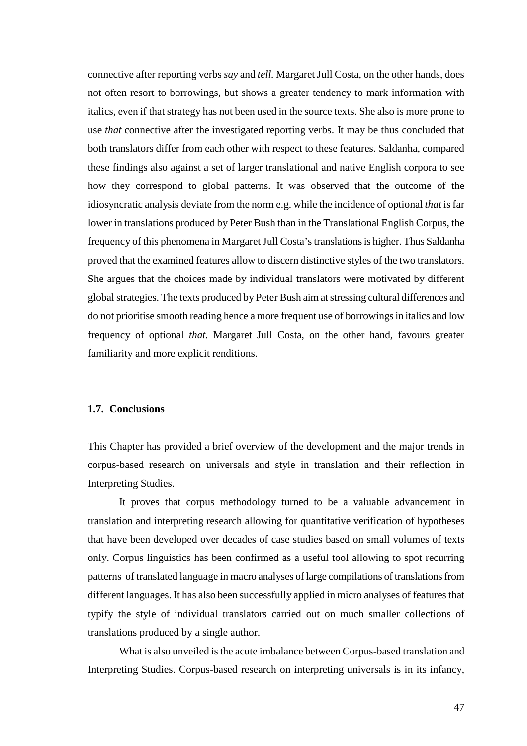connective after reporting verbs *say* and *tell.* Margaret Jull Costa, on the other hands, does not often resort to borrowings, but shows a greater tendency to mark information with italics, even if that strategy has not been used in the source texts. She also is more prone to use *that* connective after the investigated reporting verbs. It may be thus concluded that both translators differ from each other with respect to these features. Saldanha, compared these findings also against a set of larger translational and native English corpora to see how they correspond to global patterns. It was observed that the outcome of the idiosyncratic analysis deviate from the norm e.g. while the incidence of optional *that* is far lower in translations produced by Peter Bush than in the Translational English Corpus, the frequency of this phenomena in Margaret Jull Costa's translations is higher. Thus Saldanha proved that the examined features allow to discern distinctive styles of the two translators. She argues that the choices made by individual translators were motivated by different global strategies. The texts produced by Peter Bush aim at stressing cultural differences and do not prioritise smooth reading hence a more frequent use of borrowings in italics and low frequency of optional *that.* Margaret Jull Costa, on the other hand, favours greater familiarity and more explicit renditions.

### 1.7. Conclusions

This Chapter has provided a brief overview of the development and the major trends in corpus-based research on universals and style in translation and their reflection in Interpreting Studies.

It proves that corpus methodology turned to be a valuable advancement in translation and interpreting research allowing for quantitative verification of hypotheses that have been developed over decades of case studies based on small volumes of texts only. Corpus linguistics has been confirmed as a useful tool allowing to spot recurring patterns of translated language in macro analyses of large compilations of translations from different languages. It has also been successfully applied in micro analyses of features that typify the style of individual translators carried out on much smaller collections of translations produced by a single author.

What is also unveiled is the acute imbalance between Corpus-based translation and Interpreting Studies. Corpus-based research on interpreting universals is in its infancy,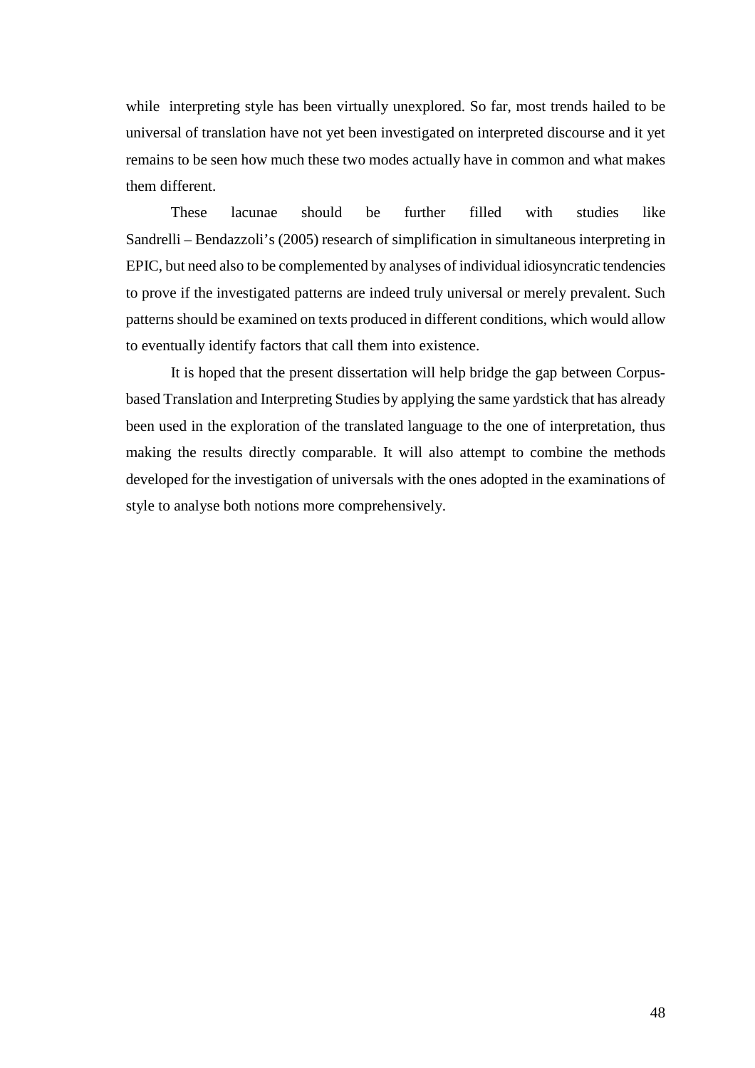while interpreting style has been virtually unexplored. So far, most trends hailed to be universal of translation have not yet been investigated on interpreted discourse and it yet remains to be seen how much these two modes actually have in common and what makes them different.

These lacunae should be further filled with studies like Sandrelli – Bendazzoli's (2005) research of simplification in simultaneous interpreting in EPIC, but need also to be complemented by analyses of individual idiosyncratic tendencies to prove if the investigated patterns are indeed truly universal or merely prevalent. Such patterns should be examined on texts produced in different conditions, which would allow to eventually identify factors that call them into existence.

It is hoped that the present dissertation will help bridge the gap between Corpus-based Translation and Interpreting Studies by applying the same yardstick that has already been used in the exploration of the translated language to the one of interpretation, thus making the results directly comparable. It will also attempt to combine the methods developed for the investigation of universals with the ones adopted in the examinations of style to analyse both notions more comprehensively.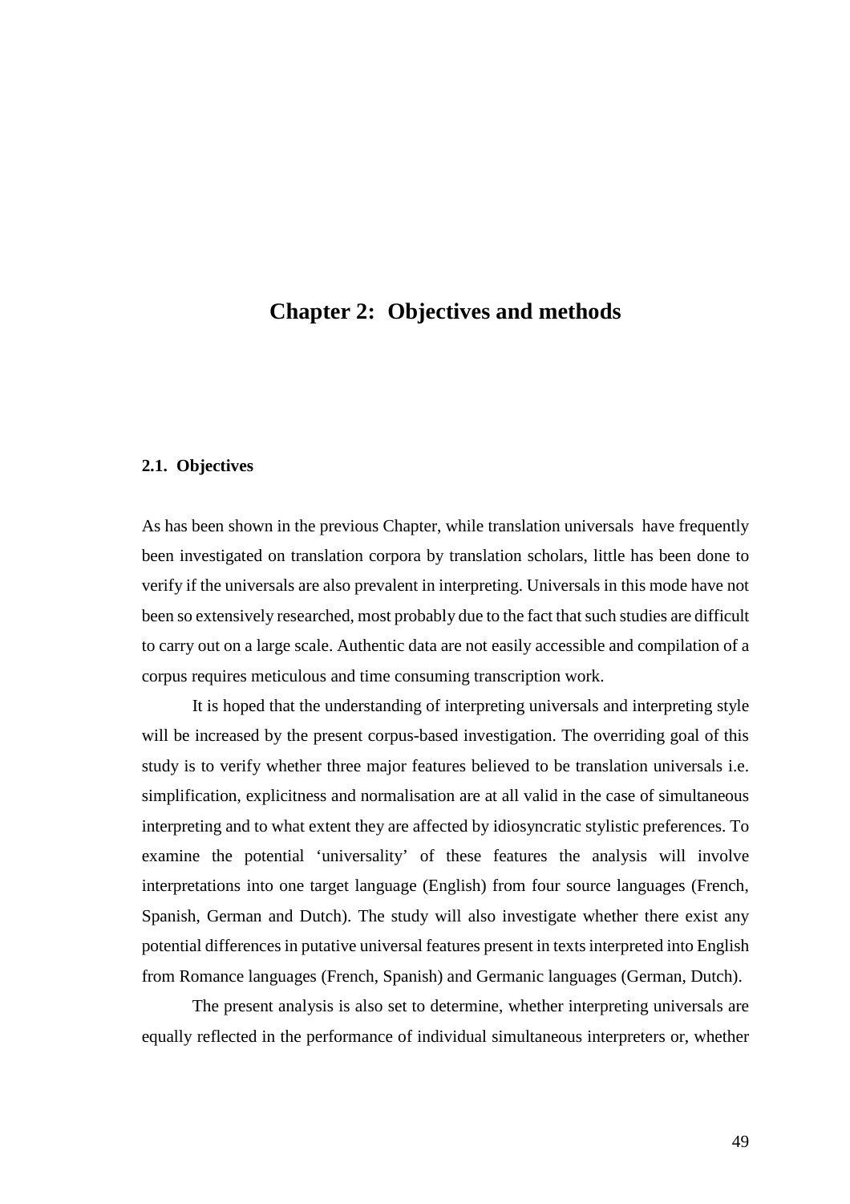# Chapter 2: Objectives and methods

## 2.1. Objectives

As has been shown in the previous Chapter, while translation universals have frequently been investigated on translation corpora by translation scholars, little has been done to verify if the universals are also prevalent in interpreting. Universals in this mode have not been so extensively researched, most probably due to the fact that such studies are difficult to carry out on a large scale. Authentic data are not easily accessible and compilation of a corpus requires meticulous and time consuming transcription work.

It is hoped that the understanding of interpreting universals and interpreting style will be increased by the present corpus-based investigation. The overriding goal of this study is to verify whether three major features believed to be translation universals i.e. simplification, explicitness and normalisation are at all valid in the case of simultaneous interpreting and to what extent they are affected by idiosyncratic stylistic preferences. To examine the potential 'universality' of these features the analysis will involve interpretations into one target language (English) from four source languages (French, Spanish, German and Dutch). The study will also investigate whether there exist any potential differences in putative universal features present in texts interpreted into English from Romance languages (French, Spanish) and Germanic languages (German, Dutch).

The present analysis is also set to determine, whether interpreting universals are equally reflected in the performance of individual simultaneous interpreters or, whether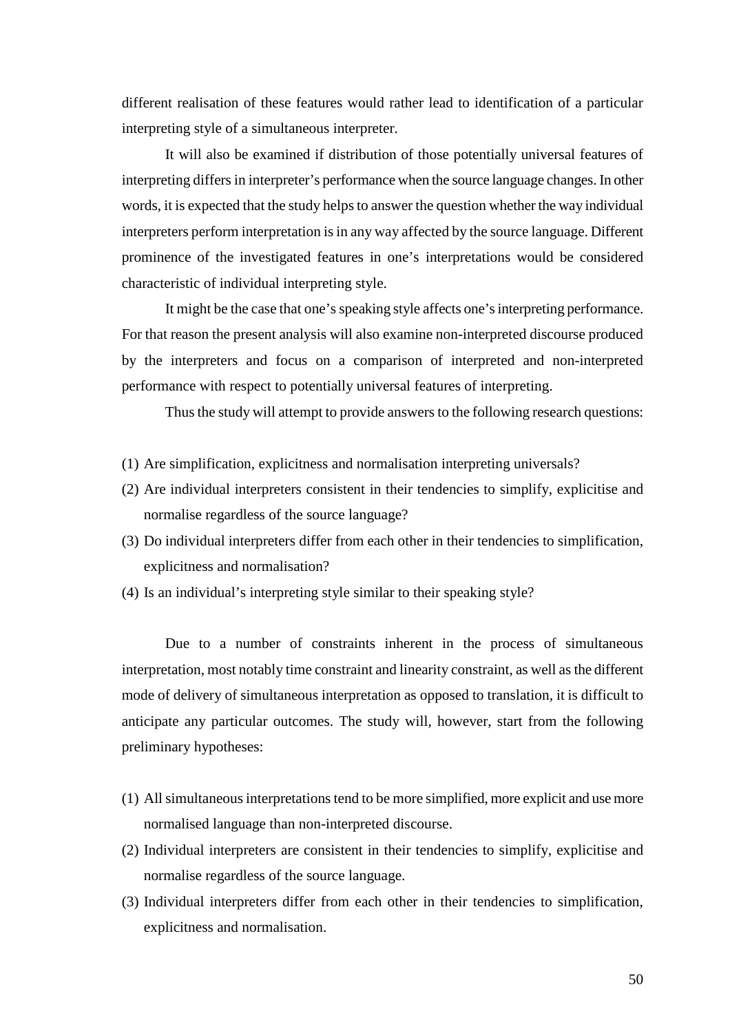different realisation of these features would rather lead to identification of a particular interpreting style of a simultaneous interpreter.

It will also be examined if distribution of those potentially universal features of interpreting differs in interpreter's performance when the source language changes. In other words, it is expected that the study helps to answer the question whether the way individual interpreters perform interpretation is in any way affected by the source language. Different prominence of the investigated features in one's interpretations would be considered characteristic of individual interpreting style.

It might be the case that one's speaking style affects one's interpreting performance. For that reason the present analysis will also examine non-interpreted discourse produced by the interpreters and focus on a comparison of interpreted and non-interpreted performance with respect to potentially universal features of interpreting.

Thus the study will attempt to provide answers to the following research questions:

(1) Are simplification, explicitness and normalisation interpreting universals?
(2) Are individual interpreters consistent in their tendencies to simplify, explicitise and normalise regardless of the source language?
(3) Do individual interpreters differ from each other in their tendencies to simplification, explicitness and normalisation?
(4) Is an individual's interpreting style similar to their speaking style?

Due to a number of constraints inherent in the process of simultaneous interpretation, most notably time constraint and linearity constraint, as well as the different mode of delivery of simultaneous interpretation as opposed to translation, it is difficult to anticipate any particular outcomes. The study will, however, start from the following preliminary hypotheses:

(1) All simultaneous interpretations tend to be more simplified, more explicit and use more normalised language than non-interpreted discourse.
(2) Individual interpreters are consistent in their tendencies to simplify, explicitise and normalise regardless of the source language.
(3) Individual interpreters differ from each other in their tendencies to simplification, explicitness and normalisation.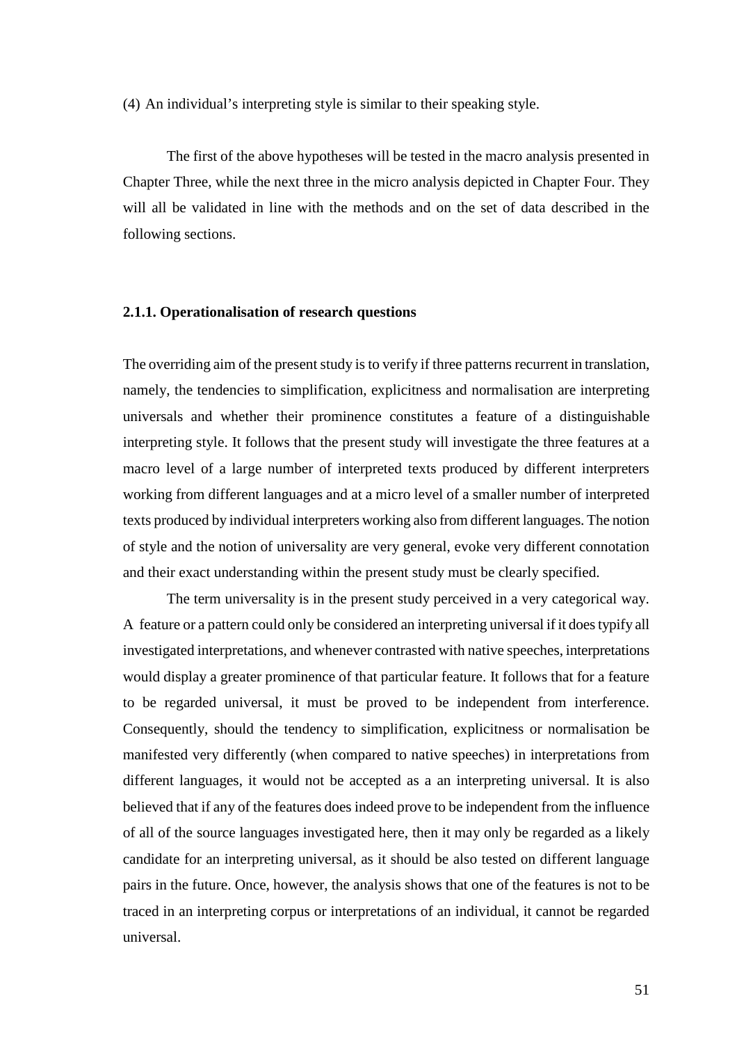(4) An individual's interpreting style is similar to their speaking style.

The first of the above hypotheses will be tested in the macro analysis presented in Chapter Three, while the next three in the micro analysis depicted in Chapter Four. They will all be validated in line with the methods and on the set of data described in the following sections.

### 2.1.1. Operationalisation of research questions

The overriding aim of the present study is to verify if three patterns recurrent in translation, namely, the tendencies to simplification, explicitness and normalisation are interpreting universals and whether their prominence constitutes a feature of a distinguishable interpreting style. It follows that the present study will investigate the three features at a macro level of a large number of interpreted texts produced by different interpreters working from different languages and at a micro level of a smaller number of interpreted texts produced by individual interpreters working also from different languages. The notion of style and the notion of universality are very general, evoke very different connotation and their exact understanding within the present study must be clearly specified.

The term universality is in the present study perceived in a very categorical way. A feature or a pattern could only be considered an interpreting universal if it does typify all investigated interpretations, and whenever contrasted with native speeches, interpretations would display a greater prominence of that particular feature. It follows that for a feature to be regarded universal, it must be proved to be independent from interference. Consequently, should the tendency to simplification, explicitness or normalisation be manifested very differently (when compared to native speeches) in interpretations from different languages, it would not be accepted as a an interpreting universal. It is also believed that if any of the features does indeed prove to be independent from the influence of all of the source languages investigated here, then it may only be regarded as a likely candidate for an interpreting universal, as it should be also tested on different language pairs in the future. Once, however, the analysis shows that one of the features is not to be traced in an interpreting corpus or interpretations of an individual, it cannot be regarded universal.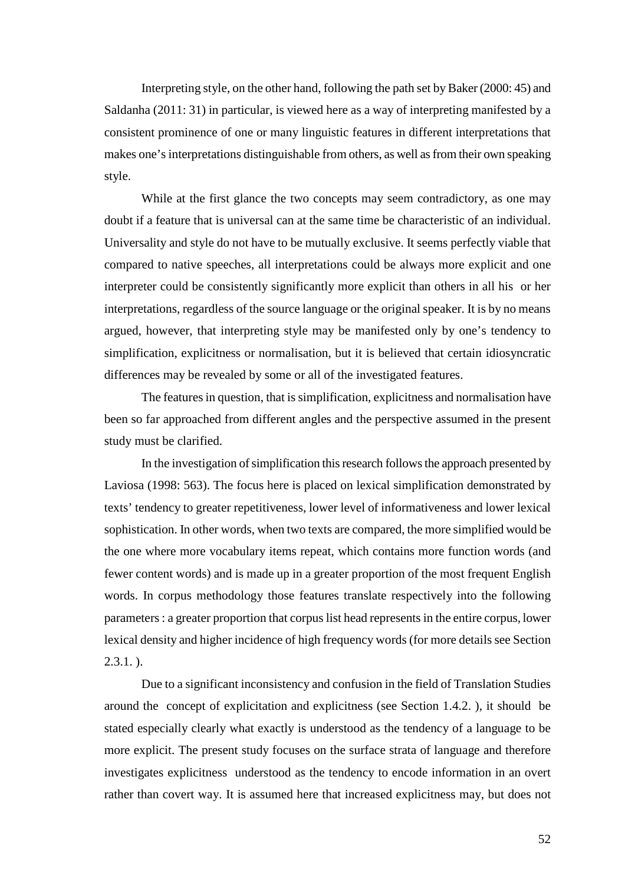Interpreting style, on the other hand, following the path set by Baker (2000: 45) and Saldanha (2011: 31) in particular, is viewed here as a way of interpreting manifested by a consistent prominence of one or many linguistic features in different interpretations that makes one's interpretations distinguishable from others, as well as from their own speaking style.

While at the first glance the two concepts may seem contradictory, as one may doubt if a feature that is universal can at the same time be characteristic of an individual. Universality and style do not have to be mutually exclusive. It seems perfectly viable that compared to native speeches, all interpretations could be always more explicit and one interpreter could be consistently significantly more explicit than others in all his or her interpretations, regardless of the source language or the original speaker. It is by no means argued, however, that interpreting style may be manifested only by one's tendency to simplification, explicitness or normalisation, but it is believed that certain idiosyncratic differences may be revealed by some or all of the investigated features.

The features in question, that is simplification, explicitness and normalisation have been so far approached from different angles and the perspective assumed in the present study must be clarified.

In the investigation of simplification this research follows the approach presented by Laviosa (1998: 563). The focus here is placed on lexical simplification demonstrated by texts' tendency to greater repetitiveness, lower level of informativeness and lower lexical sophistication. In other words, when two texts are compared, the more simplified would be the one where more vocabulary items repeat, which contains more function words (and fewer content words) and is made up in a greater proportion of the most frequent English words. In corpus methodology those features translate respectively into the following parameters : a greater proportion that corpus list head represents in the entire corpus, lower lexical density and higher incidence of high frequency words (for more details see Section 2.3.1. ).

Due to a significant inconsistency and confusion in the field of Translation Studies around the concept of explicitation and explicitness (see Section 1.4.2. ), it should be stated especially clearly what exactly is understood as the tendency of a language to be more explicit. The present study focuses on the surface strata of language and therefore investigates explicitness understood as the tendency to encode information in an overt rather than covert way. It is assumed here that increased explicitness may, but does not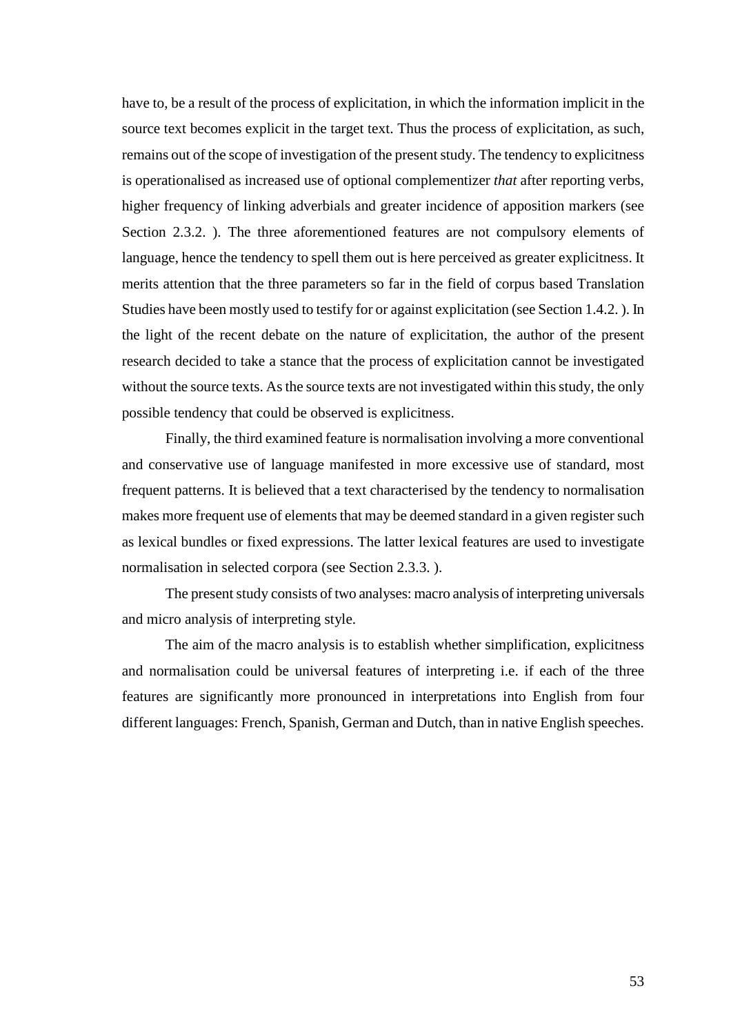have to, be a result of the process of explicitation, in which the information implicit in the source text becomes explicit in the target text. Thus the process of explicitation, as such, remains out of the scope of investigation of the present study. The tendency to explicitness is operationalised as increased use of optional complementizer *that* after reporting verbs, higher frequency of linking adverbials and greater incidence of apposition markers (see Section 2.3.2. ). The three aforementioned features are not compulsory elements of language, hence the tendency to spell them out is here perceived as greater explicitness. It merits attention that the three parameters so far in the field of corpus based Translation Studies have been mostly used to testify for or against explicitation (see Section 1.4.2. ). In the light of the recent debate on the nature of explicitation, the author of the present research decided to take a stance that the process of explicitation cannot be investigated without the source texts. As the source texts are not investigated within this study, the only possible tendency that could be observed is explicitness.

Finally, the third examined feature is normalisation involving a more conventional and conservative use of language manifested in more excessive use of standard, most frequent patterns. It is believed that a text characterised by the tendency to normalisation makes more frequent use of elements that may be deemed standard in a given register such as lexical bundles or fixed expressions. The latter lexical features are used to investigate normalisation in selected corpora (see Section 2.3.3. ).

The present study consists of two analyses: macro analysis of interpreting universals and micro analysis of interpreting style.

The aim of the macro analysis is to establish whether simplification, explicitness and normalisation could be universal features of interpreting i.e. if each of the three features are significantly more pronounced in interpretations into English from four different languages: French, Spanish, German and Dutch, than in native English speeches.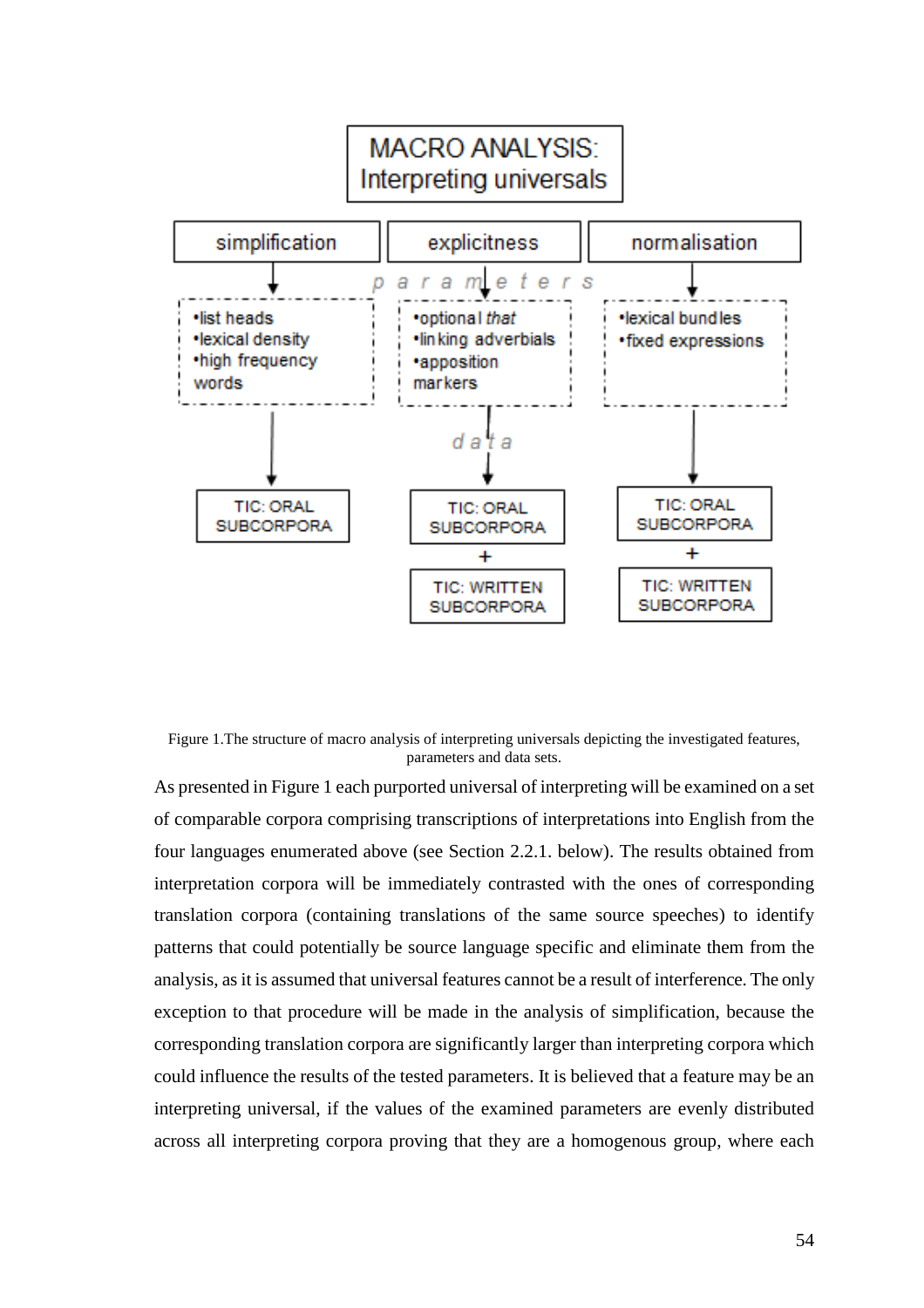MACRO ANALYSIS: Interpreting universals

| simplification | explicitness | normalisation |
|---|---|---|
| •list heads<br>•lexical density<br>•high frequency words | •optional *that*<br>•linking adverbials<br>•apposition markers | •lexical bundles<br>•fixed expressions |
| TIC: ORAL SUBCORPORA | TIC: ORAL SUBCORPORA + TIC: WRITTEN SUBCORPORA | TIC: ORAL SUBCORPORA + TIC: WRITTEN SUBCORPORA |

Figure 1.The structure of macro analysis of interpreting universals depicting the investigated features, parameters and data sets.

As presented in Figure 1 each purported universal of interpreting will be examined on a set of comparable corpora comprising transcriptions of interpretations into English from the four languages enumerated above (see Section 2.2.1. below). The results obtained from interpretation corpora will be immediately contrasted with the ones of corresponding translation corpora (containing translations of the same source speeches) to identify patterns that could potentially be source language specific and eliminate them from the analysis, as it is assumed that universal features cannot be a result of interference. The only exception to that procedure will be made in the analysis of simplification, because the corresponding translation corpora are significantly larger than interpreting corpora which could influence the results of the tested parameters. It is believed that a feature may be an interpreting universal, if the values of the examined parameters are evenly distributed across all interpreting corpora proving that they are a homogenous group, where each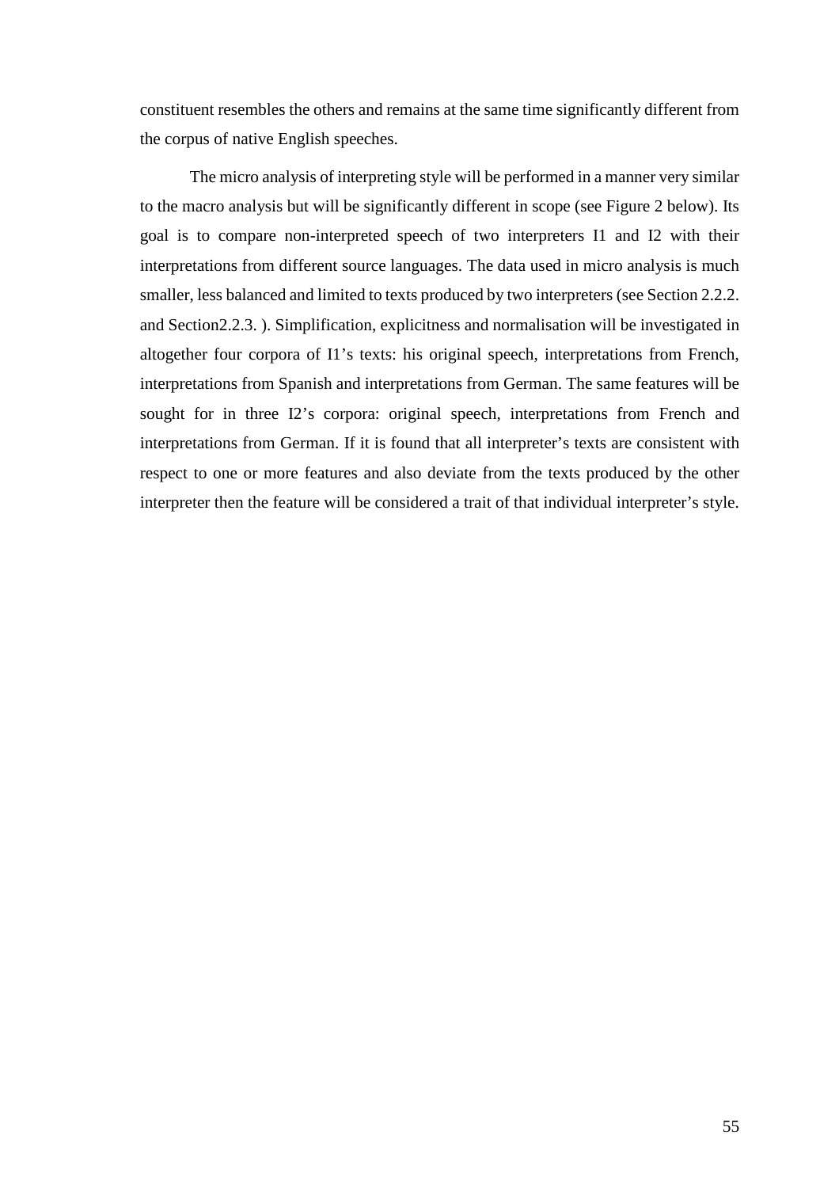constituent resembles the others and remains at the same time significantly different from the corpus of native English speeches.

The micro analysis of interpreting style will be performed in a manner very similar to the macro analysis but will be significantly different in scope (see Figure 2 below). Its goal is to compare non-interpreted speech of two interpreters I1 and I2 with their interpretations from different source languages. The data used in micro analysis is much smaller, less balanced and limited to texts produced by two interpreters (see Section 2.2.2. and Section2.2.3. ). Simplification, explicitness and normalisation will be investigated in altogether four corpora of I1's texts: his original speech, interpretations from French, interpretations from Spanish and interpretations from German. The same features will be sought for in three I2's corpora: original speech, interpretations from French and interpretations from German. If it is found that all interpreter's texts are consistent with respect to one or more features and also deviate from the texts produced by the other interpreter then the feature will be considered a trait of that individual interpreter's style.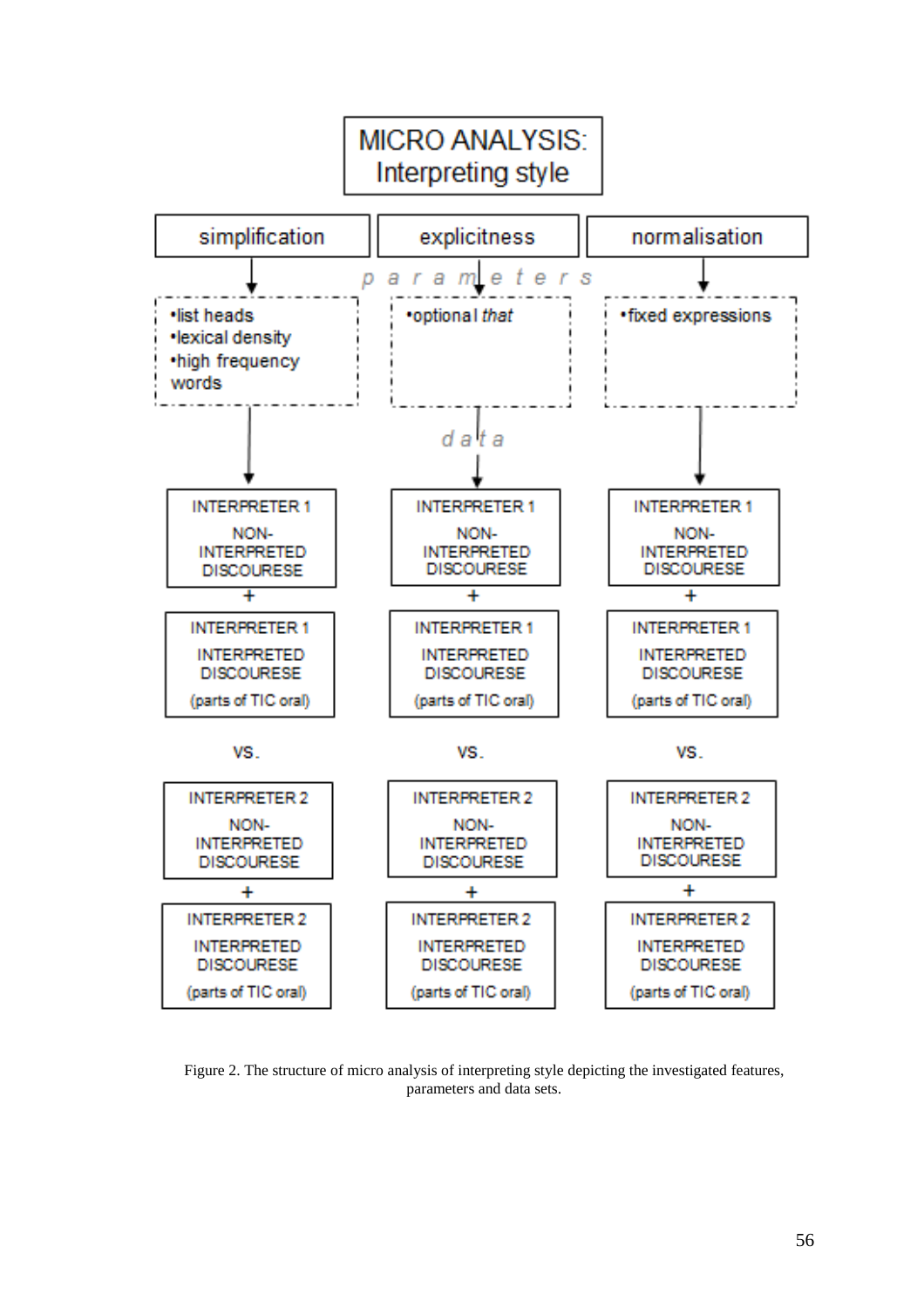MICRO ANALYSIS: Interpreting style

| simplification | explicitness | normalisation |
|---|---|---|
| •list heads •lexical density •high frequency words | •optional *that* | •fixed expressions |

parameters

data

| simplification | explicitness | normalisation |
|---|---|---|
| INTERPRETER 1 NON-INTERPRETED DISCOURESE + INTERPRETER 1 INTERPRETED DISCOURESE (parts of TIC oral) | INTERPRETER 1 NON-INTERPRETED DISCOURESE + INTERPRETER 1 INTERPRETED DISCOURESE (parts of TIC oral) | INTERPRETER 1 NON-INTERPRETED DISCOURESE + INTERPRETER 1 INTERPRETED DISCOURESE (parts of TIC oral) |
| VS. | VS. | VS. |
| INTERPRETER 2 NON-INTERPRETED DISCOURESE + INTERPRETER 2 INTERPRETED DISCOURESE (parts of TIC oral) | INTERPRETER 2 NON-INTERPRETED DISCOURESE + INTERPRETER 2 INTERPRETED DISCOURESE (parts of TIC oral) | INTERPRETER 2 NON-INTERPRETED DISCOURESE + INTERPRETER 2 INTERPRETED DISCOURESE (parts of TIC oral) |

Figure 2. The structure of micro analysis of interpreting style depicting the investigated features, parameters and data sets.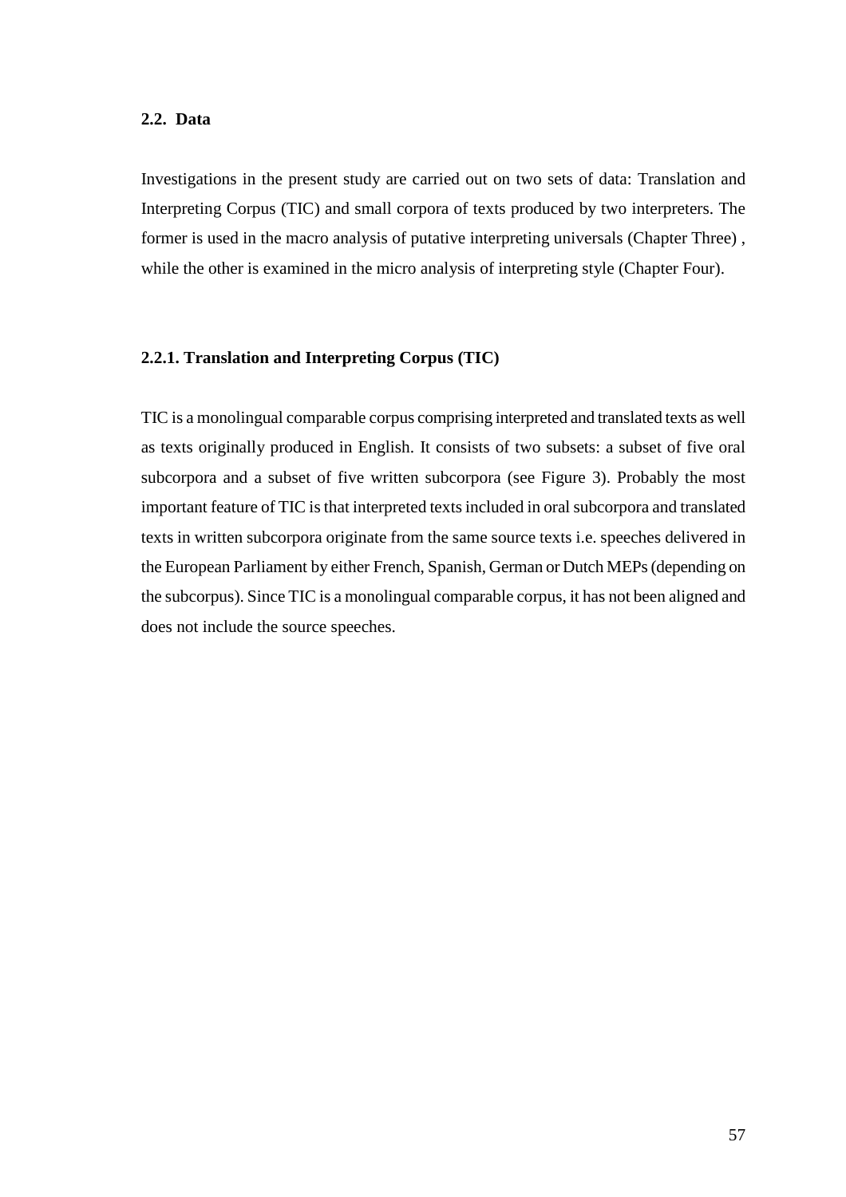## 2.2. Data

Investigations in the present study are carried out on two sets of data: Translation and Interpreting Corpus (TIC) and small corpora of texts produced by two interpreters. The former is used in the macro analysis of putative interpreting universals (Chapter Three) , while the other is examined in the micro analysis of interpreting style (Chapter Four).

### 2.2.1. Translation and Interpreting Corpus (TIC)

TIC is a monolingual comparable corpus comprising interpreted and translated texts as well as texts originally produced in English. It consists of two subsets: a subset of five oral subcorpora and a subset of five written subcorpora (see Figure 3). Probably the most important feature of TIC is that interpreted texts included in oral subcorpora and translated texts in written subcorpora originate from the same source texts i.e. speeches delivered in the European Parliament by either French, Spanish, German or Dutch MEPs (depending on the subcorpus). Since TIC is a monolingual comparable corpus, it has not been aligned and does not include the source speeches.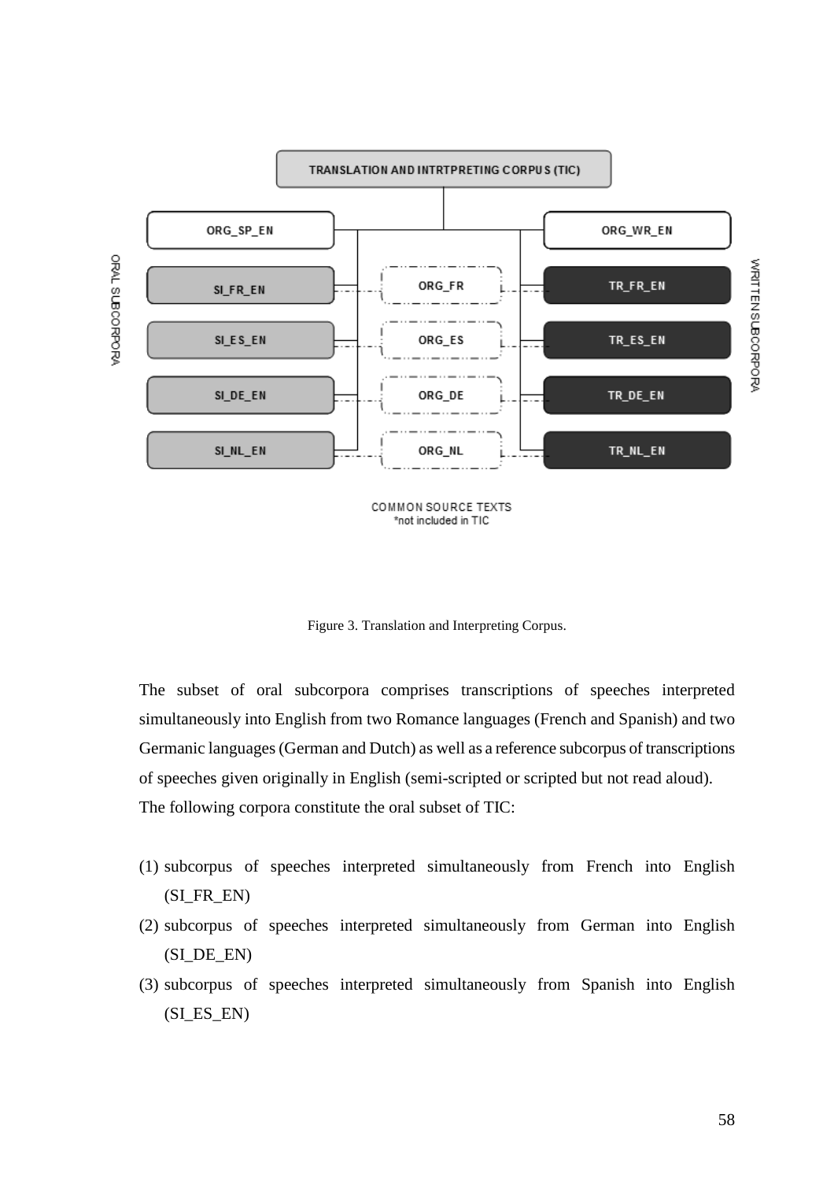TRANSLATION AND INTRTPRETING CORPUS (TIC)

ORAL SUBCORPORA

| | | |
|---|---|---|
| ORG_SP_EN | | ORG_WR_EN |
| SI_FR_EN | ORG_FR | TR_FR_EN |
| SI_ES_EN | ORG_ES | TR_ES_EN |
| SI_DE_EN | ORG_DE | TR_DE_EN |
| SI_NL_EN | ORG_NL | TR_NL_EN |

WRITTEN SUBCORPORA

COMMON SOURCE TEXTS
*not included in TIC

Figure 3. Translation and Interpreting Corpus.

The subset of oral subcorpora comprises transcriptions of speeches interpreted simultaneously into English from two Romance languages (French and Spanish) and two Germanic languages (German and Dutch) as well as a reference subcorpus of transcriptions of speeches given originally in English (semi-scripted or scripted but not read aloud).
The following corpora constitute the oral subset of TIC:

(1) subcorpus of speeches interpreted simultaneously from French into English (SI_FR_EN)
(2) subcorpus of speeches interpreted simultaneously from German into English (SI_DE_EN)
(3) subcorpus of speeches interpreted simultaneously from Spanish into English (SI_ES_EN)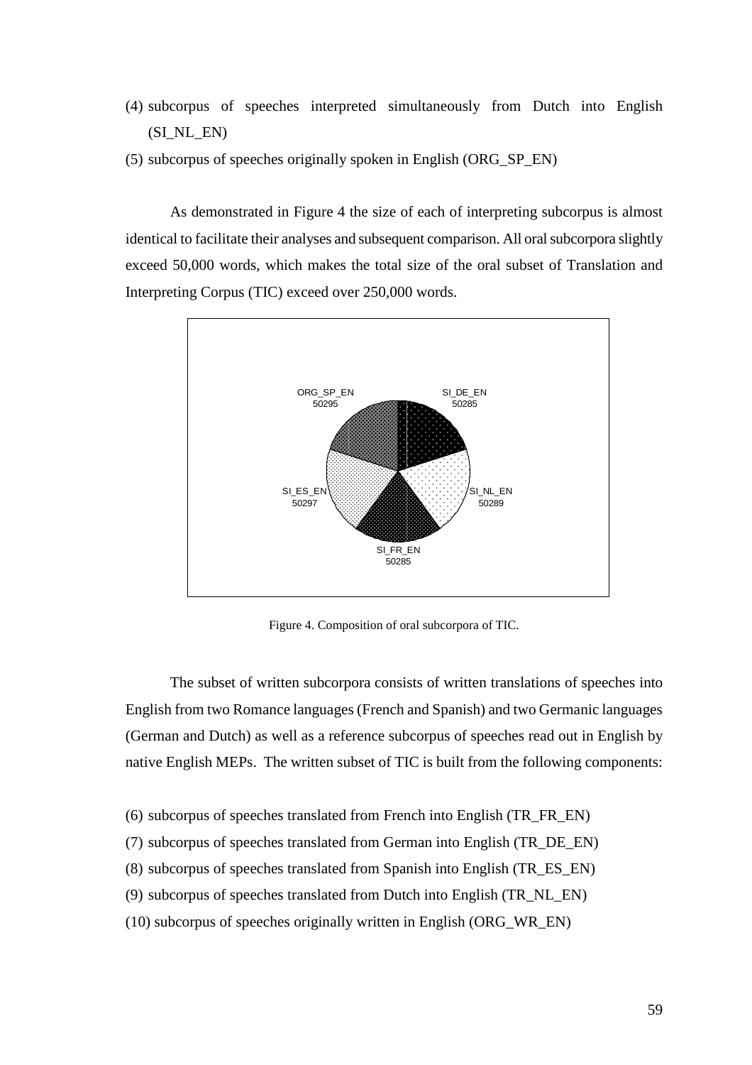(4) subcorpus of speeches interpreted simultaneously from Dutch into English (SI_NL_EN)

(5) subcorpus of speeches originally spoken in English (ORG_SP_EN)

As demonstrated in Figure 4 the size of each of interpreting subcorpus is almost identical to facilitate their analyses and subsequent comparison. All oral subcorpora slightly exceed 50,000 words, which makes the total size of the oral subset of Translation and Interpreting Corpus (TIC) exceed over 250,000 words.

Figure 4. Composition of oral subcorpora of TIC.

The subset of written subcorpora consists of written translations of speeches into English from two Romance languages (French and Spanish) and two Germanic languages (German and Dutch) as well as a reference subcorpus of speeches read out in English by native English MEPs. The written subset of TIC is built from the following components:

(6) subcorpus of speeches translated from French into English (TR_FR_EN)

(7) subcorpus of speeches translated from German into English (TR_DE_EN)

(8) subcorpus of speeches translated from Spanish into English (TR_ES_EN)

(9) subcorpus of speeches translated from Dutch into English (TR_NL_EN)

(10) subcorpus of speeches originally written in English (ORG_WR_EN)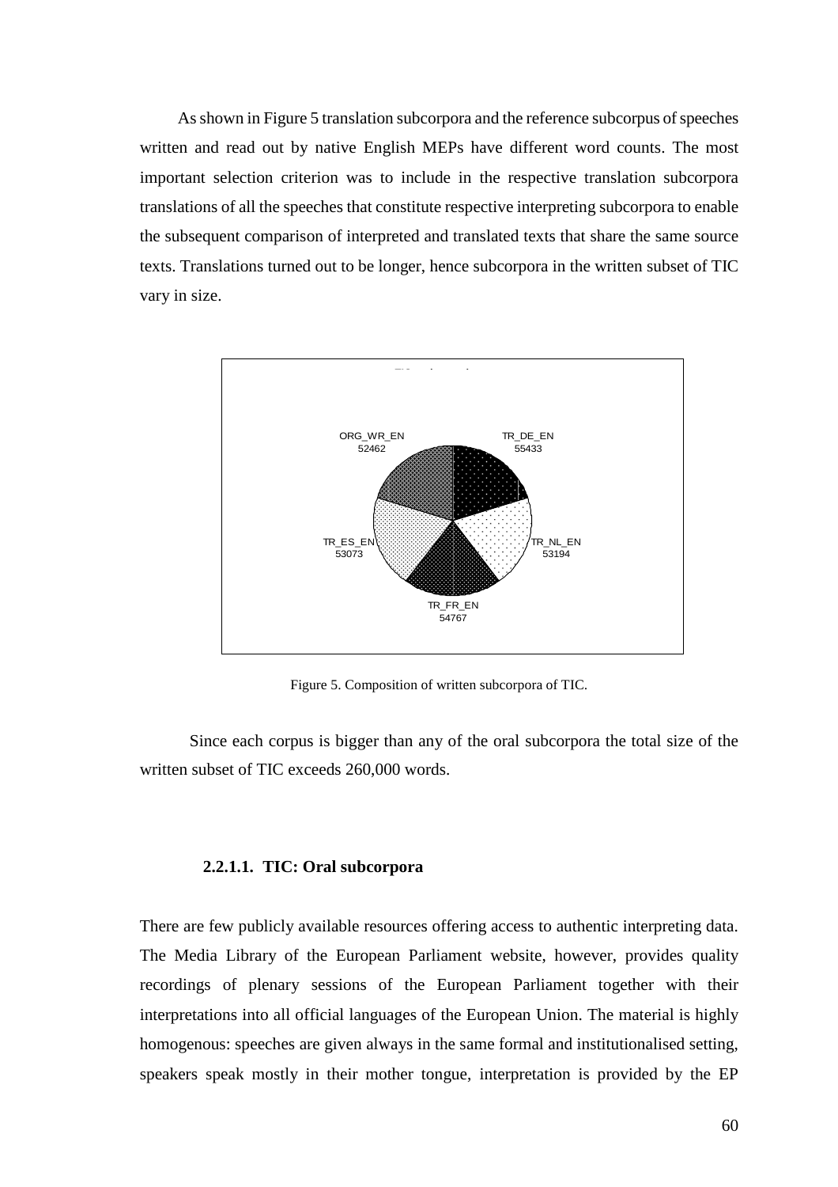As shown in Figure 5 translation subcorpora and the reference subcorpus of speeches written and read out by native English MEPs have different word counts. The most important selection criterion was to include in the respective translation subcorpora translations of all the speeches that constitute respective interpreting subcorpora to enable the subsequent comparison of interpreted and translated texts that share the same source texts. Translations turned out to be longer, hence subcorpora in the written subset of TIC vary in size.

ORG_WR_EN 52462

TR_DE_EN 55433

TR_ES_EN 53073

TR_NL_EN 53194

TR_FR_EN 54767

Figure 5. Composition of written subcorpora of TIC.

Since each corpus is bigger than any of the oral subcorpora the total size of the written subset of TIC exceeds 260,000 words.

#### 2.2.1.1. TIC: Oral subcorpora

There are few publicly available resources offering access to authentic interpreting data. The Media Library of the European Parliament website, however, provides quality recordings of plenary sessions of the European Parliament together with their interpretations into all official languages of the European Union. The material is highly homogenous: speeches are given always in the same formal and institutionalised setting, speakers speak mostly in their mother tongue, interpretation is provided by the EP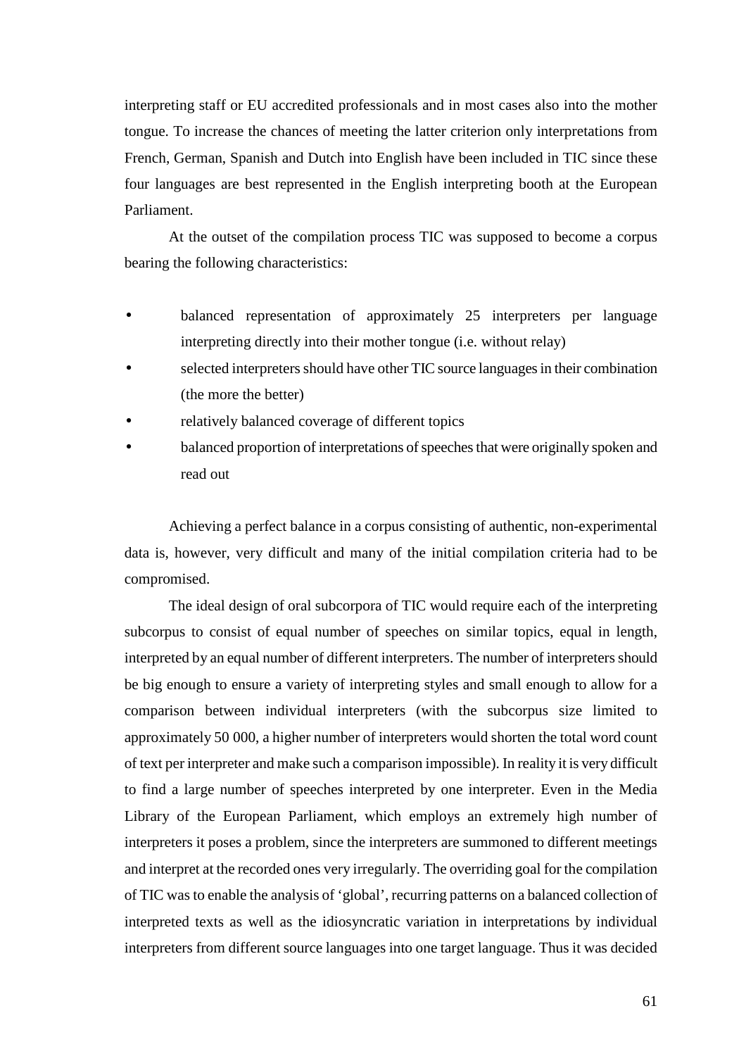interpreting staff or EU accredited professionals and in most cases also into the mother tongue. To increase the chances of meeting the latter criterion only interpretations from French, German, Spanish and Dutch into English have been included in TIC since these four languages are best represented in the English interpreting booth at the European Parliament.

At the outset of the compilation process TIC was supposed to become a corpus bearing the following characteristics:

- balanced representation of approximately 25 interpreters per language interpreting directly into their mother tongue (i.e. without relay)
- selected interpreters should have other TIC source languages in their combination (the more the better)
- relatively balanced coverage of different topics
- balanced proportion of interpretations of speeches that were originally spoken and read out

Achieving a perfect balance in a corpus consisting of authentic, non-experimental data is, however, very difficult and many of the initial compilation criteria had to be compromised.

The ideal design of oral subcorpora of TIC would require each of the interpreting subcorpus to consist of equal number of speeches on similar topics, equal in length, interpreted by an equal number of different interpreters. The number of interpreters should be big enough to ensure a variety of interpreting styles and small enough to allow for a comparison between individual interpreters (with the subcorpus size limited to approximately 50 000, a higher number of interpreters would shorten the total word count of text per interpreter and make such a comparison impossible). In reality it is very difficult to find a large number of speeches interpreted by one interpreter. Even in the Media Library of the European Parliament, which employs an extremely high number of interpreters it poses a problem, since the interpreters are summoned to different meetings and interpret at the recorded ones very irregularly. The overriding goal for the compilation of TIC was to enable the analysis of 'global', recurring patterns on a balanced collection of interpreted texts as well as the idiosyncratic variation in interpretations by individual interpreters from different source languages into one target language. Thus it was decided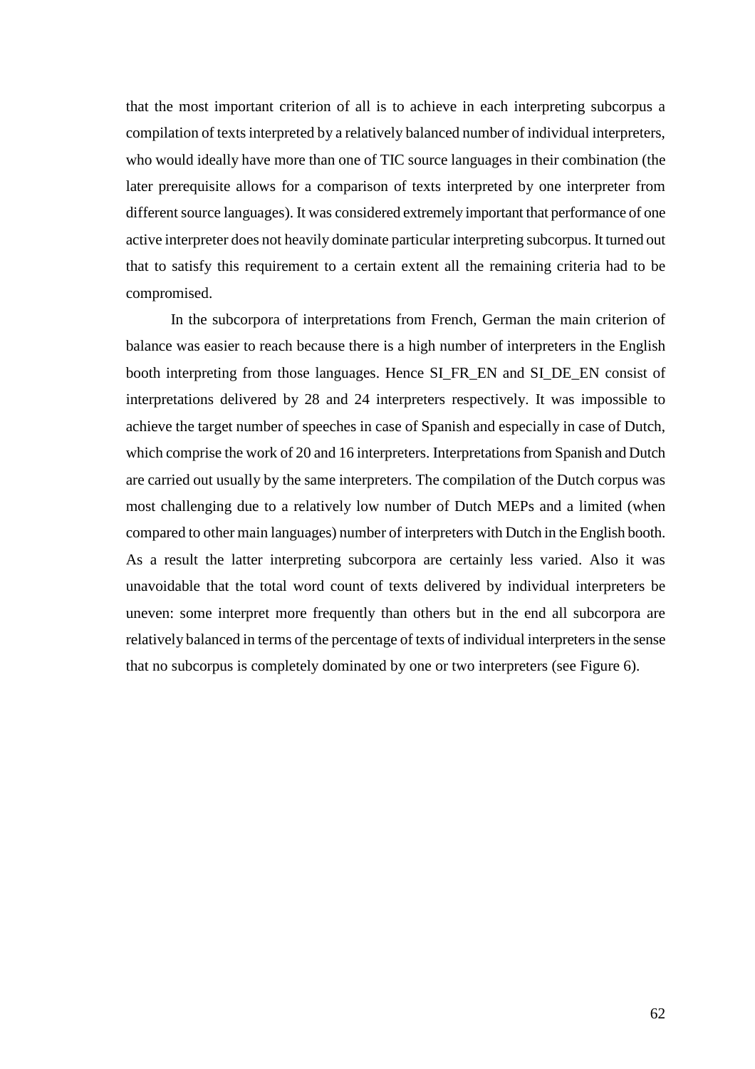that the most important criterion of all is to achieve in each interpreting subcorpus a compilation of texts interpreted by a relatively balanced number of individual interpreters, who would ideally have more than one of TIC source languages in their combination (the later prerequisite allows for a comparison of texts interpreted by one interpreter from different source languages). It was considered extremely important that performance of one active interpreter does not heavily dominate particular interpreting subcorpus. It turned out that to satisfy this requirement to a certain extent all the remaining criteria had to be compromised.

In the subcorpora of interpretations from French, German the main criterion of balance was easier to reach because there is a high number of interpreters in the English booth interpreting from those languages. Hence SI_FR_EN and SI_DE_EN consist of interpretations delivered by 28 and 24 interpreters respectively. It was impossible to achieve the target number of speeches in case of Spanish and especially in case of Dutch, which comprise the work of 20 and 16 interpreters. Interpretations from Spanish and Dutch are carried out usually by the same interpreters. The compilation of the Dutch corpus was most challenging due to a relatively low number of Dutch MEPs and a limited (when compared to other main languages) number of interpreters with Dutch in the English booth. As a result the latter interpreting subcorpora are certainly less varied. Also it was unavoidable that the total word count of texts delivered by individual interpreters be uneven: some interpret more frequently than others but in the end all subcorpora are relatively balanced in terms of the percentage of texts of individual interpreters in the sense that no subcorpus is completely dominated by one or two interpreters (see Figure 6).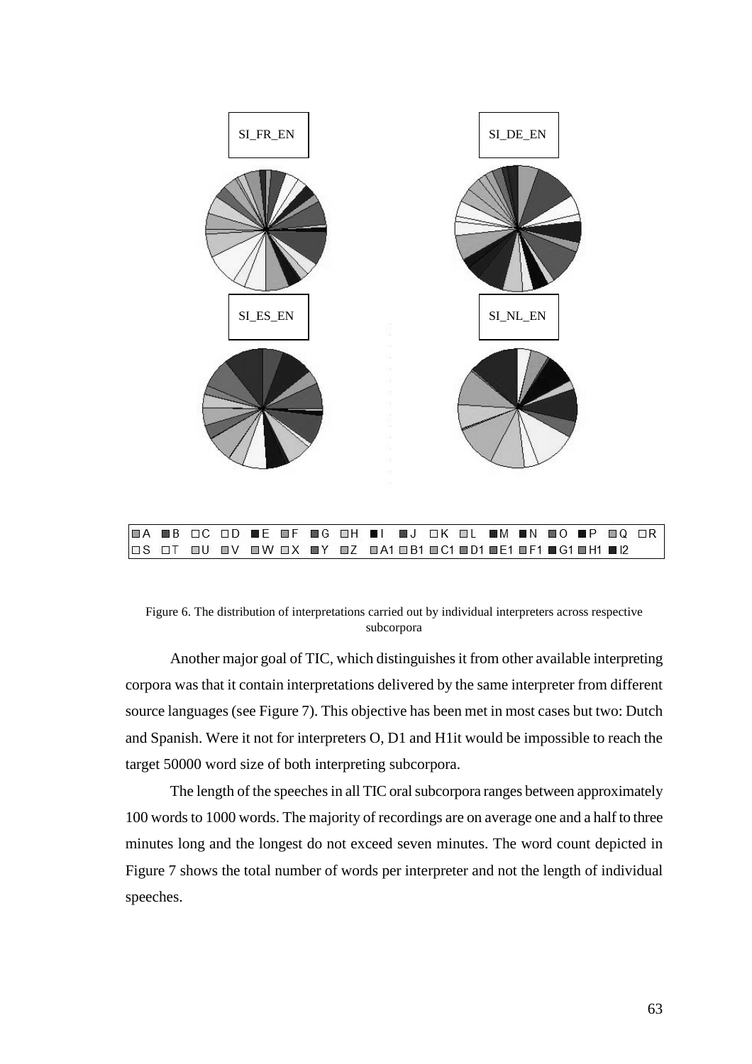SI_FR_EN

SI_DE_EN

SI_ES_EN

SI_NL_EN

A B C D E F G H I J K L M N O P Q R
S T U V W X Y Z A1 B1 C1 D1 E1 F1 G1 H1 I2

Figure 6. The distribution of interpretations carried out by individual interpreters across respective subcorpora

Another major goal of TIC, which distinguishes it from other available interpreting corpora was that it contain interpretations delivered by the same interpreter from different source languages (see Figure 7). This objective has been met in most cases but two: Dutch and Spanish. Were it not for interpreters O, D1 and H1it would be impossible to reach the target 50000 word size of both interpreting subcorpora.

The length of the speeches in all TIC oral subcorpora ranges between approximately 100 words to 1000 words. The majority of recordings are on average one and a half to three minutes long and the longest do not exceed seven minutes. The word count depicted in Figure 7 shows the total number of words per interpreter and not the length of individual speeches.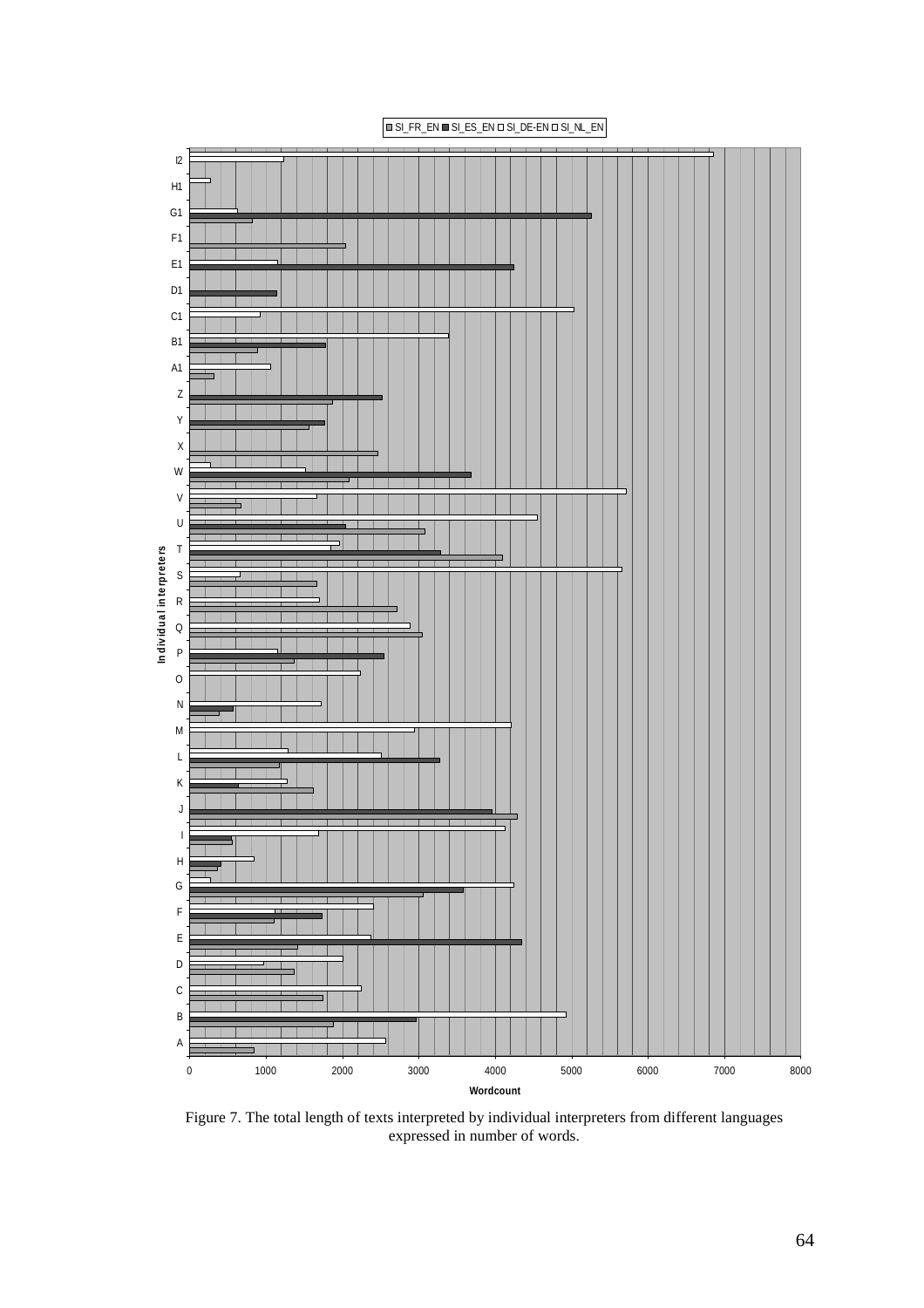Figure 7. The total length of texts interpreted by individual interpreters from different languages expressed in number of words.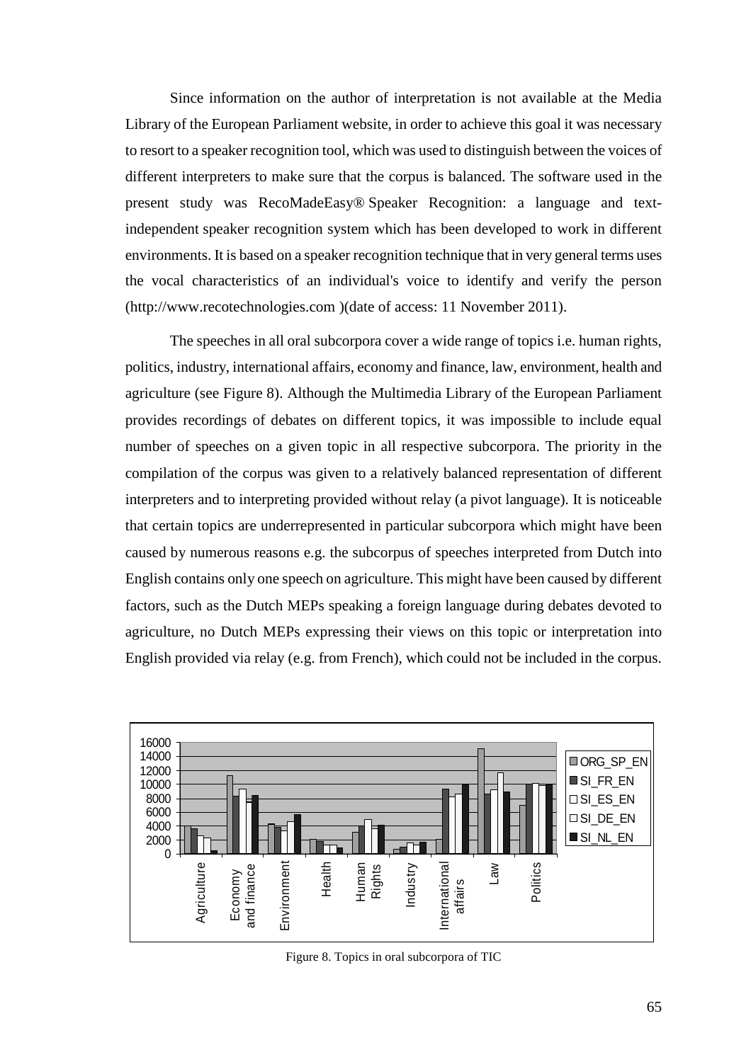Since information on the author of interpretation is not available at the Media Library of the European Parliament website, in order to achieve this goal it was necessary to resort to a speaker recognition tool, which was used to distinguish between the voices of different interpreters to make sure that the corpus is balanced. The software used in the present study was RecoMadeEasy® Speaker Recognition: a language and text-independent speaker recognition system which has been developed to work in different environments. It is based on a speaker recognition technique that in very general terms uses the vocal characteristics of an individual's voice to identify and verify the person (http://www.recotechnologies.com )(date of access: 11 November 2011).

The speeches in all oral subcorpora cover a wide range of topics i.e. human rights, politics, industry, international affairs, economy and finance, law, environment, health and agriculture (see Figure 8). Although the Multimedia Library of the European Parliament provides recordings of debates on different topics, it was impossible to include equal number of speeches on a given topic in all respective subcorpora. The priority in the compilation of the corpus was given to a relatively balanced representation of different interpreters and to interpreting provided without relay (a pivot language). It is noticeable that certain topics are underrepresented in particular subcorpora which might have been caused by numerous reasons e.g. the subcorpus of speeches interpreted from Dutch into English contains only one speech on agriculture. This might have been caused by different factors, such as the Dutch MEPs speaking a foreign language during debates devoted to agriculture, no Dutch MEPs expressing their views on this topic or interpretation into English provided via relay (e.g. from French), which could not be included in the corpus.

Figure 8. Topics in oral subcorpora of TIC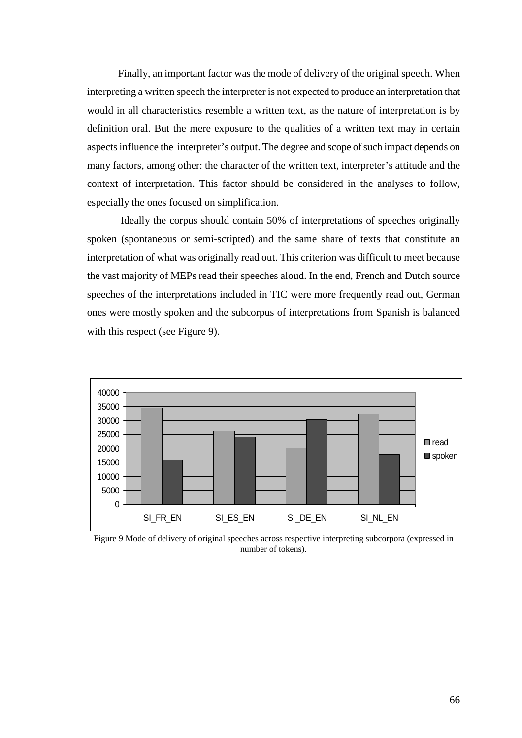Finally, an important factor was the mode of delivery of the original speech. When interpreting a written speech the interpreter is not expected to produce an interpretation that would in all characteristics resemble a written text, as the nature of interpretation is by definition oral. But the mere exposure to the qualities of a written text may in certain aspects influence the interpreter's output. The degree and scope of such impact depends on many factors, among other: the character of the written text, interpreter's attitude and the context of interpretation. This factor should be considered in the analyses to follow, especially the ones focused on simplification.

Ideally the corpus should contain 50% of interpretations of speeches originally spoken (spontaneous or semi-scripted) and the same share of texts that constitute an interpretation of what was originally read out. This criterion was difficult to meet because the vast majority of MEPs read their speeches aloud. In the end, French and Dutch source speeches of the interpretations included in TIC were more frequently read out, German ones were mostly spoken and the subcorpus of interpretations from Spanish is balanced with this respect (see Figure 9).

Figure 9 Mode of delivery of original speeches across respective interpreting subcorpora (expressed in number of tokens).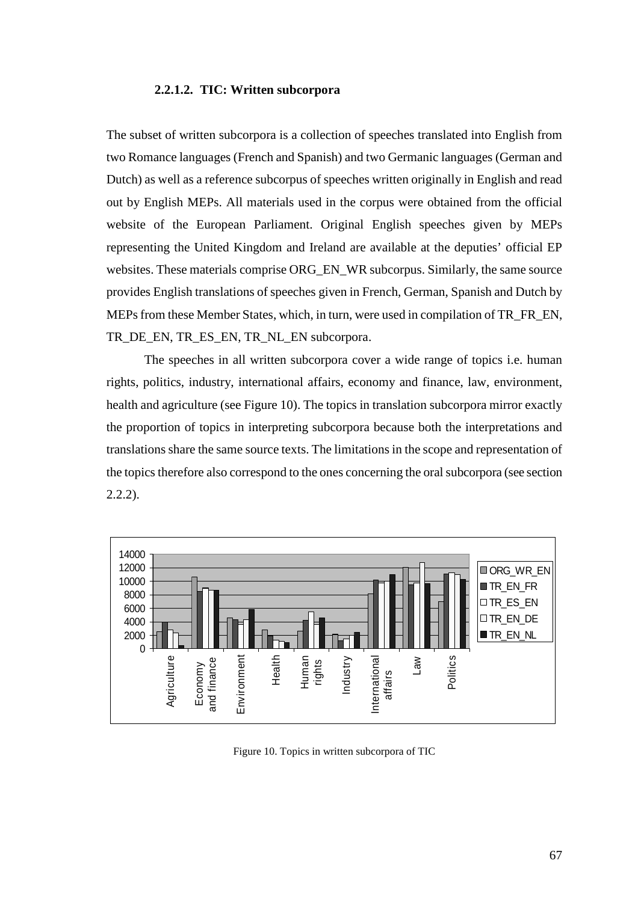#### 2.2.1.2. TIC: Written subcorpora

The subset of written subcorpora is a collection of speeches translated into English from two Romance languages (French and Spanish) and two Germanic languages (German and Dutch) as well as a reference subcorpus of speeches written originally in English and read out by English MEPs. All materials used in the corpus were obtained from the official website of the European Parliament. Original English speeches given by MEPs representing the United Kingdom and Ireland are available at the deputies' official EP websites. These materials comprise ORG_EN_WR subcorpus. Similarly, the same source provides English translations of speeches given in French, German, Spanish and Dutch by MEPs from these Member States, which, in turn, were used in compilation of TR_FR_EN, TR_DE_EN, TR_ES_EN, TR_NL_EN subcorpora.

The speeches in all written subcorpora cover a wide range of topics i.e. human rights, politics, industry, international affairs, economy and finance, law, environment, health and agriculture (see Figure 10). The topics in translation subcorpora mirror exactly the proportion of topics in interpreting subcorpora because both the interpretations and translations share the same source texts. The limitations in the scope and representation of the topics therefore also correspond to the ones concerning the oral subcorpora (see section 2.2.2).

Figure 10. Topics in written subcorpora of TIC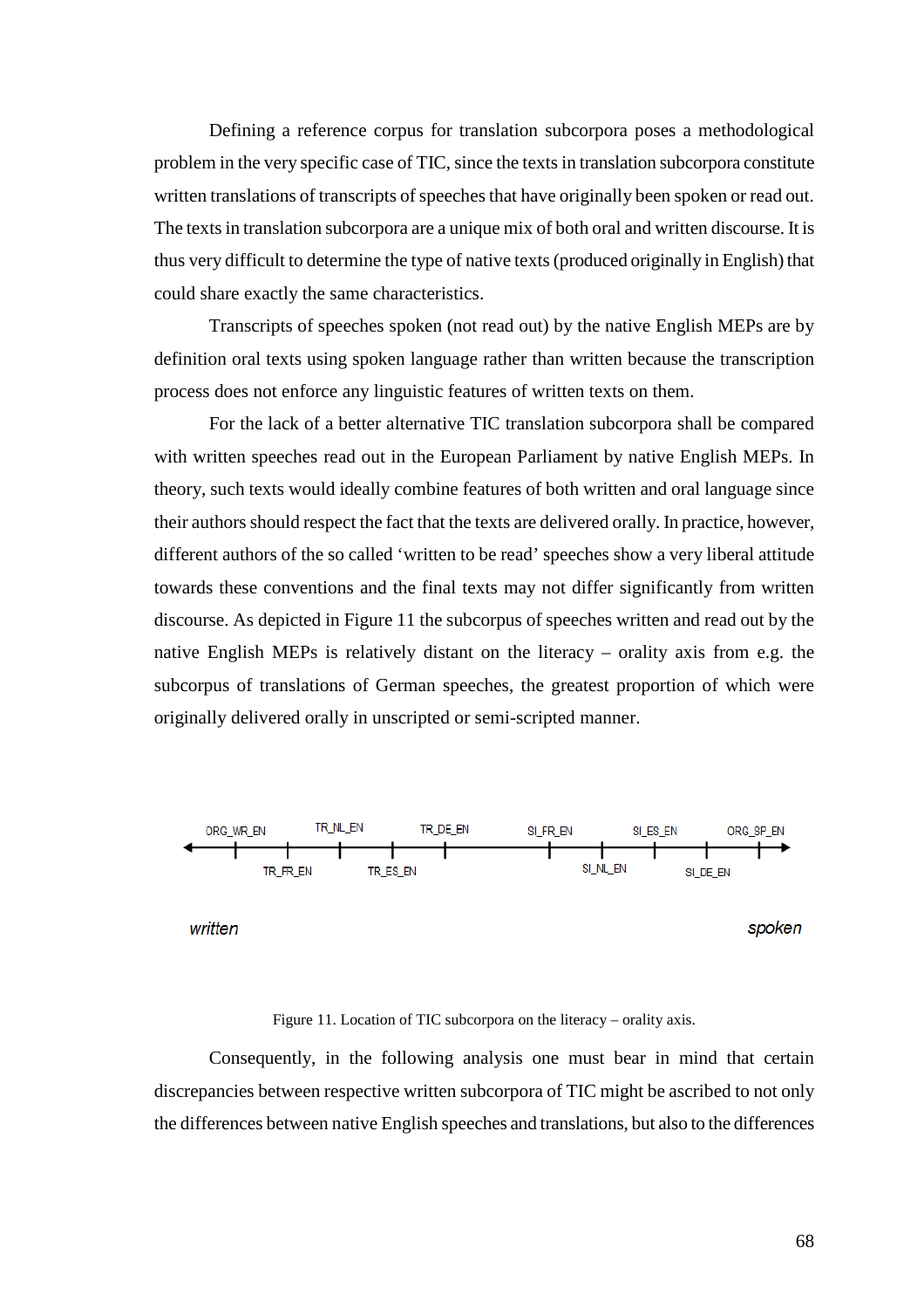Defining a reference corpus for translation subcorpora poses a methodological problem in the very specific case of TIC, since the texts in translation subcorpora constitute written translations of transcripts of speeches that have originally been spoken or read out. The texts in translation subcorpora are a unique mix of both oral and written discourse. It is thus very difficult to determine the type of native texts (produced originally in English) that could share exactly the same characteristics.

Transcripts of speeches spoken (not read out) by the native English MEPs are by definition oral texts using spoken language rather than written because the transcription process does not enforce any linguistic features of written texts on them.

For the lack of a better alternative TIC translation subcorpora shall be compared with written speeches read out in the European Parliament by native English MEPs. In theory, such texts would ideally combine features of both written and oral language since their authors should respect the fact that the texts are delivered orally. In practice, however, different authors of the so called 'written to be read' speeches show a very liberal attitude towards these conventions and the final texts may not differ significantly from written discourse. As depicted in Figure 11 the subcorpus of speeches written and read out by the native English MEPs is relatively distant on the literacy – orality axis from e.g. the subcorpus of translations of German speeches, the greatest proportion of which were originally delivered orally in unscripted or semi-scripted manner.

ORG_WR_EN – TR_FR_EN – TR_NL_EN – TR_ES_EN – TR_DE_EN – SI_FR_EN – SI_NL_EN – SI_ES_EN – SI_DE_EN – ORG_SP_EN

*written* ← → *spoken*

Figure 11. Location of TIC subcorpora on the literacy – orality axis.

Consequently, in the following analysis one must bear in mind that certain discrepancies between respective written subcorpora of TIC might be ascribed to not only the differences between native English speeches and translations, but also to the differences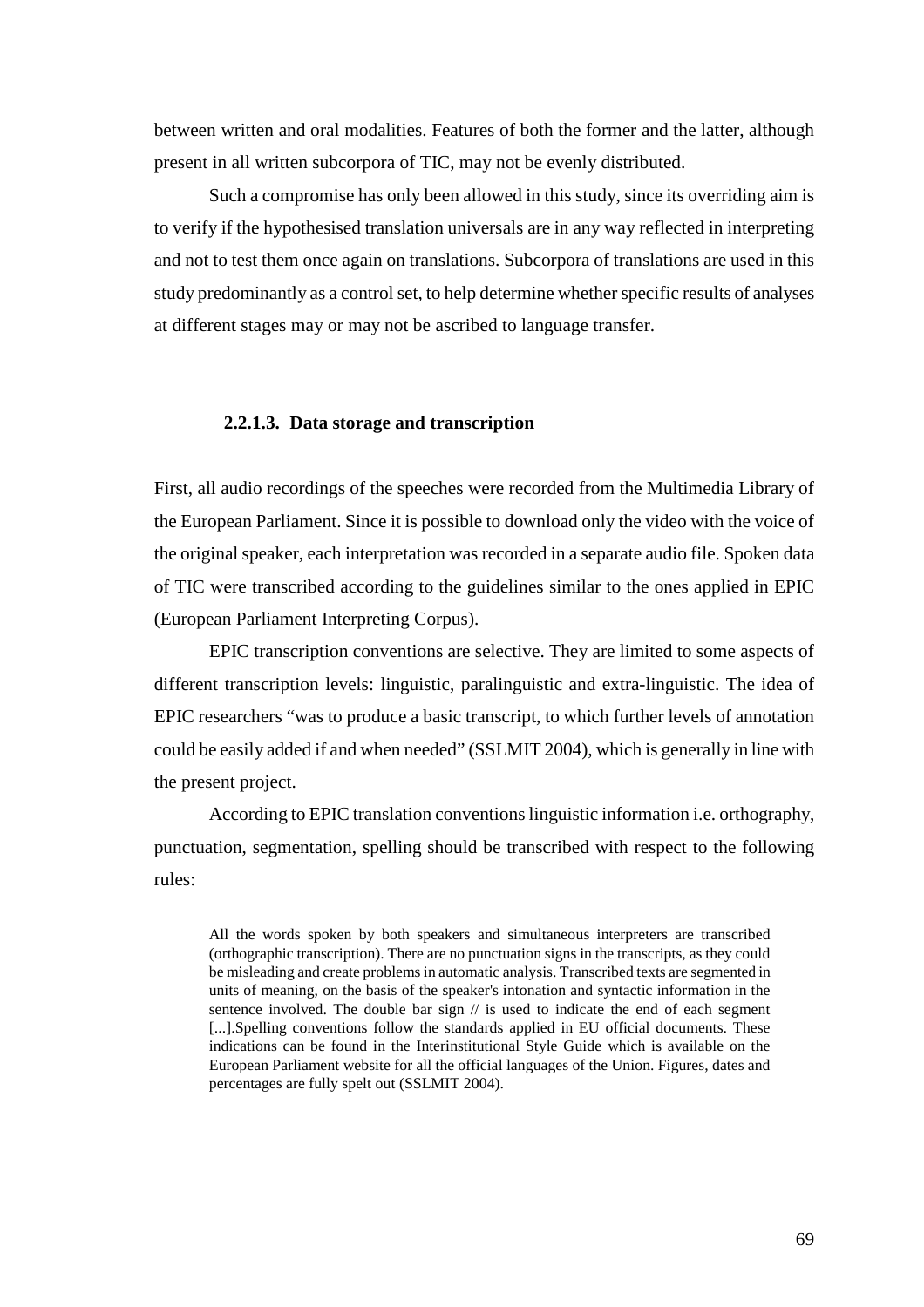between written and oral modalities. Features of both the former and the latter, although present in all written subcorpora of TIC, may not be evenly distributed.

Such a compromise has only been allowed in this study, since its overriding aim is to verify if the hypothesised translation universals are in any way reflected in interpreting and not to test them once again on translations. Subcorpora of translations are used in this study predominantly as a control set, to help determine whether specific results of analyses at different stages may or may not be ascribed to language transfer.

#### 2.2.1.3. Data storage and transcription

First, all audio recordings of the speeches were recorded from the Multimedia Library of the European Parliament. Since it is possible to download only the video with the voice of the original speaker, each interpretation was recorded in a separate audio file. Spoken data of TIC were transcribed according to the guidelines similar to the ones applied in EPIC (European Parliament Interpreting Corpus).

EPIC transcription conventions are selective. They are limited to some aspects of different transcription levels: linguistic, paralinguistic and extra-linguistic. The idea of EPIC researchers "was to produce a basic transcript, to which further levels of annotation could be easily added if and when needed" (SSLMIT 2004), which is generally in line with the present project.

According to EPIC translation conventions linguistic information i.e. orthography, punctuation, segmentation, spelling should be transcribed with respect to the following rules:

> All the words spoken by both speakers and simultaneous interpreters are transcribed (orthographic transcription). There are no punctuation signs in the transcripts, as they could be misleading and create problems in automatic analysis. Transcribed texts are segmented in units of meaning, on the basis of the speaker's intonation and syntactic information in the sentence involved. The double bar sign // is used to indicate the end of each segment [...].Spelling conventions follow the standards applied in EU official documents. These indications can be found in the Interinstitutional Style Guide which is available on the European Parliament website for all the official languages of the Union. Figures, dates and percentages are fully spelt out (SSLMIT 2004).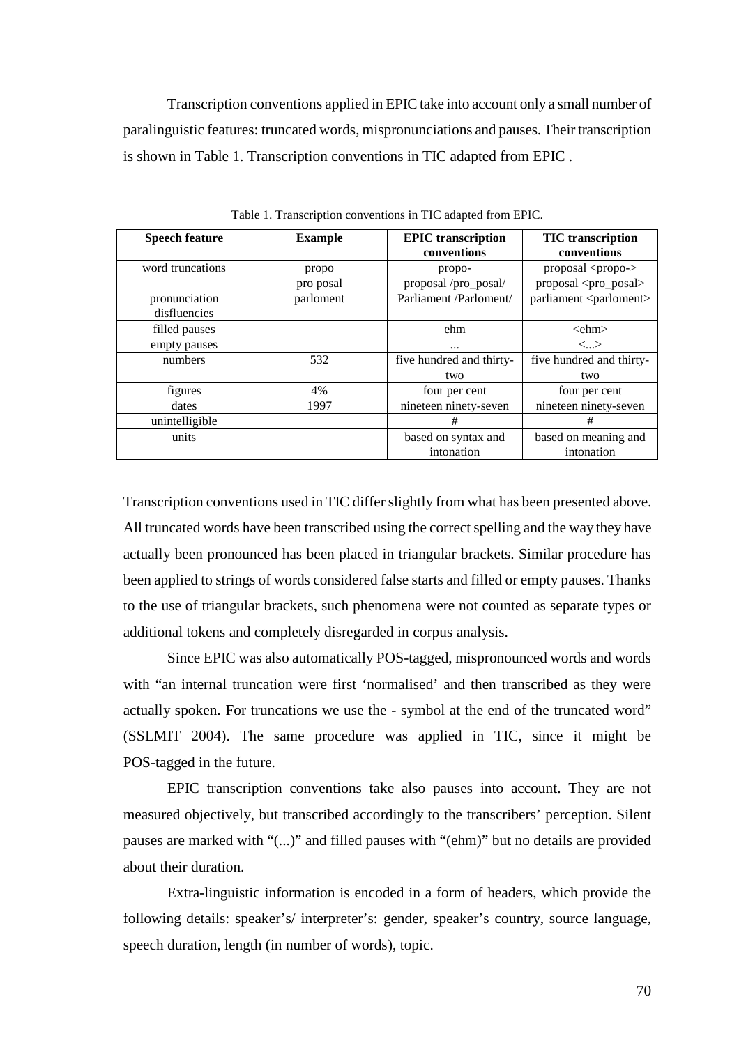Transcription conventions applied in EPIC take into account only a small number of paralinguistic features: truncated words, mispronunciations and pauses. Their transcription is shown in Table 1. Transcription conventions in TIC adapted from EPIC .

Table 1. Transcription conventions in TIC adapted from EPIC.

| Speech feature | Example | EPIC transcription conventions | TIC transcription conventions |
|---|---|---|---|
| word truncations | propo<br>pro posal | propo-<br>proposal /pro_posal/ | proposal <propo-><br>proposal <pro_posal> |
| pronunciation disfluencies | parloment | Parliament /Parloment/ | parliament <parloment> |
| filled pauses | | ehm | <ehm> |
| empty pauses | | ... | <...> |
| numbers | 532 | five hundred and thirty-two | five hundred and thirty-two |
| figures | 4% | four per cent | four per cent |
| dates | 1997 | nineteen ninety-seven | nineteen ninety-seven |
| unintelligible | | # | # |
| units | | based on syntax and intonation | based on meaning and intonation |

Transcription conventions used in TIC differ slightly from what has been presented above. All truncated words have been transcribed using the correct spelling and the way they have actually been pronounced has been placed in triangular brackets. Similar procedure has been applied to strings of words considered false starts and filled or empty pauses. Thanks to the use of triangular brackets, such phenomena were not counted as separate types or additional tokens and completely disregarded in corpus analysis.

Since EPIC was also automatically POS-tagged, mispronounced words and words with "an internal truncation were first 'normalised' and then transcribed as they were actually spoken. For truncations we use the - symbol at the end of the truncated word" (SSLMIT 2004). The same procedure was applied in TIC, since it might be POS-tagged in the future.

EPIC transcription conventions take also pauses into account. They are not measured objectively, but transcribed accordingly to the transcribers' perception. Silent pauses are marked with "(...)" and filled pauses with "(ehm)" but no details are provided about their duration.

Extra-linguistic information is encoded in a form of headers, which provide the following details: speaker's/ interpreter's: gender, speaker's country, source language, speech duration, length (in number of words), topic.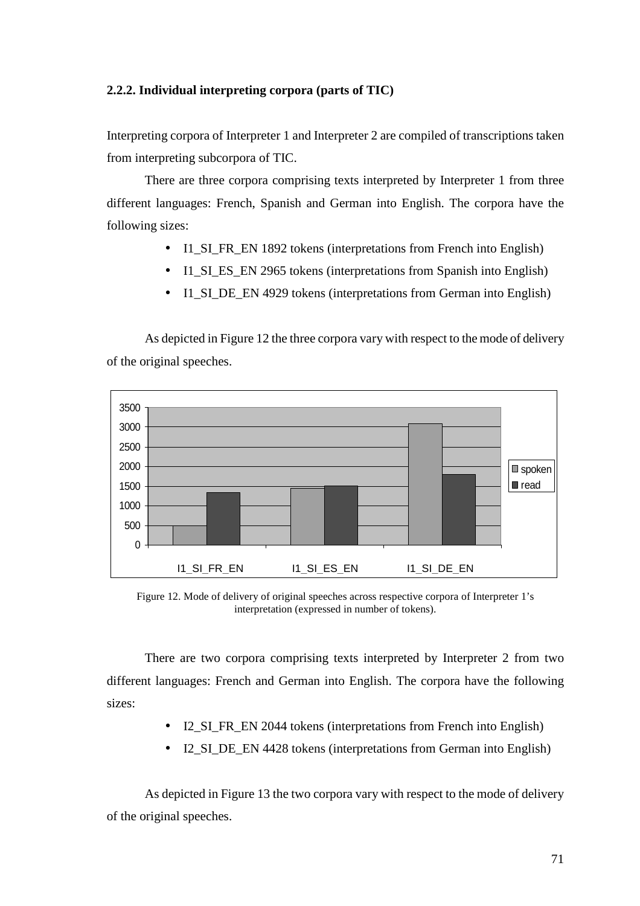### 2.2.2. Individual interpreting corpora (parts of TIC)

Interpreting corpora of Interpreter 1 and Interpreter 2 are compiled of transcriptions taken from interpreting subcorpora of TIC.

There are three corpora comprising texts interpreted by Interpreter 1 from three different languages: French, Spanish and German into English. The corpora have the following sizes:

- I1_SI_FR_EN 1892 tokens (interpretations from French into English)
- I1_SI_ES_EN 2965 tokens (interpretations from Spanish into English)
- I1_SI_DE_EN 4929 tokens (interpretations from German into English)

As depicted in Figure 12 the three corpora vary with respect to the mode of delivery of the original speeches.

Figure 12. Mode of delivery of original speeches across respective corpora of Interpreter 1's interpretation (expressed in number of tokens).

There are two corpora comprising texts interpreted by Interpreter 2 from two different languages: French and German into English. The corpora have the following sizes:

- I2_SI_FR_EN 2044 tokens (interpretations from French into English)
- I2_SI_DE_EN 4428 tokens (interpretations from German into English)

As depicted in Figure 13 the two corpora vary with respect to the mode of delivery of the original speeches.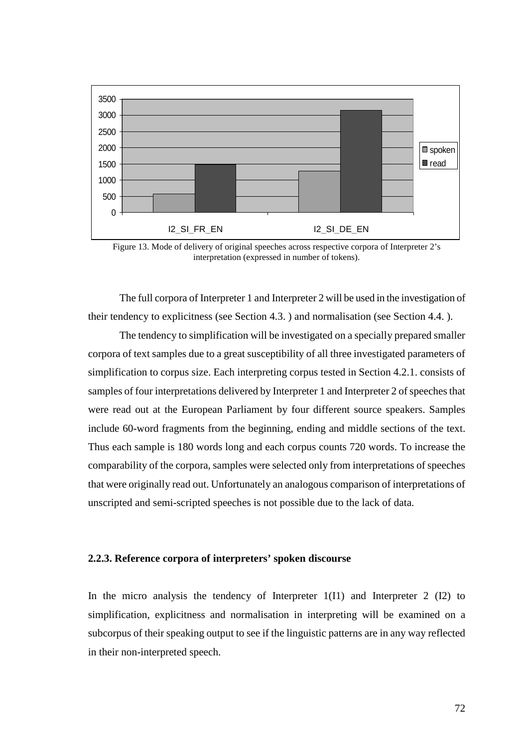Figure 13. Mode of delivery of original speeches across respective corpora of Interpreter 2's interpretation (expressed in number of tokens).

The full corpora of Interpreter 1 and Interpreter 2 will be used in the investigation of their tendency to explicitness (see Section 4.3. ) and normalisation (see Section 4.4. ).

The tendency to simplification will be investigated on a specially prepared smaller corpora of text samples due to a great susceptibility of all three investigated parameters of simplification to corpus size. Each interpreting corpus tested in Section 4.2.1. consists of samples of four interpretations delivered by Interpreter 1 and Interpreter 2 of speeches that were read out at the European Parliament by four different source speakers. Samples include 60-word fragments from the beginning, ending and middle sections of the text. Thus each sample is 180 words long and each corpus counts 720 words. To increase the comparability of the corpora, samples were selected only from interpretations of speeches that were originally read out. Unfortunately an analogous comparison of interpretations of unscripted and semi-scripted speeches is not possible due to the lack of data.

### 2.2.3. Reference corpora of interpreters' spoken discourse

In the micro analysis the tendency of Interpreter 1(I1) and Interpreter 2 (I2) to simplification, explicitness and normalisation in interpreting will be examined on a subcorpus of their speaking output to see if the linguistic patterns are in any way reflected in their non-interpreted speech.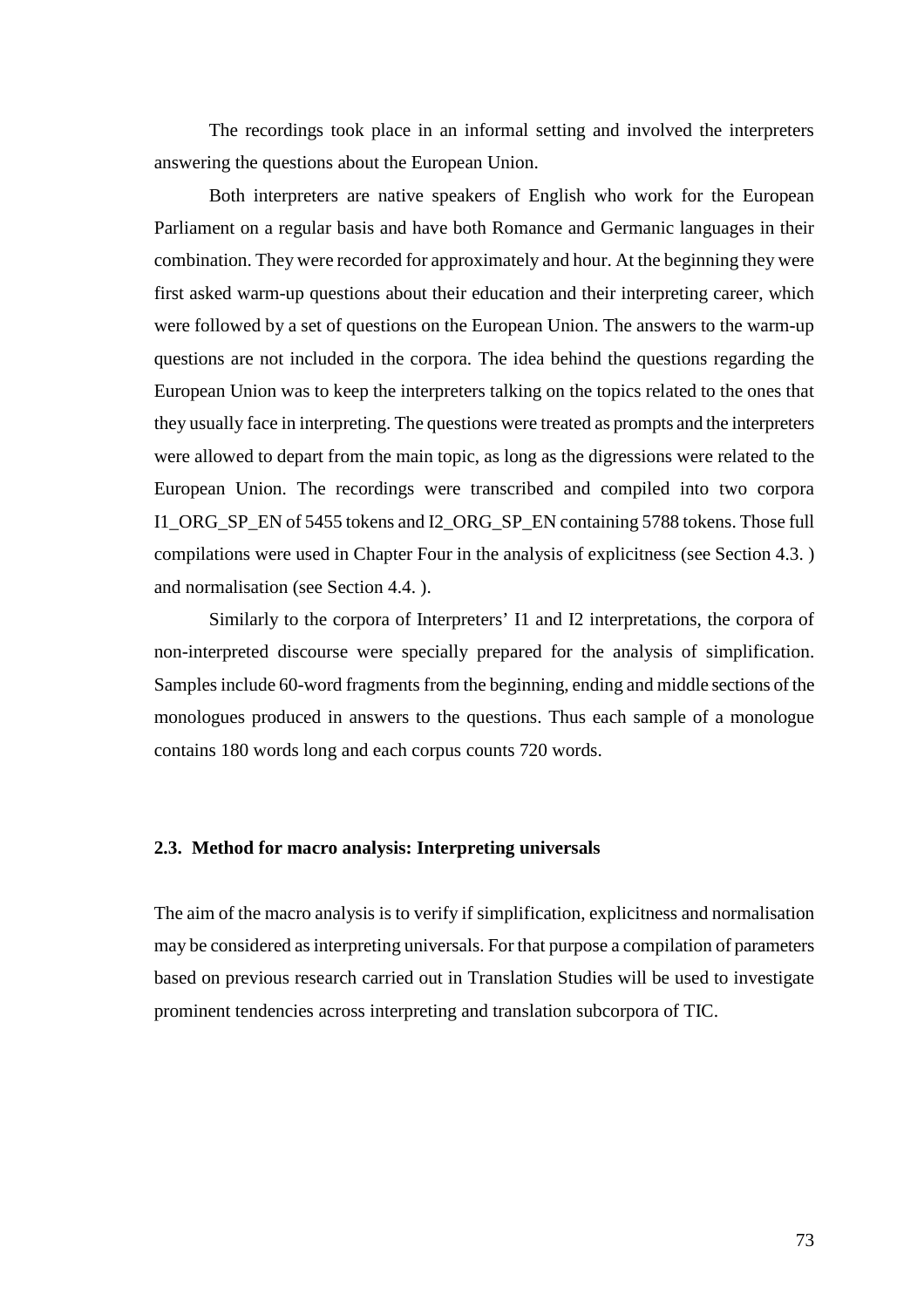The recordings took place in an informal setting and involved the interpreters answering the questions about the European Union.

Both interpreters are native speakers of English who work for the European Parliament on a regular basis and have both Romance and Germanic languages in their combination. They were recorded for approximately and hour. At the beginning they were first asked warm-up questions about their education and their interpreting career, which were followed by a set of questions on the European Union. The answers to the warm-up questions are not included in the corpora. The idea behind the questions regarding the European Union was to keep the interpreters talking on the topics related to the ones that they usually face in interpreting. The questions were treated as prompts and the interpreters were allowed to depart from the main topic, as long as the digressions were related to the European Union. The recordings were transcribed and compiled into two corpora I1_ORG_SP_EN of 5455 tokens and I2_ORG_SP_EN containing 5788 tokens. Those full compilations were used in Chapter Four in the analysis of explicitness (see Section 4.3. ) and normalisation (see Section 4.4. ).

Similarly to the corpora of Interpreters' I1 and I2 interpretations, the corpora of non-interpreted discourse were specially prepared for the analysis of simplification. Samples include 60-word fragments from the beginning, ending and middle sections of the monologues produced in answers to the questions. Thus each sample of a monologue contains 180 words long and each corpus counts 720 words.

### 2.3. Method for macro analysis: Interpreting universals

The aim of the macro analysis is to verify if simplification, explicitness and normalisation may be considered as interpreting universals. For that purpose a compilation of parameters based on previous research carried out in Translation Studies will be used to investigate prominent tendencies across interpreting and translation subcorpora of TIC.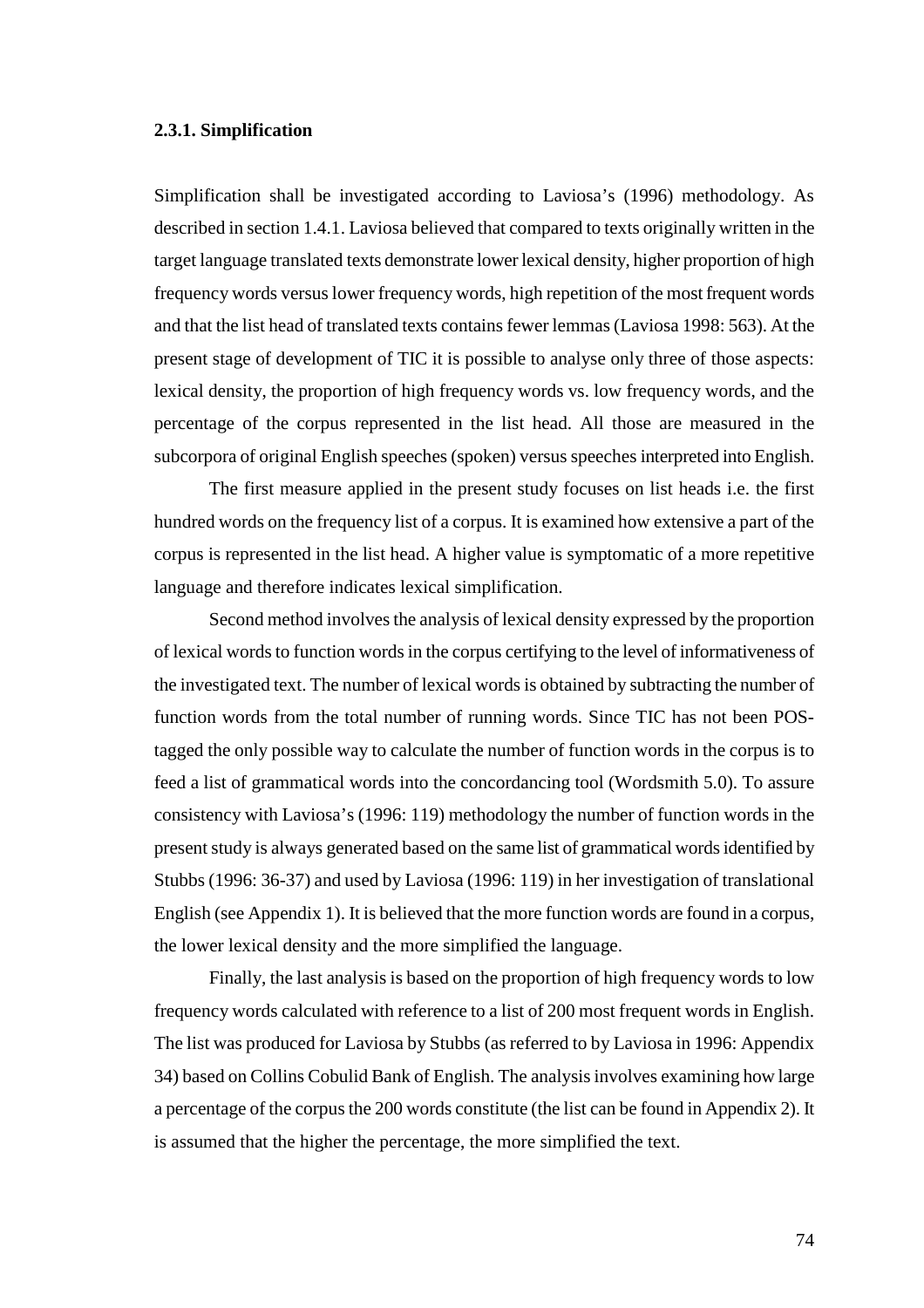### 2.3.1. Simplification

Simplification shall be investigated according to Laviosa's (1996) methodology. As described in section 1.4.1. Laviosa believed that compared to texts originally written in the target language translated texts demonstrate lower lexical density, higher proportion of high frequency words versus lower frequency words, high repetition of the most frequent words and that the list head of translated texts contains fewer lemmas (Laviosa 1998: 563). At the present stage of development of TIC it is possible to analyse only three of those aspects: lexical density, the proportion of high frequency words vs. low frequency words, and the percentage of the corpus represented in the list head. All those are measured in the subcorpora of original English speeches (spoken) versus speeches interpreted into English.

The first measure applied in the present study focuses on list heads i.e. the first hundred words on the frequency list of a corpus. It is examined how extensive a part of the corpus is represented in the list head. A higher value is symptomatic of a more repetitive language and therefore indicates lexical simplification.

Second method involves the analysis of lexical density expressed by the proportion of lexical words to function words in the corpus certifying to the level of informativeness of the investigated text. The number of lexical words is obtained by subtracting the number of function words from the total number of running words. Since TIC has not been POS-tagged the only possible way to calculate the number of function words in the corpus is to feed a list of grammatical words into the concordancing tool (Wordsmith 5.0). To assure consistency with Laviosa's (1996: 119) methodology the number of function words in the present study is always generated based on the same list of grammatical words identified by Stubbs (1996: 36-37) and used by Laviosa (1996: 119) in her investigation of translational English (see Appendix 1). It is believed that the more function words are found in a corpus, the lower lexical density and the more simplified the language.

Finally, the last analysis is based on the proportion of high frequency words to low frequency words calculated with reference to a list of 200 most frequent words in English. The list was produced for Laviosa by Stubbs (as referred to by Laviosa in 1996: Appendix 34) based on Collins Cobulid Bank of English. The analysis involves examining how large a percentage of the corpus the 200 words constitute (the list can be found in Appendix 2). It is assumed that the higher the percentage, the more simplified the text.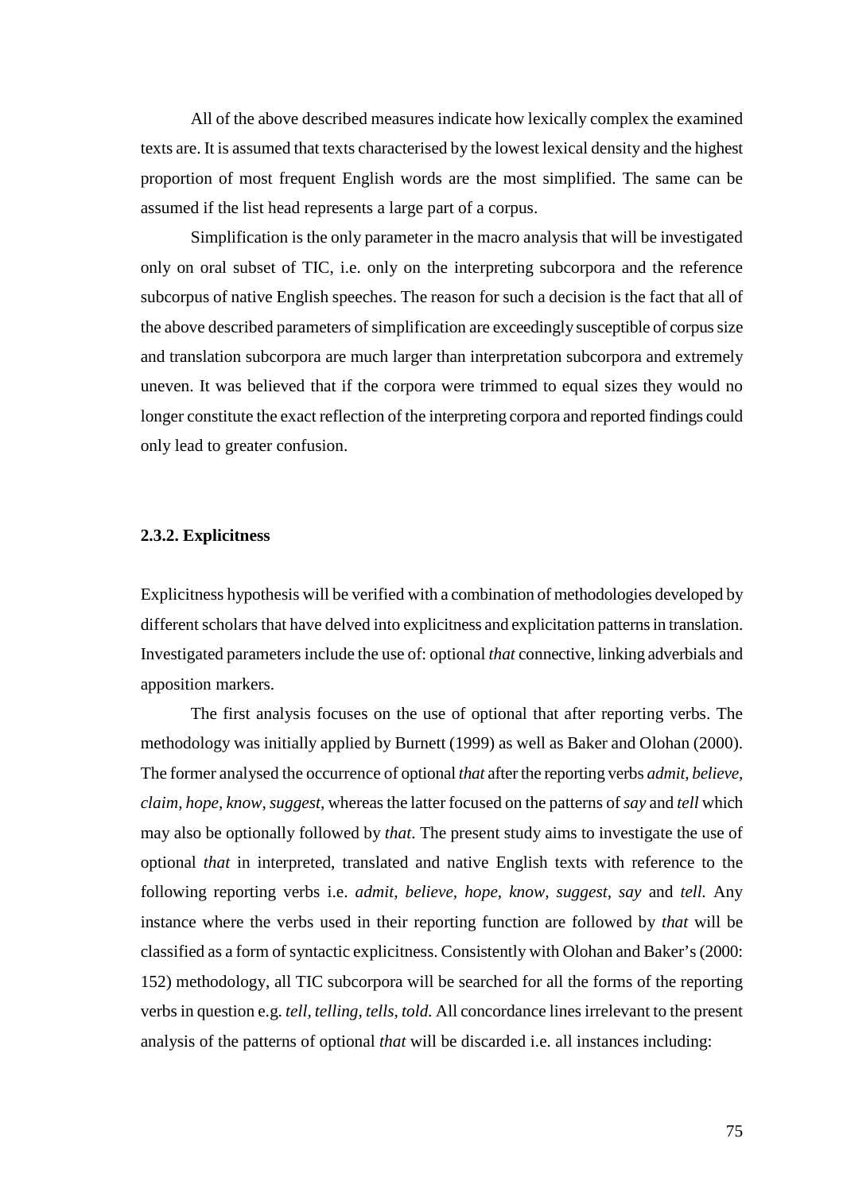All of the above described measures indicate how lexically complex the examined texts are. It is assumed that texts characterised by the lowest lexical density and the highest proportion of most frequent English words are the most simplified. The same can be assumed if the list head represents a large part of a corpus.

Simplification is the only parameter in the macro analysis that will be investigated only on oral subset of TIC, i.e. only on the interpreting subcorpora and the reference subcorpus of native English speeches. The reason for such a decision is the fact that all of the above described parameters of simplification are exceedingly susceptible of corpus size and translation subcorpora are much larger than interpretation subcorpora and extremely uneven. It was believed that if the corpora were trimmed to equal sizes they would no longer constitute the exact reflection of the interpreting corpora and reported findings could only lead to greater confusion.

### 2.3.2. Explicitness

Explicitness hypothesis will be verified with a combination of methodologies developed by different scholars that have delved into explicitness and explicitation patterns in translation. Investigated parameters include the use of: optional *that* connective, linking adverbials and apposition markers.

The first analysis focuses on the use of optional that after reporting verbs. The methodology was initially applied by Burnett (1999) as well as Baker and Olohan (2000). The former analysed the occurrence of optional *that* after the reporting verbs *admit, believe, claim, hope, know, suggest,* whereas the latter focused on the patterns of *say* and *tell* which may also be optionally followed by *that*. The present study aims to investigate the use of optional *that* in interpreted, translated and native English texts with reference to the following reporting verbs i.e. *admit, believe, hope, know, suggest, say* and *tell.* Any instance where the verbs used in their reporting function are followed by *that* will be classified as a form of syntactic explicitness. Consistently with Olohan and Baker's (2000: 152) methodology, all TIC subcorpora will be searched for all the forms of the reporting verbs in question e.g. *tell, telling, tells, told.* All concordance lines irrelevant to the present analysis of the patterns of optional *that* will be discarded i.e. all instances including: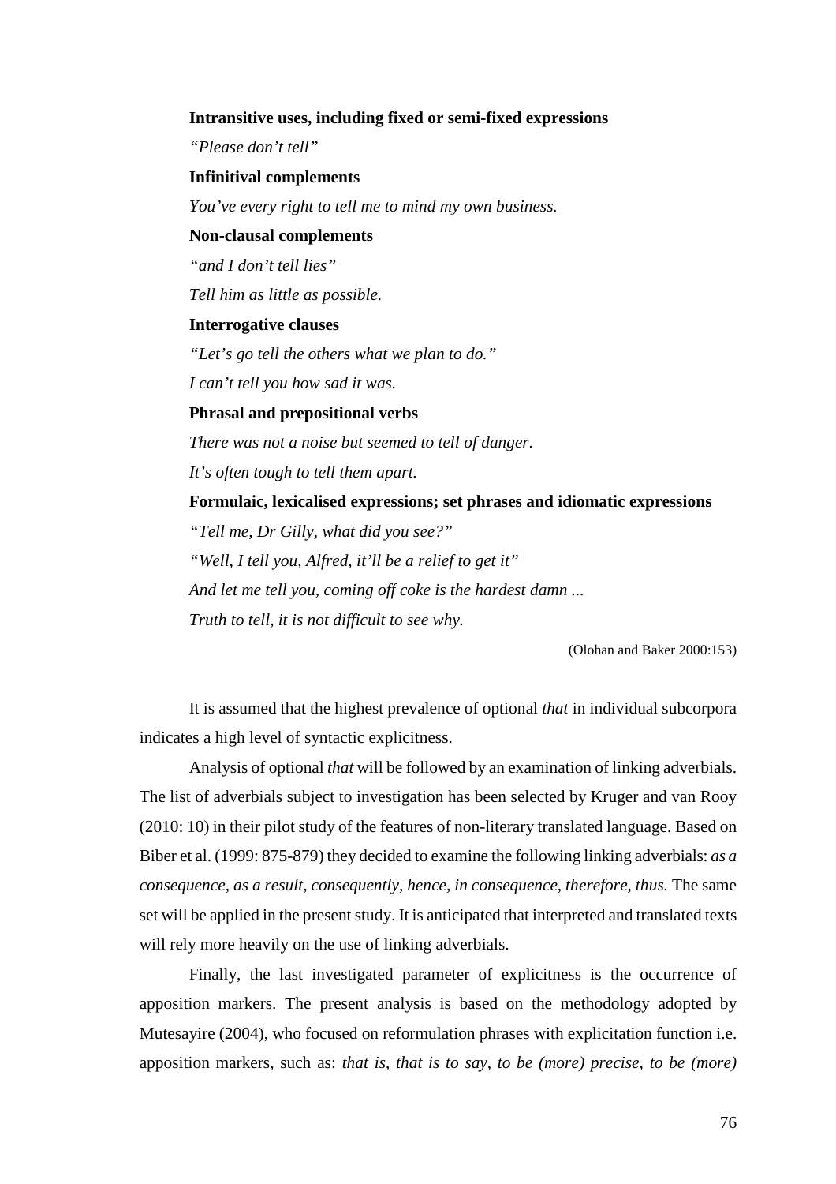**Intransitive uses, including fixed or semi-fixed expressions**

*"Please don't tell"*

**Infinitival complements**

*You've every right to tell me to mind my own business.*

**Non-clausal complements**

*"and I don't tell lies"*

*Tell him as little as possible.*

**Interrogative clauses**

*"Let's go tell the others what we plan to do."*

*I can't tell you how sad it was.*

**Phrasal and prepositional verbs**

*There was not a noise but seemed to tell of danger.*

*It's often tough to tell them apart.*

**Formulaic, lexicalised expressions; set phrases and idiomatic expressions**

*"Tell me, Dr Gilly, what did you see?"*

*"Well, I tell you, Alfred, it'll be a relief to get it"*

*And let me tell you, coming off coke is the hardest damn ...*

*Truth to tell, it is not difficult to see why.*

(Olohan and Baker 2000:153)

It is assumed that the highest prevalence of optional *that* in individual subcorpora indicates a high level of syntactic explicitness.

Analysis of optional *that* will be followed by an examination of linking adverbials. The list of adverbials subject to investigation has been selected by Kruger and van Rooy (2010: 10) in their pilot study of the features of non-literary translated language. Based on Biber et al. (1999: 875-879) they decided to examine the following linking adverbials: *as a consequence, as a result, consequently, hence, in consequence, therefore, thus.* The same set will be applied in the present study. It is anticipated that interpreted and translated texts will rely more heavily on the use of linking adverbials.

Finally, the last investigated parameter of explicitness is the occurrence of apposition markers. The present analysis is based on the methodology adopted by Mutesayire (2004), who focused on reformulation phrases with explicitation function i.e. apposition markers, such as: *that is, that is to say, to be (more) precise, to be (more)*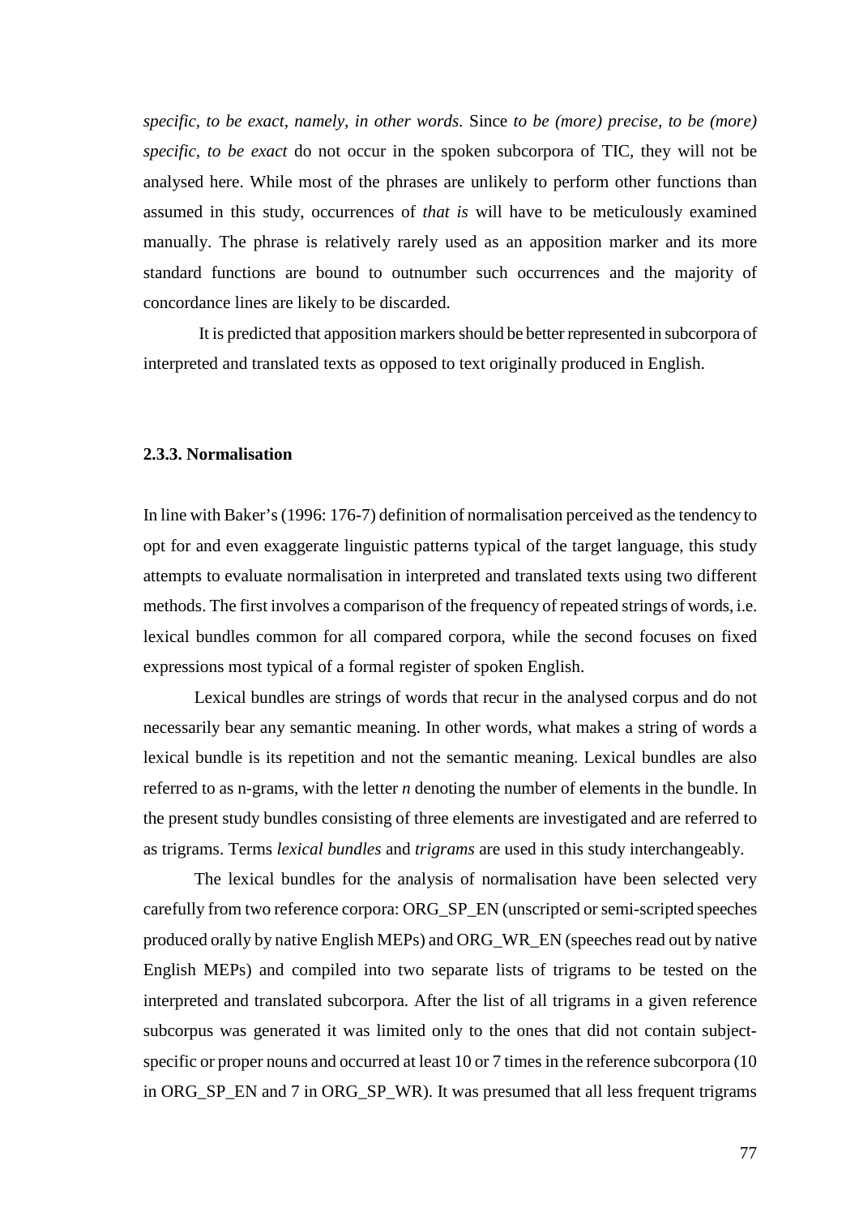*specific*, *to be exact, namely, in other words.* Since *to be (more) precise, to be (more) specific, to be exact* do not occur in the spoken subcorpora of TIC, they will not be analysed here. While most of the phrases are unlikely to perform other functions than assumed in this study, occurrences of *that is* will have to be meticulously examined manually. The phrase is relatively rarely used as an apposition marker and its more standard functions are bound to outnumber such occurrences and the majority of concordance lines are likely to be discarded.

It is predicted that apposition markers should be better represented in subcorpora of interpreted and translated texts as opposed to text originally produced in English.

### 2.3.3. Normalisation

In line with Baker's (1996: 176-7) definition of normalisation perceived as the tendency to opt for and even exaggerate linguistic patterns typical of the target language, this study attempts to evaluate normalisation in interpreted and translated texts using two different methods. The first involves a comparison of the frequency of repeated strings of words, i.e. lexical bundles common for all compared corpora, while the second focuses on fixed expressions most typical of a formal register of spoken English.

Lexical bundles are strings of words that recur in the analysed corpus and do not necessarily bear any semantic meaning. In other words, what makes a string of words a lexical bundle is its repetition and not the semantic meaning. Lexical bundles are also referred to as n-grams, with the letter *n* denoting the number of elements in the bundle. In the present study bundles consisting of three elements are investigated and are referred to as trigrams. Terms *lexical bundles* and *trigrams* are used in this study interchangeably.

The lexical bundles for the analysis of normalisation have been selected very carefully from two reference corpora: ORG_SP_EN (unscripted or semi-scripted speeches produced orally by native English MEPs) and ORG_WR_EN (speeches read out by native English MEPs) and compiled into two separate lists of trigrams to be tested on the interpreted and translated subcorpora. After the list of all trigrams in a given reference subcorpus was generated it was limited only to the ones that did not contain subject-specific or proper nouns and occurred at least 10 or 7 times in the reference subcorpora (10 in ORG_SP_EN and 7 in ORG_SP_WR). It was presumed that all less frequent trigrams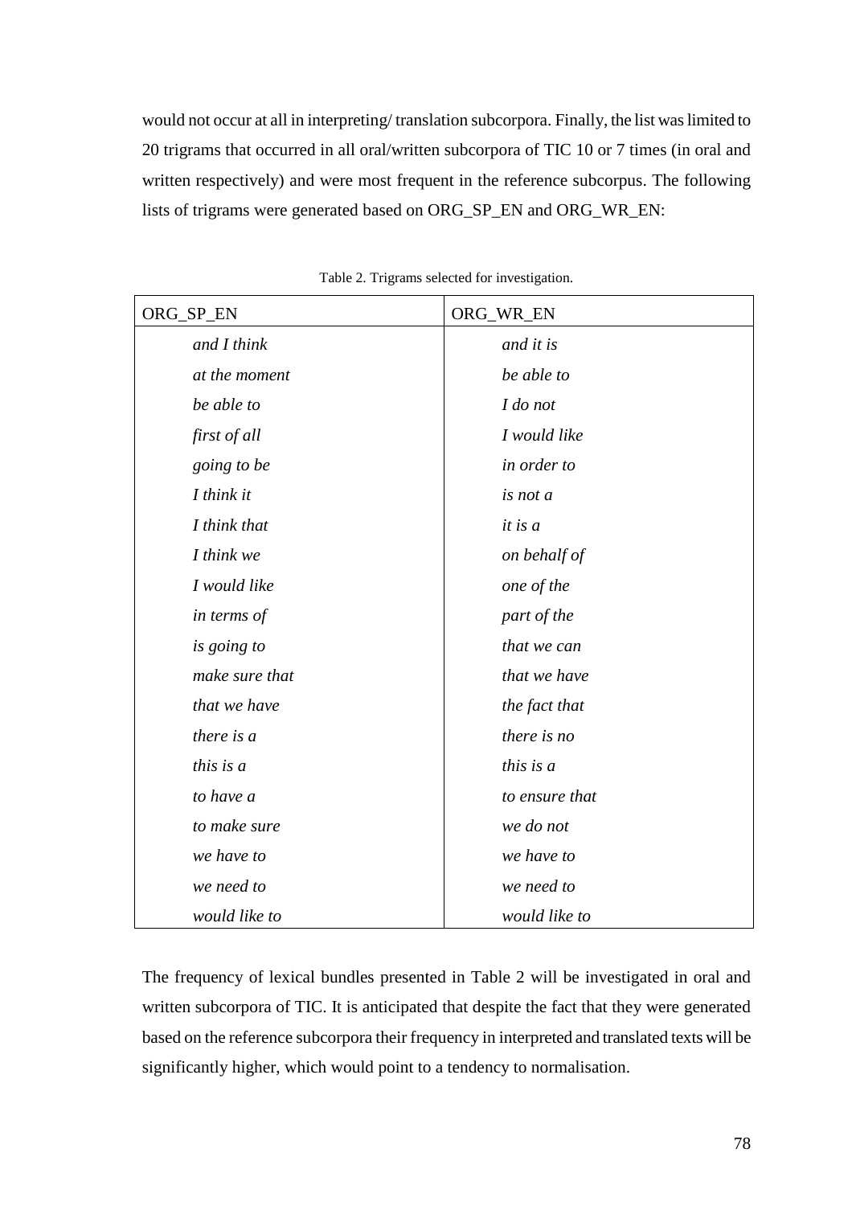would not occur at all in interpreting/ translation subcorpora. Finally, the list was limited to 20 trigrams that occurred in all oral/written subcorpora of TIC 10 or 7 times (in oral and written respectively) and were most frequent in the reference subcorpus. The following lists of trigrams were generated based on ORG_SP_EN and ORG_WR_EN:

Table 2. Trigrams selected for investigation.

| ORG_SP_EN | ORG_WR_EN |
|---|---|
| *and I think* | *and it is* |
| *at the moment* | *be able to* |
| *be able to* | *I do not* |
| *first of all* | *I would like* |
| *going to be* | *in order to* |
| *I think it* | *is not a* |
| *I think that* | *it is a* |
| *I think we* | *on behalf of* |
| *I would like* | *one of the* |
| *in terms of* | *part of the* |
| *is going to* | *that we can* |
| *make sure that* | *that we have* |
| *that we have* | *the fact that* |
| *there is a* | *there is no* |
| *this is a* | *this is a* |
| *to have a* | *to ensure that* |
| *to make sure* | *we do not* |
| *we have to* | *we have to* |
| *we need to* | *we need to* |
| *would like to* | *would like to* |

The frequency of lexical bundles presented in Table 2 will be investigated in oral and written subcorpora of TIC. It is anticipated that despite the fact that they were generated based on the reference subcorpora their frequency in interpreted and translated texts will be significantly higher, which would point to a tendency to normalisation.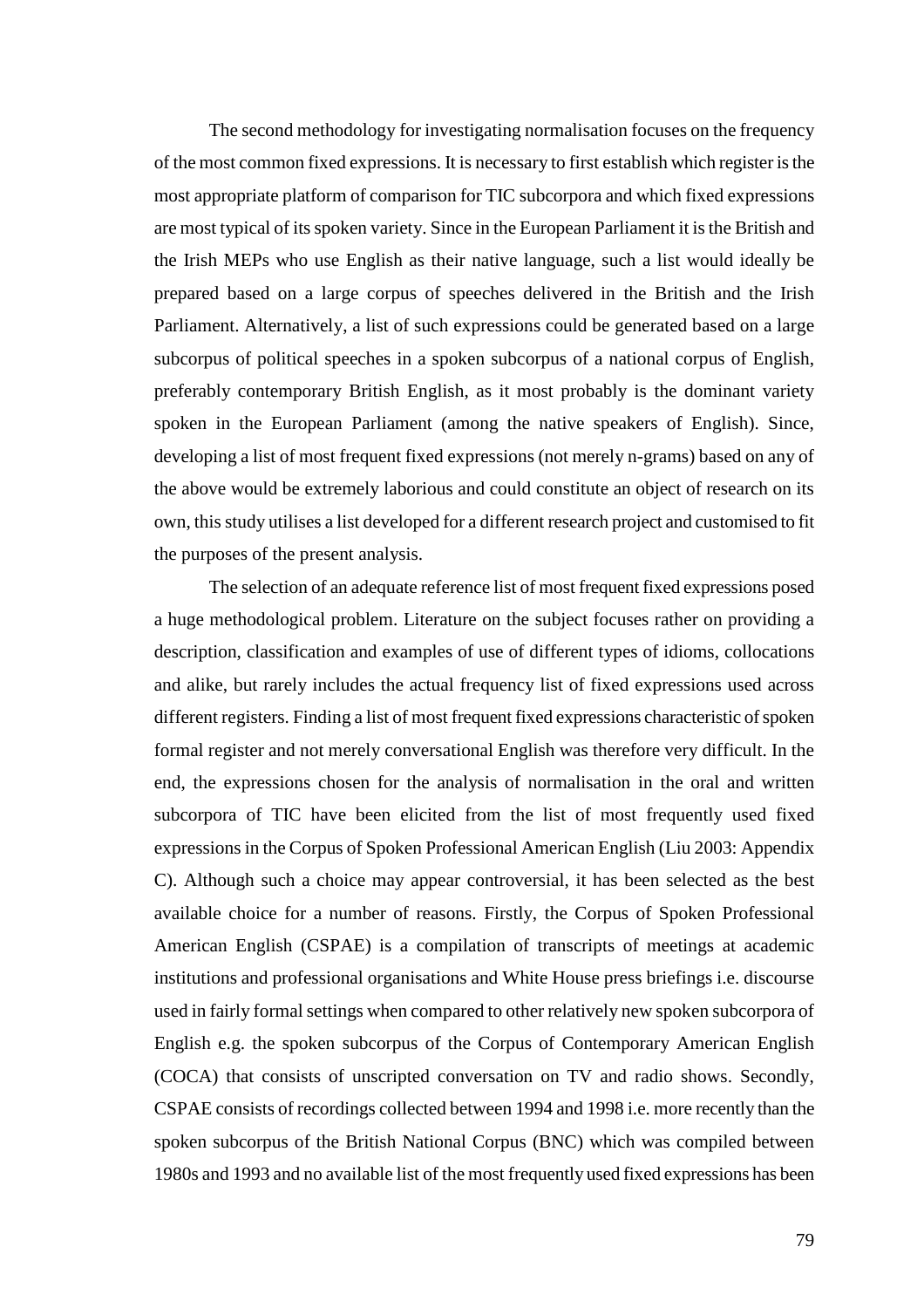The second methodology for investigating normalisation focuses on the frequency of the most common fixed expressions. It is necessary to first establish which register is the most appropriate platform of comparison for TIC subcorpora and which fixed expressions are most typical of its spoken variety. Since in the European Parliament it is the British and the Irish MEPs who use English as their native language, such a list would ideally be prepared based on a large corpus of speeches delivered in the British and the Irish Parliament. Alternatively, a list of such expressions could be generated based on a large subcorpus of political speeches in a spoken subcorpus of a national corpus of English, preferably contemporary British English, as it most probably is the dominant variety spoken in the European Parliament (among the native speakers of English). Since, developing a list of most frequent fixed expressions (not merely n-grams) based on any of the above would be extremely laborious and could constitute an object of research on its own, this study utilises a list developed for a different research project and customised to fit the purposes of the present analysis.

The selection of an adequate reference list of most frequent fixed expressions posed a huge methodological problem. Literature on the subject focuses rather on providing a description, classification and examples of use of different types of idioms, collocations and alike, but rarely includes the actual frequency list of fixed expressions used across different registers. Finding a list of most frequent fixed expressions characteristic of spoken formal register and not merely conversational English was therefore very difficult. In the end, the expressions chosen for the analysis of normalisation in the oral and written subcorpora of TIC have been elicited from the list of most frequently used fixed expressions in the Corpus of Spoken Professional American English (Liu 2003: Appendix C). Although such a choice may appear controversial, it has been selected as the best available choice for a number of reasons. Firstly, the Corpus of Spoken Professional American English (CSPAE) is a compilation of transcripts of meetings at academic institutions and professional organisations and White House press briefings i.e. discourse used in fairly formal settings when compared to other relatively new spoken subcorpora of English e.g. the spoken subcorpus of the Corpus of Contemporary American English (COCA) that consists of unscripted conversation on TV and radio shows. Secondly, CSPAE consists of recordings collected between 1994 and 1998 i.e. more recently than the spoken subcorpus of the British National Corpus (BNC) which was compiled between 1980s and 1993 and no available list of the most frequently used fixed expressions has been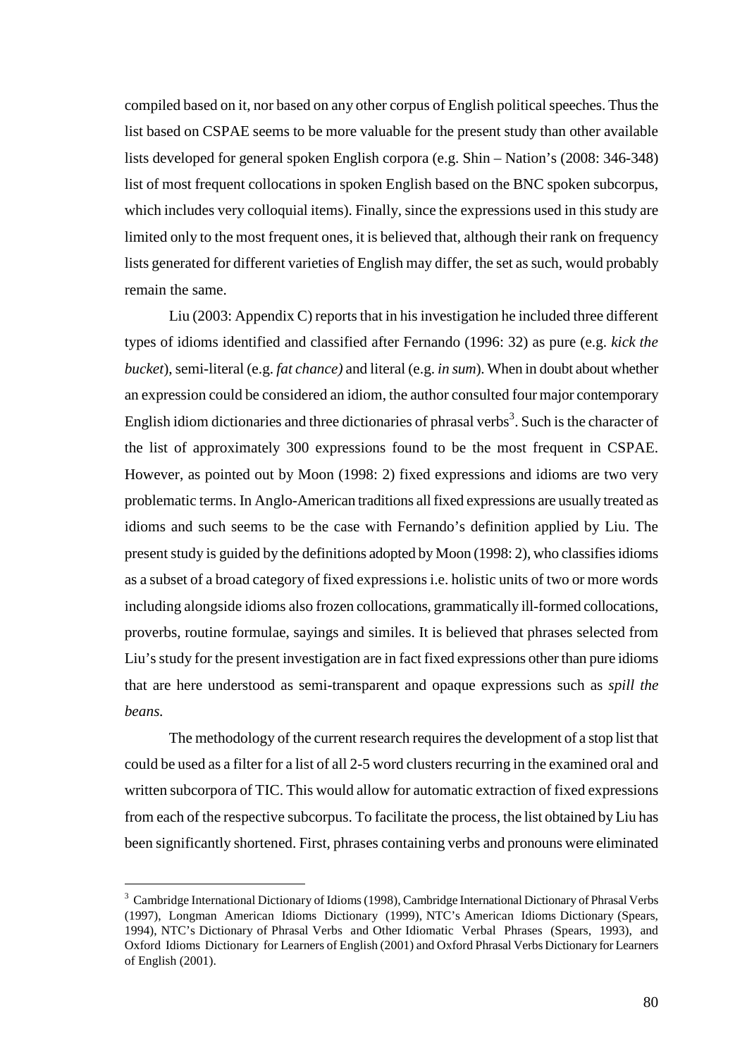compiled based on it, nor based on any other corpus of English political speeches. Thus the list based on CSPAE seems to be more valuable for the present study than other available lists developed for general spoken English corpora (e.g. Shin – Nation's (2008: 346-348) list of most frequent collocations in spoken English based on the BNC spoken subcorpus, which includes very colloquial items). Finally, since the expressions used in this study are limited only to the most frequent ones, it is believed that, although their rank on frequency lists generated for different varieties of English may differ, the set as such, would probably remain the same.

Liu (2003: Appendix C) reports that in his investigation he included three different types of idioms identified and classified after Fernando (1996: 32) as pure (e.g. *kick the bucket*), semi-literal (e.g. *fat chance)* and literal (e.g. *in sum*). When in doubt about whether an expression could be considered an idiom, the author consulted four major contemporary English idiom dictionaries and three dictionaries of phrasal verbs[3]. Such is the character of the list of approximately 300 expressions found to be the most frequent in CSPAE. However, as pointed out by Moon (1998: 2) fixed expressions and idioms are two very problematic terms. In Anglo-American traditions all fixed expressions are usually treated as idioms and such seems to be the case with Fernando's definition applied by Liu. The present study is guided by the definitions adopted by Moon (1998: 2), who classifies idioms as a subset of a broad category of fixed expressions i.e. holistic units of two or more words including alongside idioms also frozen collocations, grammatically ill-formed collocations, proverbs, routine formulae, sayings and similes. It is believed that phrases selected from Liu's study for the present investigation are in fact fixed expressions other than pure idioms that are here understood as semi-transparent and opaque expressions such as *spill the beans.*

The methodology of the current research requires the development of a stop list that could be used as a filter for a list of all 2-5 word clusters recurring in the examined oral and written subcorpora of TIC. This would allow for automatic extraction of fixed expressions from each of the respective subcorpus. To facilitate the process, the list obtained by Liu has been significantly shortened. First, phrases containing verbs and pronouns were eliminated

[3] Cambridge International Dictionary of Idioms (1998), Cambridge International Dictionary of Phrasal Verbs (1997), Longman American Idioms Dictionary (1999), NTC's American Idioms Dictionary (Spears, 1994), NTC's Dictionary of Phrasal Verbs and Other Idiomatic Verbal Phrases (Spears, 1993), and Oxford Idioms Dictionary for Learners of English (2001) and Oxford Phrasal Verbs Dictionary for Learners of English (2001).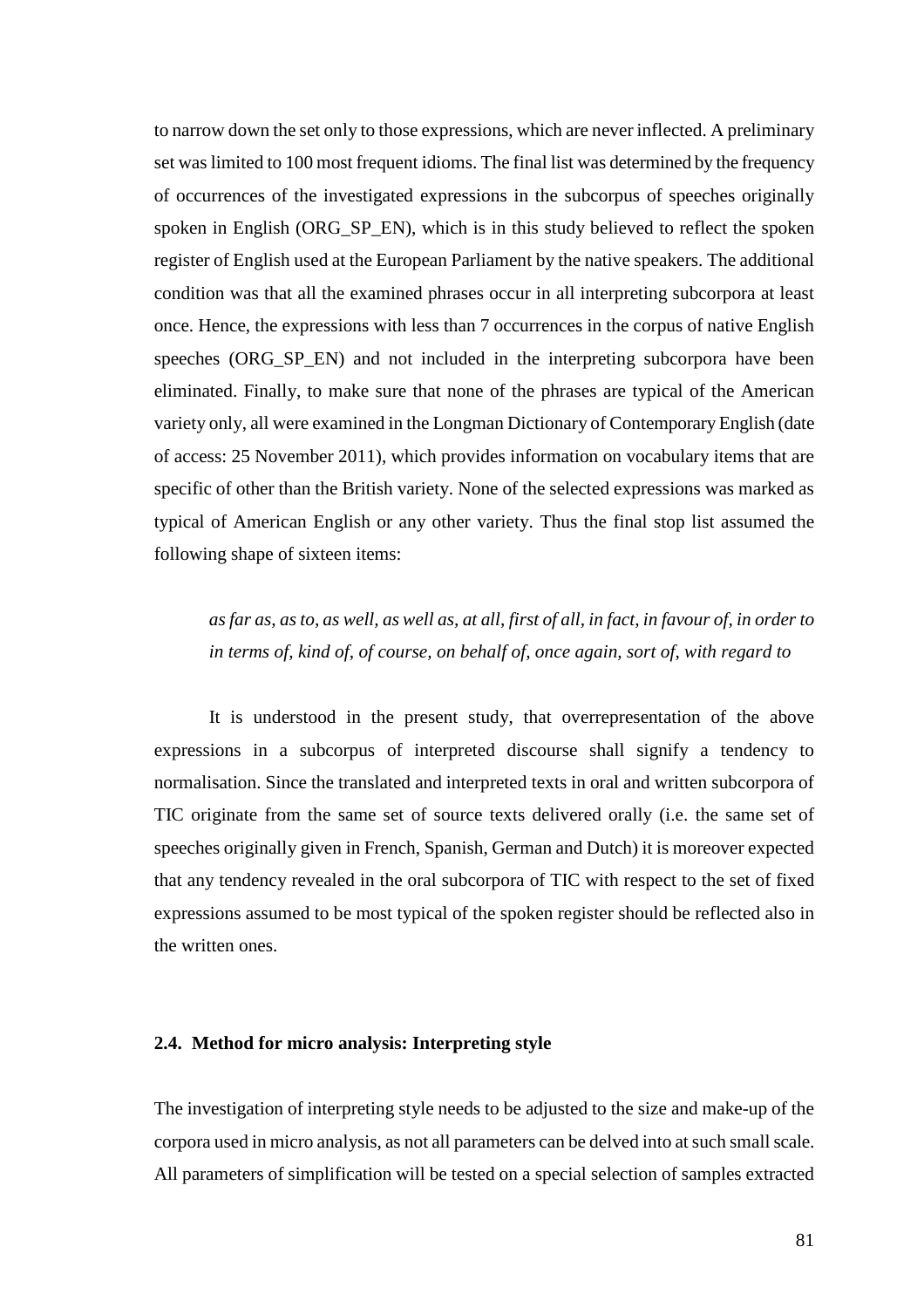to narrow down the set only to those expressions, which are never inflected. A preliminary set was limited to 100 most frequent idioms. The final list was determined by the frequency of occurrences of the investigated expressions in the subcorpus of speeches originally spoken in English (ORG_SP_EN), which is in this study believed to reflect the spoken register of English used at the European Parliament by the native speakers. The additional condition was that all the examined phrases occur in all interpreting subcorpora at least once. Hence, the expressions with less than 7 occurrences in the corpus of native English speeches (ORG_SP_EN) and not included in the interpreting subcorpora have been eliminated. Finally, to make sure that none of the phrases are typical of the American variety only, all were examined in the Longman Dictionary of Contemporary English (date of access: 25 November 2011), which provides information on vocabulary items that are specific of other than the British variety. None of the selected expressions was marked as typical of American English or any other variety. Thus the final stop list assumed the following shape of sixteen items:

> *as far as, as to, as well, as well as, at all, first of all, in fact, in favour of, in order to in terms of, kind of, of course, on behalf of, once again, sort of, with regard to*

It is understood in the present study, that overrepresentation of the above expressions in a subcorpus of interpreted discourse shall signify a tendency to normalisation. Since the translated and interpreted texts in oral and written subcorpora of TIC originate from the same set of source texts delivered orally (i.e. the same set of speeches originally given in French, Spanish, German and Dutch) it is moreover expected that any tendency revealed in the oral subcorpora of TIC with respect to the set of fixed expressions assumed to be most typical of the spoken register should be reflected also in the written ones.

### 2.4. Method for micro analysis: Interpreting style

The investigation of interpreting style needs to be adjusted to the size and make-up of the corpora used in micro analysis, as not all parameters can be delved into at such small scale. All parameters of simplification will be tested on a special selection of samples extracted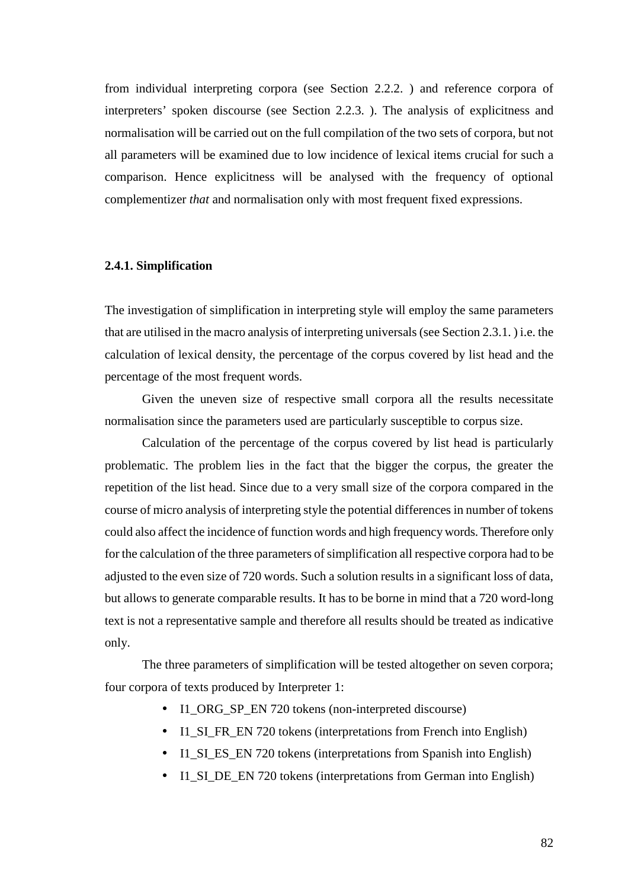from individual interpreting corpora (see Section 2.2.2. ) and reference corpora of interpreters' spoken discourse (see Section 2.2.3. ). The analysis of explicitness and normalisation will be carried out on the full compilation of the two sets of corpora, but not all parameters will be examined due to low incidence of lexical items crucial for such a comparison. Hence explicitness will be analysed with the frequency of optional complementizer *that* and normalisation only with most frequent fixed expressions.

### 2.4.1. Simplification

The investigation of simplification in interpreting style will employ the same parameters that are utilised in the macro analysis of interpreting universals (see Section 2.3.1. ) i.e. the calculation of lexical density, the percentage of the corpus covered by list head and the percentage of the most frequent words.

Given the uneven size of respective small corpora all the results necessitate normalisation since the parameters used are particularly susceptible to corpus size.

Calculation of the percentage of the corpus covered by list head is particularly problematic. The problem lies in the fact that the bigger the corpus, the greater the repetition of the list head. Since due to a very small size of the corpora compared in the course of micro analysis of interpreting style the potential differences in number of tokens could also affect the incidence of function words and high frequency words. Therefore only for the calculation of the three parameters of simplification all respective corpora had to be adjusted to the even size of 720 words. Such a solution results in a significant loss of data, but allows to generate comparable results. It has to be borne in mind that a 720 word-long text is not a representative sample and therefore all results should be treated as indicative only.

The three parameters of simplification will be tested altogether on seven corpora; four corpora of texts produced by Interpreter 1:

- I1_ORG_SP_EN 720 tokens (non-interpreted discourse)
- I1_SI_FR_EN 720 tokens (interpretations from French into English)
- I1_SI_ES_EN 720 tokens (interpretations from Spanish into English)
- I1_SI_DE_EN 720 tokens (interpretations from German into English)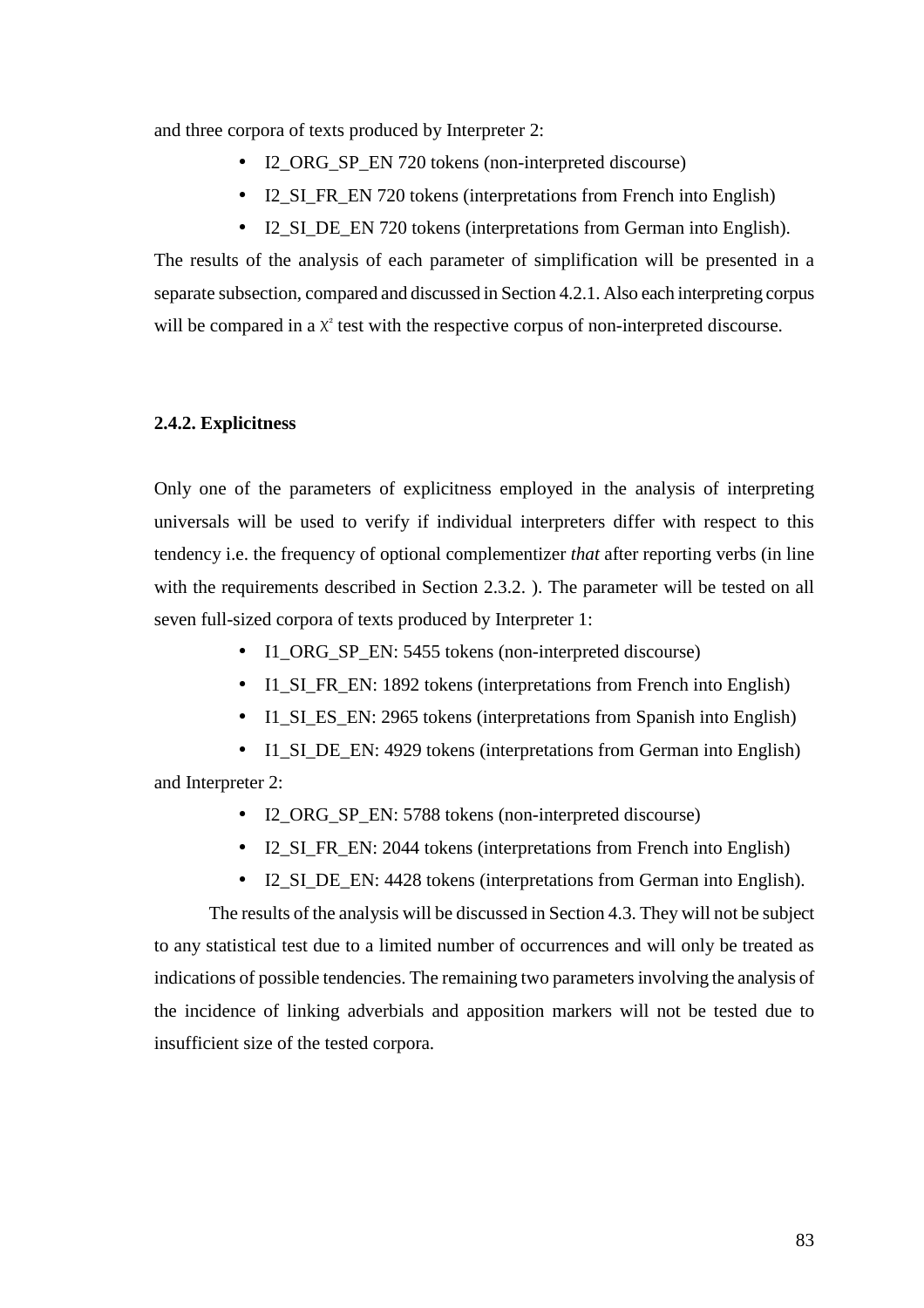and three corpora of texts produced by Interpreter 2:

- I2_ORG_SP_EN 720 tokens (non-interpreted discourse)
- I2_SI_FR_EN 720 tokens (interpretations from French into English)
- I2_SI_DE_EN 720 tokens (interpretations from German into English).

The results of the analysis of each parameter of simplification will be presented in a separate subsection, compared and discussed in Section 4.2.1. Also each interpreting corpus will be compared in a $\chi^2$ test with the respective corpus of non-interpreted discourse.

### 2.4.2. Explicitness

Only one of the parameters of explicitness employed in the analysis of interpreting universals will be used to verify if individual interpreters differ with respect to this tendency i.e. the frequency of optional complementizer *that* after reporting verbs (in line with the requirements described in Section 2.3.2. ). The parameter will be tested on all seven full-sized corpora of texts produced by Interpreter 1:

- I1_ORG_SP_EN: 5455 tokens (non-interpreted discourse)
- I1_SI_FR_EN: 1892 tokens (interpretations from French into English)
- I1_SI_ES_EN: 2965 tokens (interpretations from Spanish into English)
- I1_SI_DE_EN: 4929 tokens (interpretations from German into English)

and Interpreter 2:

- I2_ORG_SP_EN: 5788 tokens (non-interpreted discourse)
- I2_SI_FR_EN: 2044 tokens (interpretations from French into English)
- I2_SI_DE_EN: 4428 tokens (interpretations from German into English).

The results of the analysis will be discussed in Section 4.3. They will not be subject to any statistical test due to a limited number of occurrences and will only be treated as indications of possible tendencies. The remaining two parameters involving the analysis of the incidence of linking adverbials and apposition markers will not be tested due to insufficient size of the tested corpora.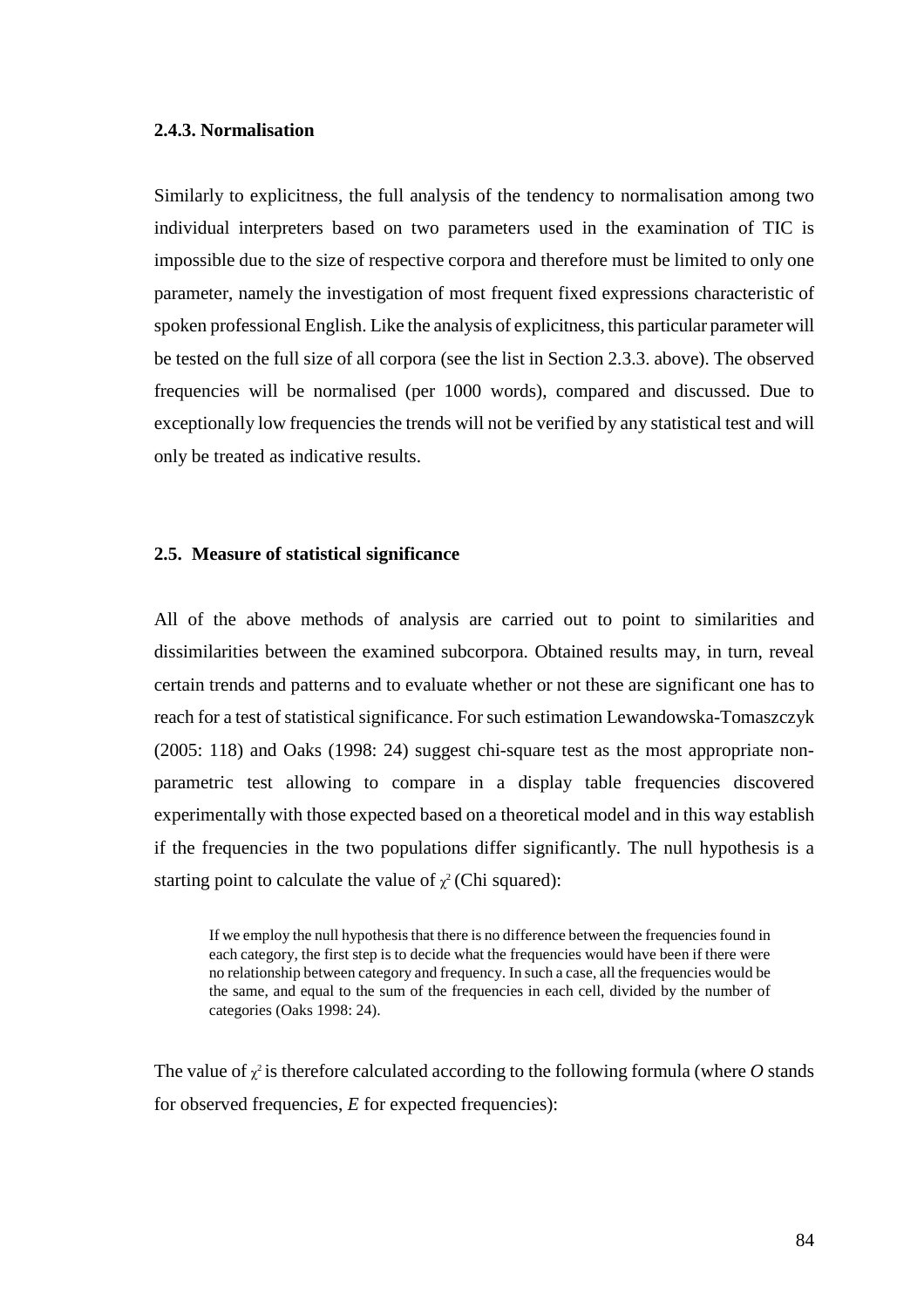### 2.4.3. Normalisation

Similarly to explicitness, the full analysis of the tendency to normalisation among two individual interpreters based on two parameters used in the examination of TIC is impossible due to the size of respective corpora and therefore must be limited to only one parameter, namely the investigation of most frequent fixed expressions characteristic of spoken professional English. Like the analysis of explicitness, this particular parameter will be tested on the full size of all corpora (see the list in Section 2.3.3. above). The observed frequencies will be normalised (per 1000 words), compared and discussed. Due to exceptionally low frequencies the trends will not be verified by any statistical test and will only be treated as indicative results.

## 2.5. Measure of statistical significance

All of the above methods of analysis are carried out to point to similarities and dissimilarities between the examined subcorpora. Obtained results may, in turn, reveal certain trends and patterns and to evaluate whether or not these are significant one has to reach for a test of statistical significance. For such estimation Lewandowska-Tomaszczyk (2005: 118) and Oaks (1998: 24) suggest chi-square test as the most appropriate non-parametric test allowing to compare in a display table frequencies discovered experimentally with those expected based on a theoretical model and in this way establish if the frequencies in the two populations differ significantly. The null hypothesis is a starting point to calculate the value of $\chi^2$ (Chi squared):

> If we employ the null hypothesis that there is no difference between the frequencies found in each category, the first step is to decide what the frequencies would have been if there were no relationship between category and frequency. In such a case, all the frequencies would be the same, and equal to the sum of the frequencies in each cell, divided by the number of categories (Oaks 1998: 24).

The value of $\chi^2$ is therefore calculated according to the following formula (where *O* stands for observed frequencies, *E* for expected frequencies):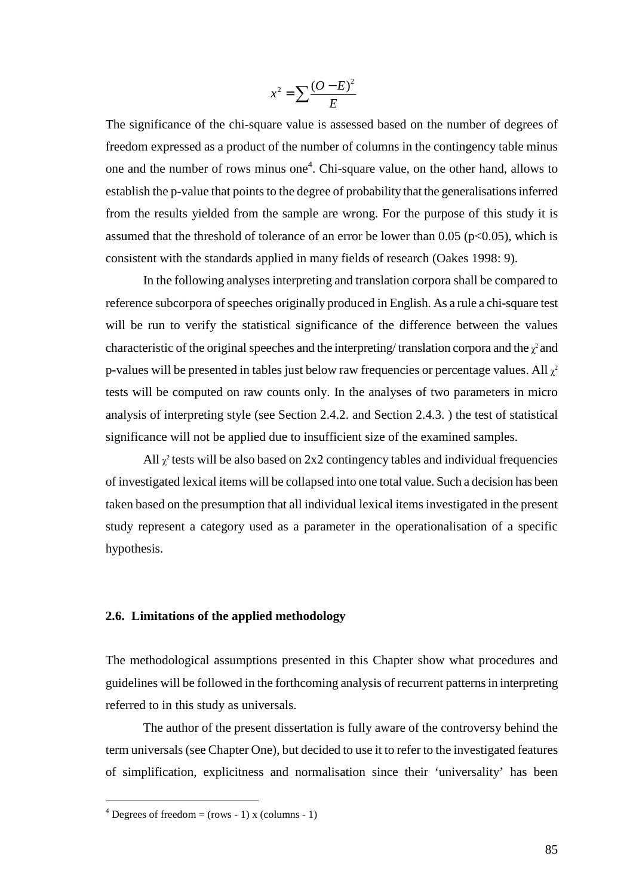$$x^2 = \sum \frac{(O - E)^2}{E}$$

The significance of the chi-square value is assessed based on the number of degrees of freedom expressed as a product of the number of columns in the contingency table minus one and the number of rows minus one[4]. Chi-square value, on the other hand, allows to establish the p-value that points to the degree of probability that the generalisations inferred from the results yielded from the sample are wrong. For the purpose of this study it is assumed that the threshold of tolerance of an error be lower than 0.05 ($p<0.05$), which is consistent with the standards applied in many fields of research (Oakes 1998: 9).

In the following analyses interpreting and translation corpora shall be compared to reference subcorpora of speeches originally produced in English. As a rule a chi-square test will be run to verify the statistical significance of the difference between the values characteristic of the original speeches and the interpreting/ translation corpora and the $\chi^2$ and p-values will be presented in tables just below raw frequencies or percentage values. All $\chi^2$ tests will be computed on raw counts only. In the analyses of two parameters in micro analysis of interpreting style (see Section 2.4.2. and Section 2.4.3. ) the test of statistical significance will not be applied due to insufficient size of the examined samples.

All $\chi^2$ tests will be also based on 2x2 contingency tables and individual frequencies of investigated lexical items will be collapsed into one total value. Such a decision has been taken based on the presumption that all individual lexical items investigated in the present study represent a category used as a parameter in the operationalisation of a specific hypothesis.

## 2.6. Limitations of the applied methodology

The methodological assumptions presented in this Chapter show what procedures and guidelines will be followed in the forthcoming analysis of recurrent patterns in interpreting referred to in this study as universals.

The author of the present dissertation is fully aware of the controversy behind the term universals (see Chapter One), but decided to use it to refer to the investigated features of simplification, explicitness and normalisation since their 'universality' has been

---

[4] Degrees of freedom = (rows - 1) x (columns - 1)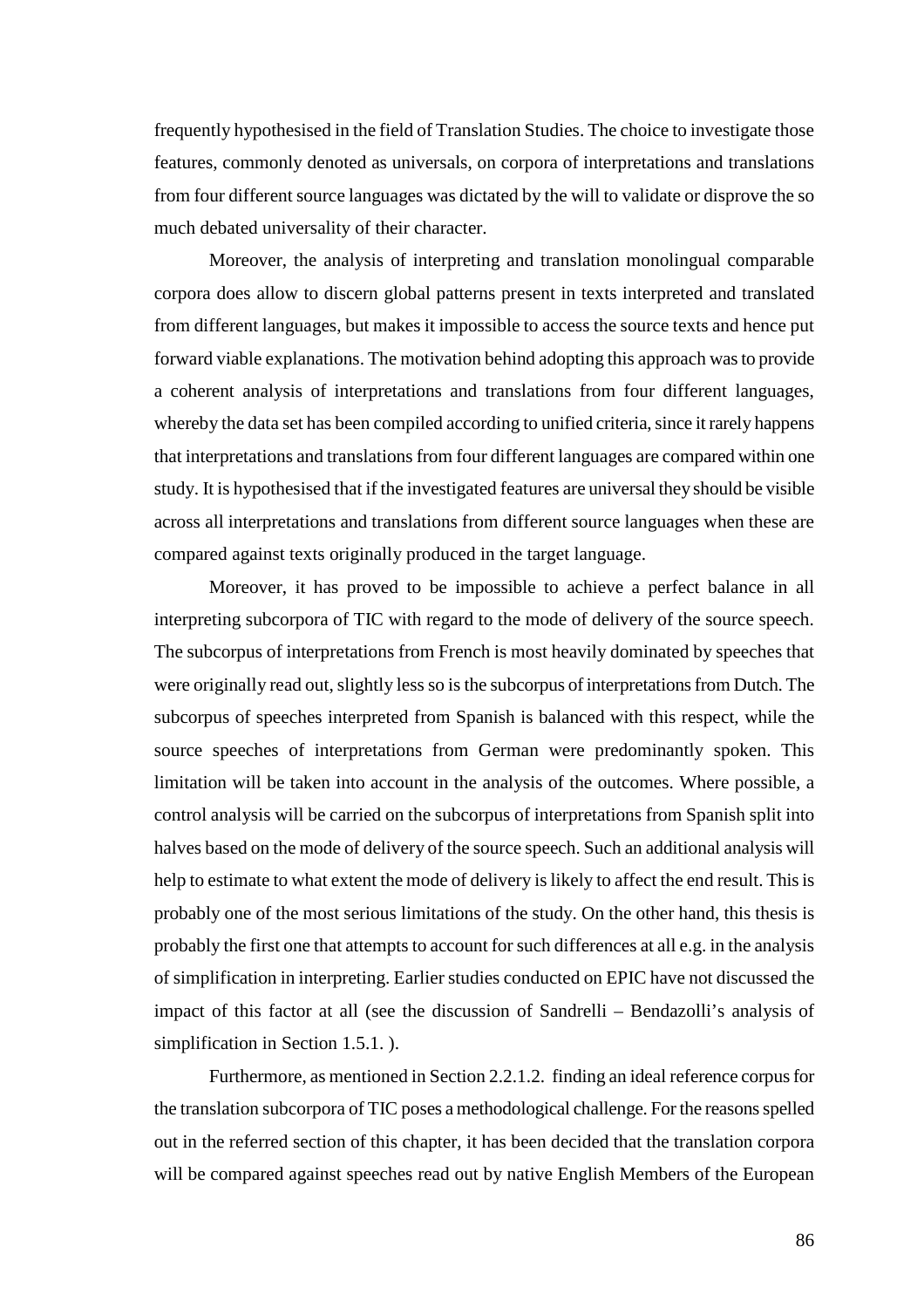frequently hypothesised in the field of Translation Studies. The choice to investigate those features, commonly denoted as universals, on corpora of interpretations and translations from four different source languages was dictated by the will to validate or disprove the so much debated universality of their character.

Moreover, the analysis of interpreting and translation monolingual comparable corpora does allow to discern global patterns present in texts interpreted and translated from different languages, but makes it impossible to access the source texts and hence put forward viable explanations. The motivation behind adopting this approach was to provide a coherent analysis of interpretations and translations from four different languages, whereby the data set has been compiled according to unified criteria, since it rarely happens that interpretations and translations from four different languages are compared within one study. It is hypothesised that if the investigated features are universal they should be visible across all interpretations and translations from different source languages when these are compared against texts originally produced in the target language.

Moreover, it has proved to be impossible to achieve a perfect balance in all interpreting subcorpora of TIC with regard to the mode of delivery of the source speech. The subcorpus of interpretations from French is most heavily dominated by speeches that were originally read out, slightly less so is the subcorpus of interpretations from Dutch. The subcorpus of speeches interpreted from Spanish is balanced with this respect, while the source speeches of interpretations from German were predominantly spoken. This limitation will be taken into account in the analysis of the outcomes. Where possible, a control analysis will be carried on the subcorpus of interpretations from Spanish split into halves based on the mode of delivery of the source speech. Such an additional analysis will help to estimate to what extent the mode of delivery is likely to affect the end result. This is probably one of the most serious limitations of the study. On the other hand, this thesis is probably the first one that attempts to account for such differences at all e.g. in the analysis of simplification in interpreting. Earlier studies conducted on EPIC have not discussed the impact of this factor at all (see the discussion of Sandrelli – Bendazolli's analysis of simplification in Section 1.5.1. ).

Furthermore, as mentioned in Section 2.2.1.2. finding an ideal reference corpus for the translation subcorpora of TIC poses a methodological challenge. For the reasons spelled out in the referred section of this chapter, it has been decided that the translation corpora will be compared against speeches read out by native English Members of the European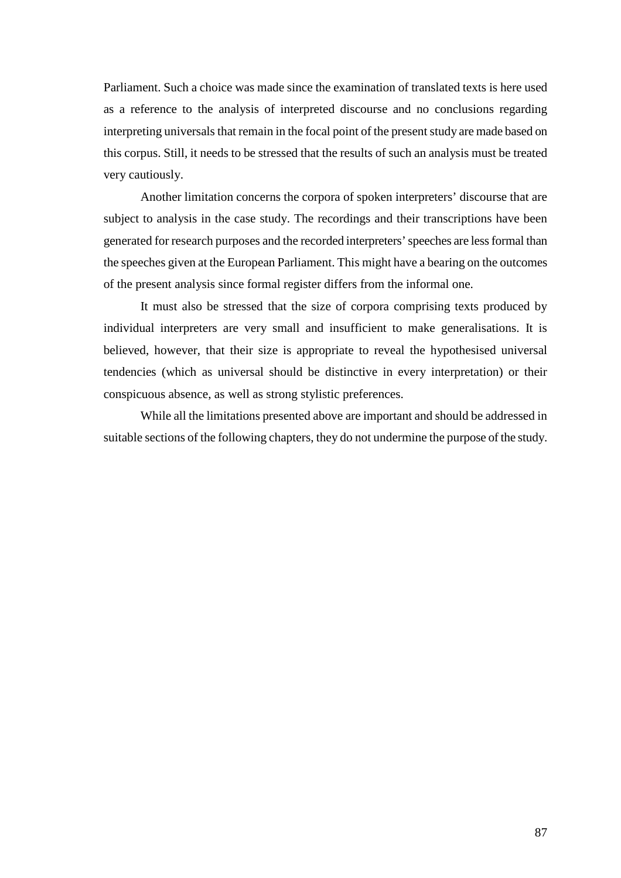Parliament. Such a choice was made since the examination of translated texts is here used as a reference to the analysis of interpreted discourse and no conclusions regarding interpreting universals that remain in the focal point of the present study are made based on this corpus. Still, it needs to be stressed that the results of such an analysis must be treated very cautiously.

Another limitation concerns the corpora of spoken interpreters' discourse that are subject to analysis in the case study. The recordings and their transcriptions have been generated for research purposes and the recorded interpreters' speeches are less formal than the speeches given at the European Parliament. This might have a bearing on the outcomes of the present analysis since formal register differs from the informal one.

It must also be stressed that the size of corpora comprising texts produced by individual interpreters are very small and insufficient to make generalisations. It is believed, however, that their size is appropriate to reveal the hypothesised universal tendencies (which as universal should be distinctive in every interpretation) or their conspicuous absence, as well as strong stylistic preferences.

While all the limitations presented above are important and should be addressed in suitable sections of the following chapters, they do not undermine the purpose of the study.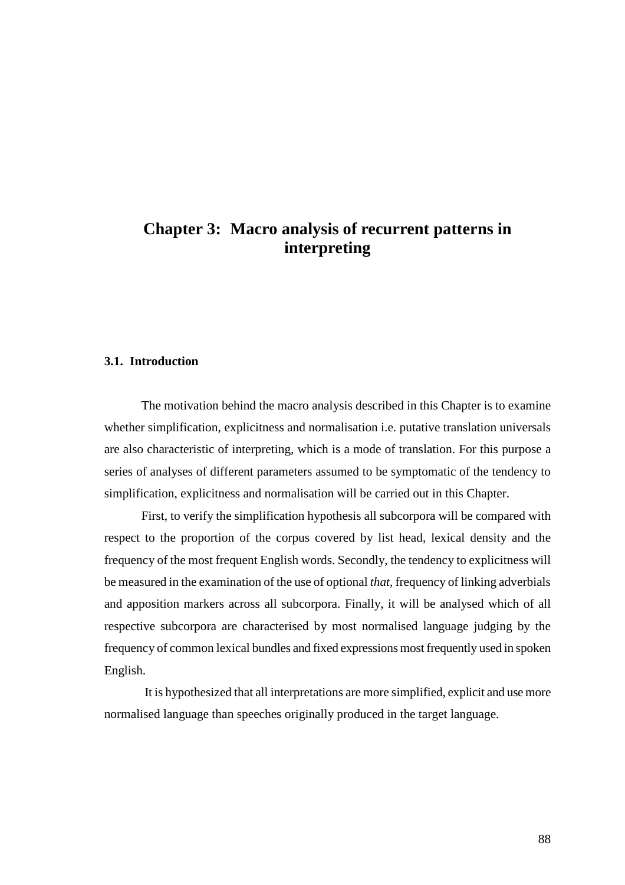# Chapter 3: Macro analysis of recurrent patterns in interpreting

## 3.1. Introduction

The motivation behind the macro analysis described in this Chapter is to examine whether simplification, explicitness and normalisation i.e. putative translation universals are also characteristic of interpreting, which is a mode of translation. For this purpose a series of analyses of different parameters assumed to be symptomatic of the tendency to simplification, explicitness and normalisation will be carried out in this Chapter.

First, to verify the simplification hypothesis all subcorpora will be compared with respect to the proportion of the corpus covered by list head, lexical density and the frequency of the most frequent English words. Secondly, the tendency to explicitness will be measured in the examination of the use of optional *that*, frequency of linking adverbials and apposition markers across all subcorpora. Finally, it will be analysed which of all respective subcorpora are characterised by most normalised language judging by the frequency of common lexical bundles and fixed expressions most frequently used in spoken English.

It is hypothesized that all interpretations are more simplified, explicit and use more normalised language than speeches originally produced in the target language.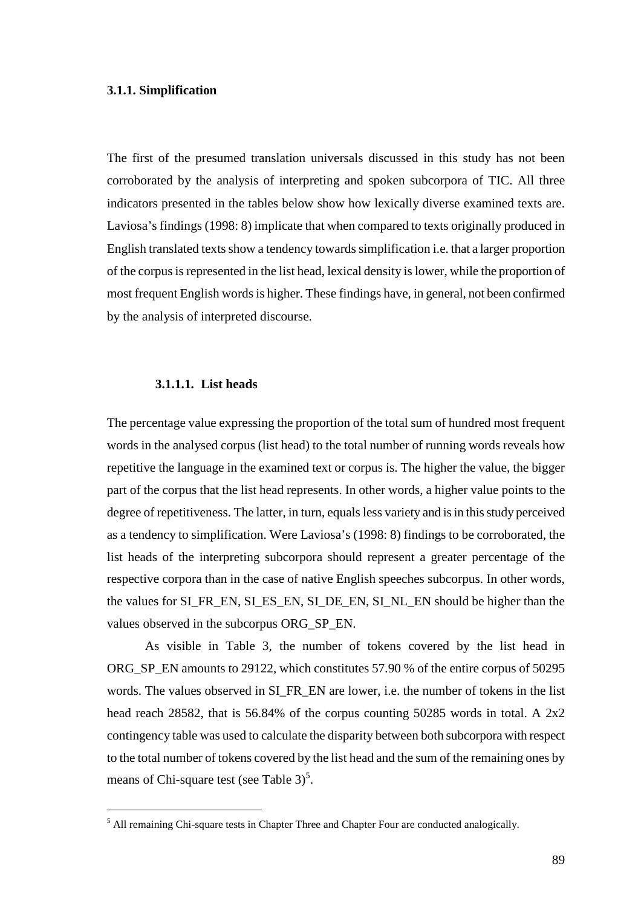### 3.1.1. Simplification

The first of the presumed translation universals discussed in this study has not been corroborated by the analysis of interpreting and spoken subcorpora of TIC. All three indicators presented in the tables below show how lexically diverse examined texts are. Laviosa's findings (1998: 8) implicate that when compared to texts originally produced in English translated texts show a tendency towards simplification i.e. that a larger proportion of the corpus is represented in the list head, lexical density is lower, while the proportion of most frequent English words is higher. These findings have, in general, not been confirmed by the analysis of interpreted discourse.

#### 3.1.1.1. List heads

The percentage value expressing the proportion of the total sum of hundred most frequent words in the analysed corpus (list head) to the total number of running words reveals how repetitive the language in the examined text or corpus is. The higher the value, the bigger part of the corpus that the list head represents. In other words, a higher value points to the degree of repetitiveness. The latter, in turn, equals less variety and is in this study perceived as a tendency to simplification. Were Laviosa's (1998: 8) findings to be corroborated, the list heads of the interpreting subcorpora should represent a greater percentage of the respective corpora than in the case of native English speeches subcorpus. In other words, the values for SI_FR_EN, SI_ES_EN, SI_DE_EN, SI_NL_EN should be higher than the values observed in the subcorpus ORG_SP_EN.

As visible in Table 3, the number of tokens covered by the list head in ORG_SP_EN amounts to 29122, which constitutes 57.90 % of the entire corpus of 50295 words. The values observed in SI_FR_EN are lower, i.e. the number of tokens in the list head reach 28582, that is 56.84% of the corpus counting 50285 words in total. A 2x2 contingency table was used to calculate the disparity between both subcorpora with respect to the total number of tokens covered by the list head and the sum of the remaining ones by means of Chi-square test (see Table 3)[5].

[5] All remaining Chi-square tests in Chapter Three and Chapter Four are conducted analogically.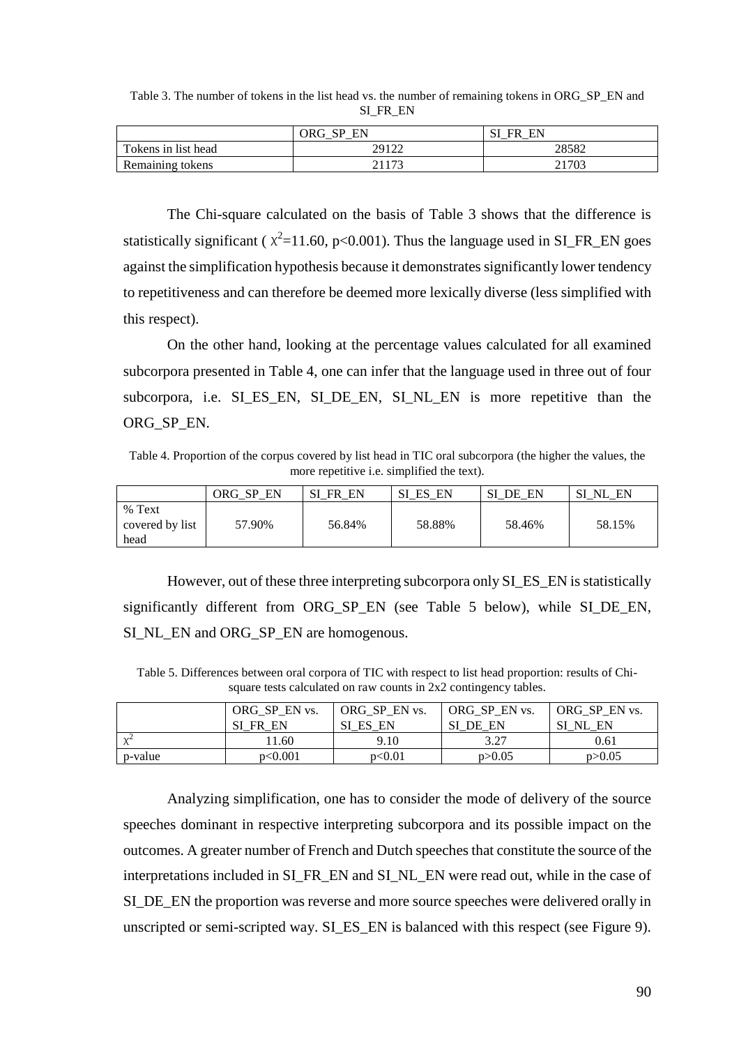Table 3. The number of tokens in the list head vs. the number of remaining tokens in ORG_SP_EN and SI_FR_EN

| | ORG_SP_EN | SI_FR_EN |
|---|---|---|
| Tokens in list head | 29122 | 28582 |
| Remaining tokens | 21173 | 21703 |

The Chi-square calculated on the basis of Table 3 shows that the difference is statistically significant ( $\chi^2$=11.60, p<0.001). Thus the language used in SI_FR_EN goes against the simplification hypothesis because it demonstrates significantly lower tendency to repetitiveness and can therefore be deemed more lexically diverse (less simplified with this respect).

On the other hand, looking at the percentage values calculated for all examined subcorpora presented in Table 4, one can infer that the language used in three out of four subcorpora, i.e. SI_ES_EN, SI_DE_EN, SI_NL_EN is more repetitive than the ORG_SP_EN.

Table 4. Proportion of the corpus covered by list head in TIC oral subcorpora (the higher the values, the more repetitive i.e. simplified the text).

| | ORG_SP_EN | SI_FR_EN | SI_ES_EN | SI_DE_EN | SI_NL_EN |
|---|---|---|---|---|---|
| % Text covered by list head | 57.90% | 56.84% | 58.88% | 58.46% | 58.15% |

However, out of these three interpreting subcorpora only SI_ES_EN is statistically significantly different from ORG_SP_EN (see Table 5 below), while SI_DE_EN, SI_NL_EN and ORG_SP_EN are homogenous.

Table 5. Differences between oral corpora of TIC with respect to list head proportion: results of Chi-square tests calculated on raw counts in 2x2 contingency tables.

| | ORG_SP_EN vs. SI_FR_EN | ORG_SP_EN vs. SI_ES_EN | ORG_SP_EN vs. SI_DE_EN | ORG_SP_EN vs. SI_NL_EN |
|---|---|---|---|---|
| $\chi^2$ | 11.60 | 9.10 | 3.27 | 0.61 |
| p-value | p<0.001 | p<0.01 | p>0.05 | p>0.05 |

Analyzing simplification, one has to consider the mode of delivery of the source speeches dominant in respective interpreting subcorpora and its possible impact on the outcomes. A greater number of French and Dutch speeches that constitute the source of the interpretations included in SI_FR_EN and SI_NL_EN were read out, while in the case of SI_DE_EN the proportion was reverse and more source speeches were delivered orally in unscripted or semi-scripted way. SI_ES_EN is balanced with this respect (see Figure 9).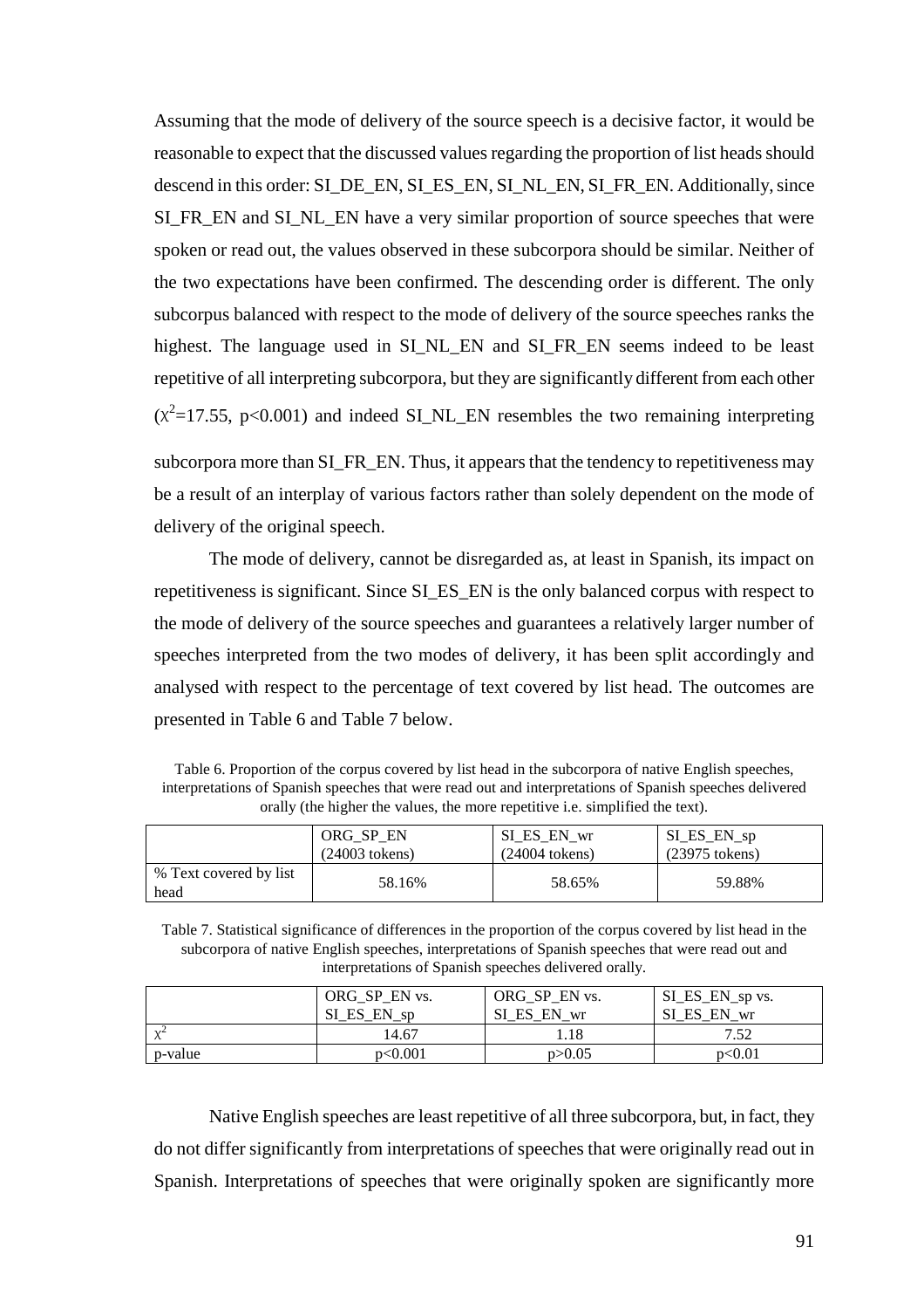Assuming that the mode of delivery of the source speech is a decisive factor, it would be reasonable to expect that the discussed values regarding the proportion of list heads should descend in this order: SI_DE_EN, SI_ES_EN, SI_NL_EN, SI_FR_EN. Additionally, since SI_FR_EN and SI_NL_EN have a very similar proportion of source speeches that were spoken or read out, the values observed in these subcorpora should be similar. Neither of the two expectations have been confirmed. The descending order is different. The only subcorpus balanced with respect to the mode of delivery of the source speeches ranks the highest. The language used in SI_NL_EN and SI_FR_EN seems indeed to be least repetitive of all interpreting subcorpora, but they are significantly different from each other ($\chi^2$=17.55, $p<0.001$) and indeed SI_NL_EN resembles the two remaining interpreting subcorpora more than SI_FR_EN. Thus, it appears that the tendency to repetitiveness may be a result of an interplay of various factors rather than solely dependent on the mode of delivery of the original speech.

The mode of delivery, cannot be disregarded as, at least in Spanish, its impact on repetitiveness is significant. Since SI_ES_EN is the only balanced corpus with respect to the mode of delivery of the source speeches and guarantees a relatively larger number of speeches interpreted from the two modes of delivery, it has been split accordingly and analysed with respect to the percentage of text covered by list head. The outcomes are presented in Table 6 and Table 7 below.

Table 6. Proportion of the corpus covered by list head in the subcorpora of native English speeches, interpretations of Spanish speeches that were read out and interpretations of Spanish speeches delivered orally (the higher the values, the more repetitive i.e. simplified the text).

| | ORG_SP_EN (24003 tokens) | SI_ES_EN_wr (24004 tokens) | SI_ES_EN_sp (23975 tokens) |
|---|---|---|---|
| % Text covered by list head | 58.16% | 58.65% | 59.88% |

Table 7. Statistical significance of differences in the proportion of the corpus covered by list head in the subcorpora of native English speeches, interpretations of Spanish speeches that were read out and interpretations of Spanish speeches delivered orally.

| | ORG_SP_EN vs. SI_ES_EN_sp | ORG_SP_EN vs. SI_ES_EN_wr | SI_ES_EN_sp vs. SI_ES_EN_wr |
|---|---|---|---|
| $\chi^2$ | 14.67 | 1.18 | 7.52 |
| p-value | $p<0.001$ | $p>0.05$ | $p<0.01$ |

Native English speeches are least repetitive of all three subcorpora, but, in fact, they do not differ significantly from interpretations of speeches that were originally read out in Spanish. Interpretations of speeches that were originally spoken are significantly more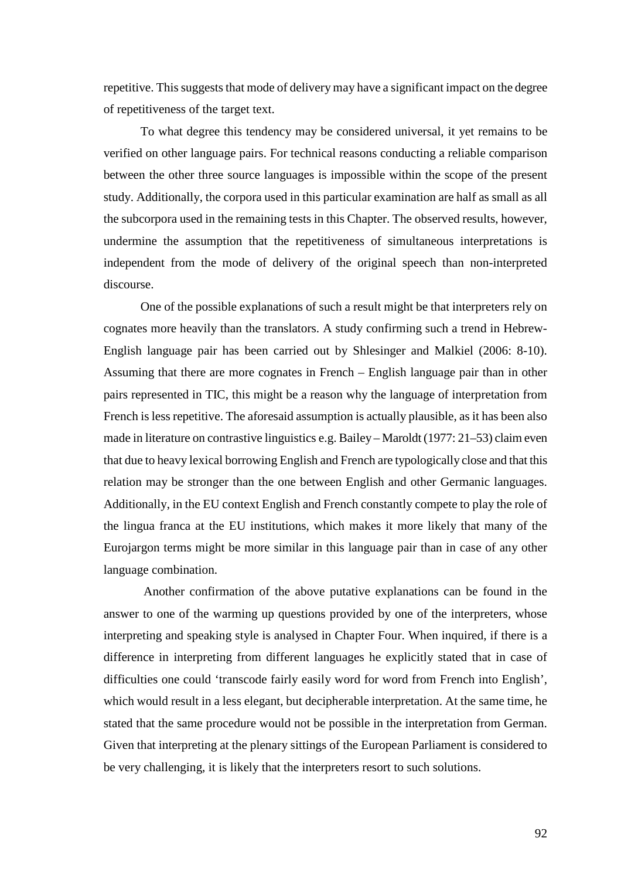repetitive. This suggests that mode of delivery may have a significant impact on the degree of repetitiveness of the target text.

To what degree this tendency may be considered universal, it yet remains to be verified on other language pairs. For technical reasons conducting a reliable comparison between the other three source languages is impossible within the scope of the present study. Additionally, the corpora used in this particular examination are half as small as all the subcorpora used in the remaining tests in this Chapter. The observed results, however, undermine the assumption that the repetitiveness of simultaneous interpretations is independent from the mode of delivery of the original speech than non-interpreted discourse.

One of the possible explanations of such a result might be that interpreters rely on cognates more heavily than the translators. A study confirming such a trend in Hebrew-English language pair has been carried out by Shlesinger and Malkiel (2006: 8-10). Assuming that there are more cognates in French – English language pair than in other pairs represented in TIC, this might be a reason why the language of interpretation from French is less repetitive. The aforesaid assumption is actually plausible, as it has been also made in literature on contrastive linguistics e.g. Bailey – Maroldt (1977: 21–53) claim even that due to heavy lexical borrowing English and French are typologically close and that this relation may be stronger than the one between English and other Germanic languages. Additionally, in the EU context English and French constantly compete to play the role of the lingua franca at the EU institutions, which makes it more likely that many of the Eurojargon terms might be more similar in this language pair than in case of any other language combination.

Another confirmation of the above putative explanations can be found in the answer to one of the warming up questions provided by one of the interpreters, whose interpreting and speaking style is analysed in Chapter Four. When inquired, if there is a difference in interpreting from different languages he explicitly stated that in case of difficulties one could 'transcode fairly easily word for word from French into English', which would result in a less elegant, but decipherable interpretation. At the same time, he stated that the same procedure would not be possible in the interpretation from German. Given that interpreting at the plenary sittings of the European Parliament is considered to be very challenging, it is likely that the interpreters resort to such solutions.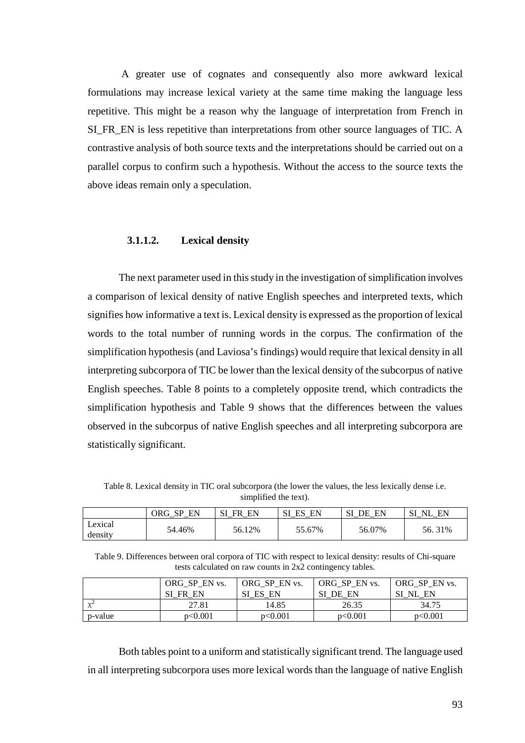A greater use of cognates and consequently also more awkward lexical formulations may increase lexical variety at the same time making the language less repetitive. This might be a reason why the language of interpretation from French in SI_FR_EN is less repetitive than interpretations from other source languages of TIC. A contrastive analysis of both source texts and the interpretations should be carried out on a parallel corpus to confirm such a hypothesis. Without the access to the source texts the above ideas remain only a speculation.

#### 3.1.1.2. Lexical density

The next parameter used in this study in the investigation of simplification involves a comparison of lexical density of native English speeches and interpreted texts, which signifies how informative a text is. Lexical density is expressed as the proportion of lexical words to the total number of running words in the corpus. The confirmation of the simplification hypothesis (and Laviosa's findings) would require that lexical density in all interpreting subcorpora of TIC be lower than the lexical density of the subcorpus of native English speeches. Table 8 points to a completely opposite trend, which contradicts the simplification hypothesis and Table 9 shows that the differences between the values observed in the subcorpus of native English speeches and all interpreting subcorpora are statistically significant.

Table 8. Lexical density in TIC oral subcorpora (the lower the values, the less lexically dense i.e. simplified the text).

| | ORG_SP_EN | SI_FR_EN | SI_ES_EN | SI_DE_EN | SI_NL_EN |
|---|---|---|---|---|---|
| Lexical density | 54.46% | 56.12% | 55.67% | 56.07% | 56. 31% |

Table 9. Differences between oral corpora of TIC with respect to lexical density: results of Chi-square tests calculated on raw counts in 2x2 contingency tables.

| | ORG_SP_EN vs. SI_FR_EN | ORG_SP_EN vs. SI_ES_EN | ORG_SP_EN vs. SI_DE_EN | ORG_SP_EN vs. SI_NL_EN |
|---|---|---|---|---|
| $\chi^2$ | 27.81 | 14.85 | 26.35 | 34.75 |
| p-value | $p<0.001$ | $p<0.001$ | $p<0.001$ | $p<0.001$ |

Both tables point to a uniform and statistically significant trend. The language used in all interpreting subcorpora uses more lexical words than the language of native English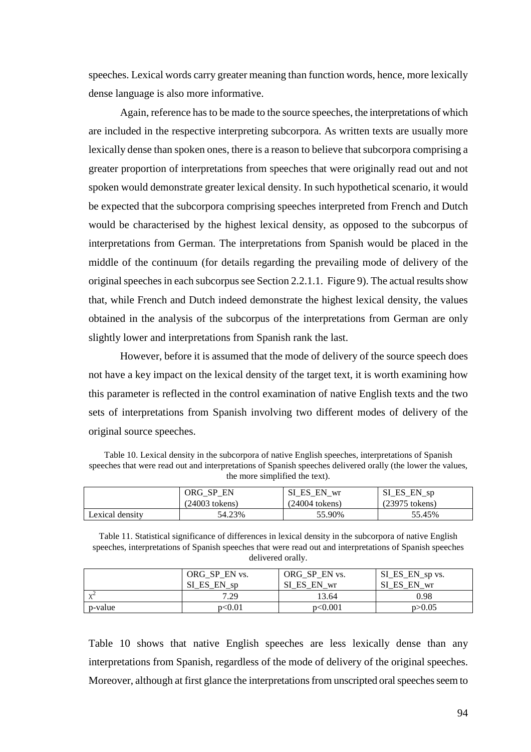speeches. Lexical words carry greater meaning than function words, hence, more lexically dense language is also more informative.

Again, reference has to be made to the source speeches, the interpretations of which are included in the respective interpreting subcorpora. As written texts are usually more lexically dense than spoken ones, there is a reason to believe that subcorpora comprising a greater proportion of interpretations from speeches that were originally read out and not spoken would demonstrate greater lexical density. In such hypothetical scenario, it would be expected that the subcorpora comprising speeches interpreted from French and Dutch would be characterised by the highest lexical density, as opposed to the subcorpus of interpretations from German. The interpretations from Spanish would be placed in the middle of the continuum (for details regarding the prevailing mode of delivery of the original speeches in each subcorpus see Section 2.2.1.1. Figure 9). The actual results show that, while French and Dutch indeed demonstrate the highest lexical density, the values obtained in the analysis of the subcorpus of the interpretations from German are only slightly lower and interpretations from Spanish rank the last.

However, before it is assumed that the mode of delivery of the source speech does not have a key impact on the lexical density of the target text, it is worth examining how this parameter is reflected in the control examination of native English texts and the two sets of interpretations from Spanish involving two different modes of delivery of the original source speeches.

Table 10. Lexical density in the subcorpora of native English speeches, interpretations of Spanish speeches that were read out and interpretations of Spanish speeches delivered orally (the lower the values, the more simplified the text).

| | ORG_SP_EN (24003 tokens) | SI_ES_EN_wr (24004 tokens) | SI_ES_EN_sp (23975 tokens) |
|---|---|---|---|
| Lexical density | 54.23% | 55.90% | 55.45% |

Table 11. Statistical significance of differences in lexical density in the subcorpora of native English speeches, interpretations of Spanish speeches that were read out and interpretations of Spanish speeches delivered orally.

| | ORG_SP_EN vs. SI_ES_EN_sp | ORG_SP_EN vs. SI_ES_EN_wr | SI_ES_EN_sp vs. SI_ES_EN_wr |
|---|---|---|---|
| $\chi^2$ | 7.29 | 13.64 | 0.98 |
| p-value | $p<0.01$ | $p<0.001$ | $p>0.05$ |

Table 10 shows that native English speeches are less lexically dense than any interpretations from Spanish, regardless of the mode of delivery of the original speeches. Moreover, although at first glance the interpretations from unscripted oral speeches seem to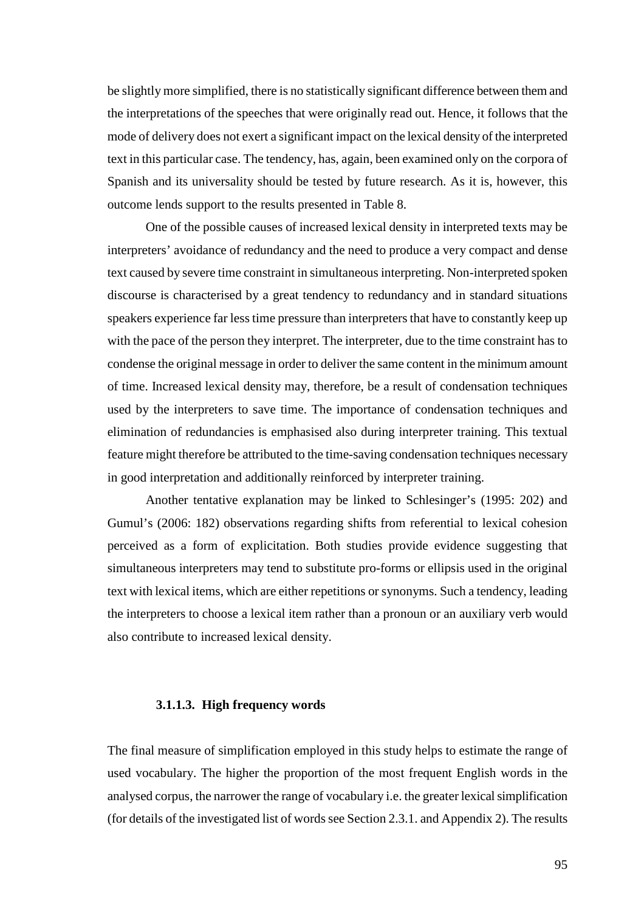be slightly more simplified, there is no statistically significant difference between them and the interpretations of the speeches that were originally read out. Hence, it follows that the mode of delivery does not exert a significant impact on the lexical density of the interpreted text in this particular case. The tendency, has, again, been examined only on the corpora of Spanish and its universality should be tested by future research. As it is, however, this outcome lends support to the results presented in Table 8.

One of the possible causes of increased lexical density in interpreted texts may be interpreters' avoidance of redundancy and the need to produce a very compact and dense text caused by severe time constraint in simultaneous interpreting. Non-interpreted spoken discourse is characterised by a great tendency to redundancy and in standard situations speakers experience far less time pressure than interpreters that have to constantly keep up with the pace of the person they interpret. The interpreter, due to the time constraint has to condense the original message in order to deliver the same content in the minimum amount of time. Increased lexical density may, therefore, be a result of condensation techniques used by the interpreters to save time. The importance of condensation techniques and elimination of redundancies is emphasised also during interpreter training. This textual feature might therefore be attributed to the time-saving condensation techniques necessary in good interpretation and additionally reinforced by interpreter training.

Another tentative explanation may be linked to Schlesinger's (1995: 202) and Gumul's (2006: 182) observations regarding shifts from referential to lexical cohesion perceived as a form of explicitation. Both studies provide evidence suggesting that simultaneous interpreters may tend to substitute pro-forms or ellipsis used in the original text with lexical items, which are either repetitions or synonyms. Such a tendency, leading the interpreters to choose a lexical item rather than a pronoun or an auxiliary verb would also contribute to increased lexical density.

#### 3.1.1.3. High frequency words

The final measure of simplification employed in this study helps to estimate the range of used vocabulary. The higher the proportion of the most frequent English words in the analysed corpus, the narrower the range of vocabulary i.e. the greater lexical simplification (for details of the investigated list of words see Section 2.3.1. and Appendix 2). The results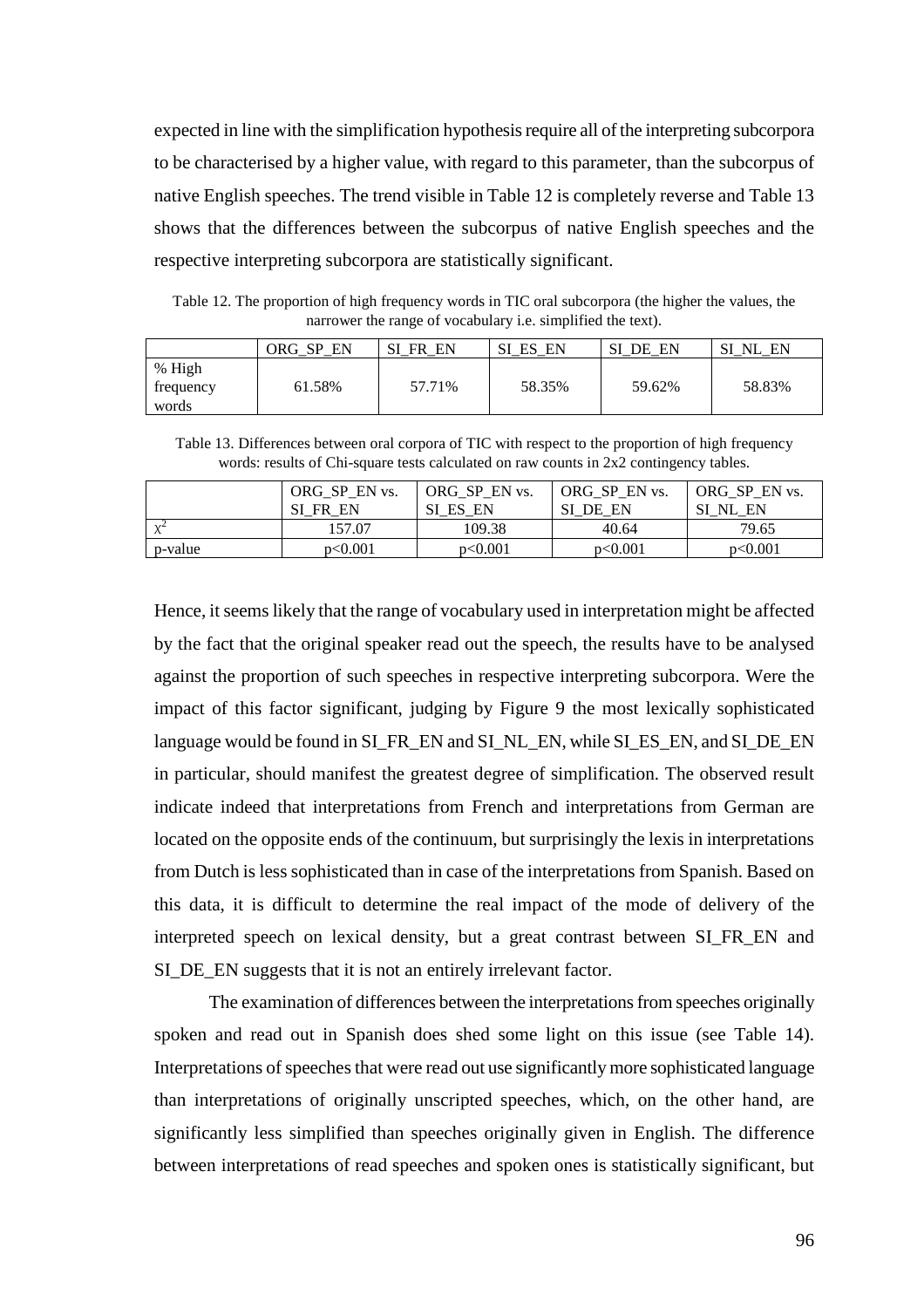expected in line with the simplification hypothesis require all of the interpreting subcorpora to be characterised by a higher value, with regard to this parameter, than the subcorpus of native English speeches. The trend visible in Table 12 is completely reverse and Table 13 shows that the differences between the subcorpus of native English speeches and the respective interpreting subcorpora are statistically significant.

Table 12. The proportion of high frequency words in TIC oral subcorpora (the higher the values, the narrower the range of vocabulary i.e. simplified the text).

| | ORG_SP_EN | SI_FR_EN | SI_ES_EN | SI_DE_EN | SI_NL_EN |
|---|---|---|---|---|---|
| % High frequency words | 61.58% | 57.71% | 58.35% | 59.62% | 58.83% |

Table 13. Differences between oral corpora of TIC with respect to the proportion of high frequency words: results of Chi-square tests calculated on raw counts in 2x2 contingency tables.

| | ORG_SP_EN vs. SI_FR_EN | ORG_SP_EN vs. SI_ES_EN | ORG_SP_EN vs. SI_DE_EN | ORG_SP_EN vs. SI_NL_EN |
|---|---|---|---|---|
| $\chi^2$ | 157.07 | 109.38 | 40.64 | 79.65 |
| p-value | $p<0.001$ | $p<0.001$ | $p<0.001$ | $p<0.001$ |

Hence, it seems likely that the range of vocabulary used in interpretation might be affected by the fact that the original speaker read out the speech, the results have to be analysed against the proportion of such speeches in respective interpreting subcorpora. Were the impact of this factor significant, judging by Figure 9 the most lexically sophisticated language would be found in SI_FR_EN and SI_NL_EN, while SI_ES_EN, and SI_DE_EN in particular, should manifest the greatest degree of simplification. The observed result indicate indeed that interpretations from French and interpretations from German are located on the opposite ends of the continuum, but surprisingly the lexis in interpretations from Dutch is less sophisticated than in case of the interpretations from Spanish. Based on this data, it is difficult to determine the real impact of the mode of delivery of the interpreted speech on lexical density, but a great contrast between SI_FR_EN and SI_DE_EN suggests that it is not an entirely irrelevant factor.

The examination of differences between the interpretations from speeches originally spoken and read out in Spanish does shed some light on this issue (see Table 14). Interpretations of speeches that were read out use significantly more sophisticated language than interpretations of originally unscripted speeches, which, on the other hand, are significantly less simplified than speeches originally given in English. The difference between interpretations of read speeches and spoken ones is statistically significant, but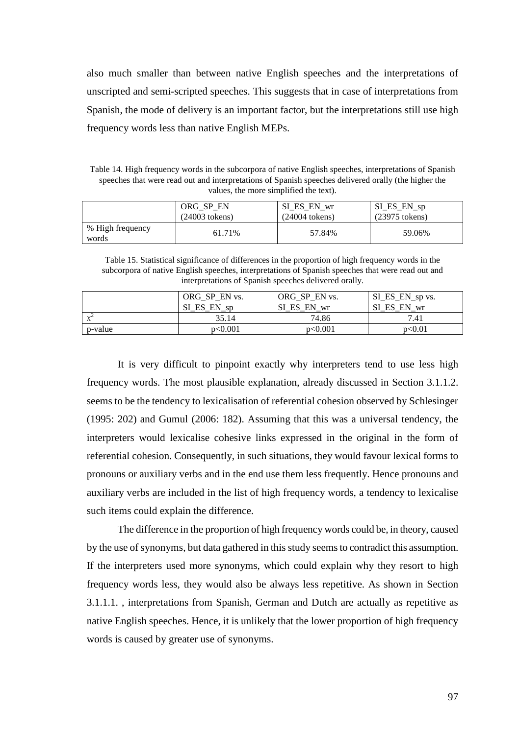also much smaller than between native English speeches and the interpretations of unscripted and semi-scripted speeches. This suggests that in case of interpretations from Spanish, the mode of delivery is an important factor, but the interpretations still use high frequency words less than native English MEPs.

Table 14. High frequency words in the subcorpora of native English speeches, interpretations of Spanish speeches that were read out and interpretations of Spanish speeches delivered orally (the higher the values, the more simplified the text).

| | ORG_SP_EN (24003 tokens) | SI_ES_EN_wr (24004 tokens) | SI_ES_EN_sp (23975 tokens) |
|---|---|---|---|
| % High frequency words | 61.71% | 57.84% | 59.06% |

Table 15. Statistical significance of differences in the proportion of high frequency words in the subcorpora of native English speeches, interpretations of Spanish speeches that were read out and interpretations of Spanish speeches delivered orally.

| | ORG_SP_EN vs. SI_ES_EN_sp | ORG_SP_EN vs. SI_ES_EN_wr | SI_ES_EN_sp vs. SI_ES_EN_wr |
|---|---|---|---|
| $\chi^2$ | 35.14 | 74.86 | 7.41 |
| p-value | $p<0.001$ | $p<0.001$ | $p<0.01$ |

It is very difficult to pinpoint exactly why interpreters tend to use less high frequency words. The most plausible explanation, already discussed in Section 3.1.1.2. seems to be the tendency to lexicalisation of referential cohesion observed by Schlesinger (1995: 202) and Gumul (2006: 182). Assuming that this was a universal tendency, the interpreters would lexicalise cohesive links expressed in the original in the form of referential cohesion. Consequently, in such situations, they would favour lexical forms to pronouns or auxiliary verbs and in the end use them less frequently. Hence pronouns and auxiliary verbs are included in the list of high frequency words, a tendency to lexicalise such items could explain the difference.

The difference in the proportion of high frequency words could be, in theory, caused by the use of synonyms, but data gathered in this study seems to contradict this assumption. If the interpreters used more synonyms, which could explain why they resort to high frequency words less, they would also be always less repetitive. As shown in Section 3.1.1.1. , interpretations from Spanish, German and Dutch are actually as repetitive as native English speeches. Hence, it is unlikely that the lower proportion of high frequency words is caused by greater use of synonyms.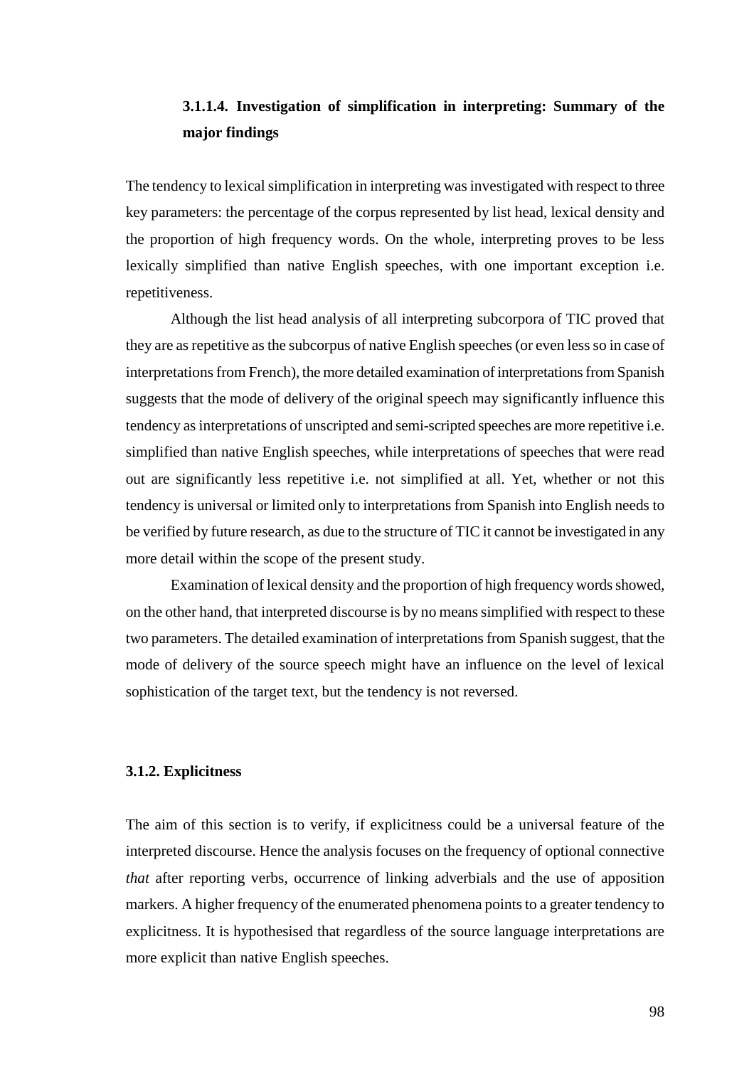#### 3.1.1.4. Investigation of simplification in interpreting: Summary of the major findings

The tendency to lexical simplification in interpreting was investigated with respect to three key parameters: the percentage of the corpus represented by list head, lexical density and the proportion of high frequency words. On the whole, interpreting proves to be less lexically simplified than native English speeches, with one important exception i.e. repetitiveness.

Although the list head analysis of all interpreting subcorpora of TIC proved that they are as repetitive as the subcorpus of native English speeches (or even less so in case of interpretations from French), the more detailed examination of interpretations from Spanish suggests that the mode of delivery of the original speech may significantly influence this tendency as interpretations of unscripted and semi-scripted speeches are more repetitive i.e. simplified than native English speeches, while interpretations of speeches that were read out are significantly less repetitive i.e. not simplified at all. Yet, whether or not this tendency is universal or limited only to interpretations from Spanish into English needs to be verified by future research, as due to the structure of TIC it cannot be investigated in any more detail within the scope of the present study.

Examination of lexical density and the proportion of high frequency words showed, on the other hand, that interpreted discourse is by no means simplified with respect to these two parameters. The detailed examination of interpretations from Spanish suggest, that the mode of delivery of the source speech might have an influence on the level of lexical sophistication of the target text, but the tendency is not reversed.

### 3.1.2. Explicitness

The aim of this section is to verify, if explicitness could be a universal feature of the interpreted discourse. Hence the analysis focuses on the frequency of optional connective *that* after reporting verbs, occurrence of linking adverbials and the use of apposition markers. A higher frequency of the enumerated phenomena points to a greater tendency to explicitness. It is hypothesised that regardless of the source language interpretations are more explicit than native English speeches.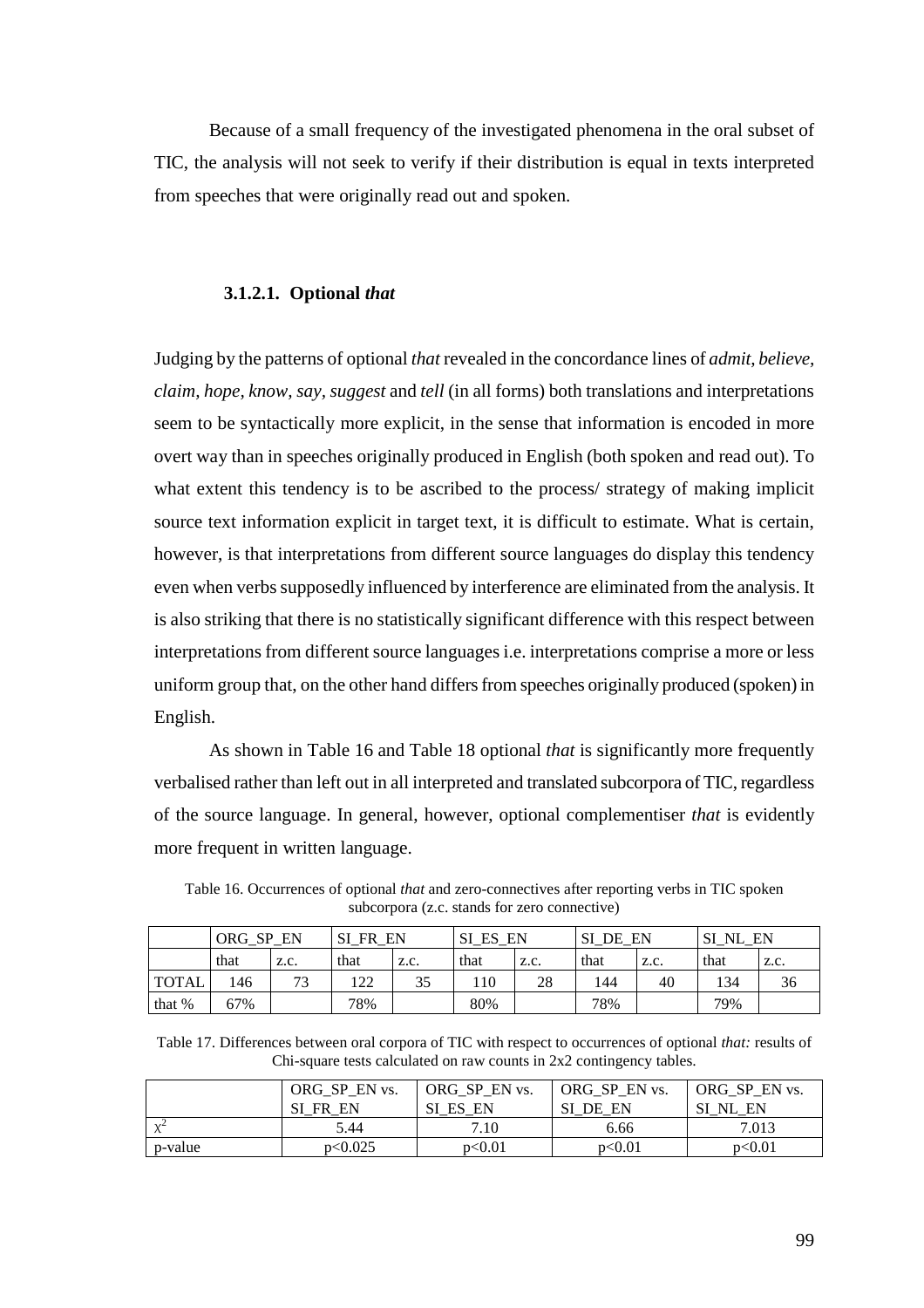Because of a small frequency of the investigated phenomena in the oral subset of TIC, the analysis will not seek to verify if their distribution is equal in texts interpreted from speeches that were originally read out and spoken.

#### 3.1.2.1. Optional *that*

Judging by the patterns of optional *that* revealed in the concordance lines of *admit*, *believe*, *claim*, *hope*, *know*, *say*, *suggest* and *tell* (in all forms) both translations and interpretations seem to be syntactically more explicit, in the sense that information is encoded in more overt way than in speeches originally produced in English (both spoken and read out). To what extent this tendency is to be ascribed to the process/ strategy of making implicit source text information explicit in target text, it is difficult to estimate. What is certain, however, is that interpretations from different source languages do display this tendency even when verbs supposedly influenced by interference are eliminated from the analysis. It is also striking that there is no statistically significant difference with this respect between interpretations from different source languages i.e. interpretations comprise a more or less uniform group that, on the other hand differs from speeches originally produced (spoken) in English.

As shown in Table 16 and Table 18 optional *that* is significantly more frequently verbalised rather than left out in all interpreted and translated subcorpora of TIC, regardless of the source language. In general, however, optional complementiser *that* is evidently more frequent in written language.

Table 16. Occurrences of optional *that* and zero-connectives after reporting verbs in TIC spoken subcorpora (z.c. stands for zero connective)

| | ORG_SP_EN | | SI_FR_EN | | SI_ES_EN | | SI_DE_EN | | SI_NL_EN | |
|---|---|---|---|---|---|---|---|---|---|---|
| | that | z.c. | that | z.c. | that | z.c. | that | z.c. | that | z.c. |
| TOTAL | 146 | 73 | 122 | 35 | 110 | 28 | 144 | 40 | 134 | 36 |
| that % | 67% | | 78% | | 80% | | 78% | | 79% | |

Table 17. Differences between oral corpora of TIC with respect to occurrences of optional *that:* results of Chi-square tests calculated on raw counts in 2x2 contingency tables.

| | ORG_SP_EN vs. SI_FR_EN | ORG_SP_EN vs. SI_ES_EN | ORG_SP_EN vs. SI_DE_EN | ORG_SP_EN vs. SI_NL_EN |
|---|---|---|---|---|
| $\chi^2$ | 5.44 | 7.10 | 6.66 | 7.013 |
| p-value | $p<0.025$ | $p<0.01$ | $p<0.01$ | $p<0.01$ |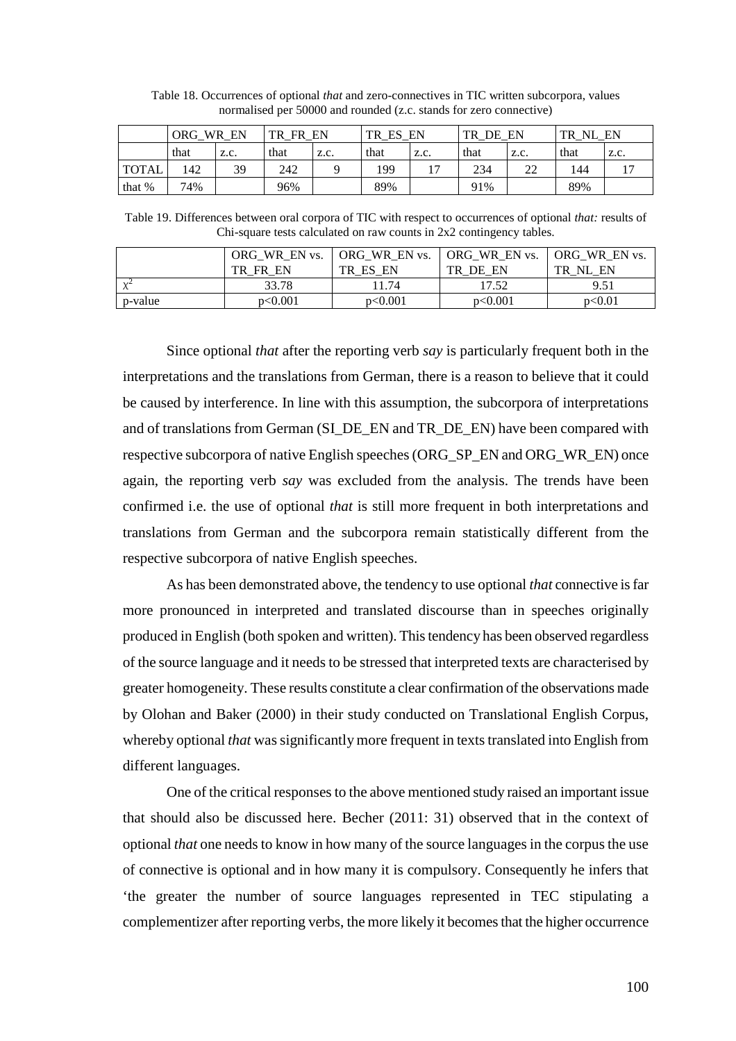Table 18. Occurrences of optional *that* and zero-connectives in TIC written subcorpora, values normalised per 50000 and rounded (z.c. stands for zero connective)

| | ORG_WR_EN | | TR_FR_EN | | TR_ES_EN | | TR_DE_EN | | TR_NL_EN | |
|---|---|---|---|---|---|---|---|---|---|---|
| | that | z.c. | that | z.c. | that | z.c. | that | z.c. | that | z.c. |
| TOTAL | 142 | 39 | 242 | 9 | 199 | 17 | 234 | 22 | 144 | 17 |
| that % | 74% | | 96% | | 89% | | 91% | | 89% | |

Table 19. Differences between oral corpora of TIC with respect to occurrences of optional *that:* results of Chi-square tests calculated on raw counts in 2x2 contingency tables.

| | ORG_WR_EN vs. TR_FR_EN | ORG_WR_EN vs. TR_ES_EN | ORG_WR_EN vs. TR_DE_EN | ORG_WR_EN vs. TR_NL_EN |
|---|---|---|---|---|
| $x^2$ | 33.78 | 11.74 | 17.52 | 9.51 |
| p-value | p<0.001 | p<0.001 | p<0.001 | p<0.01 |

Since optional *that* after the reporting verb *say* is particularly frequent both in the interpretations and the translations from German, there is a reason to believe that it could be caused by interference. In line with this assumption, the subcorpora of interpretations and of translations from German (SI_DE_EN and TR_DE_EN) have been compared with respective subcorpora of native English speeches (ORG_SP_EN and ORG_WR_EN) once again, the reporting verb *say* was excluded from the analysis. The trends have been confirmed i.e. the use of optional *that* is still more frequent in both interpretations and translations from German and the subcorpora remain statistically different from the respective subcorpora of native English speeches.

As has been demonstrated above, the tendency to use optional *that* connective is far more pronounced in interpreted and translated discourse than in speeches originally produced in English (both spoken and written). This tendency has been observed regardless of the source language and it needs to be stressed that interpreted texts are characterised by greater homogeneity. These results constitute a clear confirmation of the observations made by Olohan and Baker (2000) in their study conducted on Translational English Corpus, whereby optional *that* was significantly more frequent in texts translated into English from different languages.

One of the critical responses to the above mentioned study raised an important issue that should also be discussed here. Becher (2011: 31) observed that in the context of optional *that* one needs to know in how many of the source languages in the corpus the use of connective is optional and in how many it is compulsory. Consequently he infers that 'the greater the number of source languages represented in TEC stipulating a complementizer after reporting verbs, the more likely it becomes that the higher occurrence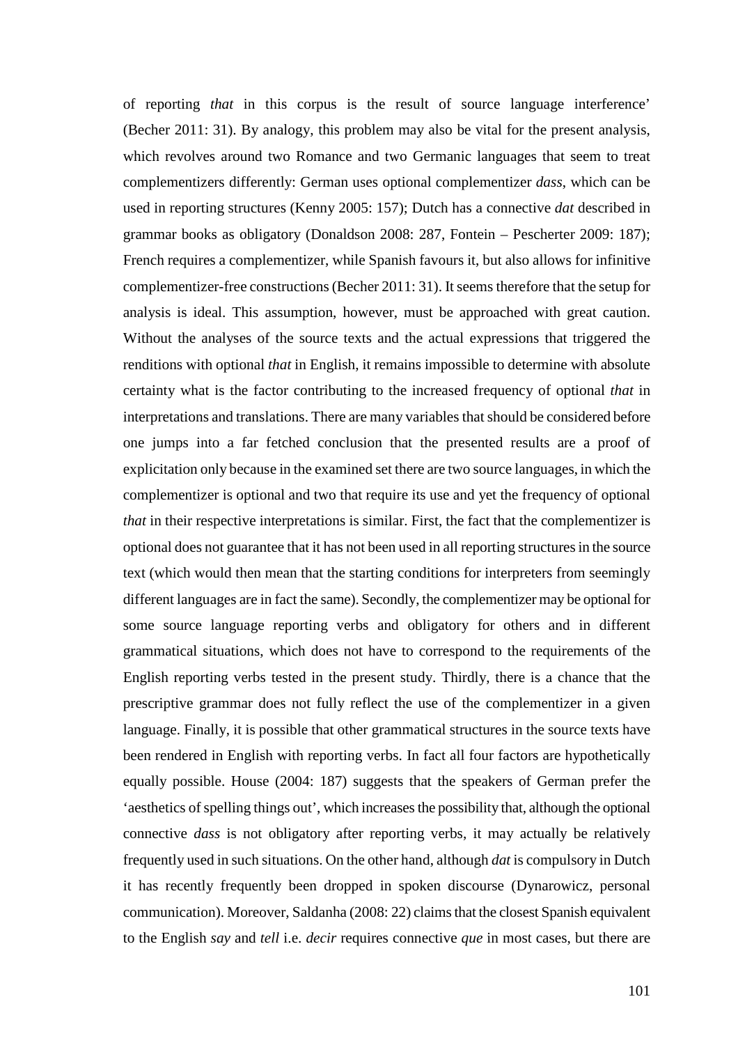of reporting *that* in this corpus is the result of source language interference' (Becher 2011: 31). By analogy, this problem may also be vital for the present analysis, which revolves around two Romance and two Germanic languages that seem to treat complementizers differently: German uses optional complementizer *dass*, which can be used in reporting structures (Kenny 2005: 157); Dutch has a connective *dat* described in grammar books as obligatory (Donaldson 2008: 287, Fontein – Pescherter 2009: 187); French requires a complementizer, while Spanish favours it, but also allows for infinitive complementizer-free constructions (Becher 2011: 31). It seems therefore that the setup for analysis is ideal. This assumption, however, must be approached with great caution. Without the analyses of the source texts and the actual expressions that triggered the renditions with optional *that* in English, it remains impossible to determine with absolute certainty what is the factor contributing to the increased frequency of optional *that* in interpretations and translations. There are many variables that should be considered before one jumps into a far fetched conclusion that the presented results are a proof of explicitation only because in the examined set there are two source languages, in which the complementizer is optional and two that require its use and yet the frequency of optional *that* in their respective interpretations is similar. First, the fact that the complementizer is optional does not guarantee that it has not been used in all reporting structures in the source text (which would then mean that the starting conditions for interpreters from seemingly different languages are in fact the same). Secondly, the complementizer may be optional for some source language reporting verbs and obligatory for others and in different grammatical situations, which does not have to correspond to the requirements of the English reporting verbs tested in the present study. Thirdly, there is a chance that the prescriptive grammar does not fully reflect the use of the complementizer in a given language. Finally, it is possible that other grammatical structures in the source texts have been rendered in English with reporting verbs. In fact all four factors are hypothetically equally possible. House (2004: 187) suggests that the speakers of German prefer the 'aesthetics of spelling things out', which increases the possibility that, although the optional connective *dass* is not obligatory after reporting verbs, it may actually be relatively frequently used in such situations. On the other hand, although *dat* is compulsory in Dutch it has recently frequently been dropped in spoken discourse (Dynarowicz, personal communication). Moreover, Saldanha (2008: 22) claims that the closest Spanish equivalent to the English *say* and *tell* i.e. *decir* requires connective *que* in most cases, but there are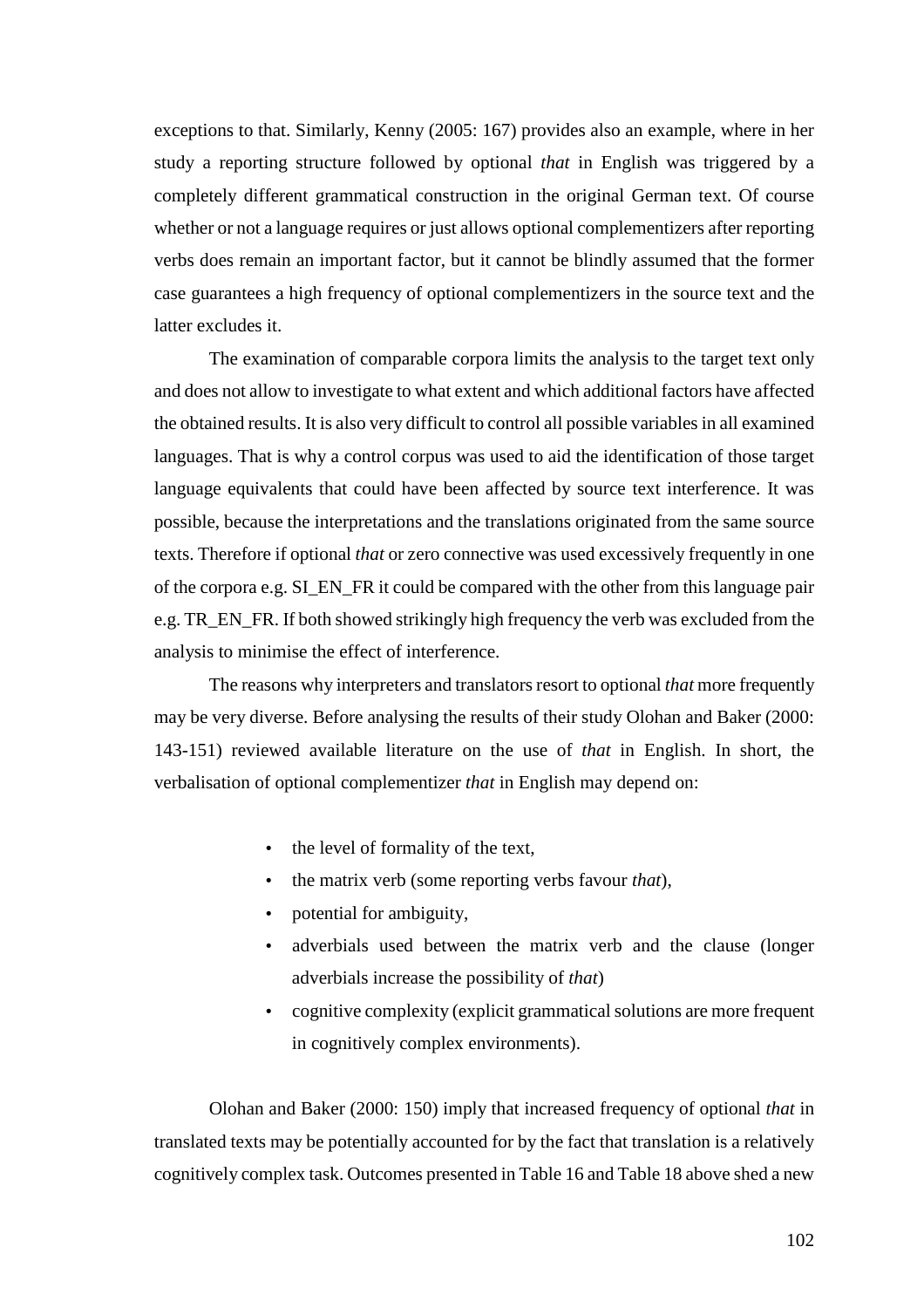exceptions to that. Similarly, Kenny (2005: 167) provides also an example, where in her study a reporting structure followed by optional *that* in English was triggered by a completely different grammatical construction in the original German text. Of course whether or not a language requires or just allows optional complementizers after reporting verbs does remain an important factor, but it cannot be blindly assumed that the former case guarantees a high frequency of optional complementizers in the source text and the latter excludes it.

The examination of comparable corpora limits the analysis to the target text only and does not allow to investigate to what extent and which additional factors have affected the obtained results. It is also very difficult to control all possible variables in all examined languages. That is why a control corpus was used to aid the identification of those target language equivalents that could have been affected by source text interference. It was possible, because the interpretations and the translations originated from the same source texts. Therefore if optional *that* or zero connective was used excessively frequently in one of the corpora e.g. SI_EN_FR it could be compared with the other from this language pair e.g. TR_EN_FR. If both showed strikingly high frequency the verb was excluded from the analysis to minimise the effect of interference.

The reasons why interpreters and translators resort to optional *that* more frequently may be very diverse. Before analysing the results of their study Olohan and Baker (2000: 143-151) reviewed available literature on the use of *that* in English. In short, the verbalisation of optional complementizer *that* in English may depend on:

- the level of formality of the text,
- the matrix verb (some reporting verbs favour *that*),
- potential for ambiguity,
- adverbials used between the matrix verb and the clause (longer adverbials increase the possibility of *that*)
- cognitive complexity (explicit grammatical solutions are more frequent in cognitively complex environments).

Olohan and Baker (2000: 150) imply that increased frequency of optional *that* in translated texts may be potentially accounted for by the fact that translation is a relatively cognitively complex task. Outcomes presented in Table 16 and Table 18 above shed a new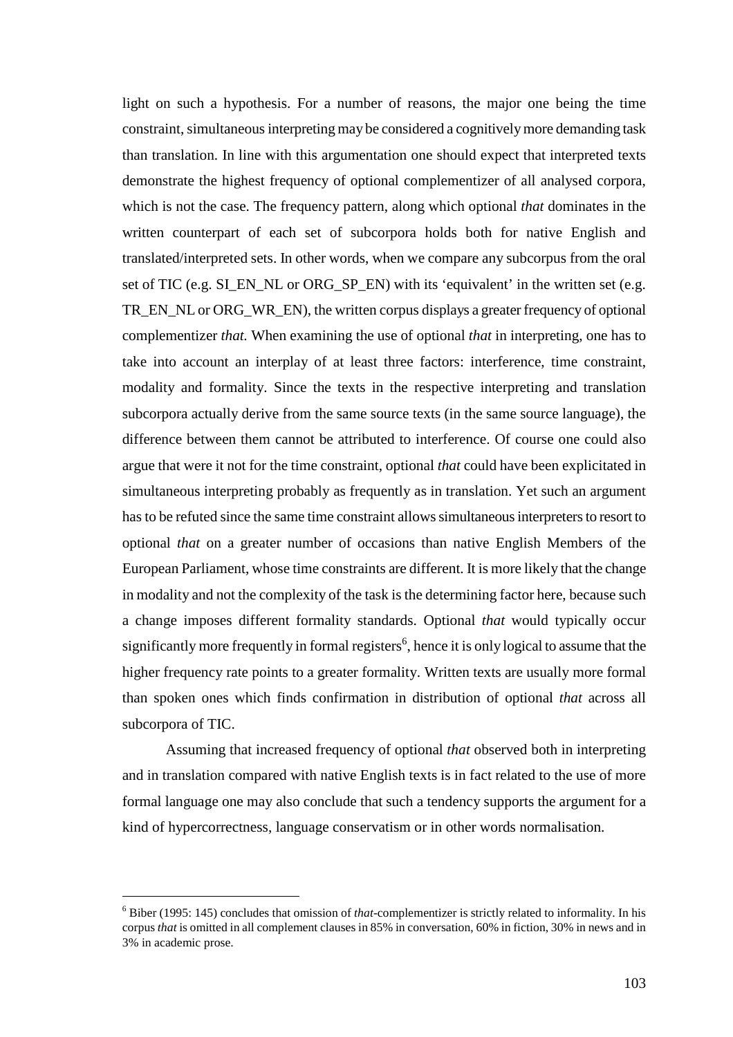light on such a hypothesis. For a number of reasons, the major one being the time constraint, simultaneous interpreting may be considered a cognitively more demanding task than translation. In line with this argumentation one should expect that interpreted texts demonstrate the highest frequency of optional complementizer of all analysed corpora, which is not the case. The frequency pattern, along which optional *that* dominates in the written counterpart of each set of subcorpora holds both for native English and translated/interpreted sets. In other words, when we compare any subcorpus from the oral set of TIC (e.g. SI_EN_NL or ORG_SP_EN) with its 'equivalent' in the written set (e.g. TR_EN_NL or ORG_WR_EN), the written corpus displays a greater frequency of optional complementizer *that.* When examining the use of optional *that* in interpreting, one has to take into account an interplay of at least three factors: interference, time constraint, modality and formality. Since the texts in the respective interpreting and translation subcorpora actually derive from the same source texts (in the same source language), the difference between them cannot be attributed to interference. Of course one could also argue that were it not for the time constraint, optional *that* could have been explicitated in simultaneous interpreting probably as frequently as in translation. Yet such an argument has to be refuted since the same time constraint allows simultaneous interpreters to resort to optional *that* on a greater number of occasions than native English Members of the European Parliament, whose time constraints are different. It is more likely that the change in modality and not the complexity of the task is the determining factor here, because such a change imposes different formality standards. Optional *that* would typically occur significantly more frequently in formal registers[6], hence it is only logical to assume that the higher frequency rate points to a greater formality. Written texts are usually more formal than spoken ones which finds confirmation in distribution of optional *that* across all subcorpora of TIC.

Assuming that increased frequency of optional *that* observed both in interpreting and in translation compared with native English texts is in fact related to the use of more formal language one may also conclude that such a tendency supports the argument for a kind of hypercorrectness, language conservatism or in other words normalisation.

---

[6] Biber (1995: 145) concludes that omission of *that*-complementizer is strictly related to informality. In his corpus *that* is omitted in all complement clauses in 85% in conversation, 60% in fiction, 30% in news and in 3% in academic prose.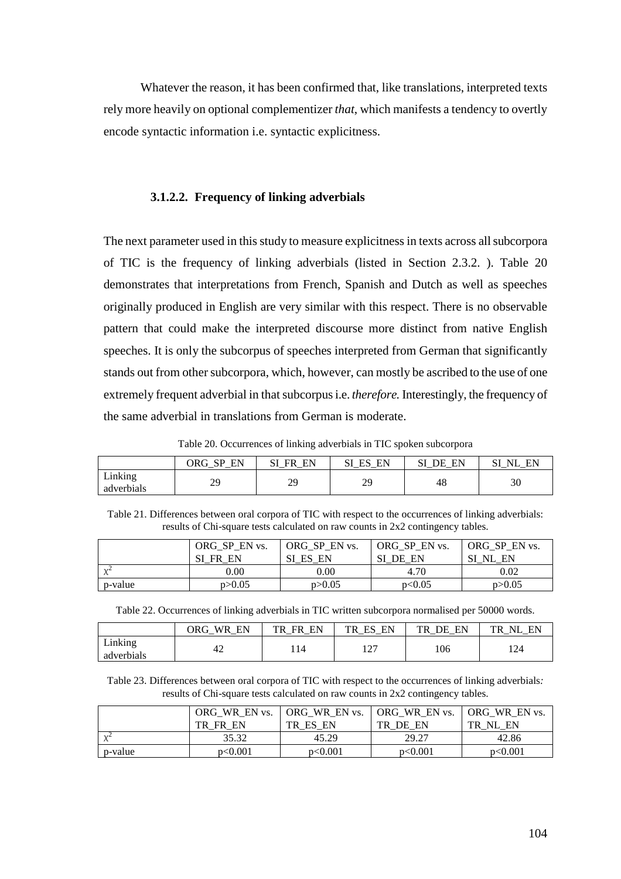Whatever the reason, it has been confirmed that, like translations, interpreted texts rely more heavily on optional complementizer *that*, which manifests a tendency to overtly encode syntactic information i.e. syntactic explicitness.

#### 3.1.2.2. Frequency of linking adverbials

The next parameter used in this study to measure explicitness in texts across all subcorpora of TIC is the frequency of linking adverbials (listed in Section 2.3.2. ). Table 20 demonstrates that interpretations from French, Spanish and Dutch as well as speeches originally produced in English are very similar with this respect. There is no observable pattern that could make the interpreted discourse more distinct from native English speeches. It is only the subcorpus of speeches interpreted from German that significantly stands out from other subcorpora, which, however, can mostly be ascribed to the use of one extremely frequent adverbial in that subcorpus i.e. *therefore.* Interestingly, the frequency of the same adverbial in translations from German is moderate.

Table 20. Occurrences of linking adverbials in TIC spoken subcorpora

| | ORG_SP_EN | SI_FR_EN | SI_ES_EN | SI_DE_EN | SI_NL_EN |
|---|---|---|---|---|---|
| Linking adverbials | 29 | 29 | 29 | 48 | 30 |

Table 21. Differences between oral corpora of TIC with respect to the occurrences of linking adverbials: results of Chi-square tests calculated on raw counts in 2x2 contingency tables.

| | ORG_SP_EN vs. SI_FR_EN | ORG_SP_EN vs. SI_ES_EN | ORG_SP_EN vs. SI_DE_EN | ORG_SP_EN vs. SI_NL_EN |
|---|---|---|---|---|
| $\chi^2$ | 0.00 | 0.00 | 4.70 | 0.02 |
| p-value | $p>0.05$ | $p>0.05$ | $p<0.05$ | $p>0.05$ |

Table 22. Occurrences of linking adverbials in TIC written subcorpora normalised per 50000 words.

| | ORG_WR_EN | TR_FR_EN | TR_ES_EN | TR_DE_EN | TR_NL_EN |
|---|---|---|---|---|---|
| Linking adverbials | 42 | 114 | 127 | 106 | 124 |

Table 23. Differences between oral corpora of TIC with respect to the occurrences of linking adverbials*:* results of Chi-square tests calculated on raw counts in 2x2 contingency tables.

| | ORG_WR_EN vs. TR_FR_EN | ORG_WR_EN vs. TR_ES_EN | ORG_WR_EN vs. TR_DE_EN | ORG_WR_EN vs. TR_NL_EN |
|---|---|---|---|---|
| $\chi^2$ | 35.32 | 45.29 | 29.27 | 42.86 |
| p-value | $p<0.001$ | $p<0.001$ | $p<0.001$ | $p<0.001$ |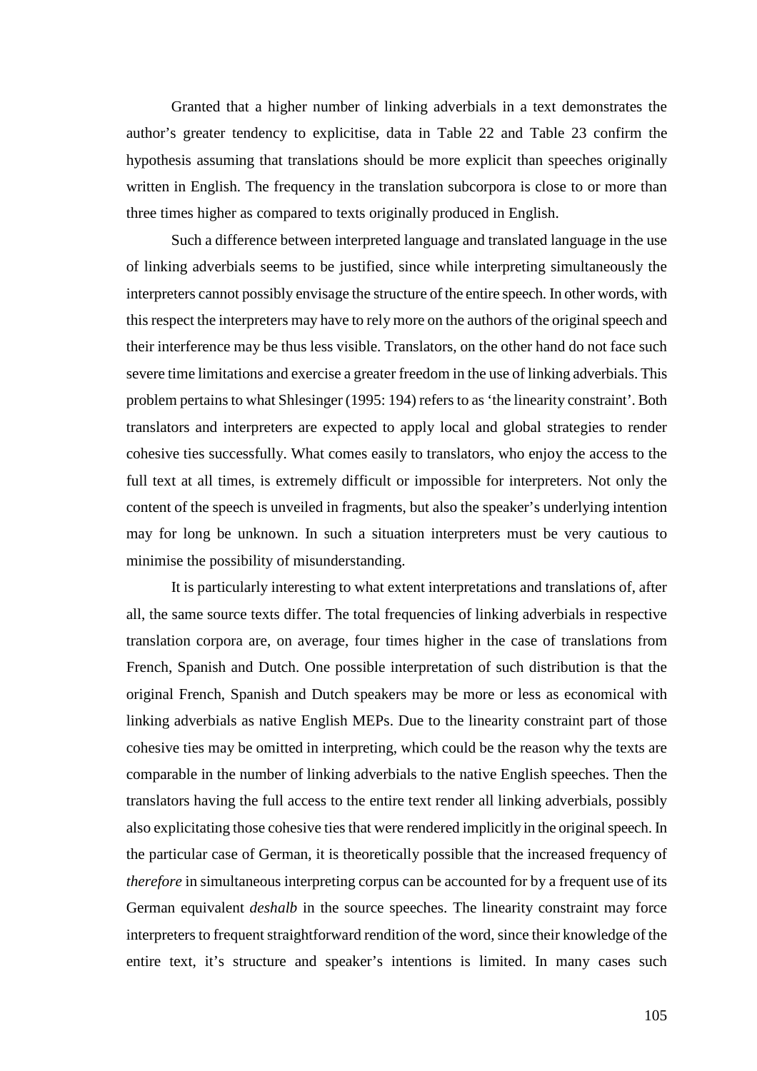Granted that a higher number of linking adverbials in a text demonstrates the author's greater tendency to explicitise, data in Table 22 and Table 23 confirm the hypothesis assuming that translations should be more explicit than speeches originally written in English. The frequency in the translation subcorpora is close to or more than three times higher as compared to texts originally produced in English.

Such a difference between interpreted language and translated language in the use of linking adverbials seems to be justified, since while interpreting simultaneously the interpreters cannot possibly envisage the structure of the entire speech. In other words, with this respect the interpreters may have to rely more on the authors of the original speech and their interference may be thus less visible. Translators, on the other hand do not face such severe time limitations and exercise a greater freedom in the use of linking adverbials. This problem pertains to what Shlesinger (1995: 194) refers to as 'the linearity constraint'. Both translators and interpreters are expected to apply local and global strategies to render cohesive ties successfully. What comes easily to translators, who enjoy the access to the full text at all times, is extremely difficult or impossible for interpreters. Not only the content of the speech is unveiled in fragments, but also the speaker's underlying intention may for long be unknown. In such a situation interpreters must be very cautious to minimise the possibility of misunderstanding.

It is particularly interesting to what extent interpretations and translations of, after all, the same source texts differ. The total frequencies of linking adverbials in respective translation corpora are, on average, four times higher in the case of translations from French, Spanish and Dutch. One possible interpretation of such distribution is that the original French, Spanish and Dutch speakers may be more or less as economical with linking adverbials as native English MEPs. Due to the linearity constraint part of those cohesive ties may be omitted in interpreting, which could be the reason why the texts are comparable in the number of linking adverbials to the native English speeches. Then the translators having the full access to the entire text render all linking adverbials, possibly also explicitating those cohesive ties that were rendered implicitly in the original speech. In the particular case of German, it is theoretically possible that the increased frequency of *therefore* in simultaneous interpreting corpus can be accounted for by a frequent use of its German equivalent *deshalb* in the source speeches. The linearity constraint may force interpreters to frequent straightforward rendition of the word, since their knowledge of the entire text, it's structure and speaker's intentions is limited. In many cases such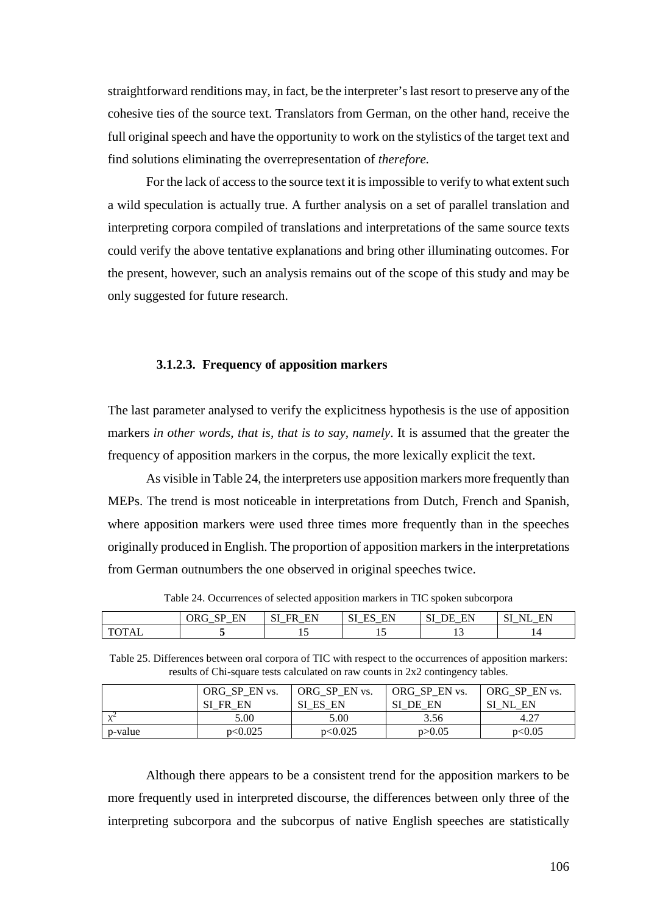straightforward renditions may, in fact, be the interpreter's last resort to preserve any of the cohesive ties of the source text. Translators from German, on the other hand, receive the full original speech and have the opportunity to work on the stylistics of the target text and find solutions eliminating the overrepresentation of *therefore.*

For the lack of access to the source text it is impossible to verify to what extent such a wild speculation is actually true. A further analysis on a set of parallel translation and interpreting corpora compiled of translations and interpretations of the same source texts could verify the above tentative explanations and bring other illuminating outcomes. For the present, however, such an analysis remains out of the scope of this study and may be only suggested for future research.

#### 3.1.2.3. Frequency of apposition markers

The last parameter analysed to verify the explicitness hypothesis is the use of apposition markers *in other words, that is, that is to say, namely*. It is assumed that the greater the frequency of apposition markers in the corpus, the more lexically explicit the text.

As visible in Table 24, the interpreters use apposition markers more frequently than MEPs. The trend is most noticeable in interpretations from Dutch, French and Spanish, where apposition markers were used three times more frequently than in the speeches originally produced in English. The proportion of apposition markers in the interpretations from German outnumbers the one observed in original speeches twice.

Table 24. Occurrences of selected apposition markers in TIC spoken subcorpora

| | ORG_SP_EN | SI_FR_EN | SI_ES_EN | SI_DE_EN | SI_NL_EN |
|---|---|---|---|---|---|
| TOTAL | **5** | 15 | 15 | 13 | 14 |

Table 25. Differences between oral corpora of TIC with respect to the occurrences of apposition markers: results of Chi-square tests calculated on raw counts in 2x2 contingency tables.

| | ORG_SP_EN vs. SI_FR_EN | ORG_SP_EN vs. SI_ES_EN | ORG_SP_EN vs. SI_DE_EN | ORG_SP_EN vs. SI_NL_EN |
|---|---|---|---|---|
| $\chi^2$ | 5.00 | 5.00 | 3.56 | 4.27 |
| p-value | $p<0.025$ | $p<0.025$ | $p>0.05$ | $p<0.05$ |

Although there appears to be a consistent trend for the apposition markers to be more frequently used in interpreted discourse, the differences between only three of the interpreting subcorpora and the subcorpus of native English speeches are statistically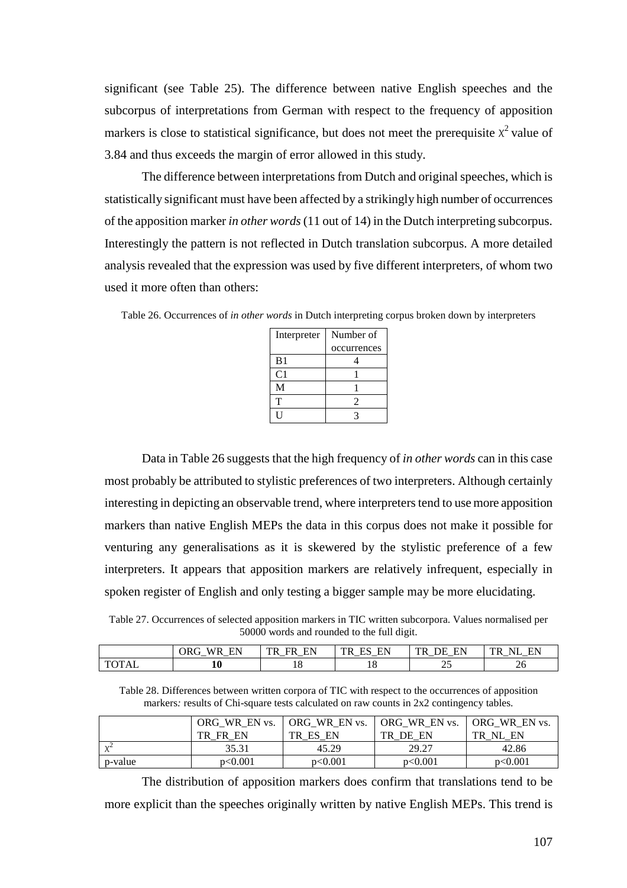significant (see Table 25). The difference between native English speeches and the subcorpus of interpretations from German with respect to the frequency of apposition markers is close to statistical significance, but does not meet the prerequisite $\chi^2$ value of 3.84 and thus exceeds the margin of error allowed in this study.

The difference between interpretations from Dutch and original speeches, which is statistically significant must have been affected by a strikingly high number of occurrences of the apposition marker *in other words* (11 out of 14) in the Dutch interpreting subcorpus. Interestingly the pattern is not reflected in Dutch translation subcorpus. A more detailed analysis revealed that the expression was used by five different interpreters, of whom two used it more often than others:

Table 26. Occurrences of *in other words* in Dutch interpreting corpus broken down by interpreters

| Interpreter | Number of occurrences |
|---|---|
| B1 | 4 |
| C1 | 1 |
| M | 1 |
| T | 2 |
| U | 3 |

Data in Table 26 suggests that the high frequency of *in other words* can in this case most probably be attributed to stylistic preferences of two interpreters. Although certainly interesting in depicting an observable trend, where interpreters tend to use more apposition markers than native English MEPs the data in this corpus does not make it possible for venturing any generalisations as it is skewered by the stylistic preference of a few interpreters. It appears that apposition markers are relatively infrequent, especially in spoken register of English and only testing a bigger sample may be more elucidating.

Table 27. Occurrences of selected apposition markers in TIC written subcorpora. Values normalised per 50000 words and rounded to the full digit.

| | ORG_WR_EN | TR_FR_EN | TR_ES_EN | TR_DE_EN | TR_NL_EN |
|---|---|---|---|---|---|
| TOTAL | **10** | 18 | 18 | 25 | 26 |

Table 28. Differences between written corpora of TIC with respect to the occurrences of apposition markers*:* results of Chi-square tests calculated on raw counts in 2x2 contingency tables.

| | ORG_WR_EN vs. TR_FR_EN | ORG_WR_EN vs. TR_ES_EN | ORG_WR_EN vs. TR_DE_EN | ORG_WR_EN vs. TR_NL_EN |
|---|---|---|---|---|
| $\chi^2$ | 35.31 | 45.29 | 29.27 | 42.86 |
| p-value | $p<0.001$ | $p<0.001$ | $p<0.001$ | $p<0.001$ |

The distribution of apposition markers does confirm that translations tend to be more explicit than the speeches originally written by native English MEPs. This trend is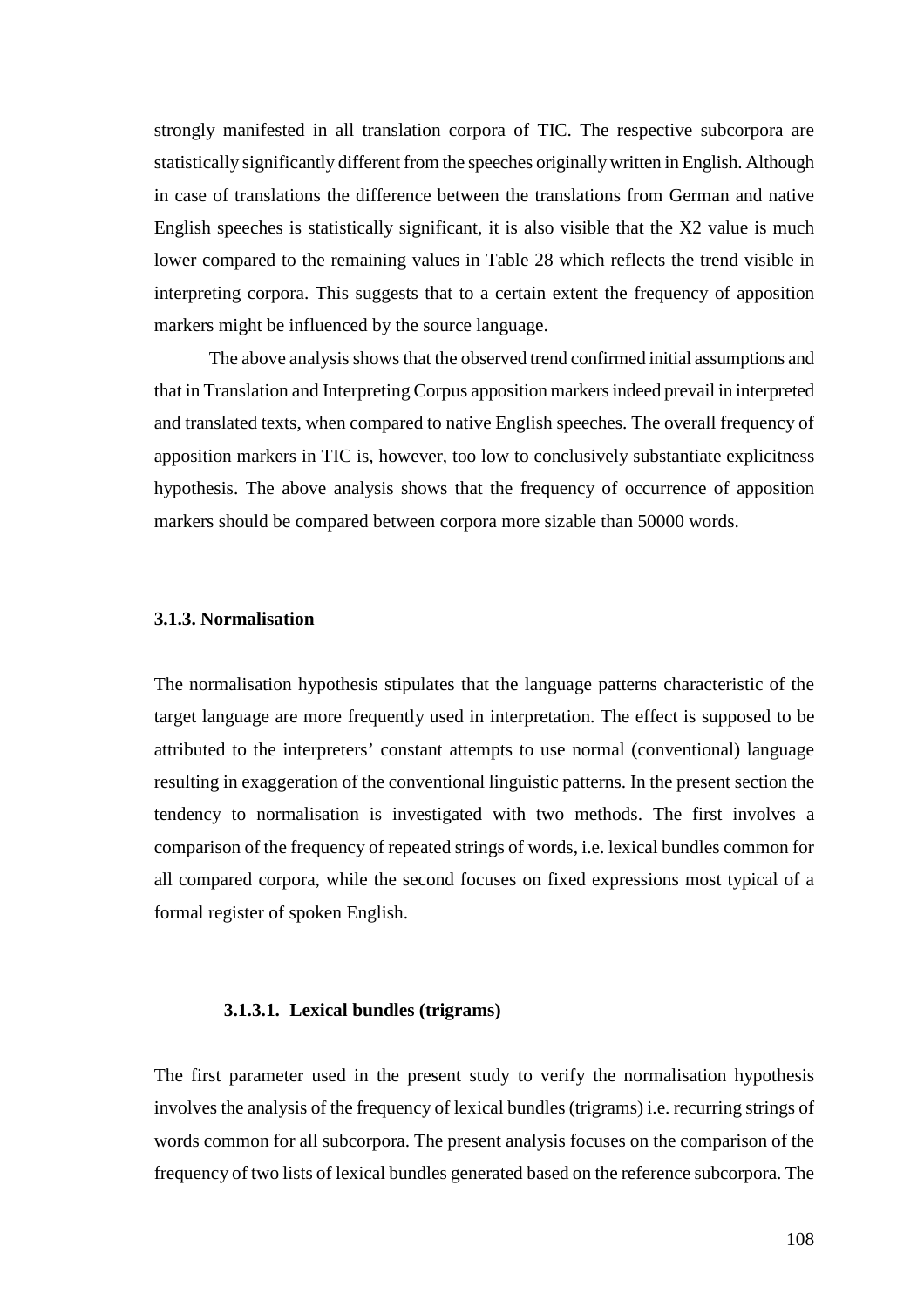strongly manifested in all translation corpora of TIC. The respective subcorpora are statistically significantly different from the speeches originally written in English. Although in case of translations the difference between the translations from German and native English speeches is statistically significant, it is also visible that the X2 value is much lower compared to the remaining values in Table 28 which reflects the trend visible in interpreting corpora. This suggests that to a certain extent the frequency of apposition markers might be influenced by the source language.

The above analysis shows that the observed trend confirmed initial assumptions and that in Translation and Interpreting Corpus apposition markers indeed prevail in interpreted and translated texts, when compared to native English speeches. The overall frequency of apposition markers in TIC is, however, too low to conclusively substantiate explicitness hypothesis. The above analysis shows that the frequency of occurrence of apposition markers should be compared between corpora more sizable than 50000 words.

### 3.1.3. Normalisation

The normalisation hypothesis stipulates that the language patterns characteristic of the target language are more frequently used in interpretation. The effect is supposed to be attributed to the interpreters' constant attempts to use normal (conventional) language resulting in exaggeration of the conventional linguistic patterns. In the present section the tendency to normalisation is investigated with two methods. The first involves a comparison of the frequency of repeated strings of words, i.e. lexical bundles common for all compared corpora, while the second focuses on fixed expressions most typical of a formal register of spoken English.

#### 3.1.3.1. Lexical bundles (trigrams)

The first parameter used in the present study to verify the normalisation hypothesis involves the analysis of the frequency of lexical bundles (trigrams) i.e. recurring strings of words common for all subcorpora. The present analysis focuses on the comparison of the frequency of two lists of lexical bundles generated based on the reference subcorpora. The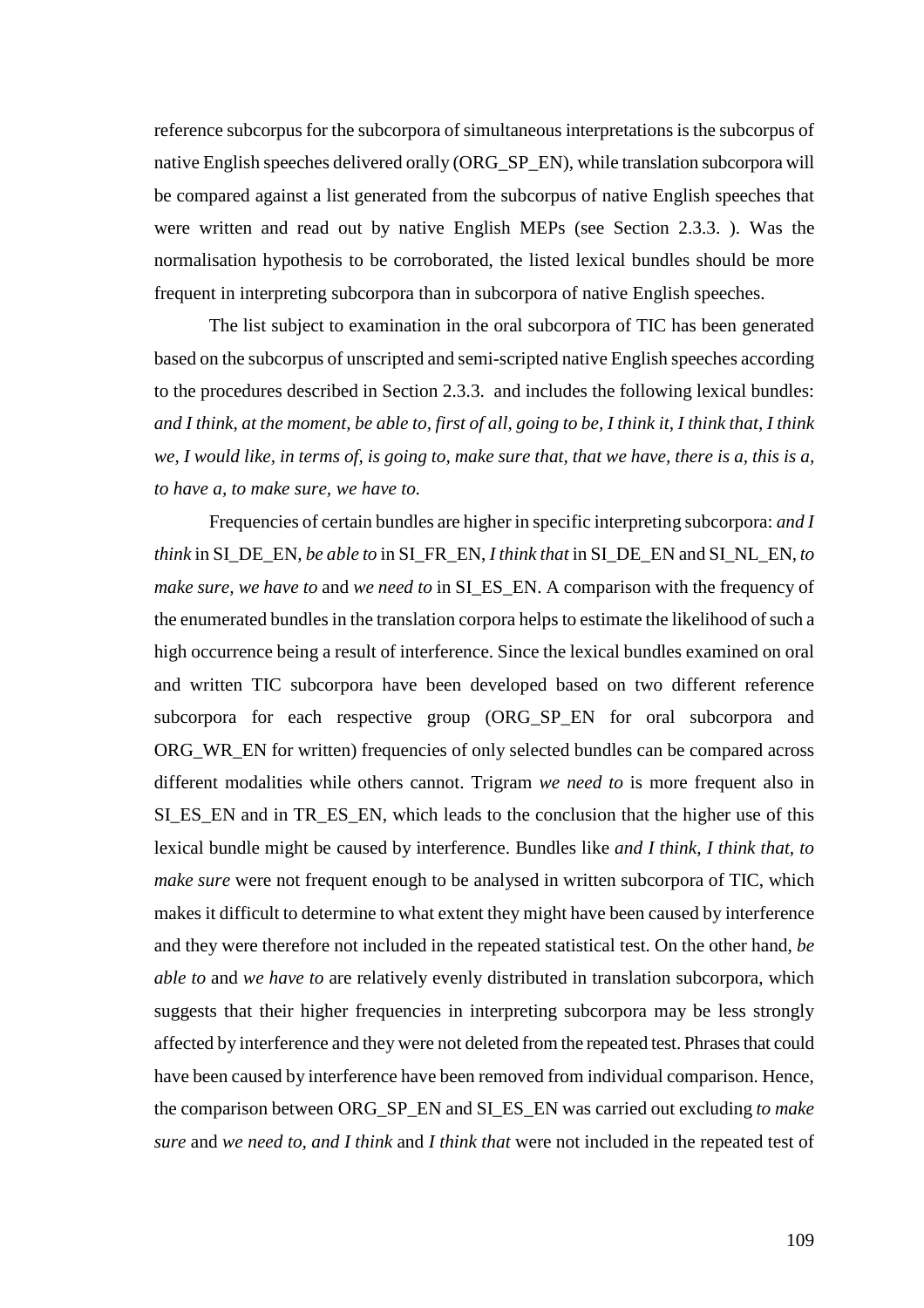reference subcorpus for the subcorpora of simultaneous interpretations is the subcorpus of native English speeches delivered orally (ORG_SP_EN), while translation subcorpora will be compared against a list generated from the subcorpus of native English speeches that were written and read out by native English MEPs (see Section 2.3.3. ). Was the normalisation hypothesis to be corroborated, the listed lexical bundles should be more frequent in interpreting subcorpora than in subcorpora of native English speeches.

The list subject to examination in the oral subcorpora of TIC has been generated based on the subcorpus of unscripted and semi-scripted native English speeches according to the procedures described in Section 2.3.3. and includes the following lexical bundles: *and I think, at the moment, be able to, first of all, going to be, I think it, I think that, I think we, I would like, in terms of, is going to, make sure that, that we have, there is a, this is a, to have a, to make sure, we have to.*

Frequencies of certain bundles are higher in specific interpreting subcorpora: *and I think* in SI_DE_EN, *be able to* in SI_FR_EN, *I think that* in SI_DE_EN and SI_NL_EN, *to make sure*, *we have to* and *we need to* in SI_ES_EN. A comparison with the frequency of the enumerated bundles in the translation corpora helps to estimate the likelihood of such a high occurrence being a result of interference. Since the lexical bundles examined on oral and written TIC subcorpora have been developed based on two different reference subcorpora for each respective group (ORG_SP_EN for oral subcorpora and ORG_WR_EN for written) frequencies of only selected bundles can be compared across different modalities while others cannot. Trigram *we need to* is more frequent also in SI_ES_EN and in TR_ES_EN, which leads to the conclusion that the higher use of this lexical bundle might be caused by interference. Bundles like *and I think*, *I think that*, *to make sure* were not frequent enough to be analysed in written subcorpora of TIC, which makes it difficult to determine to what extent they might have been caused by interference and they were therefore not included in the repeated statistical test. On the other hand, *be able to* and *we have to* are relatively evenly distributed in translation subcorpora, which suggests that their higher frequencies in interpreting subcorpora may be less strongly affected by interference and they were not deleted from the repeated test. Phrases that could have been caused by interference have been removed from individual comparison. Hence, the comparison between ORG_SP_EN and SI_ES_EN was carried out excluding *to make sure* and *we need to, and I think* and *I think that* were not included in the repeated test of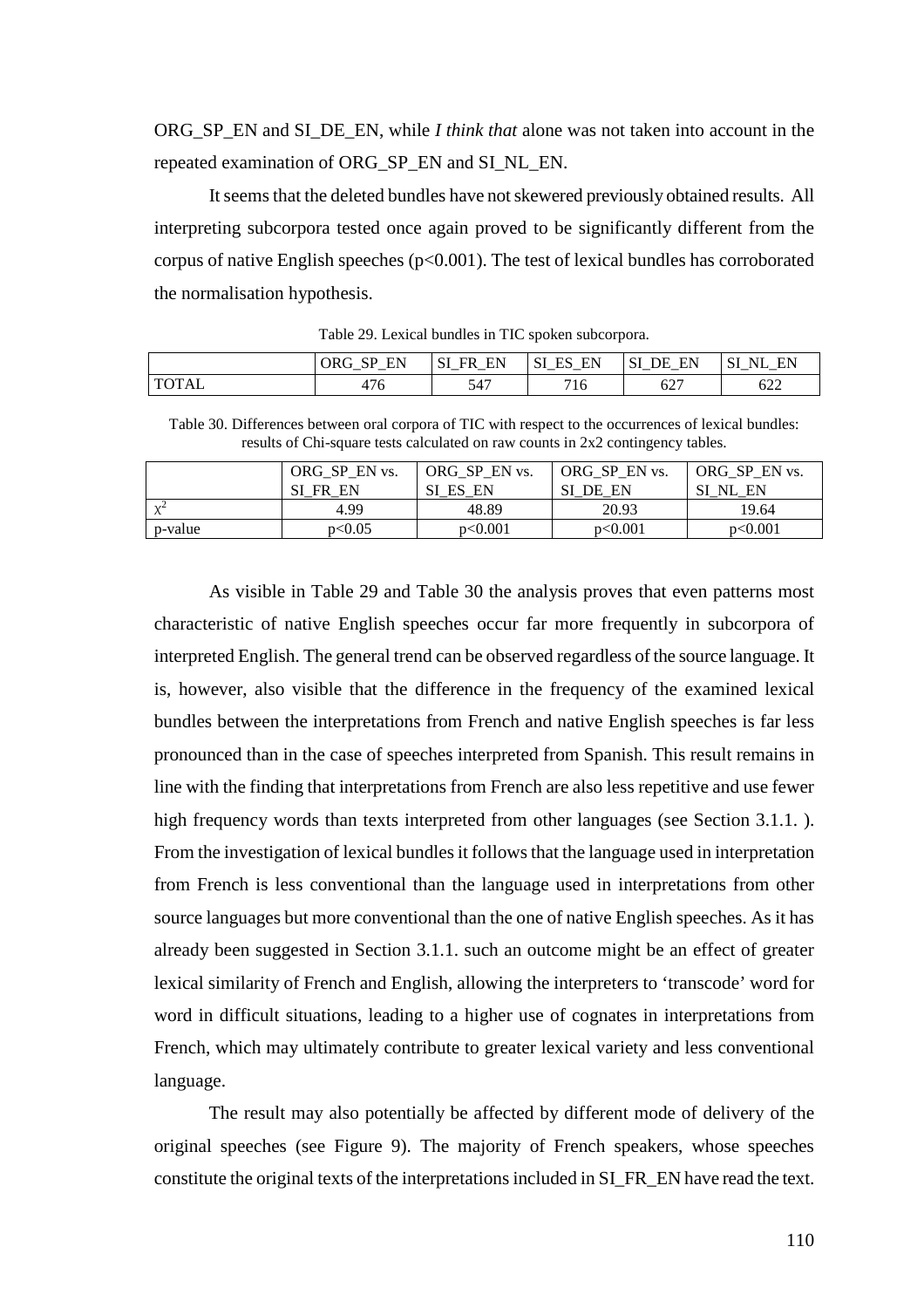ORG_SP_EN and SI_DE_EN, while *I think that* alone was not taken into account in the repeated examination of ORG_SP_EN and SI_NL_EN.

It seems that the deleted bundles have not skewered previously obtained results. All interpreting subcorpora tested once again proved to be significantly different from the corpus of native English speeches ($p<0.001$). The test of lexical bundles has corroborated the normalisation hypothesis.

Table 29. Lexical bundles in TIC spoken subcorpora.

| | ORG_SP_EN | SI_FR_EN | SI_ES_EN | SI_DE_EN | SI_NL_EN |
|---|---|---|---|---|---|
| TOTAL | 476 | 547 | 716 | 627 | 622 |

Table 30. Differences between oral corpora of TIC with respect to the occurrences of lexical bundles: results of Chi-square tests calculated on raw counts in 2x2 contingency tables.

| | ORG_SP_EN vs. SI_FR_EN | ORG_SP_EN vs. SI_ES_EN | ORG_SP_EN vs. SI_DE_EN | ORG_SP_EN vs. SI_NL_EN |
|---|---|---|---|---|
| $\chi^2$ | 4.99 | 48.89 | 20.93 | 19.64 |
| p-value | $p<0.05$ | $p<0.001$ | $p<0.001$ | $p<0.001$ |

As visible in Table 29 and Table 30 the analysis proves that even patterns most characteristic of native English speeches occur far more frequently in subcorpora of interpreted English. The general trend can be observed regardless of the source language. It is, however, also visible that the difference in the frequency of the examined lexical bundles between the interpretations from French and native English speeches is far less pronounced than in the case of speeches interpreted from Spanish. This result remains in line with the finding that interpretations from French are also less repetitive and use fewer high frequency words than texts interpreted from other languages (see Section 3.1.1. ). From the investigation of lexical bundles it follows that the language used in interpretation from French is less conventional than the language used in interpretations from other source languages but more conventional than the one of native English speeches. As it has already been suggested in Section 3.1.1. such an outcome might be an effect of greater lexical similarity of French and English, allowing the interpreters to 'transcode' word for word in difficult situations, leading to a higher use of cognates in interpretations from French, which may ultimately contribute to greater lexical variety and less conventional language.

The result may also potentially be affected by different mode of delivery of the original speeches (see Figure 9). The majority of French speakers, whose speeches constitute the original texts of the interpretations included in SI_FR_EN have read the text.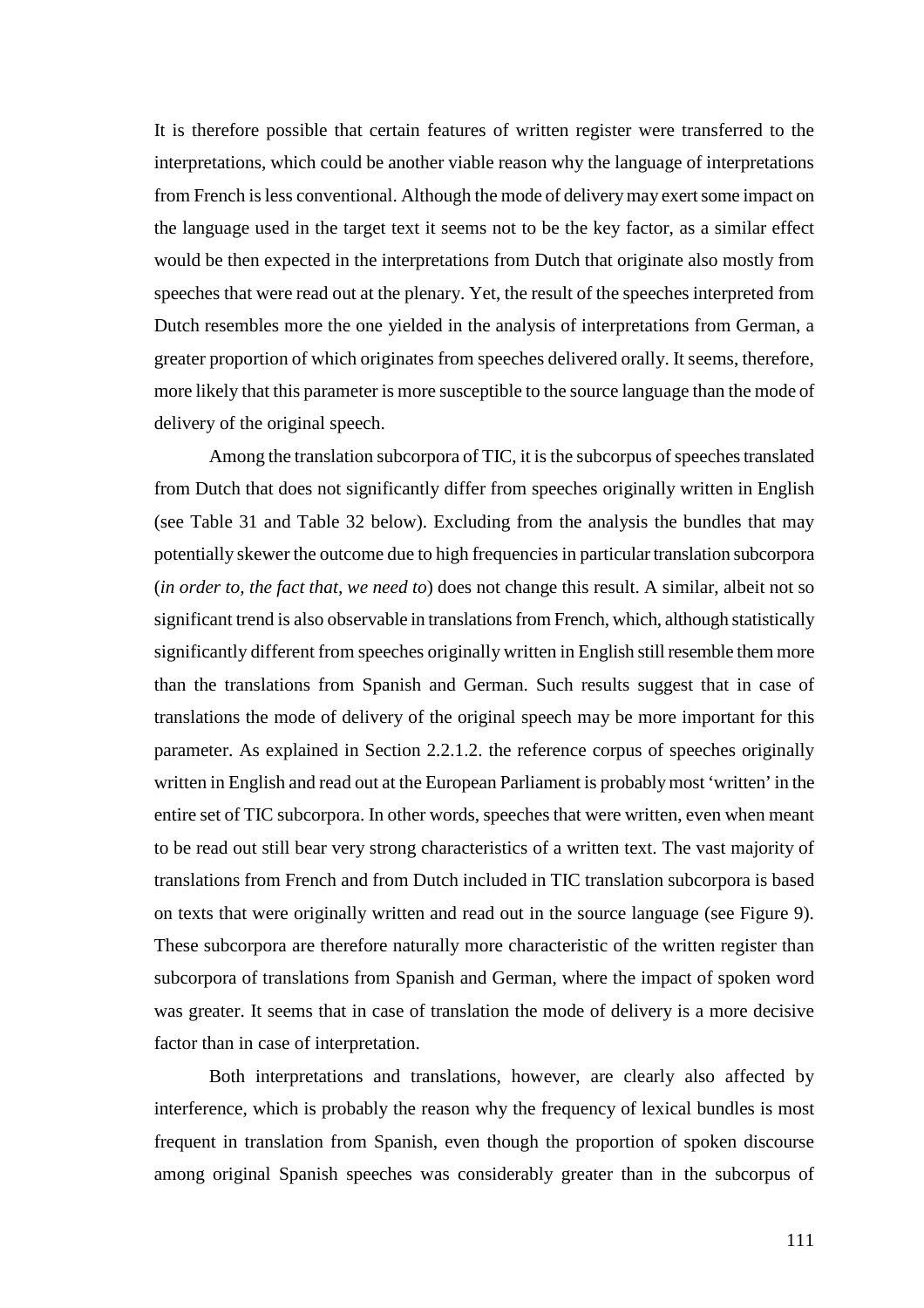It is therefore possible that certain features of written register were transferred to the interpretations, which could be another viable reason why the language of interpretations from French is less conventional. Although the mode of delivery may exert some impact on the language used in the target text it seems not to be the key factor, as a similar effect would be then expected in the interpretations from Dutch that originate also mostly from speeches that were read out at the plenary. Yet, the result of the speeches interpreted from Dutch resembles more the one yielded in the analysis of interpretations from German, a greater proportion of which originates from speeches delivered orally. It seems, therefore, more likely that this parameter is more susceptible to the source language than the mode of delivery of the original speech.

Among the translation subcorpora of TIC, it is the subcorpus of speeches translated from Dutch that does not significantly differ from speeches originally written in English (see Table 31 and Table 32 below). Excluding from the analysis the bundles that may potentially skewer the outcome due to high frequencies in particular translation subcorpora (*in order to, the fact that, we need to*) does not change this result. A similar, albeit not so significant trend is also observable in translations from French, which, although statistically significantly different from speeches originally written in English still resemble them more than the translations from Spanish and German. Such results suggest that in case of translations the mode of delivery of the original speech may be more important for this parameter. As explained in Section 2.2.1.2. the reference corpus of speeches originally written in English and read out at the European Parliament is probably most 'written' in the entire set of TIC subcorpora. In other words, speeches that were written, even when meant to be read out still bear very strong characteristics of a written text. The vast majority of translations from French and from Dutch included in TIC translation subcorpora is based on texts that were originally written and read out in the source language (see Figure 9). These subcorpora are therefore naturally more characteristic of the written register than subcorpora of translations from Spanish and German, where the impact of spoken word was greater. It seems that in case of translation the mode of delivery is a more decisive factor than in case of interpretation.

Both interpretations and translations, however, are clearly also affected by interference, which is probably the reason why the frequency of lexical bundles is most frequent in translation from Spanish, even though the proportion of spoken discourse among original Spanish speeches was considerably greater than in the subcorpus of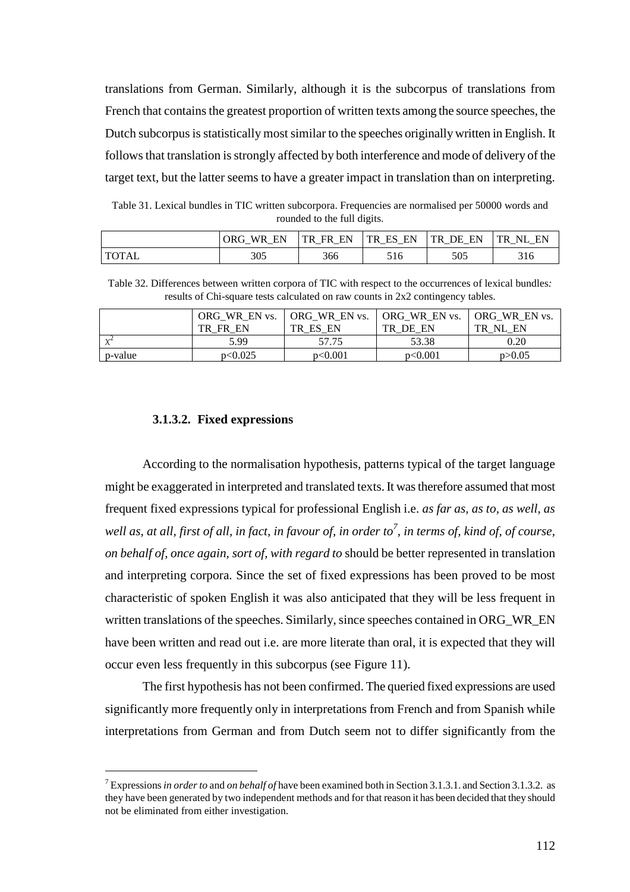translations from German. Similarly, although it is the subcorpus of translations from French that contains the greatest proportion of written texts among the source speeches, the Dutch subcorpus is statistically most similar to the speeches originally written in English. It follows that translation is strongly affected by both interference and mode of delivery of the target text, but the latter seems to have a greater impact in translation than on interpreting.

Table 31. Lexical bundles in TIC written subcorpora. Frequencies are normalised per 50000 words and rounded to the full digits.

| | ORG_WR_EN | TR_FR_EN | TR_ES_EN | TR_DE_EN | TR_NL_EN |
|---|---|---|---|---|---|
| TOTAL | 305 | 366 | 516 | 505 | 316 |

Table 32. Differences between written corpora of TIC with respect to the occurrences of lexical bundles: results of Chi-square tests calculated on raw counts in 2x2 contingency tables.

| | ORG_WR_EN vs. TR_FR_EN | ORG_WR_EN vs. TR_ES_EN | ORG_WR_EN vs. TR_DE_EN | ORG_WR_EN vs. TR_NL_EN |
|---|---|---|---|---|
| $\chi^2$ | 5.99 | 57.75 | 53.38 | 0.20 |
| p-value | $p<0.025$ | $p<0.001$ | $p<0.001$ | $p>0.05$ |

#### 3.1.3.2. Fixed expressions

According to the normalisation hypothesis, patterns typical of the target language might be exaggerated in interpreted and translated texts. It was therefore assumed that most frequent fixed expressions typical for professional English i.e. *as far as, as to, as well, as well as, at all, first of all, in fact, in favour of, in order to*[7]*, in terms of, kind of, of course, on behalf of, once again, sort of, with regard to* should be better represented in translation and interpreting corpora. Since the set of fixed expressions has been proved to be most characteristic of spoken English it was also anticipated that they will be less frequent in written translations of the speeches. Similarly, since speeches contained in ORG_WR_EN have been written and read out i.e. are more literate than oral, it is expected that they will occur even less frequently in this subcorpus (see Figure 11).

The first hypothesis has not been confirmed. The queried fixed expressions are used significantly more frequently only in interpretations from French and from Spanish while interpretations from German and from Dutch seem not to differ significantly from the

[7] Expressions *in order to* and *on behalf of* have been examined both in Section 3.1.3.1. and Section 3.1.3.2. as they have been generated by two independent methods and for that reason it has been decided that they should not be eliminated from either investigation.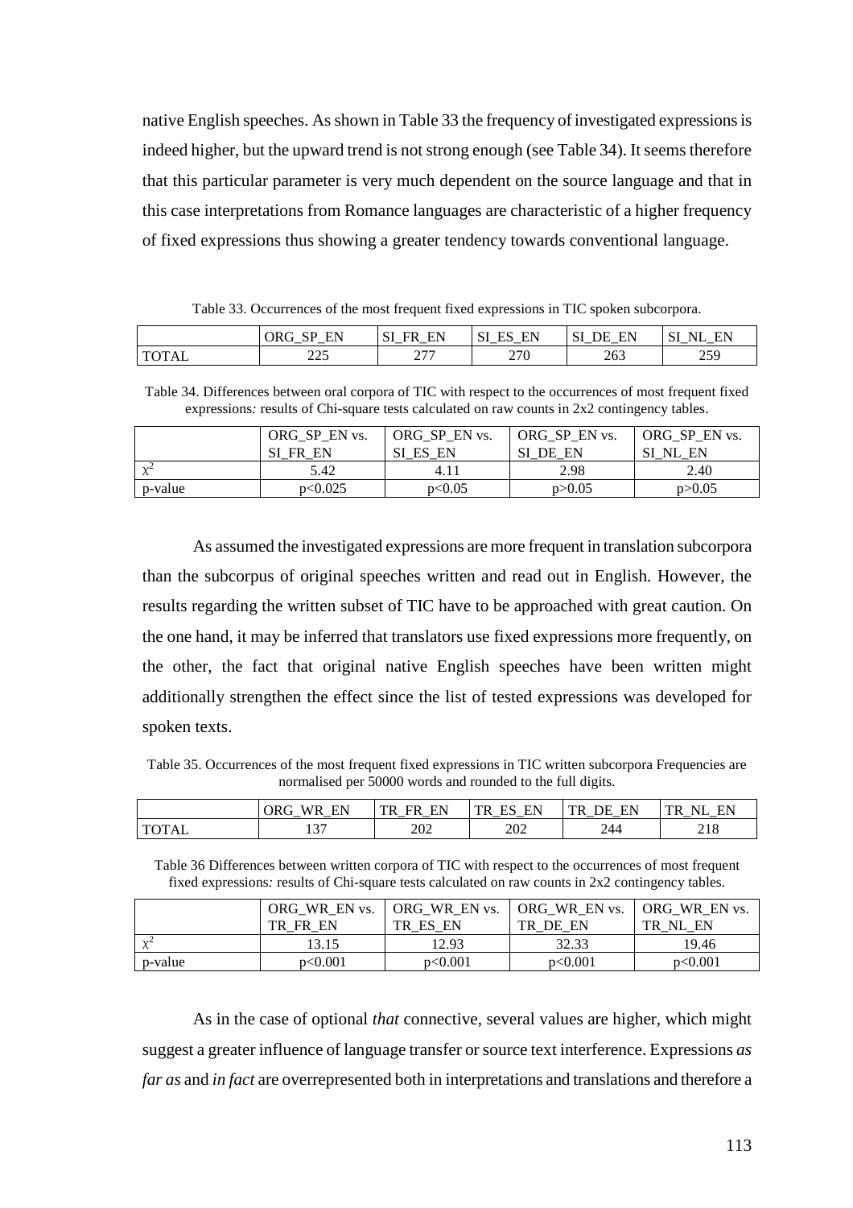native English speeches. As shown in Table 33 the frequency of investigated expressions is indeed higher, but the upward trend is not strong enough (see Table 34). It seems therefore that this particular parameter is very much dependent on the source language and that in this case interpretations from Romance languages are characteristic of a higher frequency of fixed expressions thus showing a greater tendency towards conventional language.

Table 33. Occurrences of the most frequent fixed expressions in TIC spoken subcorpora.

| | ORG_SP_EN | SI_FR_EN | SI_ES_EN | SI_DE_EN | SI_NL_EN |
|---|---|---|---|---|---|
| TOTAL | 225 | 277 | 270 | 263 | 259 |

Table 34. Differences between oral corpora of TIC with respect to the occurrences of most frequent fixed expressions*:* results of Chi-square tests calculated on raw counts in 2x2 contingency tables.

| | ORG_SP_EN vs. SI_FR_EN | ORG_SP_EN vs. SI_ES_EN | ORG_SP_EN vs. SI_DE_EN | ORG_SP_EN vs. SI_NL_EN |
|---|---|---|---|---|
| $\chi^2$ | 5.42 | 4.11 | 2.98 | 2.40 |
| p-value | $p<0.025$ | $p<0.05$ | $p>0.05$ | $p>0.05$ |

As assumed the investigated expressions are more frequent in translation subcorpora than the subcorpus of original speeches written and read out in English. However, the results regarding the written subset of TIC have to be approached with great caution. On the one hand, it may be inferred that translators use fixed expressions more frequently, on the other, the fact that original native English speeches have been written might additionally strengthen the effect since the list of tested expressions was developed for spoken texts.

Table 35. Occurrences of the most frequent fixed expressions in TIC written subcorpora Frequencies are normalised per 50000 words and rounded to the full digits.

| | ORG_WR_EN | TR_FR_EN | TR_ES_EN | TR_DE_EN | TR_NL_EN |
|---|---|---|---|---|---|
| TOTAL | 137 | 202 | 202 | 244 | 218 |

Table 36 Differences between written corpora of TIC with respect to the occurrences of most frequent fixed expressions*:* results of Chi-square tests calculated on raw counts in 2x2 contingency tables.

| | ORG_WR_EN vs. TR_FR_EN | ORG_WR_EN vs. TR_ES_EN | ORG_WR_EN vs. TR_DE_EN | ORG_WR_EN vs. TR_NL_EN |
|---|---|---|---|---|
| $\chi^2$ | 13.15 | 12.93 | 32.33 | 19.46 |
| p-value | $p<0.001$ | $p<0.001$ | $p<0.001$ | $p<0.001$ |

As in the case of optional *that* connective, several values are higher, which might suggest a greater influence of language transfer or source text interference. Expressions *as far as* and *in fact* are overrepresented both in interpretations and translations and therefore a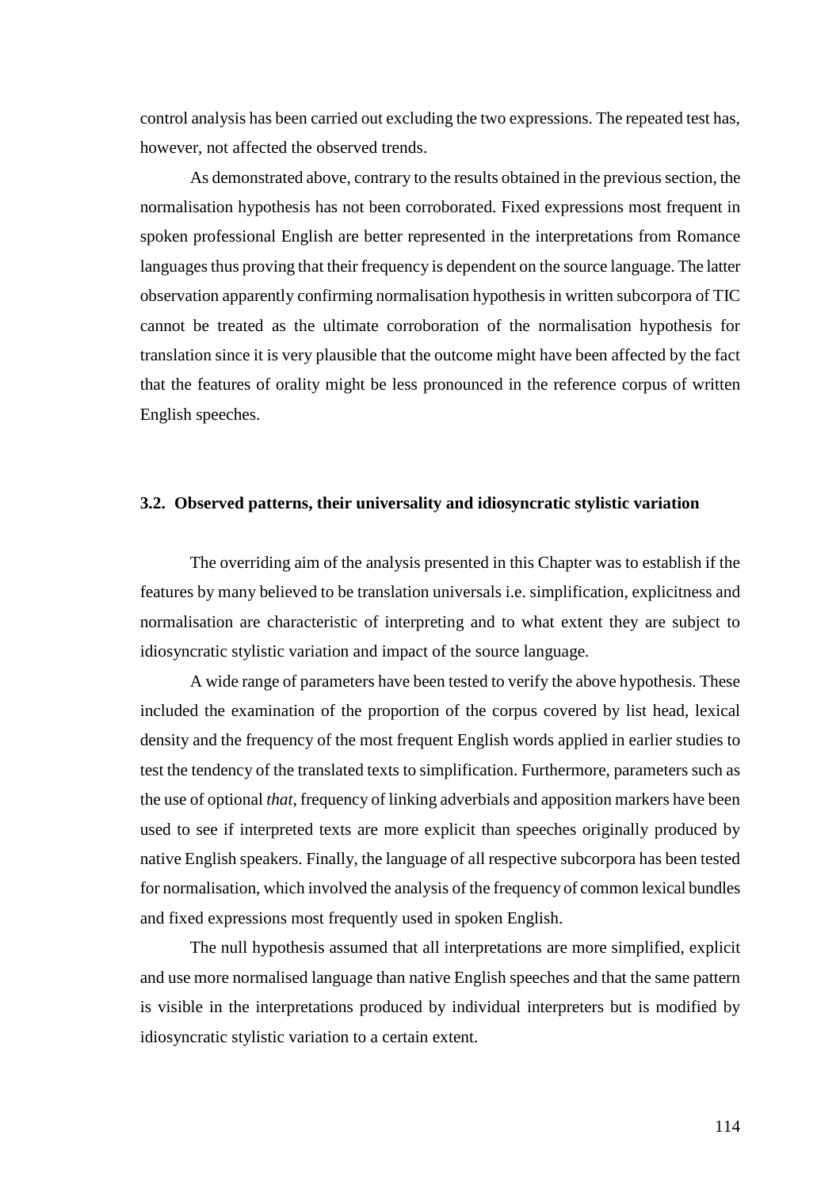control analysis has been carried out excluding the two expressions. The repeated test has, however, not affected the observed trends.

As demonstrated above, contrary to the results obtained in the previous section, the normalisation hypothesis has not been corroborated. Fixed expressions most frequent in spoken professional English are better represented in the interpretations from Romance languages thus proving that their frequency is dependent on the source language. The latter observation apparently confirming normalisation hypothesis in written subcorpora of TIC cannot be treated as the ultimate corroboration of the normalisation hypothesis for translation since it is very plausible that the outcome might have been affected by the fact that the features of orality might be less pronounced in the reference corpus of written English speeches.

### 3.2. Observed patterns, their universality and idiosyncratic stylistic variation

The overriding aim of the analysis presented in this Chapter was to establish if the features by many believed to be translation universals i.e. simplification, explicitness and normalisation are characteristic of interpreting and to what extent they are subject to idiosyncratic stylistic variation and impact of the source language.

A wide range of parameters have been tested to verify the above hypothesis. These included the examination of the proportion of the corpus covered by list head, lexical density and the frequency of the most frequent English words applied in earlier studies to test the tendency of the translated texts to simplification. Furthermore, parameters such as the use of optional *that*, frequency of linking adverbials and apposition markers have been used to see if interpreted texts are more explicit than speeches originally produced by native English speakers. Finally, the language of all respective subcorpora has been tested for normalisation, which involved the analysis of the frequency of common lexical bundles and fixed expressions most frequently used in spoken English.

The null hypothesis assumed that all interpretations are more simplified, explicit and use more normalised language than native English speeches and that the same pattern is visible in the interpretations produced by individual interpreters but is modified by idiosyncratic stylistic variation to a certain extent.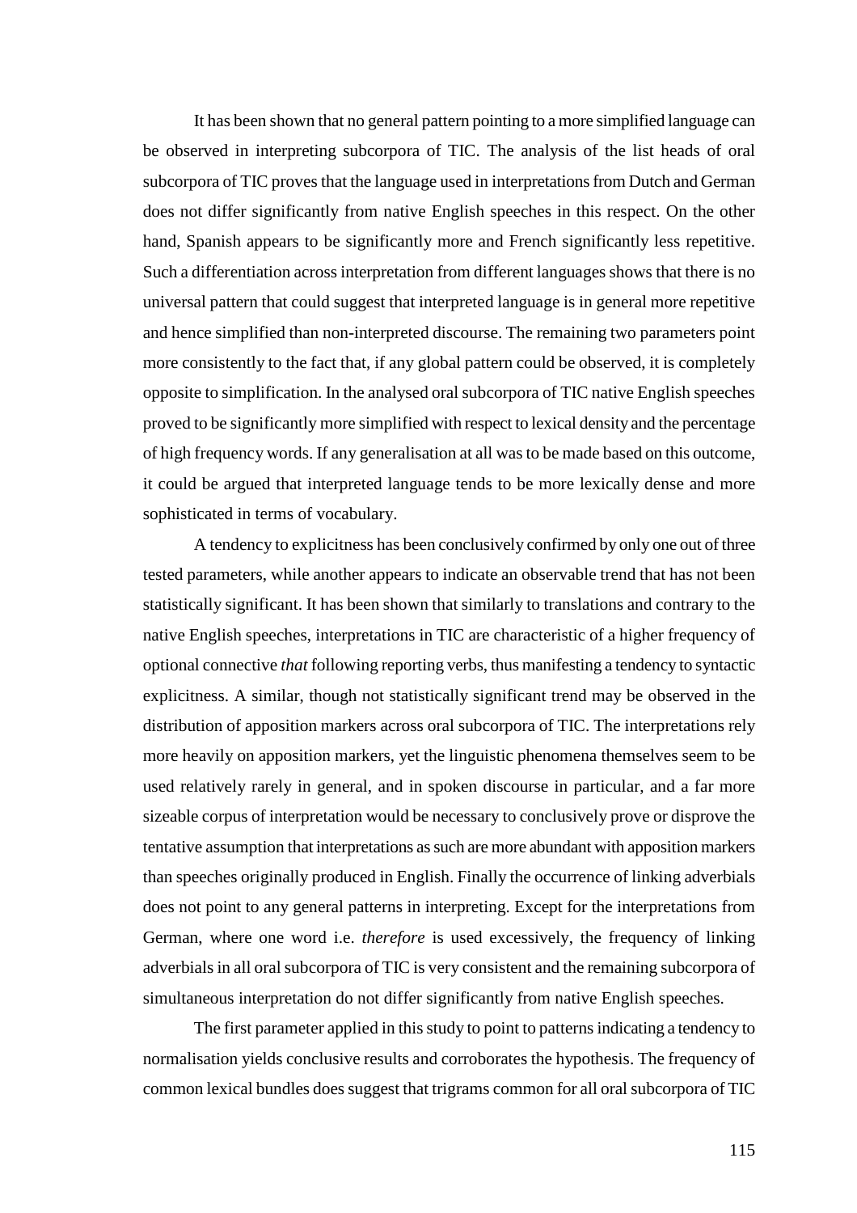It has been shown that no general pattern pointing to a more simplified language can be observed in interpreting subcorpora of TIC. The analysis of the list heads of oral subcorpora of TIC proves that the language used in interpretations from Dutch and German does not differ significantly from native English speeches in this respect. On the other hand, Spanish appears to be significantly more and French significantly less repetitive. Such a differentiation across interpretation from different languages shows that there is no universal pattern that could suggest that interpreted language is in general more repetitive and hence simplified than non-interpreted discourse. The remaining two parameters point more consistently to the fact that, if any global pattern could be observed, it is completely opposite to simplification. In the analysed oral subcorpora of TIC native English speeches proved to be significantly more simplified with respect to lexical density and the percentage of high frequency words. If any generalisation at all was to be made based on this outcome, it could be argued that interpreted language tends to be more lexically dense and more sophisticated in terms of vocabulary.

A tendency to explicitness has been conclusively confirmed by only one out of three tested parameters, while another appears to indicate an observable trend that has not been statistically significant. It has been shown that similarly to translations and contrary to the native English speeches, interpretations in TIC are characteristic of a higher frequency of optional connective *that* following reporting verbs, thus manifesting a tendency to syntactic explicitness. A similar, though not statistically significant trend may be observed in the distribution of apposition markers across oral subcorpora of TIC. The interpretations rely more heavily on apposition markers, yet the linguistic phenomena themselves seem to be used relatively rarely in general, and in spoken discourse in particular, and a far more sizeable corpus of interpretation would be necessary to conclusively prove or disprove the tentative assumption that interpretations as such are more abundant with apposition markers than speeches originally produced in English. Finally the occurrence of linking adverbials does not point to any general patterns in interpreting. Except for the interpretations from German, where one word i.e. *therefore* is used excessively, the frequency of linking adverbials in all oral subcorpora of TIC is very consistent and the remaining subcorpora of simultaneous interpretation do not differ significantly from native English speeches.

The first parameter applied in this study to point to patterns indicating a tendency to normalisation yields conclusive results and corroborates the hypothesis. The frequency of common lexical bundles does suggest that trigrams common for all oral subcorpora of TIC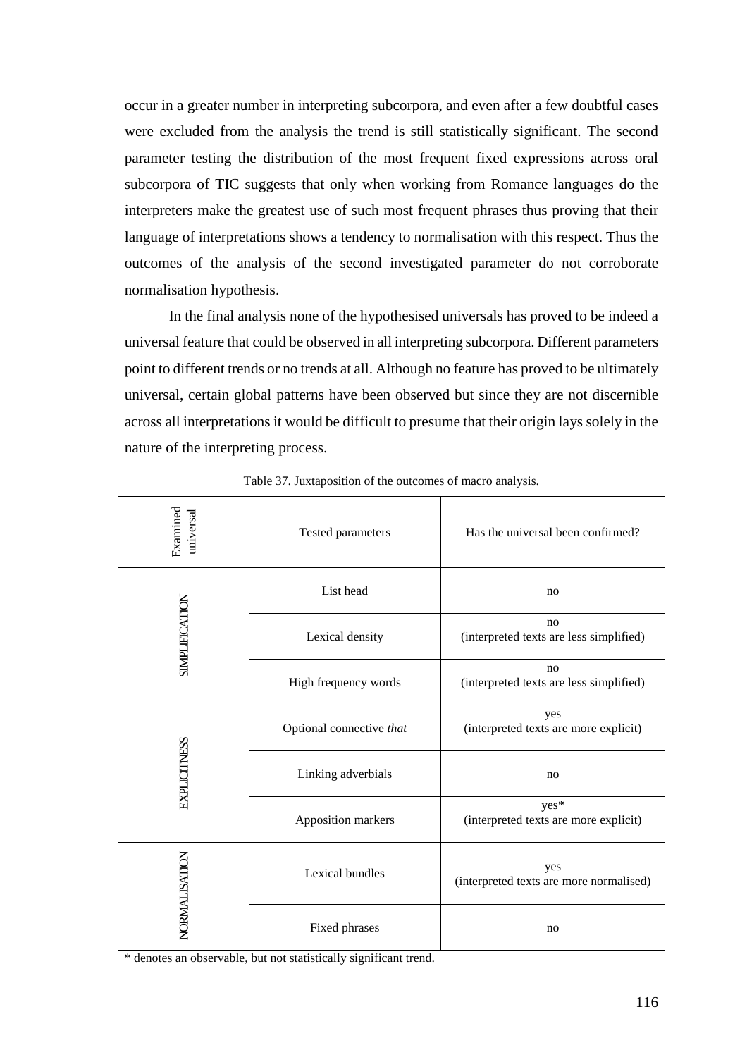occur in a greater number in interpreting subcorpora, and even after a few doubtful cases were excluded from the analysis the trend is still statistically significant. The second parameter testing the distribution of the most frequent fixed expressions across oral subcorpora of TIC suggests that only when working from Romance languages do the interpreters make the greatest use of such most frequent phrases thus proving that their language of interpretations shows a tendency to normalisation with this respect. Thus the outcomes of the analysis of the second investigated parameter do not corroborate normalisation hypothesis.

In the final analysis none of the hypothesised universals has proved to be indeed a universal feature that could be observed in all interpreting subcorpora. Different parameters point to different trends or no trends at all. Although no feature has proved to be ultimately universal, certain global patterns have been observed but since they are not discernible across all interpretations it would be difficult to presume that their origin lays solely in the nature of the interpreting process.

Table 37. Juxtaposition of the outcomes of macro analysis.

| Examined universal | Tested parameters | Has the universal been confirmed? |
|---|---|---|
| SIMPLIFICATION | List head | no |
| | Lexical density | no (interpreted texts are less simplified) |
| | High frequency words | no (interpreted texts are less simplified) |
| EXPLICITNESS | Optional connective *that* | yes (interpreted texts are more explicit) |
| | Linking adverbials | no |
| | Apposition markers | yes* (interpreted texts are more explicit) |
| NORMALISATION | Lexical bundles | yes (interpreted texts are more normalised) |
| | Fixed phrases | no |

* denotes an observable, but not statistically significant trend.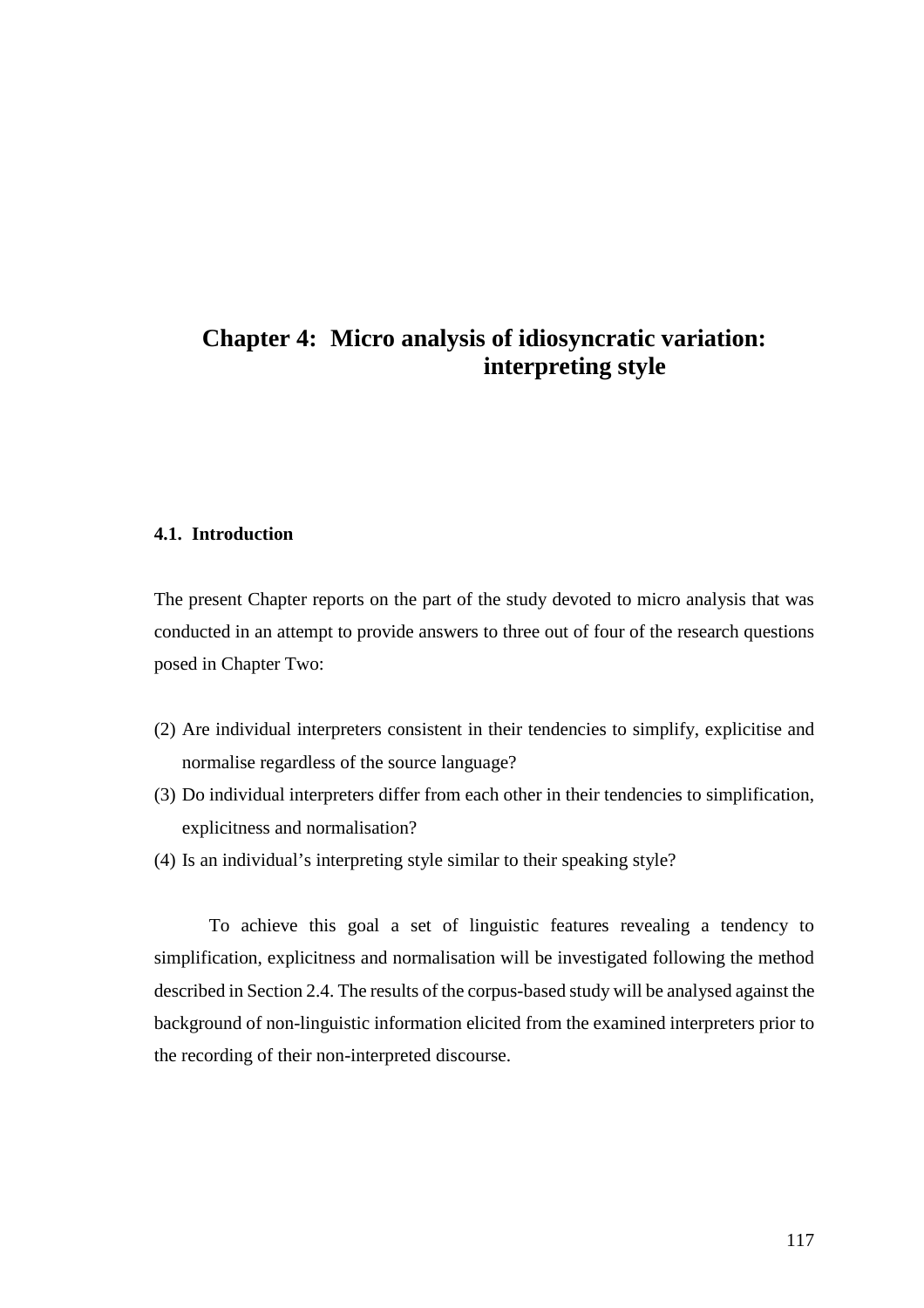# Chapter 4: Micro analysis of idiosyncratic variation: interpreting style

## 4.1. Introduction

The present Chapter reports on the part of the study devoted to micro analysis that was conducted in an attempt to provide answers to three out of four of the research questions posed in Chapter Two:

(2) Are individual interpreters consistent in their tendencies to simplify, explicitise and normalise regardless of the source language?

(3) Do individual interpreters differ from each other in their tendencies to simplification, explicitness and normalisation?

(4) Is an individual's interpreting style similar to their speaking style?

To achieve this goal a set of linguistic features revealing a tendency to simplification, explicitness and normalisation will be investigated following the method described in Section 2.4. The results of the corpus-based study will be analysed against the background of non-linguistic information elicited from the examined interpreters prior to the recording of their non-interpreted discourse.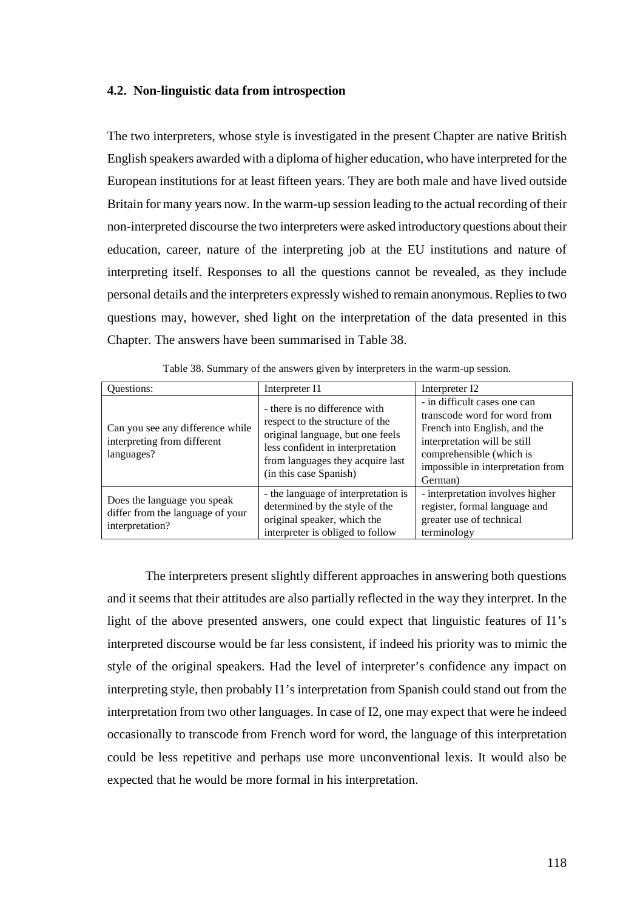### 4.2. Non-linguistic data from introspection

The two interpreters, whose style is investigated in the present Chapter are native British English speakers awarded with a diploma of higher education, who have interpreted for the European institutions for at least fifteen years. They are both male and have lived outside Britain for many years now. In the warm-up session leading to the actual recording of their non-interpreted discourse the two interpreters were asked introductory questions about their education, career, nature of the interpreting job at the EU institutions and nature of interpreting itself. Responses to all the questions cannot be revealed, as they include personal details and the interpreters expressly wished to remain anonymous. Replies to two questions may, however, shed light on the interpretation of the data presented in this Chapter. The answers have been summarised in Table 38.

Table 38. Summary of the answers given by interpreters in the warm-up session.

| Questions: | Interpreter I1 | Interpreter I2 |
|---|---|---|
| Can you see any difference while interpreting from different languages? | - there is no difference with respect to the structure of the original language, but one feels less confident in interpretation from languages they acquire last (in this case Spanish) | - in difficult cases one can transcode word for word from French into English, and the interpretation will be still comprehensible (which is impossible in interpretation from German) |
| Does the language you speak differ from the language of your interpretation? | - the language of interpretation is determined by the style of the original speaker, which the interpreter is obliged to follow | - interpretation involves higher register, formal language and greater use of technical terminology |

The interpreters present slightly different approaches in answering both questions and it seems that their attitudes are also partially reflected in the way they interpret. In the light of the above presented answers, one could expect that linguistic features of I1's interpreted discourse would be far less consistent, if indeed his priority was to mimic the style of the original speakers. Had the level of interpreter's confidence any impact on interpreting style, then probably I1's interpretation from Spanish could stand out from the interpretation from two other languages. In case of I2, one may expect that were he indeed occasionally to transcode from French word for word, the language of this interpretation could be less repetitive and perhaps use more unconventional lexis. It would also be expected that he would be more formal in his interpretation.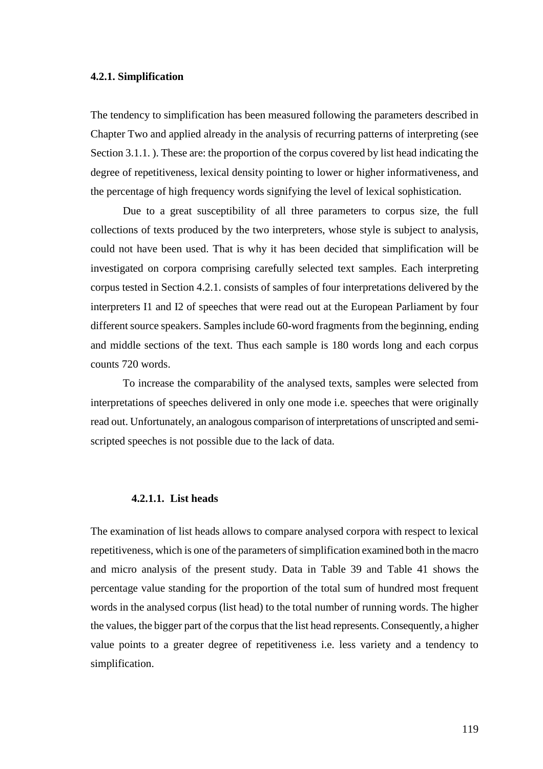### 4.2.1. Simplification

The tendency to simplification has been measured following the parameters described in Chapter Two and applied already in the analysis of recurring patterns of interpreting (see Section 3.1.1. ). These are: the proportion of the corpus covered by list head indicating the degree of repetitiveness, lexical density pointing to lower or higher informativeness, and the percentage of high frequency words signifying the level of lexical sophistication.

Due to a great susceptibility of all three parameters to corpus size, the full collections of texts produced by the two interpreters, whose style is subject to analysis, could not have been used. That is why it has been decided that simplification will be investigated on corpora comprising carefully selected text samples. Each interpreting corpus tested in Section 4.2.1. consists of samples of four interpretations delivered by the interpreters I1 and I2 of speeches that were read out at the European Parliament by four different source speakers. Samples include 60-word fragments from the beginning, ending and middle sections of the text. Thus each sample is 180 words long and each corpus counts 720 words.

To increase the comparability of the analysed texts, samples were selected from interpretations of speeches delivered in only one mode i.e. speeches that were originally read out. Unfortunately, an analogous comparison of interpretations of unscripted and semi-scripted speeches is not possible due to the lack of data.

#### 4.2.1.1. List heads

The examination of list heads allows to compare analysed corpora with respect to lexical repetitiveness, which is one of the parameters of simplification examined both in the macro and micro analysis of the present study. Data in Table 39 and Table 41 shows the percentage value standing for the proportion of the total sum of hundred most frequent words in the analysed corpus (list head) to the total number of running words. The higher the values, the bigger part of the corpus that the list head represents. Consequently, a higher value points to a greater degree of repetitiveness i.e. less variety and a tendency to simplification.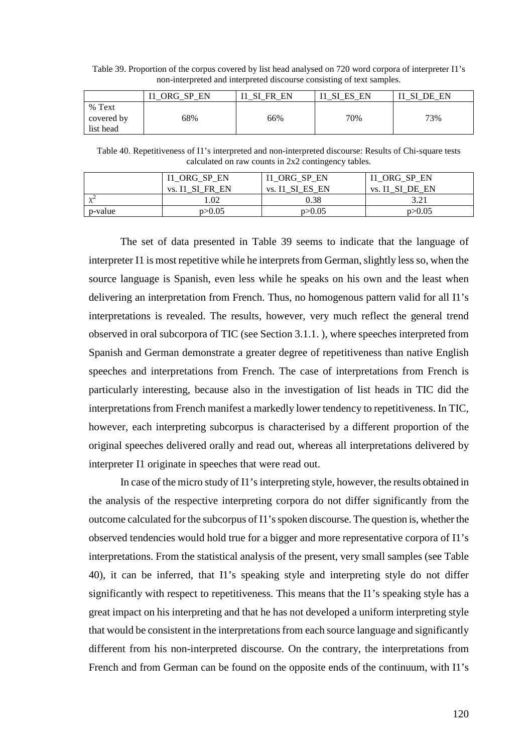Table 39. Proportion of the corpus covered by list head analysed on 720 word corpora of interpreter I1's non-interpreted and interpreted discourse consisting of text samples.

| | I1_ORG_SP_EN | I1_SI_FR_EN | I1_SI_ES_EN | I1_SI_DE_EN |
|---|---|---|---|---|
| % Text covered by list head | 68% | 66% | 70% | 73% |

Table 40. Repetitiveness of I1's interpreted and non-interpreted discourse: Results of Chi-square tests calculated on raw counts in 2x2 contingency tables.

| | I1_ORG_SP_EN vs. I1_SI_FR_EN | I1_ORG_SP_EN vs. I1_SI_ES_EN | I1_ORG_SP_EN vs. I1_SI_DE_EN |
|---|---|---|---|
| $\chi^2$ | 1.02 | 0.38 | 3.21 |
| p-value | p>0.05 | p>0.05 | p>0.05 |

The set of data presented in Table 39 seems to indicate that the language of interpreter I1 is most repetitive while he interprets from German, slightly less so, when the source language is Spanish, even less while he speaks on his own and the least when delivering an interpretation from French. Thus, no homogenous pattern valid for all I1's interpretations is revealed. The results, however, very much reflect the general trend observed in oral subcorpora of TIC (see Section 3.1.1. ), where speeches interpreted from Spanish and German demonstrate a greater degree of repetitiveness than native English speeches and interpretations from French. The case of interpretations from French is particularly interesting, because also in the investigation of list heads in TIC did the interpretations from French manifest a markedly lower tendency to repetitiveness. In TIC, however, each interpreting subcorpus is characterised by a different proportion of the original speeches delivered orally and read out, whereas all interpretations delivered by interpreter I1 originate in speeches that were read out.

In case of the micro study of I1's interpreting style, however, the results obtained in the analysis of the respective interpreting corpora do not differ significantly from the outcome calculated for the subcorpus of I1's spoken discourse. The question is, whether the observed tendencies would hold true for a bigger and more representative corpora of I1's interpretations. From the statistical analysis of the present, very small samples (see Table 40), it can be inferred, that I1's speaking style and interpreting style do not differ significantly with respect to repetitiveness. This means that the I1's speaking style has a great impact on his interpreting and that he has not developed a uniform interpreting style that would be consistent in the interpretations from each source language and significantly different from his non-interpreted discourse. On the contrary, the interpretations from French and from German can be found on the opposite ends of the continuum, with I1's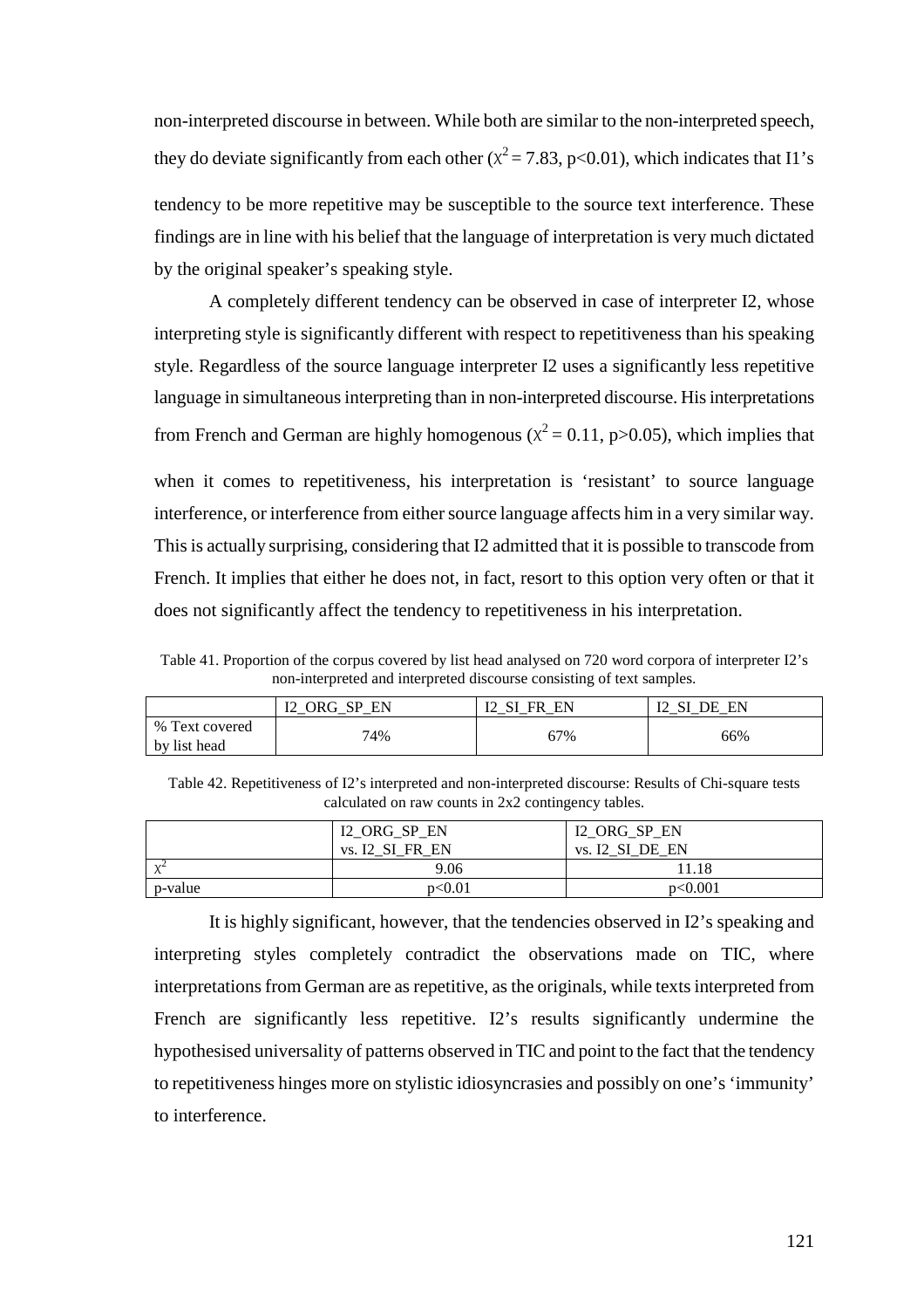non-interpreted discourse in between. While both are similar to the non-interpreted speech, they do deviate significantly from each other ($\chi^2 = 7.83$, $p<0.01$), which indicates that I1's tendency to be more repetitive may be susceptible to the source text interference. These findings are in line with his belief that the language of interpretation is very much dictated by the original speaker's speaking style.

A completely different tendency can be observed in case of interpreter I2, whose interpreting style is significantly different with respect to repetitiveness than his speaking style. Regardless of the source language interpreter I2 uses a significantly less repetitive language in simultaneous interpreting than in non-interpreted discourse. His interpretations from French and German are highly homogenous ($\chi^2 = 0.11$, $p>0.05$), which implies that when it comes to repetitiveness, his interpretation is 'resistant' to source language interference, or interference from either source language affects him in a very similar way. This is actually surprising, considering that I2 admitted that it is possible to transcode from French. It implies that either he does not, in fact, resort to this option very often or that it does not significantly affect the tendency to repetitiveness in his interpretation.

Table 41. Proportion of the corpus covered by list head analysed on 720 word corpora of interpreter I2's non-interpreted and interpreted discourse consisting of text samples.

| | I2_ORG_SP_EN | I2_SI_FR_EN | I2_SI_DE_EN |
|---|---|---|---|
| % Text covered by list head | 74% | 67% | 66% |

Table 42. Repetitiveness of I2's interpreted and non-interpreted discourse: Results of Chi-square tests calculated on raw counts in 2x2 contingency tables.

| | I2_ORG_SP_EN vs. I2_SI_FR_EN | I2_ORG_SP_EN vs. I2_SI_DE_EN |
|---|---|---|
| $\chi^2$ | 9.06 | 11.18 |
| p-value | $p<0.01$ | $p<0.001$ |

It is highly significant, however, that the tendencies observed in I2's speaking and interpreting styles completely contradict the observations made on TIC, where interpretations from German are as repetitive, as the originals, while texts interpreted from French are significantly less repetitive. I2's results significantly undermine the hypothesised universality of patterns observed in TIC and point to the fact that the tendency to repetitiveness hinges more on stylistic idiosyncrasies and possibly on one's 'immunity' to interference.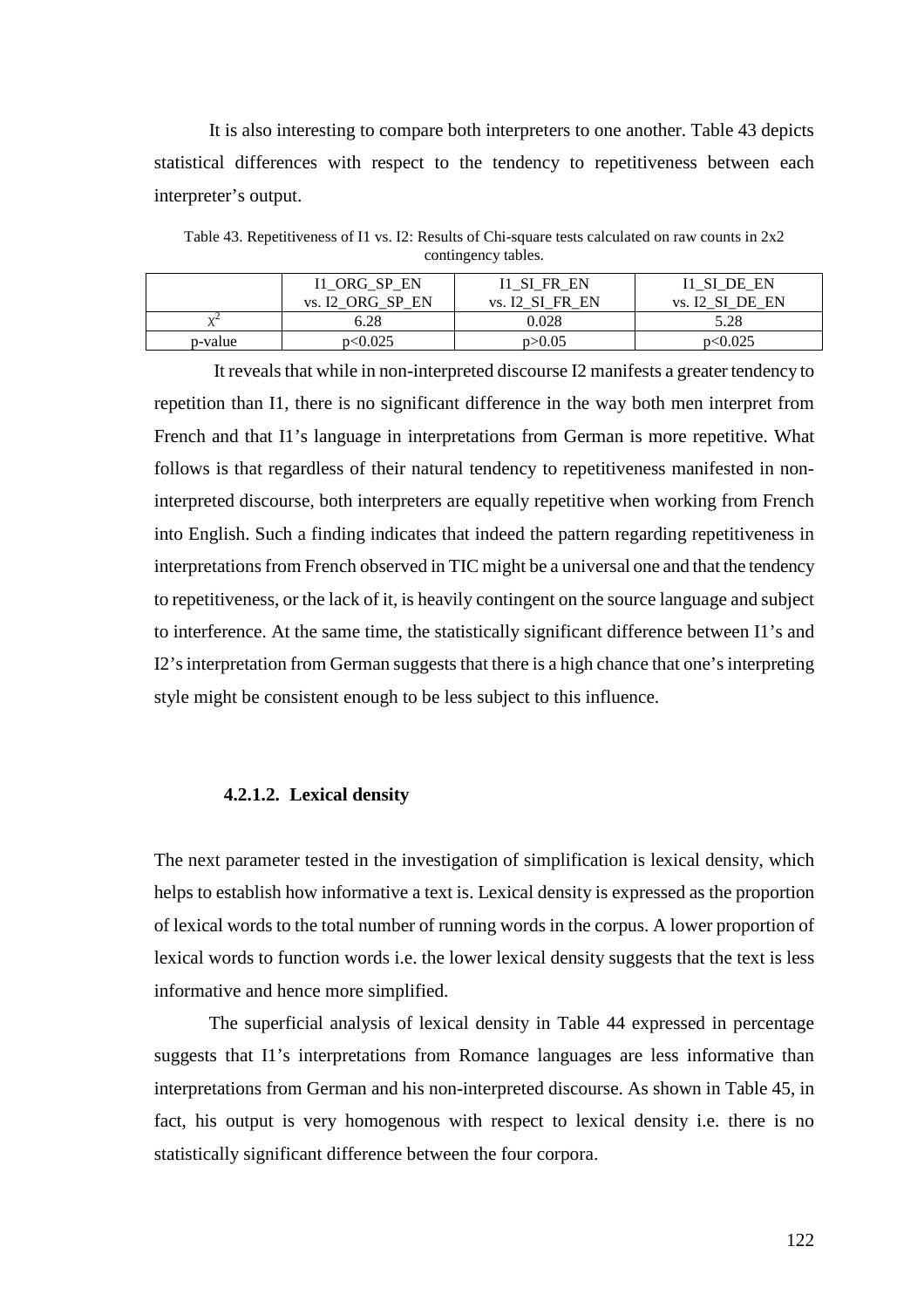It is also interesting to compare both interpreters to one another. Table 43 depicts statistical differences with respect to the tendency to repetitiveness between each interpreter's output.

Table 43. Repetitiveness of I1 vs. I2: Results of Chi-square tests calculated on raw counts in 2x2 contingency tables.

| | I1_ORG_SP_EN vs. I2_ORG_SP_EN | I1_SI_FR_EN vs. I2_SI_FR_EN | I1_SI_DE_EN vs. I2_SI_DE_EN |
|---|---|---|---|
| $\chi^2$ | 6.28 | 0.028 | 5.28 |
| p-value | $p<0.025$ | $p>0.05$ | $p<0.025$ |

It reveals that while in non-interpreted discourse I2 manifests a greater tendency to repetition than I1, there is no significant difference in the way both men interpret from French and that I1's language in interpretations from German is more repetitive. What follows is that regardless of their natural tendency to repetitiveness manifested in non-interpreted discourse, both interpreters are equally repetitive when working from French into English. Such a finding indicates that indeed the pattern regarding repetitiveness in interpretations from French observed in TIC might be a universal one and that the tendency to repetitiveness, or the lack of it, is heavily contingent on the source language and subject to interference. At the same time, the statistically significant difference between I1's and I2's interpretation from German suggests that there is a high chance that one's interpreting style might be consistent enough to be less subject to this influence.

#### 4.2.1.2. Lexical density

The next parameter tested in the investigation of simplification is lexical density, which helps to establish how informative a text is. Lexical density is expressed as the proportion of lexical words to the total number of running words in the corpus. A lower proportion of lexical words to function words i.e. the lower lexical density suggests that the text is less informative and hence more simplified.

The superficial analysis of lexical density in Table 44 expressed in percentage suggests that I1's interpretations from Romance languages are less informative than interpretations from German and his non-interpreted discourse. As shown in Table 45, in fact, his output is very homogenous with respect to lexical density i.e. there is no statistically significant difference between the four corpora.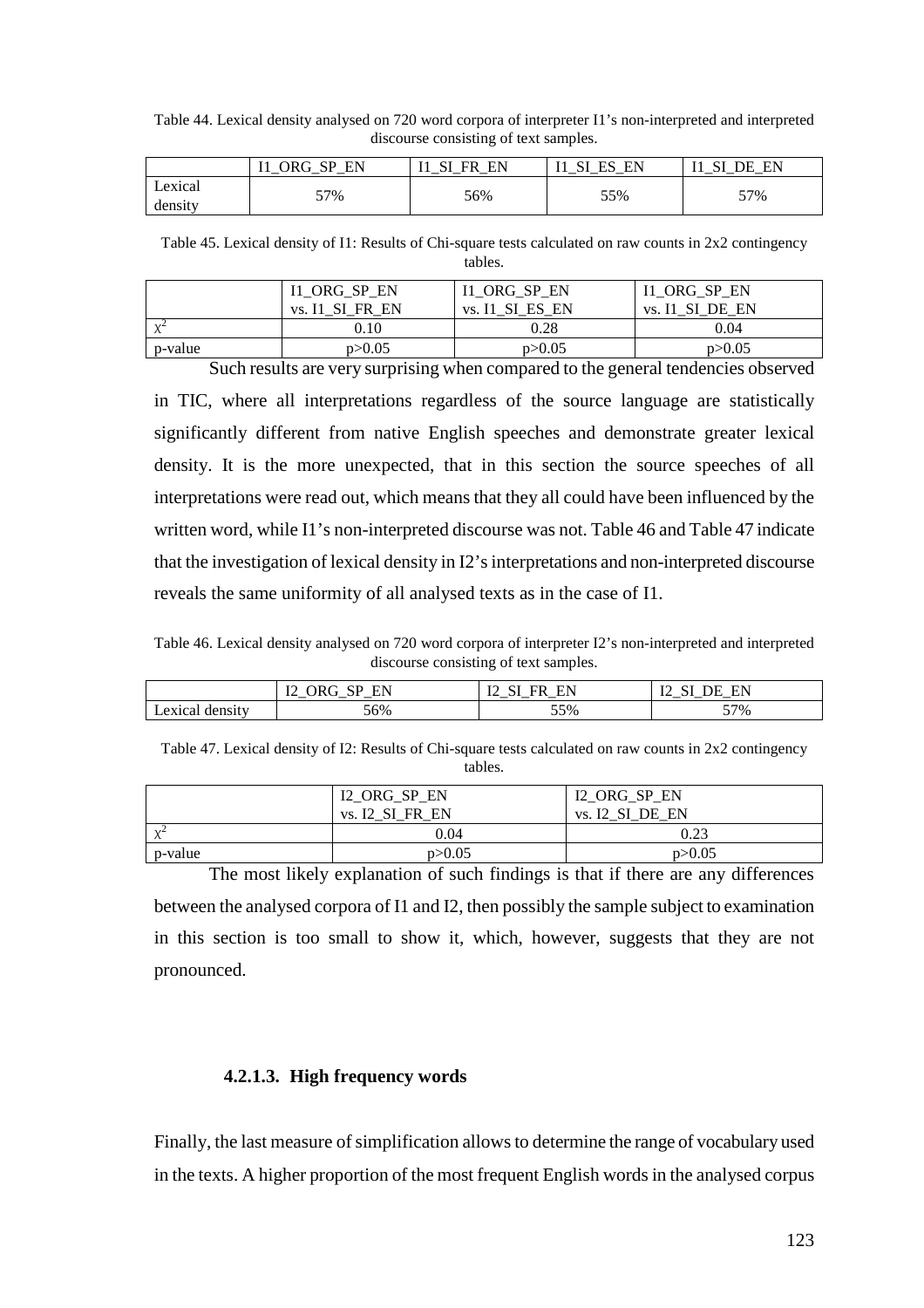Table 44. Lexical density analysed on 720 word corpora of interpreter I1's non-interpreted and interpreted discourse consisting of text samples.

| | I1_ORG_SP_EN | I1_SI_FR_EN | I1_SI_ES_EN | I1_SI_DE_EN |
|---|---|---|---|---|
| Lexical density | 57% | 56% | 55% | 57% |

Table 45. Lexical density of I1: Results of Chi-square tests calculated on raw counts in 2x2 contingency tables.

| | I1_ORG_SP_EN vs. I1_SI_FR_EN | I1_ORG_SP_EN vs. I1_SI_ES_EN | I1_ORG_SP_EN vs. I1_SI_DE_EN |
|---|---|---|---|
| $\chi^2$ | 0.10 | 0.28 | 0.04 |
| p-value | p>0.05 | p>0.05 | p>0.05 |

Such results are very surprising when compared to the general tendencies observed in TIC, where all interpretations regardless of the source language are statistically significantly different from native English speeches and demonstrate greater lexical density. It is the more unexpected, that in this section the source speeches of all interpretations were read out, which means that they all could have been influenced by the written word, while I1's non-interpreted discourse was not. Table 46 and Table 47 indicate that the investigation of lexical density in I2's interpretations and non-interpreted discourse reveals the same uniformity of all analysed texts as in the case of I1.

Table 46. Lexical density analysed on 720 word corpora of interpreter I2's non-interpreted and interpreted discourse consisting of text samples.

| | I2_ORG_SP_EN | I2_SI_FR_EN | I2_SI_DE_EN |
|---|---|---|---|
| Lexical density | 56% | 55% | 57% |

Table 47. Lexical density of I2: Results of Chi-square tests calculated on raw counts in 2x2 contingency tables.

| | I2_ORG_SP_EN vs. I2_SI_FR_EN | I2_ORG_SP_EN vs. I2_SI_DE_EN |
|---|---|---|
| $\chi^2$ | 0.04 | 0.23 |
| p-value | p>0.05 | p>0.05 |

The most likely explanation of such findings is that if there are any differences between the analysed corpora of I1 and I2, then possibly the sample subject to examination in this section is too small to show it, which, however, suggests that they are not pronounced.

#### 4.2.1.3. High frequency words

Finally, the last measure of simplification allows to determine the range of vocabulary used in the texts. A higher proportion of the most frequent English words in the analysed corpus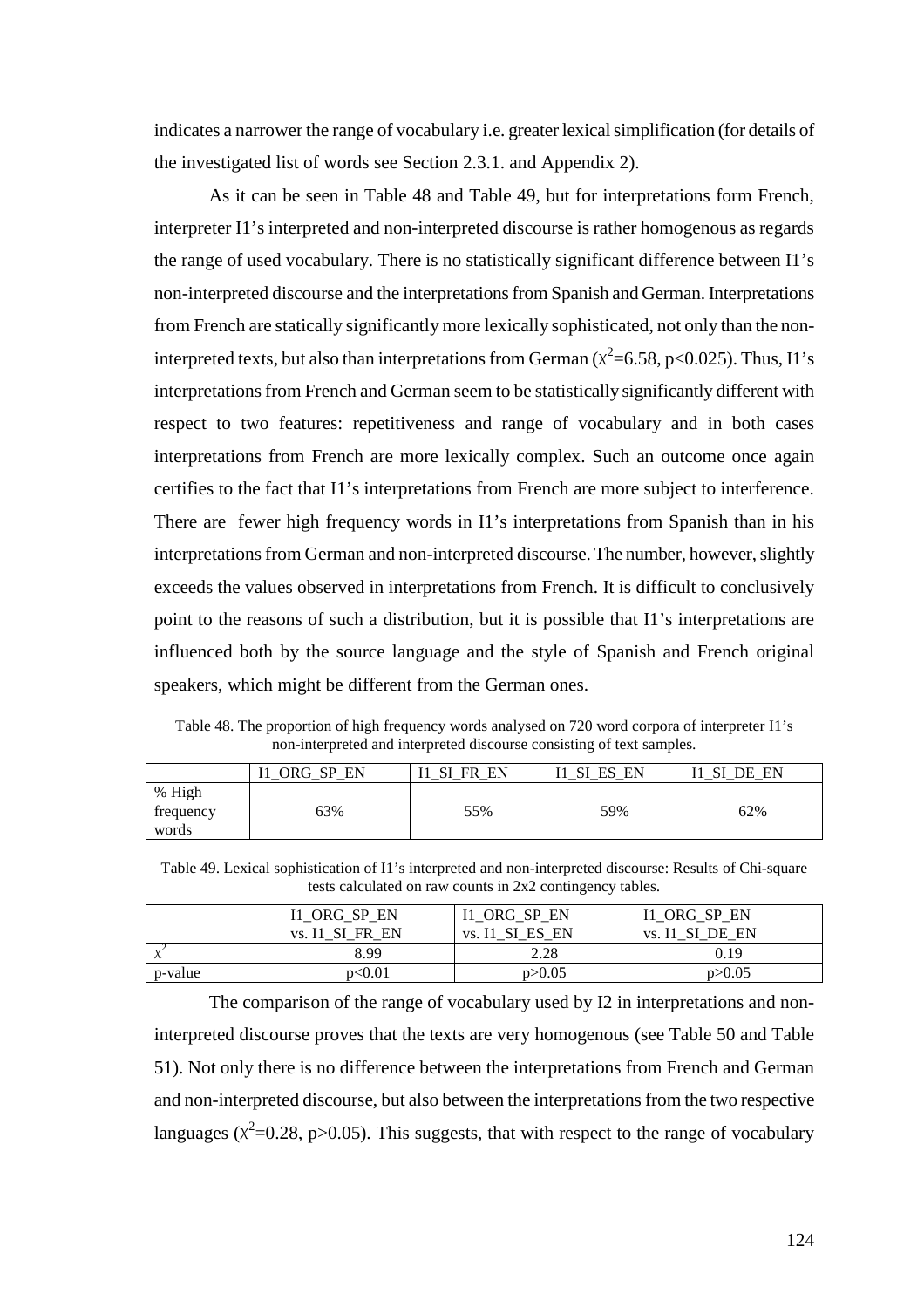indicates a narrower the range of vocabulary i.e. greater lexical simplification (for details of the investigated list of words see Section 2.3.1. and Appendix 2).

As it can be seen in Table 48 and Table 49, but for interpretations form French, interpreter I1's interpreted and non-interpreted discourse is rather homogenous as regards the range of used vocabulary. There is no statistically significant difference between I1's non-interpreted discourse and the interpretations from Spanish and German. Interpretations from French are statically significantly more lexically sophisticated, not only than the non-interpreted texts, but also than interpretations from German ($\chi^2$=6.58, p<0.025). Thus, I1's interpretations from French and German seem to be statistically significantly different with respect to two features: repetitiveness and range of vocabulary and in both cases interpretations from French are more lexically complex. Such an outcome once again certifies to the fact that I1's interpretations from French are more subject to interference. There are fewer high frequency words in I1's interpretations from Spanish than in his interpretations from German and non-interpreted discourse. The number, however, slightly exceeds the values observed in interpretations from French. It is difficult to conclusively point to the reasons of such a distribution, but it is possible that I1's interpretations are influenced both by the source language and the style of Spanish and French original speakers, which might be different from the German ones.

Table 48. The proportion of high frequency words analysed on 720 word corpora of interpreter I1's non-interpreted and interpreted discourse consisting of text samples.

| | I1_ORG_SP_EN | I1_SI_FR_EN | I1_SI_ES_EN | I1_SI_DE_EN |
|---|---|---|---|---|
| % High frequency words | 63% | 55% | 59% | 62% |

Table 49. Lexical sophistication of I1's interpreted and non-interpreted discourse: Results of Chi-square tests calculated on raw counts in 2x2 contingency tables.

| | I1_ORG_SP_EN vs. I1_SI_FR_EN | I1_ORG_SP_EN vs. I1_SI_ES_EN | I1_ORG_SP_EN vs. I1_SI_DE_EN |
|---|---|---|---|
| $\chi^2$ | 8.99 | 2.28 | 0.19 |
| p-value | p<0.01 | p>0.05 | p>0.05 |

The comparison of the range of vocabulary used by I2 in interpretations and non-interpreted discourse proves that the texts are very homogenous (see Table 50 and Table 51). Not only there is no difference between the interpretations from French and German and non-interpreted discourse, but also between the interpretations from the two respective languages ($\chi^2$=0.28, p>0.05). This suggests, that with respect to the range of vocabulary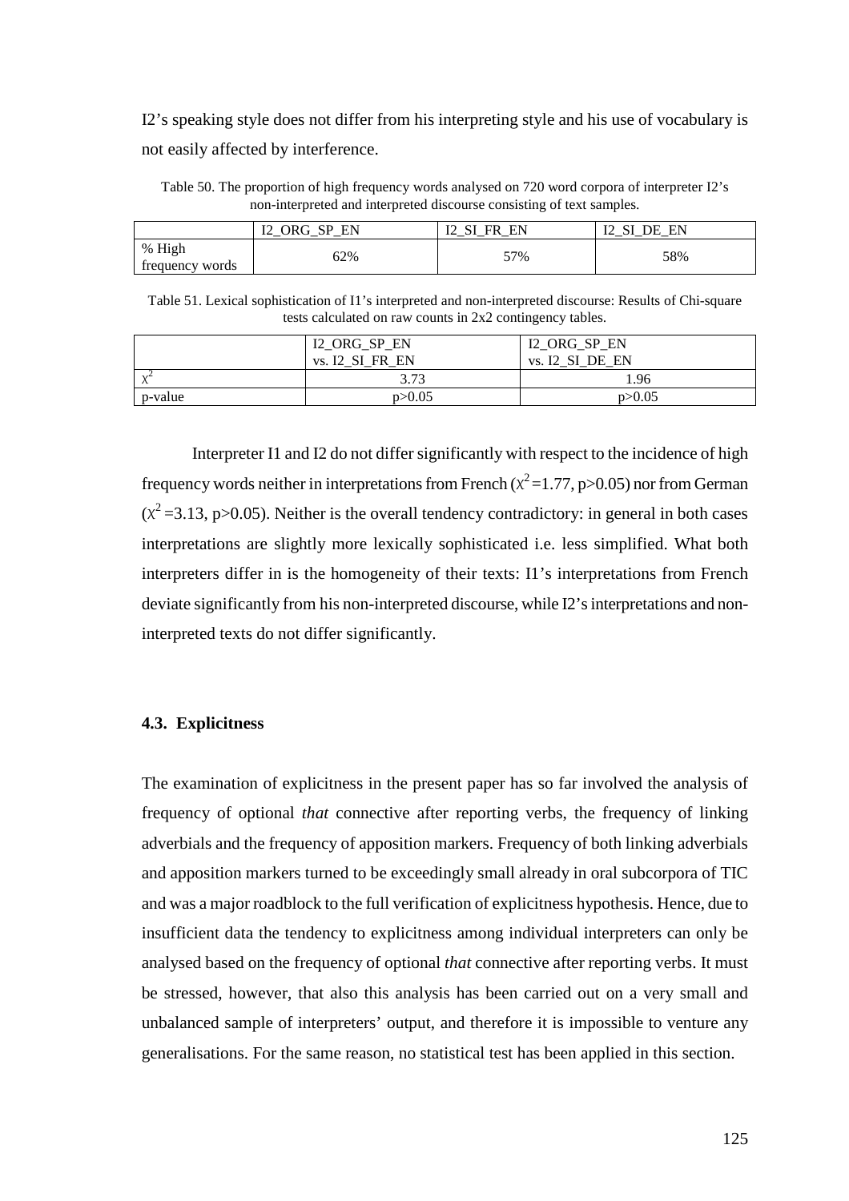I2's speaking style does not differ from his interpreting style and his use of vocabulary is not easily affected by interference.

Table 50. The proportion of high frequency words analysed on 720 word corpora of interpreter I2's non-interpreted and interpreted discourse consisting of text samples.

| | I2_ORG_SP_EN | I2_SI_FR_EN | I2_SI_DE_EN |
|---|---|---|---|
| % High frequency words | 62% | 57% | 58% |

Table 51. Lexical sophistication of I1's interpreted and non-interpreted discourse: Results of Chi-square tests calculated on raw counts in 2x2 contingency tables.

| | I2_ORG_SP_EN vs. I2_SI_FR_EN | I2_ORG_SP_EN vs. I2_SI_DE_EN |
|---|---|---|
| $\chi^2$ | 3.73 | 1.96 |
| p-value | $p>0.05$ | $p>0.05$ |

Interpreter I1 and I2 do not differ significantly with respect to the incidence of high frequency words neither in interpretations from French ($\chi^2=1.77$, $p>0.05$) nor from German ($\chi^2=3.13$, $p>0.05$). Neither is the overall tendency contradictory: in general in both cases interpretations are slightly more lexically sophisticated i.e. less simplified. What both interpreters differ in is the homogeneity of their texts: I1's interpretations from French deviate significantly from his non-interpreted discourse, while I2's interpretations and non-interpreted texts do not differ significantly.

### 4.3. Explicitness

The examination of explicitness in the present paper has so far involved the analysis of frequency of optional *that* connective after reporting verbs, the frequency of linking adverbials and the frequency of apposition markers. Frequency of both linking adverbials and apposition markers turned to be exceedingly small already in oral subcorpora of TIC and was a major roadblock to the full verification of explicitness hypothesis. Hence, due to insufficient data the tendency to explicitness among individual interpreters can only be analysed based on the frequency of optional *that* connective after reporting verbs. It must be stressed, however, that also this analysis has been carried out on a very small and unbalanced sample of interpreters' output, and therefore it is impossible to venture any generalisations. For the same reason, no statistical test has been applied in this section.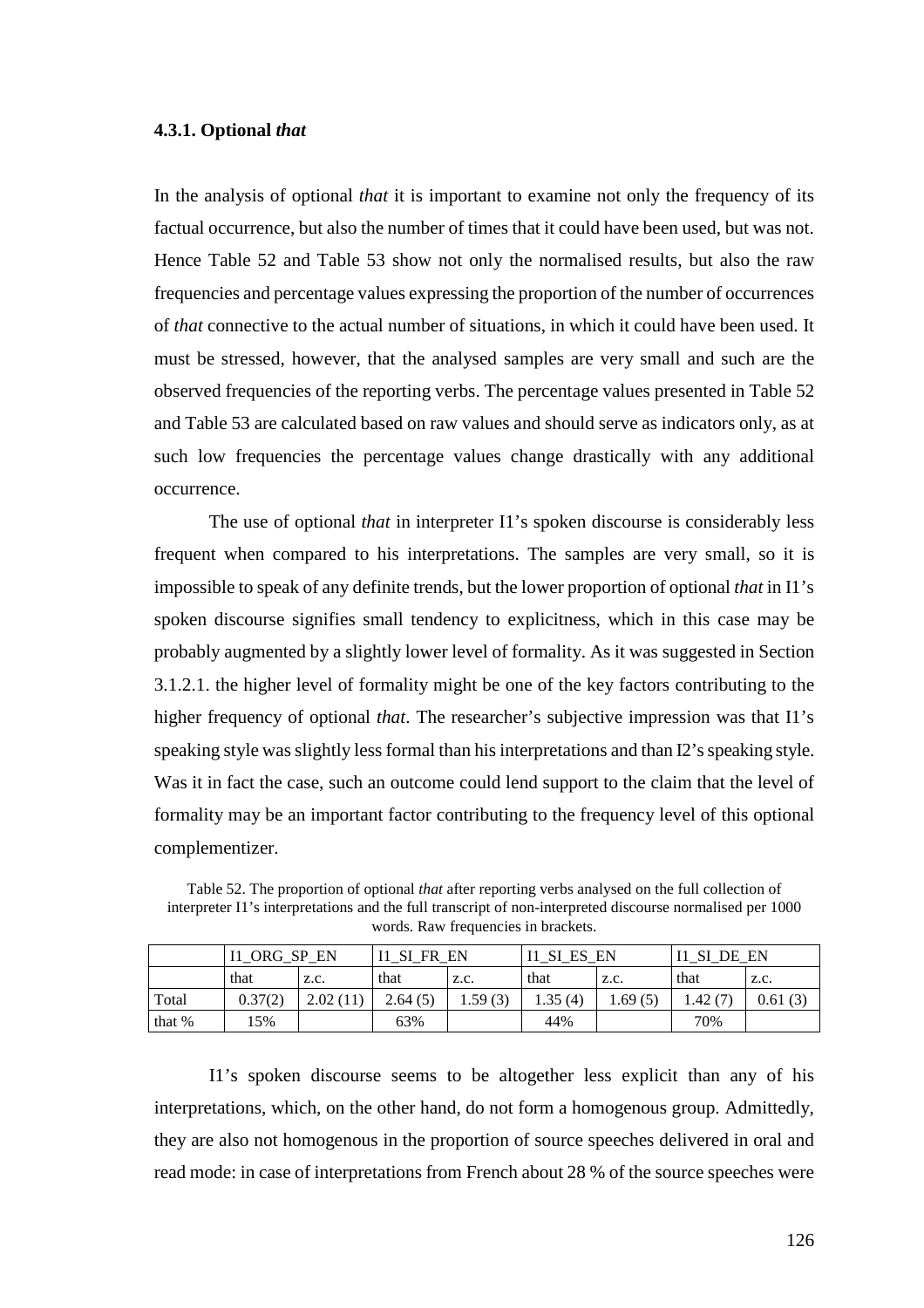### 4.3.1. Optional *that*

In the analysis of optional *that* it is important to examine not only the frequency of its factual occurrence, but also the number of times that it could have been used, but was not. Hence Table 52 and Table 53 show not only the normalised results, but also the raw frequencies and percentage values expressing the proportion of the number of occurrences of *that* connective to the actual number of situations, in which it could have been used. It must be stressed, however, that the analysed samples are very small and such are the observed frequencies of the reporting verbs. The percentage values presented in Table 52 and Table 53 are calculated based on raw values and should serve as indicators only, as at such low frequencies the percentage values change drastically with any additional occurrence.

The use of optional *that* in interpreter I1's spoken discourse is considerably less frequent when compared to his interpretations. The samples are very small, so it is impossible to speak of any definite trends, but the lower proportion of optional *that* in I1's spoken discourse signifies small tendency to explicitness, which in this case may be probably augmented by a slightly lower level of formality. As it was suggested in Section 3.1.2.1. the higher level of formality might be one of the key factors contributing to the higher frequency of optional *that*. The researcher's subjective impression was that I1's speaking style was slightly less formal than his interpretations and than I2's speaking style. Was it in fact the case, such an outcome could lend support to the claim that the level of formality may be an important factor contributing to the frequency level of this optional complementizer.

Table 52. The proportion of optional *that* after reporting verbs analysed on the full collection of interpreter I1's interpretations and the full transcript of non-interpreted discourse normalised per 1000 words. Raw frequencies in brackets.

| | I1_ORG_SP_EN | | I1_SI_FR_EN | | I1_SI_ES_EN | | I1_SI_DE_EN | |
|---|---|---|---|---|---|---|---|---|
| | that | z.c. | that | z.c. | that | z.c. | that | z.c. |
| Total | 0.37(2) | 2.02 (11) | 2.64 (5) | 1.59 (3) | 1.35 (4) | 1.69 (5) | 1.42 (7) | 0.61 (3) |
| that % | 15% | | 63% | | 44% | | 70% | |

I1's spoken discourse seems to be altogether less explicit than any of his interpretations, which, on the other hand, do not form a homogenous group. Admittedly, they are also not homogenous in the proportion of source speeches delivered in oral and read mode: in case of interpretations from French about 28 % of the source speeches were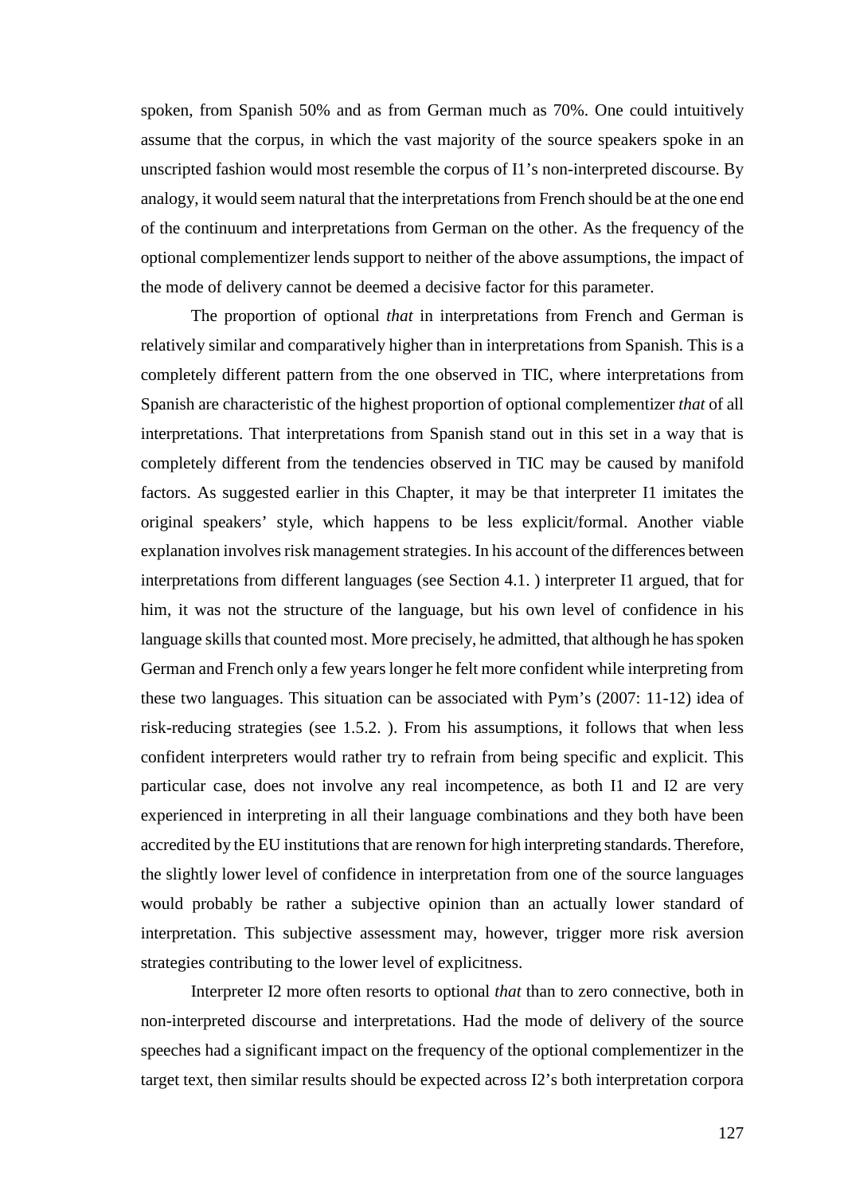spoken, from Spanish 50% and as from German much as 70%. One could intuitively assume that the corpus, in which the vast majority of the source speakers spoke in an unscripted fashion would most resemble the corpus of I1's non-interpreted discourse. By analogy, it would seem natural that the interpretations from French should be at the one end of the continuum and interpretations from German on the other. As the frequency of the optional complementizer lends support to neither of the above assumptions, the impact of the mode of delivery cannot be deemed a decisive factor for this parameter.

The proportion of optional *that* in interpretations from French and German is relatively similar and comparatively higher than in interpretations from Spanish. This is a completely different pattern from the one observed in TIC, where interpretations from Spanish are characteristic of the highest proportion of optional complementizer *that* of all interpretations. That interpretations from Spanish stand out in this set in a way that is completely different from the tendencies observed in TIC may be caused by manifold factors. As suggested earlier in this Chapter, it may be that interpreter I1 imitates the original speakers' style, which happens to be less explicit/formal. Another viable explanation involves risk management strategies. In his account of the differences between interpretations from different languages (see Section 4.1. ) interpreter I1 argued, that for him, it was not the structure of the language, but his own level of confidence in his language skills that counted most. More precisely, he admitted, that although he has spoken German and French only a few years longer he felt more confident while interpreting from these two languages. This situation can be associated with Pym's (2007: 11-12) idea of risk-reducing strategies (see 1.5.2. ). From his assumptions, it follows that when less confident interpreters would rather try to refrain from being specific and explicit. This particular case, does not involve any real incompetence, as both I1 and I2 are very experienced in interpreting in all their language combinations and they both have been accredited by the EU institutions that are renown for high interpreting standards. Therefore, the slightly lower level of confidence in interpretation from one of the source languages would probably be rather a subjective opinion than an actually lower standard of interpretation. This subjective assessment may, however, trigger more risk aversion strategies contributing to the lower level of explicitness.

Interpreter I2 more often resorts to optional *that* than to zero connective, both in non-interpreted discourse and interpretations. Had the mode of delivery of the source speeches had a significant impact on the frequency of the optional complementizer in the target text, then similar results should be expected across I2's both interpretation corpora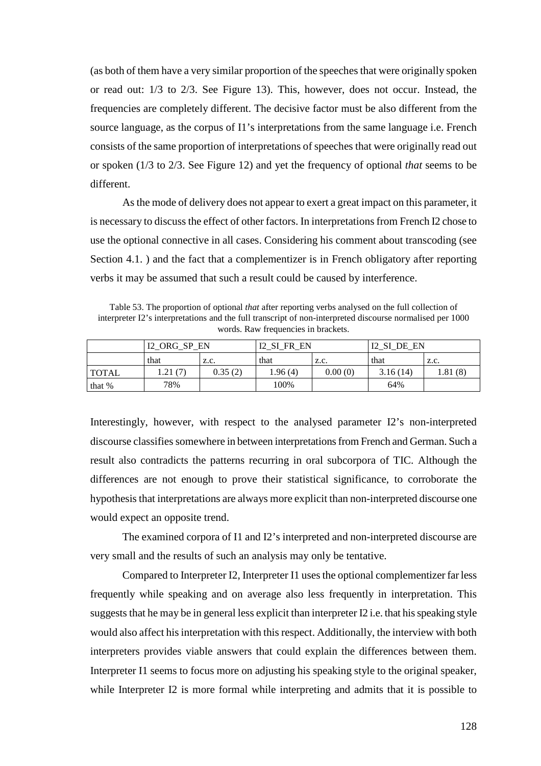(as both of them have a very similar proportion of the speeches that were originally spoken or read out: 1/3 to 2/3. See Figure 13). This, however, does not occur. Instead, the frequencies are completely different. The decisive factor must be also different from the source language, as the corpus of I1's interpretations from the same language i.e. French consists of the same proportion of interpretations of speeches that were originally read out or spoken (1/3 to 2/3. See Figure 12) and yet the frequency of optional *that* seems to be different.

As the mode of delivery does not appear to exert a great impact on this parameter, it is necessary to discuss the effect of other factors. In interpretations from French I2 chose to use the optional connective in all cases. Considering his comment about transcoding (see Section 4.1. ) and the fact that a complementizer is in French obligatory after reporting verbs it may be assumed that such a result could be caused by interference.

Table 53. The proportion of optional *that* after reporting verbs analysed on the full collection of interpreter I2's interpretations and the full transcript of non-interpreted discourse normalised per 1000 words. Raw frequencies in brackets.

| | I2_ORG_SP_EN | | I2_SI_FR_EN | | I2_SI_DE_EN | |
|---|---|---|---|---|---|---|
| | that | z.c. | that | z.c. | that | z.c. |
| TOTAL | 1.21 (7) | 0.35 (2) | 1.96 (4) | 0.00 (0) | 3.16 (14) | 1.81 (8) |
| that % | 78% | | 100% | | 64% | |

Interestingly, however, with respect to the analysed parameter I2's non-interpreted discourse classifies somewhere in between interpretations from French and German. Such a result also contradicts the patterns recurring in oral subcorpora of TIC. Although the differences are not enough to prove their statistical significance, to corroborate the hypothesis that interpretations are always more explicit than non-interpreted discourse one would expect an opposite trend.

The examined corpora of I1 and I2's interpreted and non-interpreted discourse are very small and the results of such an analysis may only be tentative.

Compared to Interpreter I2, Interpreter I1 uses the optional complementizer far less frequently while speaking and on average also less frequently in interpretation. This suggests that he may be in general less explicit than interpreter I2 i.e. that his speaking style would also affect his interpretation with this respect. Additionally, the interview with both interpreters provides viable answers that could explain the differences between them. Interpreter I1 seems to focus more on adjusting his speaking style to the original speaker, while Interpreter I2 is more formal while interpreting and admits that it is possible to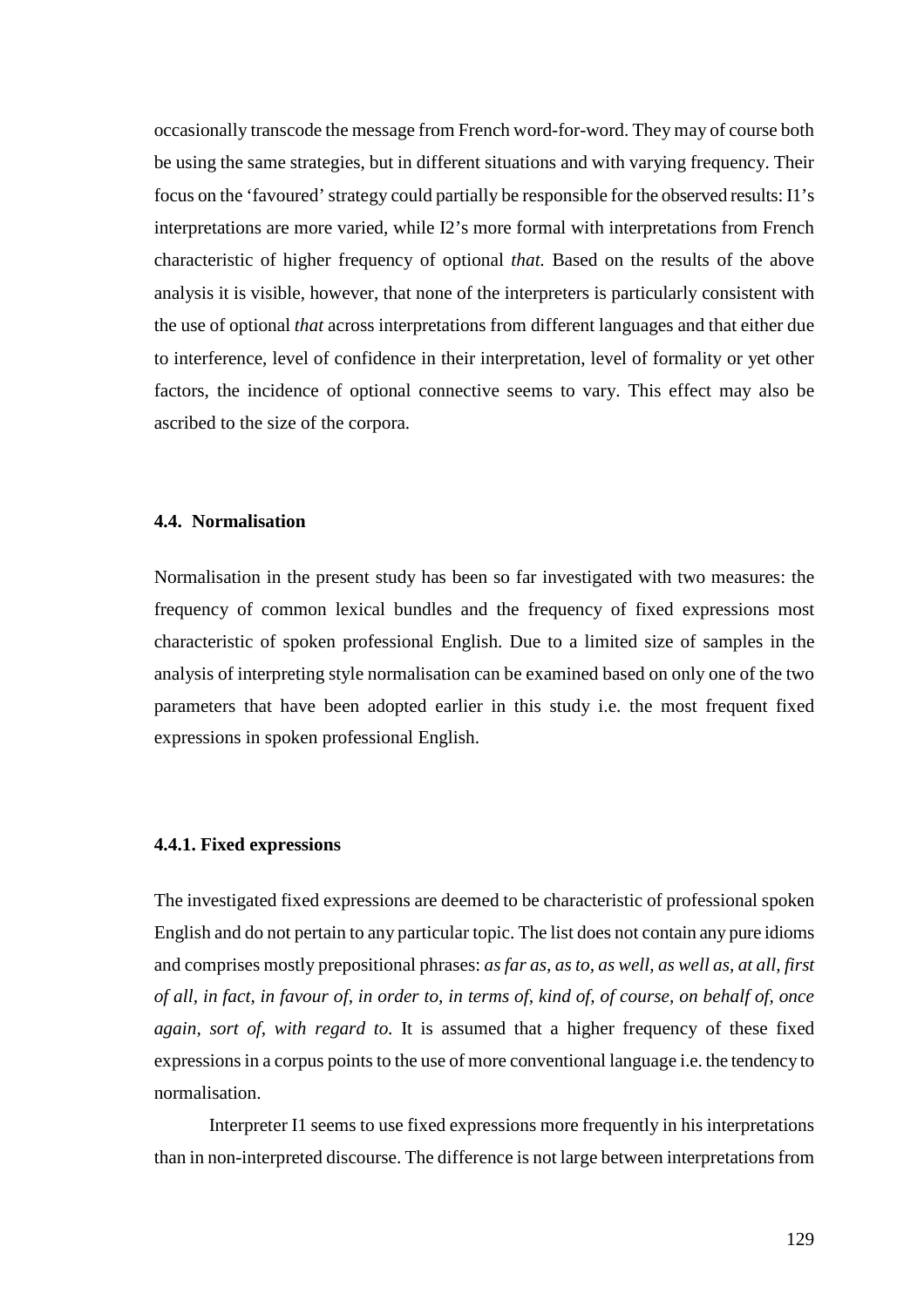occasionally transcode the message from French word-for-word. They may of course both be using the same strategies, but in different situations and with varying frequency. Their focus on the 'favoured' strategy could partially be responsible for the observed results: I1's interpretations are more varied, while I2's more formal with interpretations from French characteristic of higher frequency of optional *that.* Based on the results of the above analysis it is visible, however, that none of the interpreters is particularly consistent with the use of optional *that* across interpretations from different languages and that either due to interference, level of confidence in their interpretation, level of formality or yet other factors, the incidence of optional connective seems to vary. This effect may also be ascribed to the size of the corpora.

### 4.4. Normalisation

Normalisation in the present study has been so far investigated with two measures: the frequency of common lexical bundles and the frequency of fixed expressions most characteristic of spoken professional English. Due to a limited size of samples in the analysis of interpreting style normalisation can be examined based on only one of the two parameters that have been adopted earlier in this study i.e. the most frequent fixed expressions in spoken professional English.

#### 4.4.1. Fixed expressions

The investigated fixed expressions are deemed to be characteristic of professional spoken English and do not pertain to any particular topic. The list does not contain any pure idioms and comprises mostly prepositional phrases: *as far as, as to, as well, as well as, at all, first of all, in fact, in favour of, in order to, in terms of, kind of, of course, on behalf of, once again, sort of, with regard to.* It is assumed that a higher frequency of these fixed expressions in a corpus points to the use of more conventional language i.e. the tendency to normalisation.

Interpreter I1 seems to use fixed expressions more frequently in his interpretations than in non-interpreted discourse. The difference is not large between interpretations from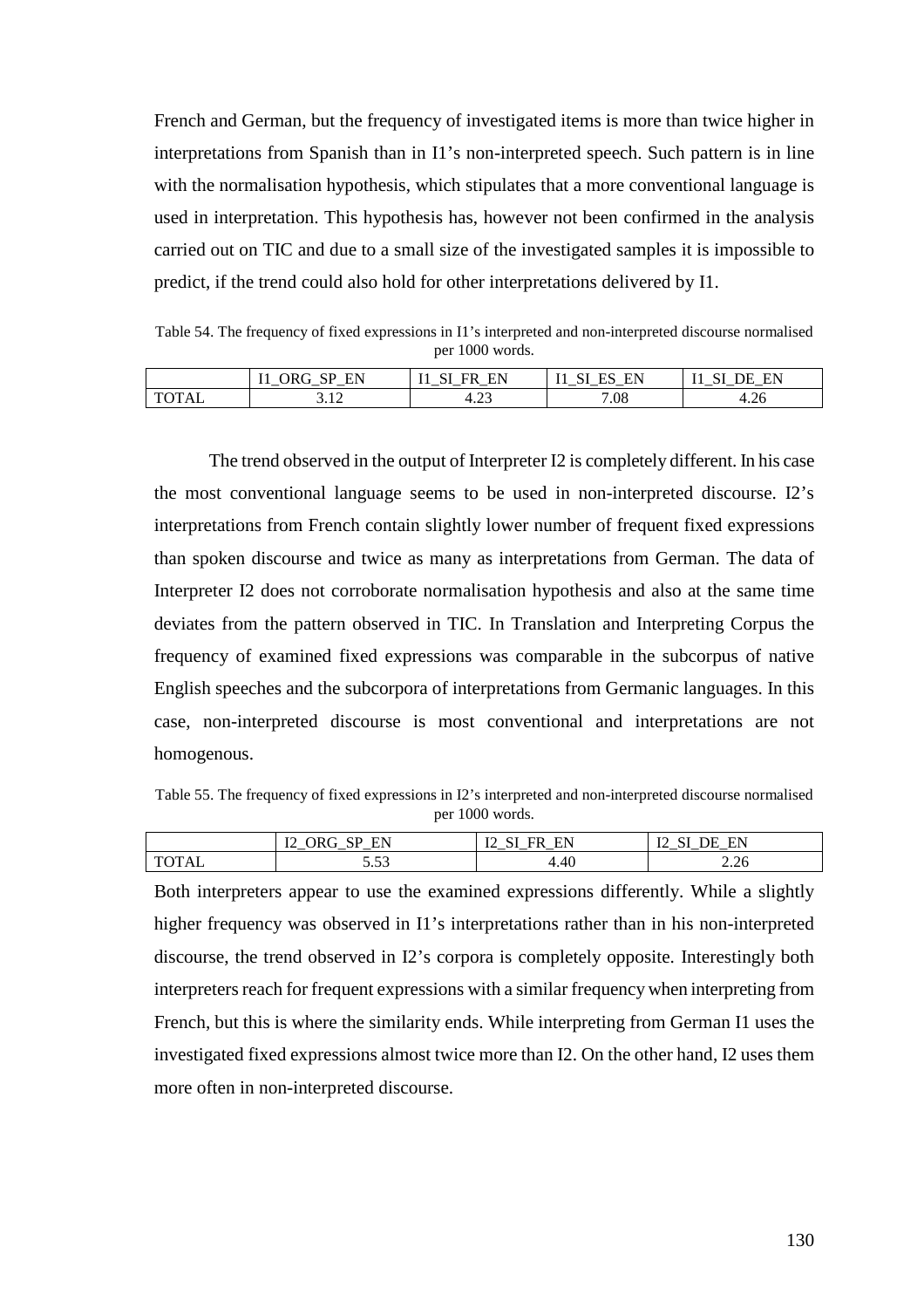French and German, but the frequency of investigated items is more than twice higher in interpretations from Spanish than in I1's non-interpreted speech. Such pattern is in line with the normalisation hypothesis, which stipulates that a more conventional language is used in interpretation. This hypothesis has, however not been confirmed in the analysis carried out on TIC and due to a small size of the investigated samples it is impossible to predict, if the trend could also hold for other interpretations delivered by I1.

Table 54. The frequency of fixed expressions in I1's interpreted and non-interpreted discourse normalised per 1000 words.

| | I1_ORG_SP_EN | I1_SI_FR_EN | I1_SI_ES_EN | I1_SI_DE_EN |
|---|---|---|---|---|
| TOTAL | 3.12 | 4.23 | 7.08 | 4.26 |

The trend observed in the output of Interpreter I2 is completely different. In his case the most conventional language seems to be used in non-interpreted discourse. I2's interpretations from French contain slightly lower number of frequent fixed expressions than spoken discourse and twice as many as interpretations from German. The data of Interpreter I2 does not corroborate normalisation hypothesis and also at the same time deviates from the pattern observed in TIC. In Translation and Interpreting Corpus the frequency of examined fixed expressions was comparable in the subcorpus of native English speeches and the subcorpora of interpretations from Germanic languages. In this case, non-interpreted discourse is most conventional and interpretations are not homogenous.

Table 55. The frequency of fixed expressions in I2's interpreted and non-interpreted discourse normalised per 1000 words.

| | I2_ORG_SP_EN | I2_SI_FR_EN | I2_SI_DE_EN |
|---|---|---|---|
| TOTAL | 5.53 | 4.40 | 2.26 |

Both interpreters appear to use the examined expressions differently. While a slightly higher frequency was observed in I1's interpretations rather than in his non-interpreted discourse, the trend observed in I2's corpora is completely opposite. Interestingly both interpreters reach for frequent expressions with a similar frequency when interpreting from French, but this is where the similarity ends. While interpreting from German I1 uses the investigated fixed expressions almost twice more than I2. On the other hand, I2 uses them more often in non-interpreted discourse.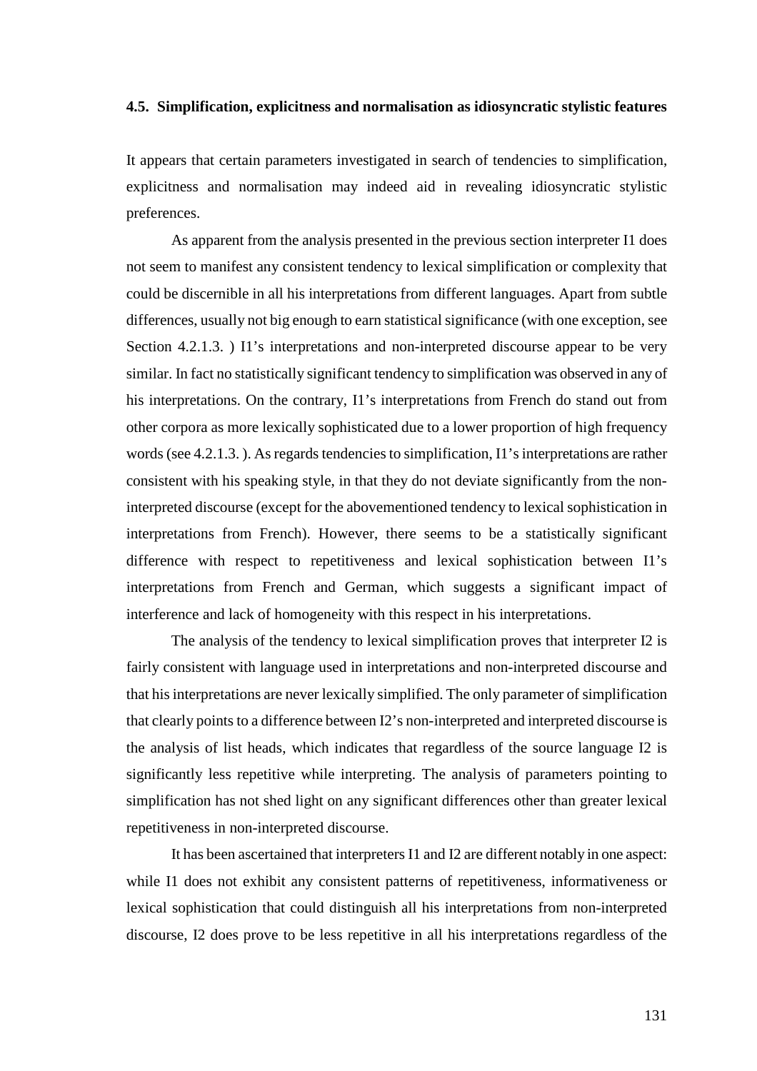### 4.5. Simplification, explicitness and normalisation as idiosyncratic stylistic features

It appears that certain parameters investigated in search of tendencies to simplification, explicitness and normalisation may indeed aid in revealing idiosyncratic stylistic preferences.

As apparent from the analysis presented in the previous section interpreter I1 does not seem to manifest any consistent tendency to lexical simplification or complexity that could be discernible in all his interpretations from different languages. Apart from subtle differences, usually not big enough to earn statistical significance (with one exception, see Section 4.2.1.3. ) I1's interpretations and non-interpreted discourse appear to be very similar. In fact no statistically significant tendency to simplification was observed in any of his interpretations. On the contrary, I1's interpretations from French do stand out from other corpora as more lexically sophisticated due to a lower proportion of high frequency words (see 4.2.1.3. ). As regards tendencies to simplification, I1's interpretations are rather consistent with his speaking style, in that they do not deviate significantly from the non-interpreted discourse (except for the abovementioned tendency to lexical sophistication in interpretations from French). However, there seems to be a statistically significant difference with respect to repetitiveness and lexical sophistication between I1's interpretations from French and German, which suggests a significant impact of interference and lack of homogeneity with this respect in his interpretations.

The analysis of the tendency to lexical simplification proves that interpreter I2 is fairly consistent with language used in interpretations and non-interpreted discourse and that his interpretations are never lexically simplified. The only parameter of simplification that clearly points to a difference between I2's non-interpreted and interpreted discourse is the analysis of list heads, which indicates that regardless of the source language I2 is significantly less repetitive while interpreting. The analysis of parameters pointing to simplification has not shed light on any significant differences other than greater lexical repetitiveness in non-interpreted discourse.

It has been ascertained that interpreters I1 and I2 are different notably in one aspect: while I1 does not exhibit any consistent patterns of repetitiveness, informativeness or lexical sophistication that could distinguish all his interpretations from non-interpreted discourse, I2 does prove to be less repetitive in all his interpretations regardless of the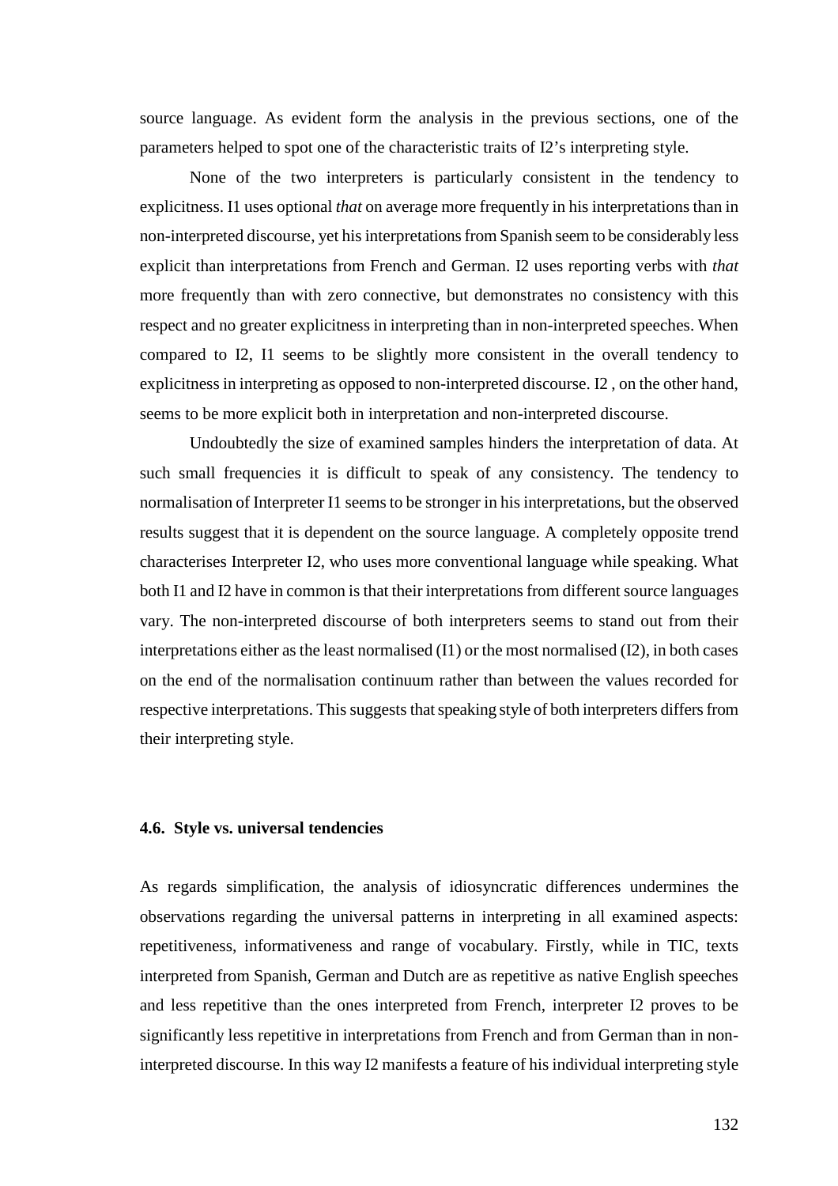source language. As evident form the analysis in the previous sections, one of the parameters helped to spot one of the characteristic traits of I2's interpreting style.

None of the two interpreters is particularly consistent in the tendency to explicitness. I1 uses optional *that* on average more frequently in his interpretations than in non-interpreted discourse, yet his interpretations from Spanish seem to be considerably less explicit than interpretations from French and German. I2 uses reporting verbs with *that* more frequently than with zero connective, but demonstrates no consistency with this respect and no greater explicitness in interpreting than in non-interpreted speeches. When compared to I2, I1 seems to be slightly more consistent in the overall tendency to explicitness in interpreting as opposed to non-interpreted discourse. I2 , on the other hand, seems to be more explicit both in interpretation and non-interpreted discourse.

Undoubtedly the size of examined samples hinders the interpretation of data. At such small frequencies it is difficult to speak of any consistency. The tendency to normalisation of Interpreter I1 seems to be stronger in his interpretations, but the observed results suggest that it is dependent on the source language. A completely opposite trend characterises Interpreter I2, who uses more conventional language while speaking. What both I1 and I2 have in common is that their interpretations from different source languages vary. The non-interpreted discourse of both interpreters seems to stand out from their interpretations either as the least normalised (I1) or the most normalised (I2), in both cases on the end of the normalisation continuum rather than between the values recorded for respective interpretations. This suggests that speaking style of both interpreters differs from their interpreting style.

#### 4.6. Style vs. universal tendencies

As regards simplification, the analysis of idiosyncratic differences undermines the observations regarding the universal patterns in interpreting in all examined aspects: repetitiveness, informativeness and range of vocabulary. Firstly, while in TIC, texts interpreted from Spanish, German and Dutch are as repetitive as native English speeches and less repetitive than the ones interpreted from French, interpreter I2 proves to be significantly less repetitive in interpretations from French and from German than in non-interpreted discourse. In this way I2 manifests a feature of his individual interpreting style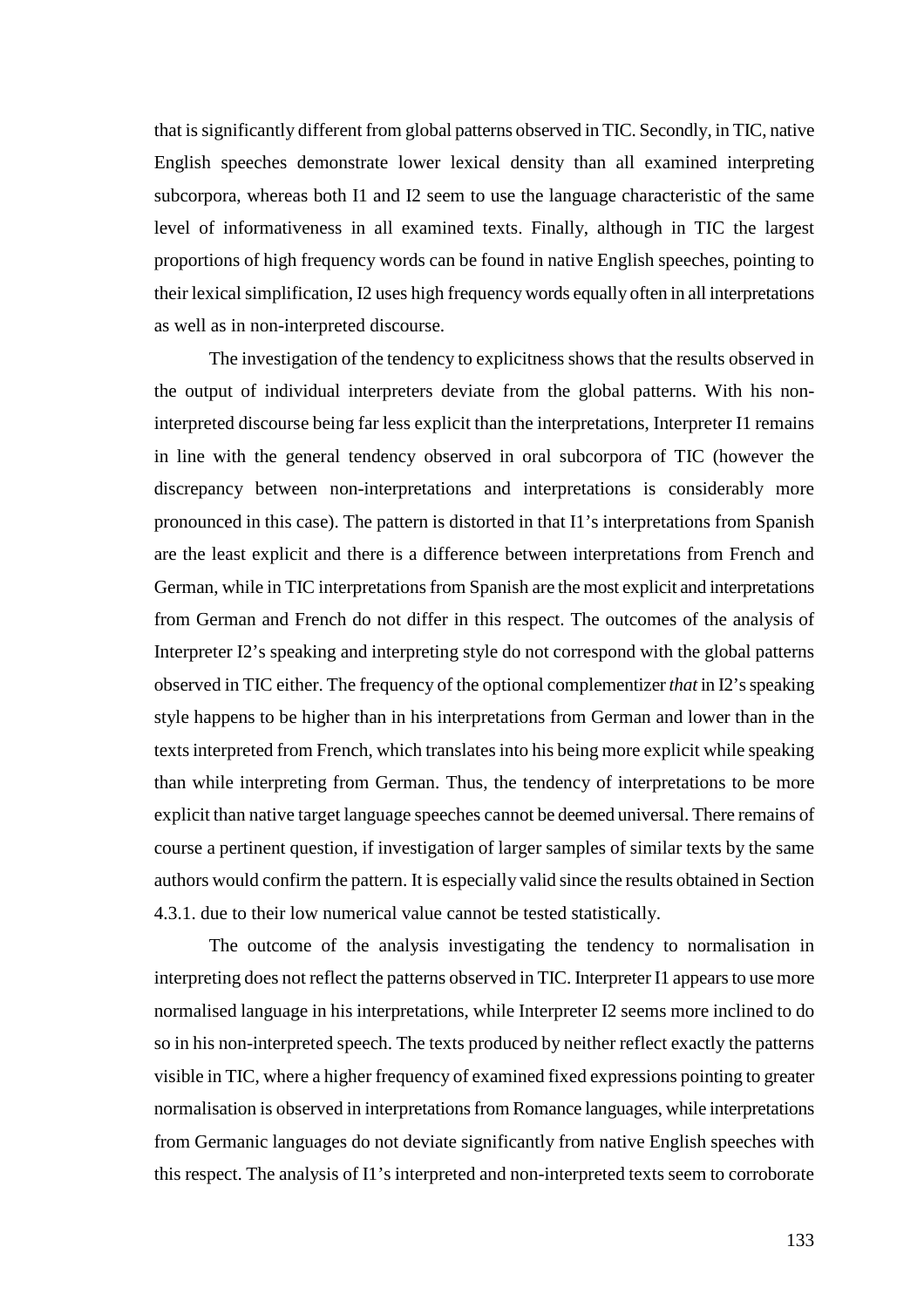that is significantly different from global patterns observed in TIC. Secondly, in TIC, native English speeches demonstrate lower lexical density than all examined interpreting subcorpora, whereas both I1 and I2 seem to use the language characteristic of the same level of informativeness in all examined texts. Finally, although in TIC the largest proportions of high frequency words can be found in native English speeches, pointing to their lexical simplification, I2 uses high frequency words equally often in all interpretations as well as in non-interpreted discourse.

The investigation of the tendency to explicitness shows that the results observed in the output of individual interpreters deviate from the global patterns. With his non-interpreted discourse being far less explicit than the interpretations, Interpreter I1 remains in line with the general tendency observed in oral subcorpora of TIC (however the discrepancy between non-interpretations and interpretations is considerably more pronounced in this case). The pattern is distorted in that I1's interpretations from Spanish are the least explicit and there is a difference between interpretations from French and German, while in TIC interpretations from Spanish are the most explicit and interpretations from German and French do not differ in this respect. The outcomes of the analysis of Interpreter I2's speaking and interpreting style do not correspond with the global patterns observed in TIC either. The frequency of the optional complementizer *that* in I2's speaking style happens to be higher than in his interpretations from German and lower than in the texts interpreted from French, which translates into his being more explicit while speaking than while interpreting from German. Thus, the tendency of interpretations to be more explicit than native target language speeches cannot be deemed universal. There remains of course a pertinent question, if investigation of larger samples of similar texts by the same authors would confirm the pattern. It is especially valid since the results obtained in Section 4.3.1. due to their low numerical value cannot be tested statistically.

The outcome of the analysis investigating the tendency to normalisation in interpreting does not reflect the patterns observed in TIC. Interpreter I1 appears to use more normalised language in his interpretations, while Interpreter I2 seems more inclined to do so in his non-interpreted speech. The texts produced by neither reflect exactly the patterns visible in TIC, where a higher frequency of examined fixed expressions pointing to greater normalisation is observed in interpretations from Romance languages, while interpretations from Germanic languages do not deviate significantly from native English speeches with this respect. The analysis of I1's interpreted and non-interpreted texts seem to corroborate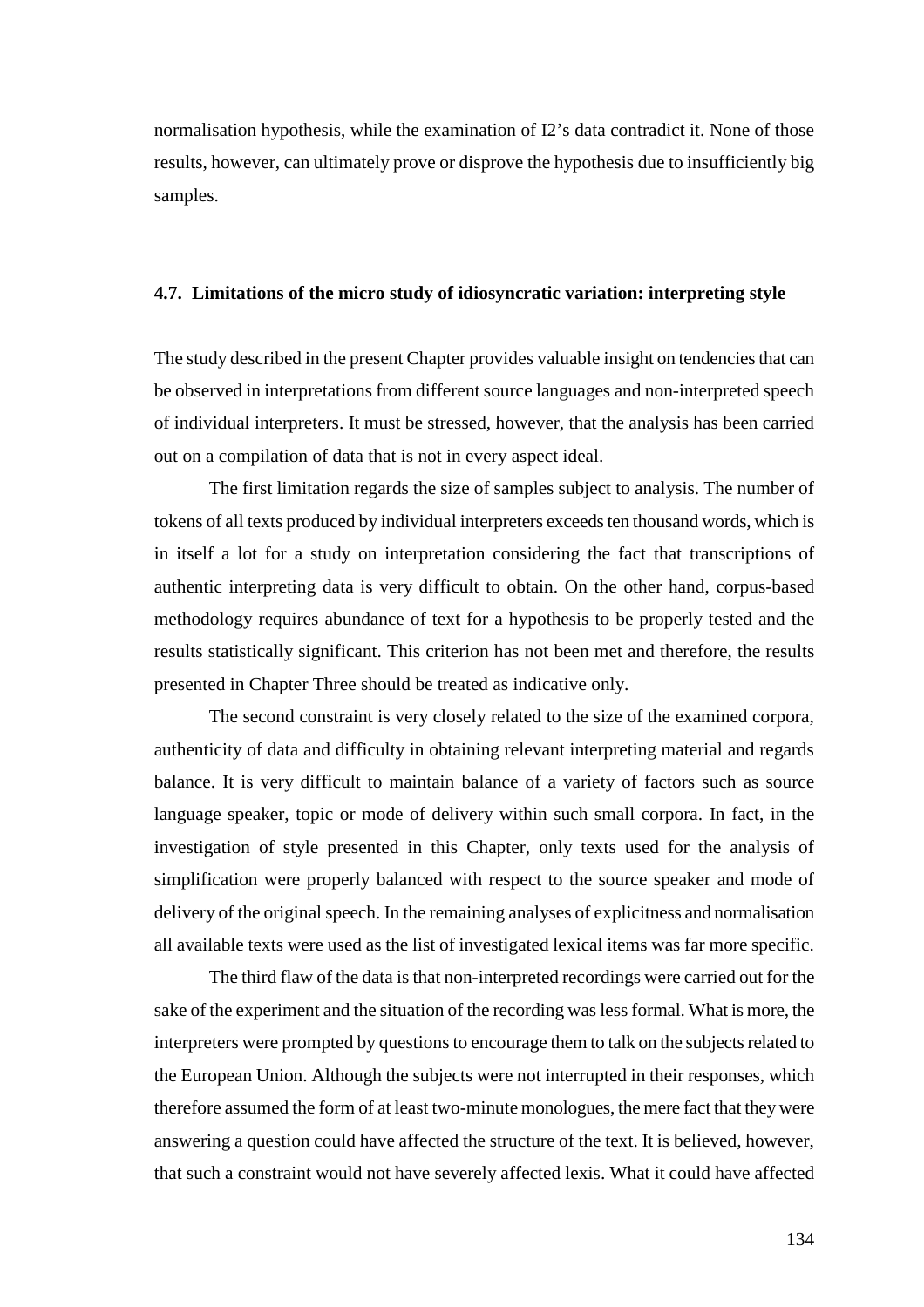normalisation hypothesis, while the examination of I2's data contradict it. None of those results, however, can ultimately prove or disprove the hypothesis due to insufficiently big samples.

### 4.7. Limitations of the micro study of idiosyncratic variation: interpreting style

The study described in the present Chapter provides valuable insight on tendencies that can be observed in interpretations from different source languages and non-interpreted speech of individual interpreters. It must be stressed, however, that the analysis has been carried out on a compilation of data that is not in every aspect ideal.

The first limitation regards the size of samples subject to analysis. The number of tokens of all texts produced by individual interpreters exceeds ten thousand words, which is in itself a lot for a study on interpretation considering the fact that transcriptions of authentic interpreting data is very difficult to obtain. On the other hand, corpus-based methodology requires abundance of text for a hypothesis to be properly tested and the results statistically significant. This criterion has not been met and therefore, the results presented in Chapter Three should be treated as indicative only.

The second constraint is very closely related to the size of the examined corpora, authenticity of data and difficulty in obtaining relevant interpreting material and regards balance. It is very difficult to maintain balance of a variety of factors such as source language speaker, topic or mode of delivery within such small corpora. In fact, in the investigation of style presented in this Chapter, only texts used for the analysis of simplification were properly balanced with respect to the source speaker and mode of delivery of the original speech. In the remaining analyses of explicitness and normalisation all available texts were used as the list of investigated lexical items was far more specific.

The third flaw of the data is that non-interpreted recordings were carried out for the sake of the experiment and the situation of the recording was less formal. What is more, the interpreters were prompted by questions to encourage them to talk on the subjects related to the European Union. Although the subjects were not interrupted in their responses, which therefore assumed the form of at least two-minute monologues, the mere fact that they were answering a question could have affected the structure of the text. It is believed, however, that such a constraint would not have severely affected lexis. What it could have affected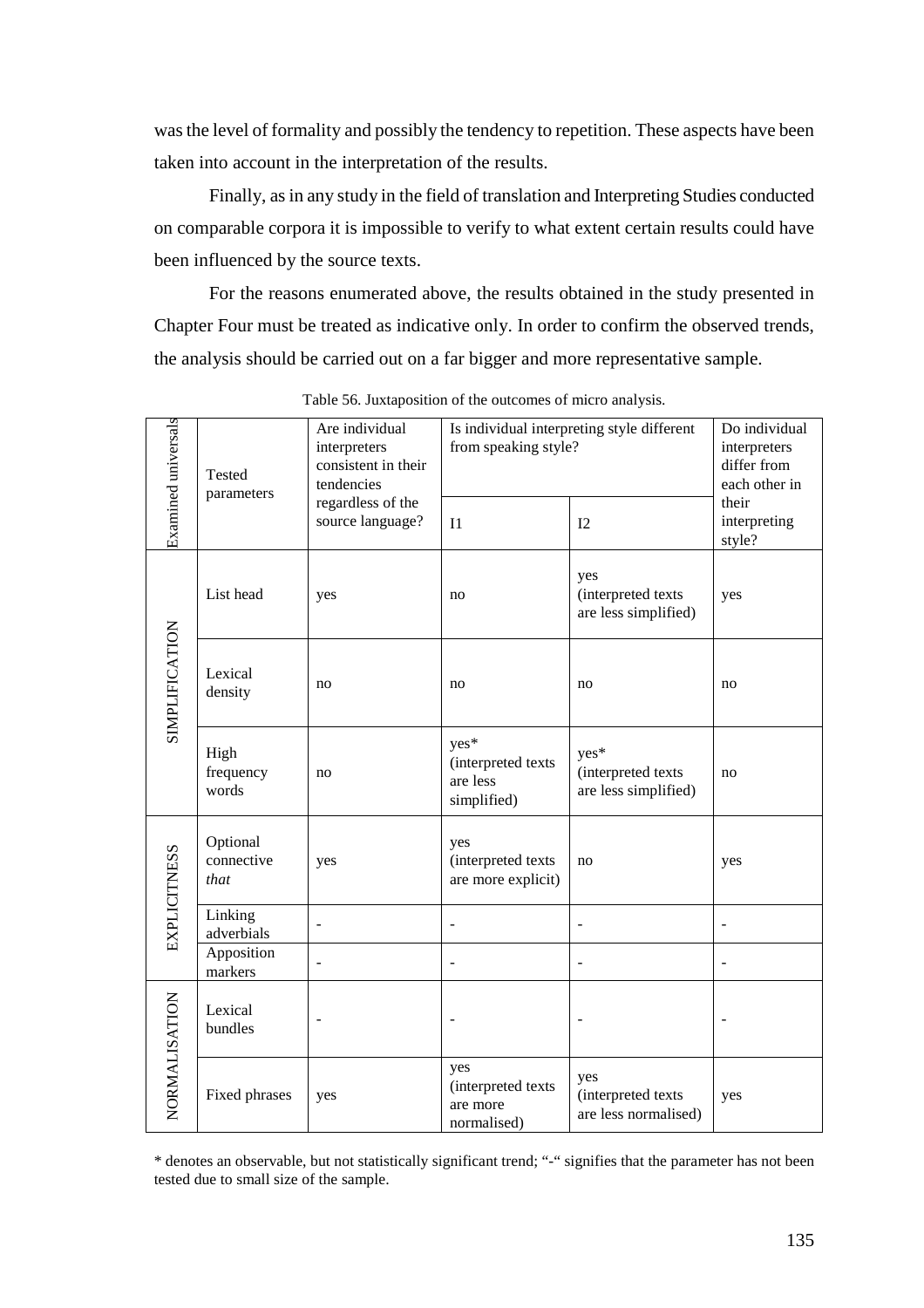was the level of formality and possibly the tendency to repetition. These aspects have been taken into account in the interpretation of the results.

Finally, as in any study in the field of translation and Interpreting Studies conducted on comparable corpora it is impossible to verify to what extent certain results could have been influenced by the source texts.

For the reasons enumerated above, the results obtained in the study presented in Chapter Four must be treated as indicative only. In order to confirm the observed trends, the analysis should be carried out on a far bigger and more representative sample.

Table 56. Juxtaposition of the outcomes of micro analysis.

| Examined universals | Tested parameters | Are individual interpreters consistent in their tendencies regardless of the source language? | Is individual interpreting style different from speaking style? | | Do individual interpreters differ from each other in their interpreting style? |
|---|---|---|---|---|---|
| | | | I1 | I2 | |
| SIMPLIFICATION | List head | yes | no | yes (interpreted texts are less simplified) | yes |
| | Lexical density | no | no | no | no |
| | High frequency words | no | yes* (interpreted texts are less simplified) | yes* (interpreted texts are less simplified) | no |
| EXPLICITNESS | Optional connective *that* | yes | yes (interpreted texts are more explicit) | no | yes |
| | Linking adverbials | - | - | - | - |
| | Apposition markers | - | - | - | - |
| NORMALISATION | Lexical bundles | - | - | - | - |
| | Fixed phrases | yes | yes (interpreted texts are more normalised) | yes (interpreted texts are less normalised) | yes |

* denotes an observable, but not statistically significant trend; "-" signifies that the parameter has not been tested due to small size of the sample.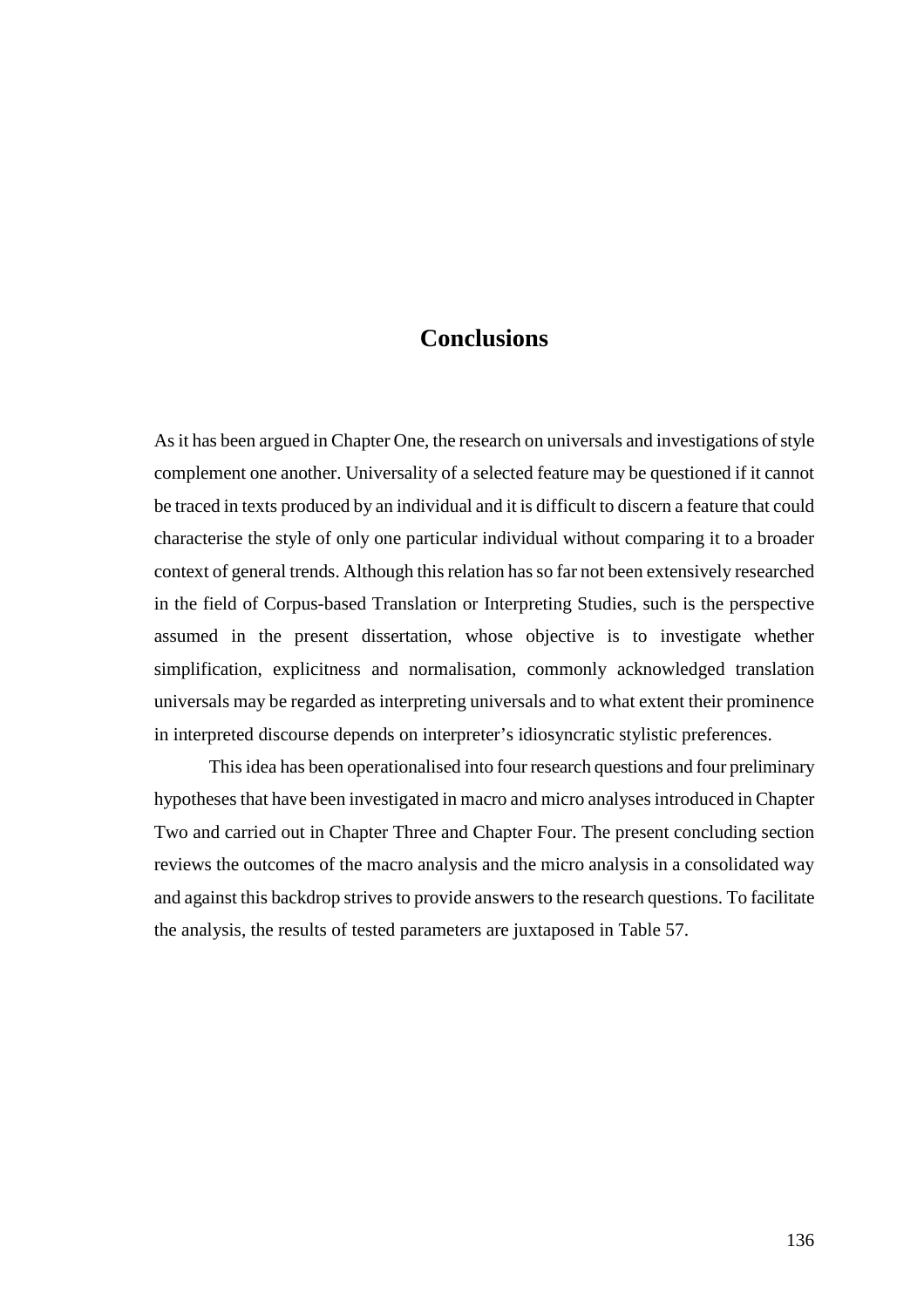# Conclusions

As it has been argued in Chapter One, the research on universals and investigations of style complement one another. Universality of a selected feature may be questioned if it cannot be traced in texts produced by an individual and it is difficult to discern a feature that could characterise the style of only one particular individual without comparing it to a broader context of general trends. Although this relation has so far not been extensively researched in the field of Corpus-based Translation or Interpreting Studies, such is the perspective assumed in the present dissertation, whose objective is to investigate whether simplification, explicitness and normalisation, commonly acknowledged translation universals may be regarded as interpreting universals and to what extent their prominence in interpreted discourse depends on interpreter's idiosyncratic stylistic preferences.

This idea has been operationalised into four research questions and four preliminary hypotheses that have been investigated in macro and micro analyses introduced in Chapter Two and carried out in Chapter Three and Chapter Four. The present concluding section reviews the outcomes of the macro analysis and the micro analysis in a consolidated way and against this backdrop strives to provide answers to the research questions. To facilitate the analysis, the results of tested parameters are juxtaposed in Table 57.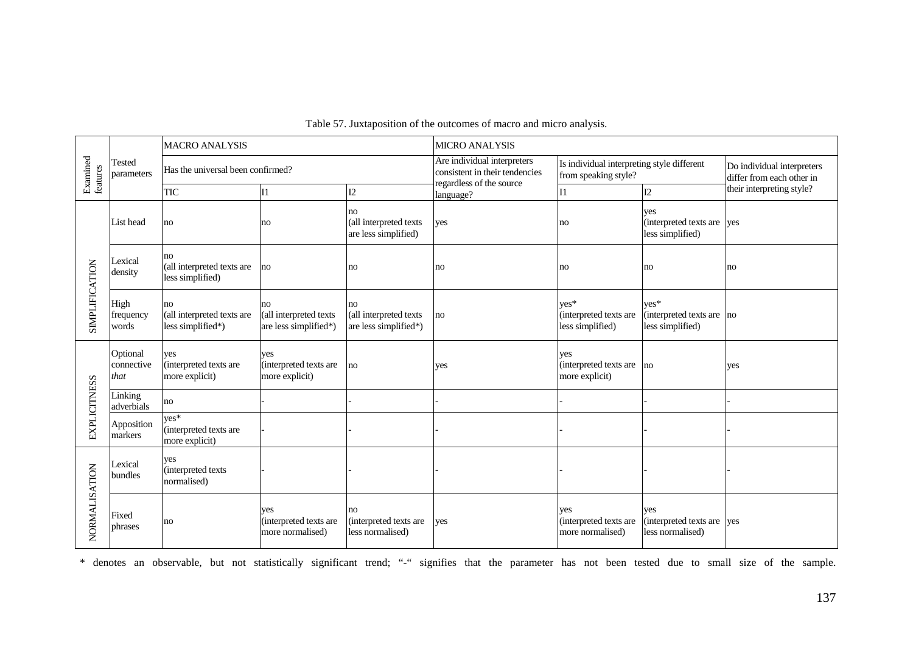Table 57. Juxtaposition of the outcomes of macro and micro analysis.

| Examined features | Tested parameters | MACRO ANALYSIS | | | MICRO ANALYSIS | | | |
|---|---|---|---|---|---|---|---|---|
| | | Has the universal been confirmed? | | | Are individual interpreters consistent in their tendencies regardless of the source language? | Is individual interpreting style different from speaking style? | | Do individual interpreters differ from each other in their interpreting style? |
| | | TIC | I1 | I2 | | I1 | I2 | |
| SIMPLIFICATION | List head | no | no | no (all interpreted texts are less simplified) | yes | no | yes (interpreted texts are less simplified) | yes |
| | Lexical density | no (all interpreted texts are less simplified) | no | no | no | no | no | no |
| | High frequency words | no (all interpreted texts are less simplified*) | no (all interpreted texts are less simplified*) | no (all interpreted texts are less simplified*) | no | yes* (interpreted texts are less simplified) | yes* (interpreted texts are less simplified) | no |
| EXPLICITNESS | Optional connective *that* | yes (interpreted texts are more explicit) | yes (interpreted texts are more explicit) | no | yes | yes (interpreted texts are more explicit) | no | yes |
| | Linking adverbials | no | - | - | - | - | - | - |
| | Apposition markers | yes* (interpreted texts are more explicit) | - | - | - | - | - | - |
| NORMALISATION | Lexical bundles | yes (interpreted texts normalised) | - | - | - | - | - | - |
| | Fixed phrases | no | yes (interpreted texts are more normalised) | no (interpreted texts are less normalised) | yes | yes (interpreted texts are more normalised) | yes (interpreted texts are less normalised) | yes |

* denotes an observable, but not statistically significant trend; "-" signifies that the parameter has not been tested due to small size of the sample.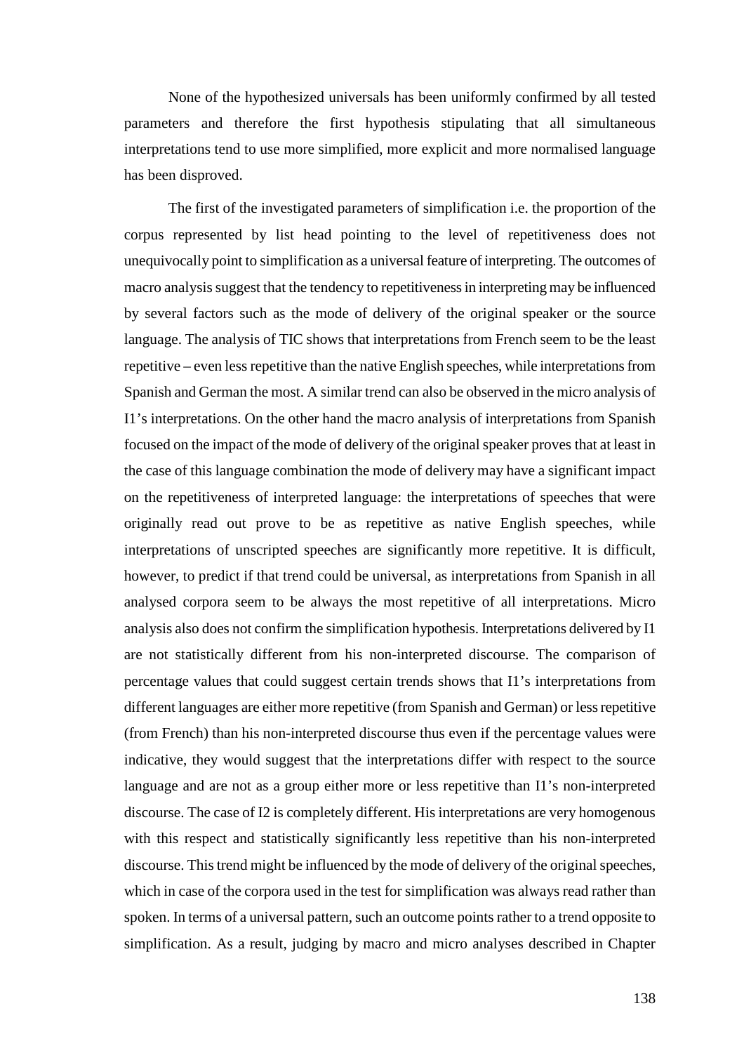None of the hypothesized universals has been uniformly confirmed by all tested parameters and therefore the first hypothesis stipulating that all simultaneous interpretations tend to use more simplified, more explicit and more normalised language has been disproved.

The first of the investigated parameters of simplification i.e. the proportion of the corpus represented by list head pointing to the level of repetitiveness does not unequivocally point to simplification as a universal feature of interpreting. The outcomes of macro analysis suggest that the tendency to repetitiveness in interpreting may be influenced by several factors such as the mode of delivery of the original speaker or the source language. The analysis of TIC shows that interpretations from French seem to be the least repetitive – even less repetitive than the native English speeches, while interpretations from Spanish and German the most. A similar trend can also be observed in the micro analysis of I1's interpretations. On the other hand the macro analysis of interpretations from Spanish focused on the impact of the mode of delivery of the original speaker proves that at least in the case of this language combination the mode of delivery may have a significant impact on the repetitiveness of interpreted language: the interpretations of speeches that were originally read out prove to be as repetitive as native English speeches, while interpretations of unscripted speeches are significantly more repetitive. It is difficult, however, to predict if that trend could be universal, as interpretations from Spanish in all analysed corpora seem to be always the most repetitive of all interpretations. Micro analysis also does not confirm the simplification hypothesis. Interpretations delivered by I1 are not statistically different from his non-interpreted discourse. The comparison of percentage values that could suggest certain trends shows that I1's interpretations from different languages are either more repetitive (from Spanish and German) or less repetitive (from French) than his non-interpreted discourse thus even if the percentage values were indicative, they would suggest that the interpretations differ with respect to the source language and are not as a group either more or less repetitive than I1's non-interpreted discourse. The case of I2 is completely different. His interpretations are very homogenous with this respect and statistically significantly less repetitive than his non-interpreted discourse. This trend might be influenced by the mode of delivery of the original speeches, which in case of the corpora used in the test for simplification was always read rather than spoken. In terms of a universal pattern, such an outcome points rather to a trend opposite to simplification. As a result, judging by macro and micro analyses described in Chapter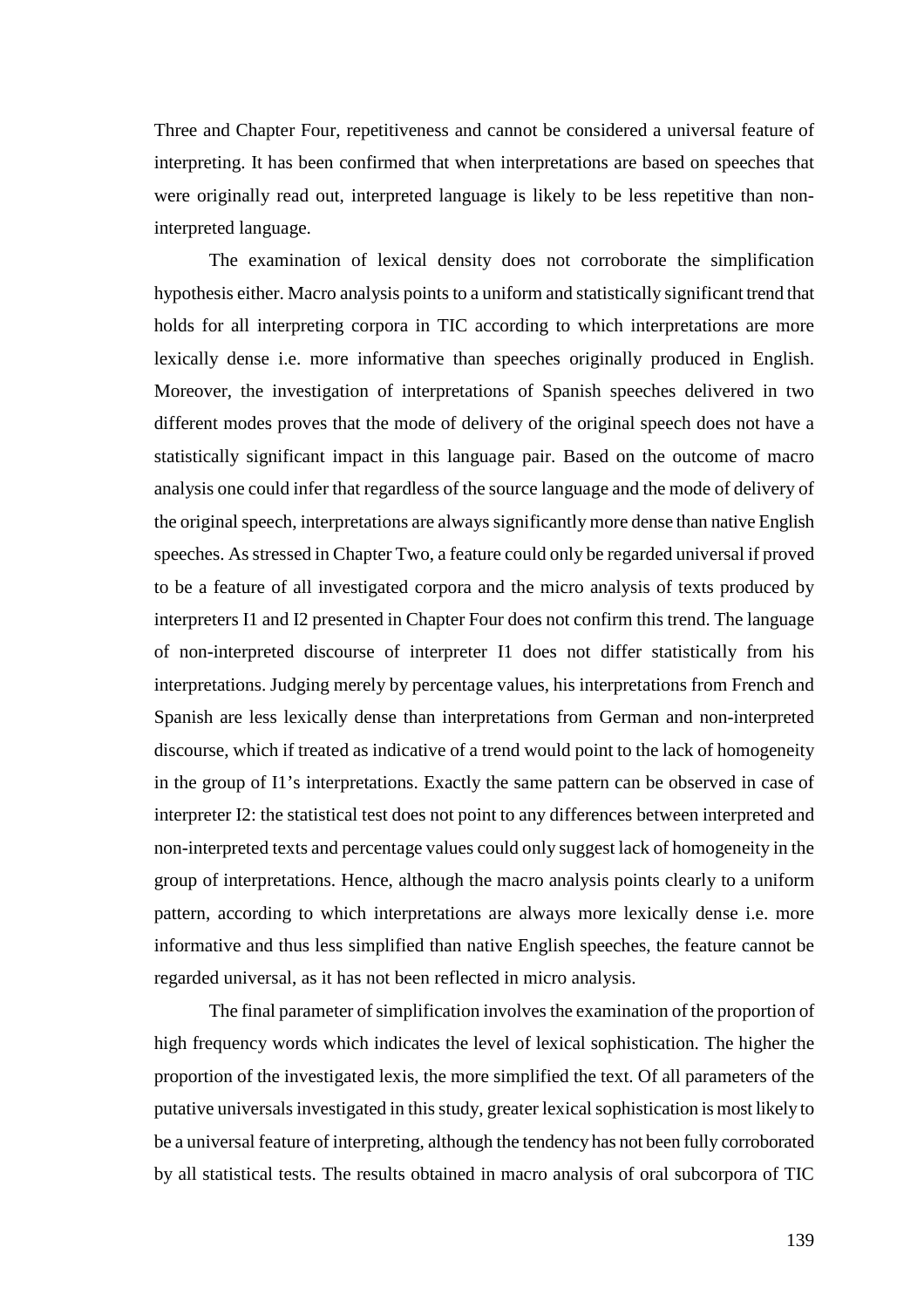Three and Chapter Four, repetitiveness and cannot be considered a universal feature of interpreting. It has been confirmed that when interpretations are based on speeches that were originally read out, interpreted language is likely to be less repetitive than non-interpreted language.

The examination of lexical density does not corroborate the simplification hypothesis either. Macro analysis points to a uniform and statistically significant trend that holds for all interpreting corpora in TIC according to which interpretations are more lexically dense i.e. more informative than speeches originally produced in English. Moreover, the investigation of interpretations of Spanish speeches delivered in two different modes proves that the mode of delivery of the original speech does not have a statistically significant impact in this language pair. Based on the outcome of macro analysis one could infer that regardless of the source language and the mode of delivery of the original speech, interpretations are always significantly more dense than native English speeches. As stressed in Chapter Two, a feature could only be regarded universal if proved to be a feature of all investigated corpora and the micro analysis of texts produced by interpreters I1 and I2 presented in Chapter Four does not confirm this trend. The language of non-interpreted discourse of interpreter I1 does not differ statistically from his interpretations. Judging merely by percentage values, his interpretations from French and Spanish are less lexically dense than interpretations from German and non-interpreted discourse, which if treated as indicative of a trend would point to the lack of homogeneity in the group of I1's interpretations. Exactly the same pattern can be observed in case of interpreter I2: the statistical test does not point to any differences between interpreted and non-interpreted texts and percentage values could only suggest lack of homogeneity in the group of interpretations. Hence, although the macro analysis points clearly to a uniform pattern, according to which interpretations are always more lexically dense i.e. more informative and thus less simplified than native English speeches, the feature cannot be regarded universal, as it has not been reflected in micro analysis.

The final parameter of simplification involves the examination of the proportion of high frequency words which indicates the level of lexical sophistication. The higher the proportion of the investigated lexis, the more simplified the text. Of all parameters of the putative universals investigated in this study, greater lexical sophistication is most likely to be a universal feature of interpreting, although the tendency has not been fully corroborated by all statistical tests. The results obtained in macro analysis of oral subcorpora of TIC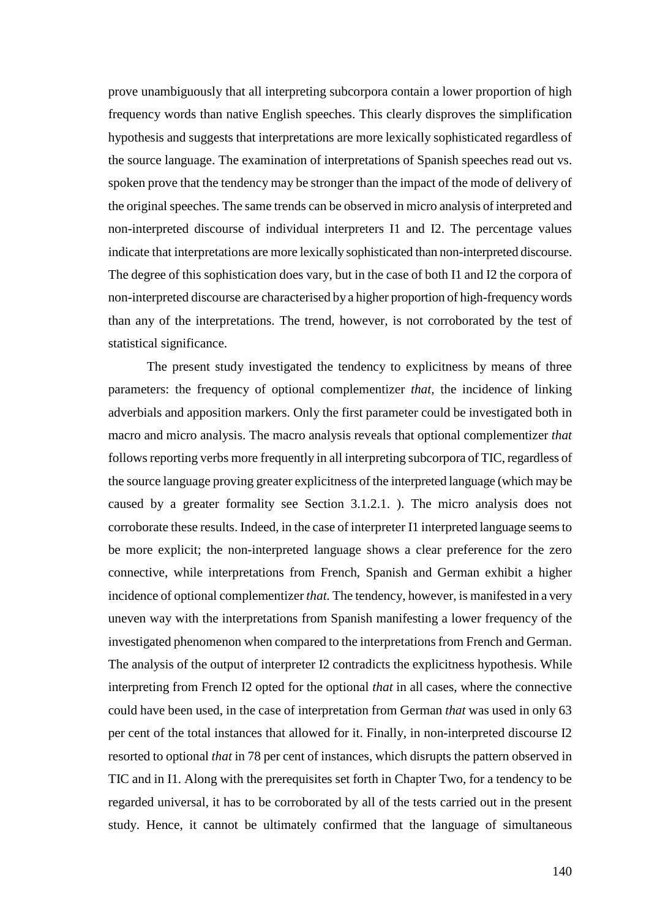prove unambiguously that all interpreting subcorpora contain a lower proportion of high frequency words than native English speeches. This clearly disproves the simplification hypothesis and suggests that interpretations are more lexically sophisticated regardless of the source language. The examination of interpretations of Spanish speeches read out vs. spoken prove that the tendency may be stronger than the impact of the mode of delivery of the original speeches. The same trends can be observed in micro analysis of interpreted and non-interpreted discourse of individual interpreters I1 and I2. The percentage values indicate that interpretations are more lexically sophisticated than non-interpreted discourse. The degree of this sophistication does vary, but in the case of both I1 and I2 the corpora of non-interpreted discourse are characterised by a higher proportion of high-frequency words than any of the interpretations. The trend, however, is not corroborated by the test of statistical significance.

The present study investigated the tendency to explicitness by means of three parameters: the frequency of optional complementizer *that*, the incidence of linking adverbials and apposition markers. Only the first parameter could be investigated both in macro and micro analysis. The macro analysis reveals that optional complementizer *that* follows reporting verbs more frequently in all interpreting subcorpora of TIC, regardless of the source language proving greater explicitness of the interpreted language (which may be caused by a greater formality see Section 3.1.2.1. ). The micro analysis does not corroborate these results. Indeed, in the case of interpreter I1 interpreted language seems to be more explicit; the non-interpreted language shows a clear preference for the zero connective, while interpretations from French, Spanish and German exhibit a higher incidence of optional complementizer *that.* The tendency, however, is manifested in a very uneven way with the interpretations from Spanish manifesting a lower frequency of the investigated phenomenon when compared to the interpretations from French and German. The analysis of the output of interpreter I2 contradicts the explicitness hypothesis. While interpreting from French I2 opted for the optional *that* in all cases, where the connective could have been used, in the case of interpretation from German *that* was used in only 63 per cent of the total instances that allowed for it. Finally, in non-interpreted discourse I2 resorted to optional *that* in 78 per cent of instances, which disrupts the pattern observed in TIC and in I1. Along with the prerequisites set forth in Chapter Two, for a tendency to be regarded universal, it has to be corroborated by all of the tests carried out in the present study. Hence, it cannot be ultimately confirmed that the language of simultaneous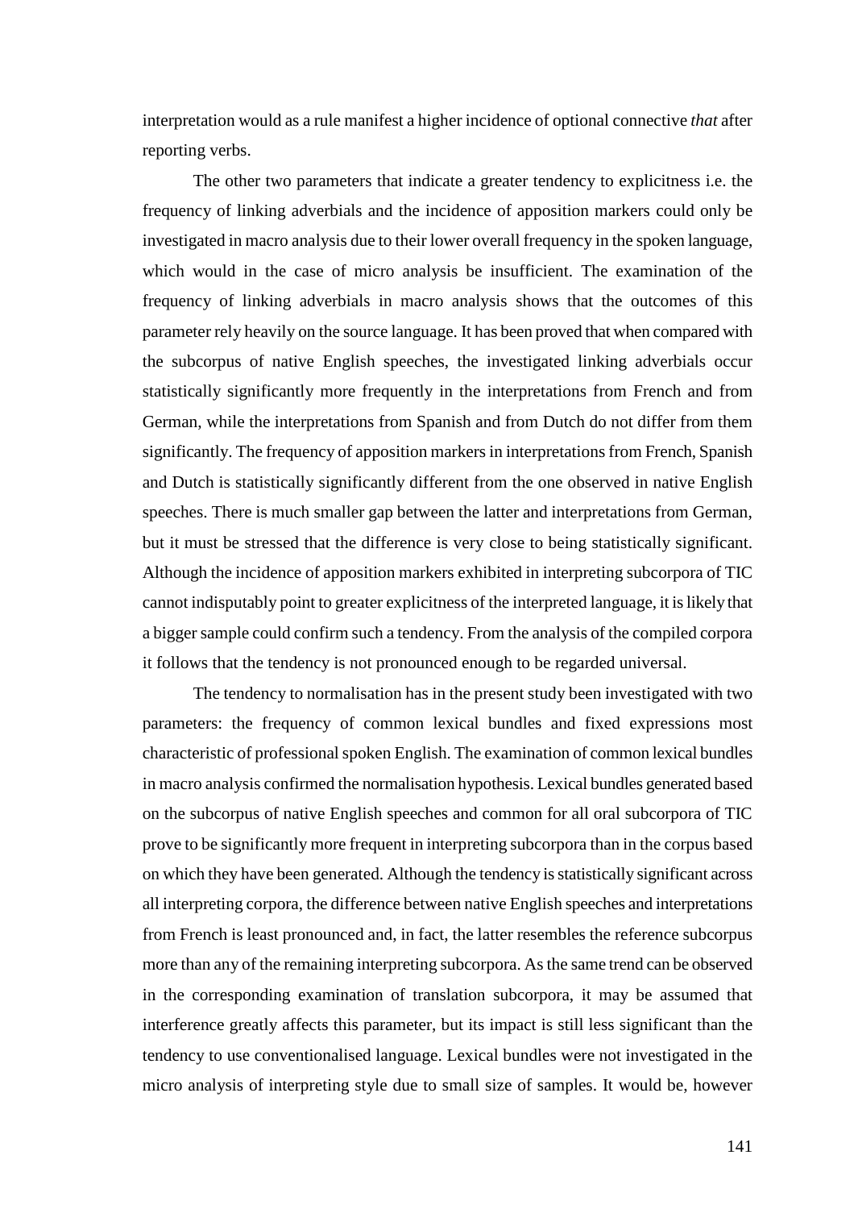interpretation would as a rule manifest a higher incidence of optional connective *that* after reporting verbs.

The other two parameters that indicate a greater tendency to explicitness i.e. the frequency of linking adverbials and the incidence of apposition markers could only be investigated in macro analysis due to their lower overall frequency in the spoken language, which would in the case of micro analysis be insufficient. The examination of the frequency of linking adverbials in macro analysis shows that the outcomes of this parameter rely heavily on the source language. It has been proved that when compared with the subcorpus of native English speeches, the investigated linking adverbials occur statistically significantly more frequently in the interpretations from French and from German, while the interpretations from Spanish and from Dutch do not differ from them significantly. The frequency of apposition markers in interpretations from French, Spanish and Dutch is statistically significantly different from the one observed in native English speeches. There is much smaller gap between the latter and interpretations from German, but it must be stressed that the difference is very close to being statistically significant. Although the incidence of apposition markers exhibited in interpreting subcorpora of TIC cannot indisputably point to greater explicitness of the interpreted language, it is likely that a bigger sample could confirm such a tendency. From the analysis of the compiled corpora it follows that the tendency is not pronounced enough to be regarded universal.

The tendency to normalisation has in the present study been investigated with two parameters: the frequency of common lexical bundles and fixed expressions most characteristic of professional spoken English. The examination of common lexical bundles in macro analysis confirmed the normalisation hypothesis. Lexical bundles generated based on the subcorpus of native English speeches and common for all oral subcorpora of TIC prove to be significantly more frequent in interpreting subcorpora than in the corpus based on which they have been generated. Although the tendency is statistically significant across all interpreting corpora, the difference between native English speeches and interpretations from French is least pronounced and, in fact, the latter resembles the reference subcorpus more than any of the remaining interpreting subcorpora. As the same trend can be observed in the corresponding examination of translation subcorpora, it may be assumed that interference greatly affects this parameter, but its impact is still less significant than the tendency to use conventionalised language. Lexical bundles were not investigated in the micro analysis of interpreting style due to small size of samples. It would be, however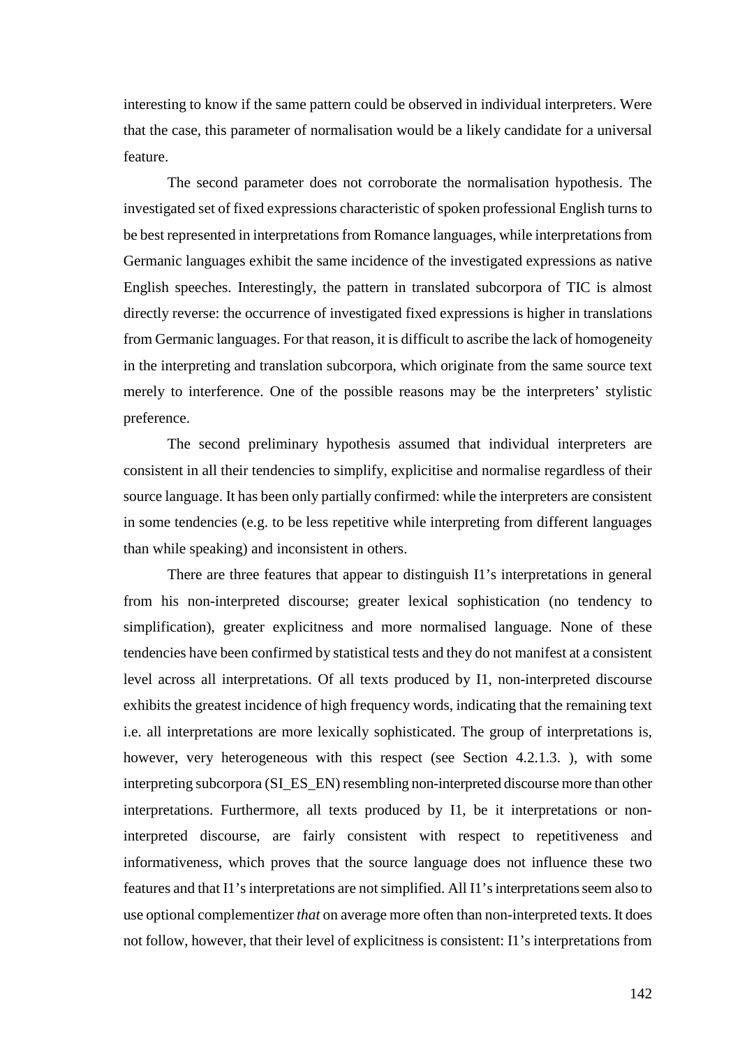interesting to know if the same pattern could be observed in individual interpreters. Were that the case, this parameter of normalisation would be a likely candidate for a universal feature.

The second parameter does not corroborate the normalisation hypothesis. The investigated set of fixed expressions characteristic of spoken professional English turns to be best represented in interpretations from Romance languages, while interpretations from Germanic languages exhibit the same incidence of the investigated expressions as native English speeches. Interestingly, the pattern in translated subcorpora of TIC is almost directly reverse: the occurrence of investigated fixed expressions is higher in translations from Germanic languages. For that reason, it is difficult to ascribe the lack of homogeneity in the interpreting and translation subcorpora, which originate from the same source text merely to interference. One of the possible reasons may be the interpreters' stylistic preference.

The second preliminary hypothesis assumed that individual interpreters are consistent in all their tendencies to simplify, explicitise and normalise regardless of their source language. It has been only partially confirmed: while the interpreters are consistent in some tendencies (e.g. to be less repetitive while interpreting from different languages than while speaking) and inconsistent in others.

There are three features that appear to distinguish I1's interpretations in general from his non-interpreted discourse; greater lexical sophistication (no tendency to simplification), greater explicitness and more normalised language. None of these tendencies have been confirmed by statistical tests and they do not manifest at a consistent level across all interpretations. Of all texts produced by I1, non-interpreted discourse exhibits the greatest incidence of high frequency words, indicating that the remaining text i.e. all interpretations are more lexically sophisticated. The group of interpretations is, however, very heterogeneous with this respect (see Section 4.2.1.3. ), with some interpreting subcorpora (SI_ES_EN) resembling non-interpreted discourse more than other interpretations. Furthermore, all texts produced by I1, be it interpretations or non-interpreted discourse, are fairly consistent with respect to repetitiveness and informativeness, which proves that the source language does not influence these two features and that I1's interpretations are not simplified. All I1's interpretations seem also to use optional complementizer *that* on average more often than non-interpreted texts. It does not follow, however, that their level of explicitness is consistent: I1's interpretations from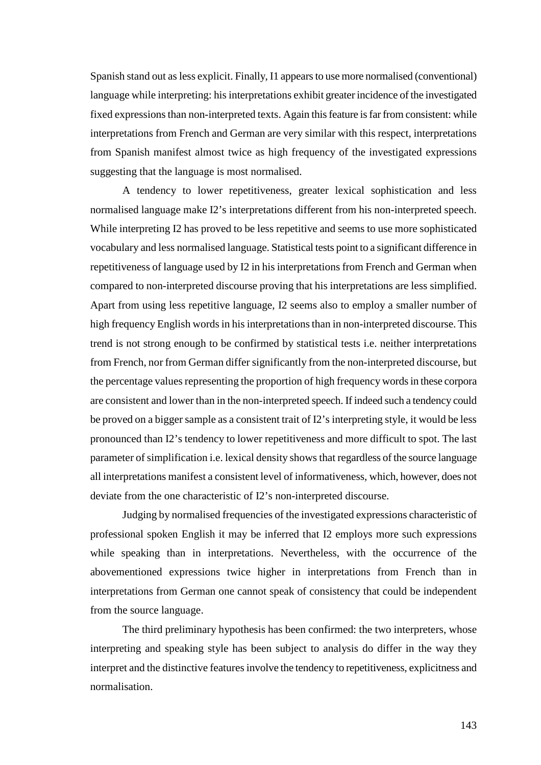Spanish stand out as less explicit. Finally, I1 appears to use more normalised (conventional) language while interpreting: his interpretations exhibit greater incidence of the investigated fixed expressions than non-interpreted texts. Again this feature is far from consistent: while interpretations from French and German are very similar with this respect, interpretations from Spanish manifest almost twice as high frequency of the investigated expressions suggesting that the language is most normalised.

A tendency to lower repetitiveness, greater lexical sophistication and less normalised language make I2's interpretations different from his non-interpreted speech. While interpreting I2 has proved to be less repetitive and seems to use more sophisticated vocabulary and less normalised language. Statistical tests point to a significant difference in repetitiveness of language used by I2 in his interpretations from French and German when compared to non-interpreted discourse proving that his interpretations are less simplified. Apart from using less repetitive language, I2 seems also to employ a smaller number of high frequency English words in his interpretations than in non-interpreted discourse. This trend is not strong enough to be confirmed by statistical tests i.e. neither interpretations from French, nor from German differ significantly from the non-interpreted discourse, but the percentage values representing the proportion of high frequency words in these corpora are consistent and lower than in the non-interpreted speech. If indeed such a tendency could be proved on a bigger sample as a consistent trait of I2's interpreting style, it would be less pronounced than I2's tendency to lower repetitiveness and more difficult to spot. The last parameter of simplification i.e. lexical density shows that regardless of the source language all interpretations manifest a consistent level of informativeness, which, however, does not deviate from the one characteristic of I2's non-interpreted discourse.

Judging by normalised frequencies of the investigated expressions characteristic of professional spoken English it may be inferred that I2 employs more such expressions while speaking than in interpretations. Nevertheless, with the occurrence of the abovementioned expressions twice higher in interpretations from French than in interpretations from German one cannot speak of consistency that could be independent from the source language.

The third preliminary hypothesis has been confirmed: the two interpreters, whose interpreting and speaking style has been subject to analysis do differ in the way they interpret and the distinctive features involve the tendency to repetitiveness, explicitness and normalisation.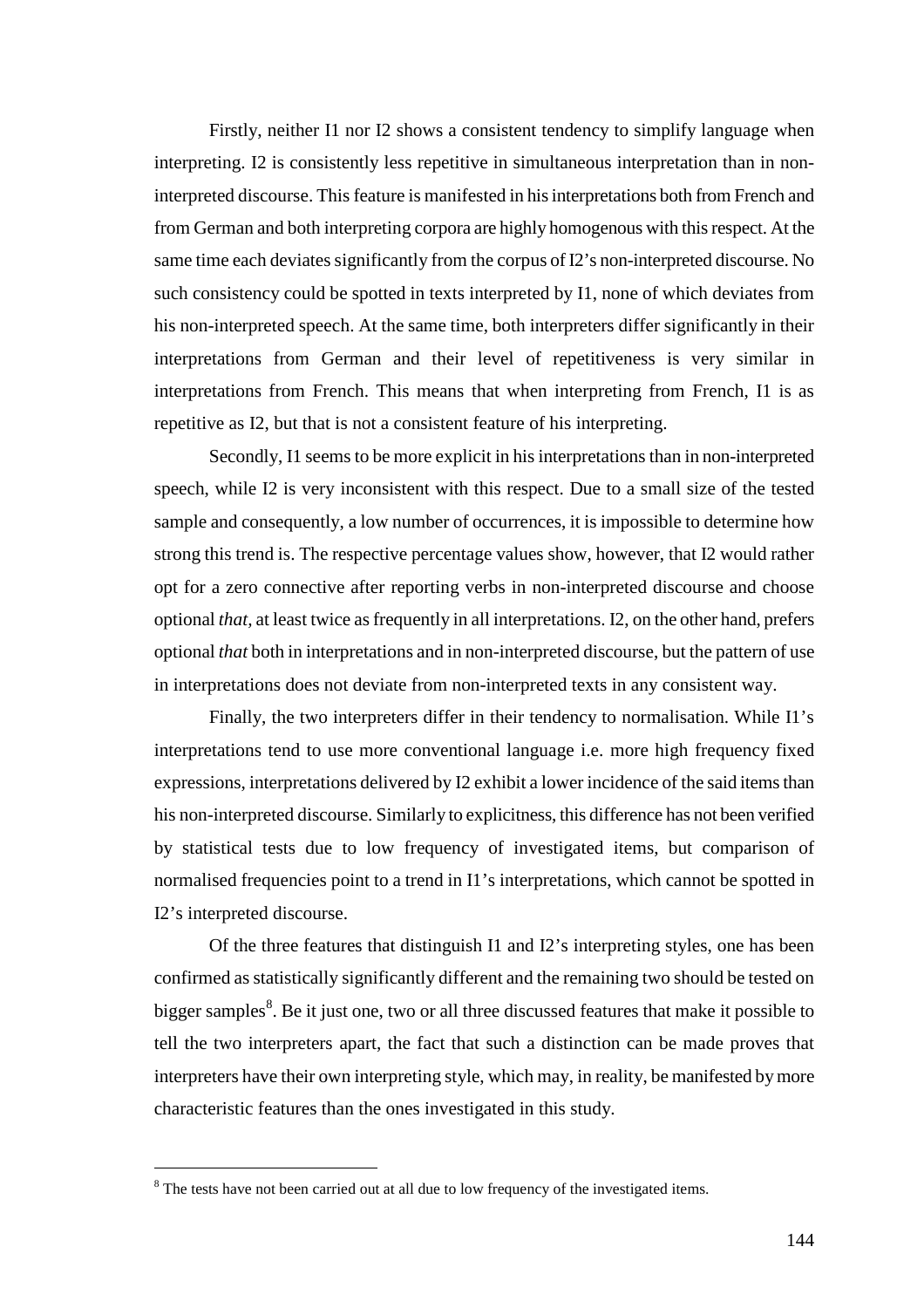Firstly, neither I1 nor I2 shows a consistent tendency to simplify language when interpreting. I2 is consistently less repetitive in simultaneous interpretation than in non-interpreted discourse. This feature is manifested in his interpretations both from French and from German and both interpreting corpora are highly homogenous with this respect. At the same time each deviates significantly from the corpus of I2's non-interpreted discourse. No such consistency could be spotted in texts interpreted by I1, none of which deviates from his non-interpreted speech. At the same time, both interpreters differ significantly in their interpretations from German and their level of repetitiveness is very similar in interpretations from French. This means that when interpreting from French, I1 is as repetitive as I2, but that is not a consistent feature of his interpreting.

Secondly, I1 seems to be more explicit in his interpretations than in non-interpreted speech, while I2 is very inconsistent with this respect. Due to a small size of the tested sample and consequently, a low number of occurrences, it is impossible to determine how strong this trend is. The respective percentage values show, however, that I2 would rather opt for a zero connective after reporting verbs in non-interpreted discourse and choose optional *that,* at least twice as frequently in all interpretations. I2, on the other hand, prefers optional *that* both in interpretations and in non-interpreted discourse, but the pattern of use in interpretations does not deviate from non-interpreted texts in any consistent way.

Finally, the two interpreters differ in their tendency to normalisation. While I1's interpretations tend to use more conventional language i.e. more high frequency fixed expressions, interpretations delivered by I2 exhibit a lower incidence of the said items than his non-interpreted discourse. Similarly to explicitness, this difference has not been verified by statistical tests due to low frequency of investigated items, but comparison of normalised frequencies point to a trend in I1's interpretations, which cannot be spotted in I2's interpreted discourse.

Of the three features that distinguish I1 and I2's interpreting styles, one has been confirmed as statistically significantly different and the remaining two should be tested on bigger samples[8]. Be it just one, two or all three discussed features that make it possible to tell the two interpreters apart, the fact that such a distinction can be made proves that interpreters have their own interpreting style, which may, in reality, be manifested by more characteristic features than the ones investigated in this study.

[8] The tests have not been carried out at all due to low frequency of the investigated items.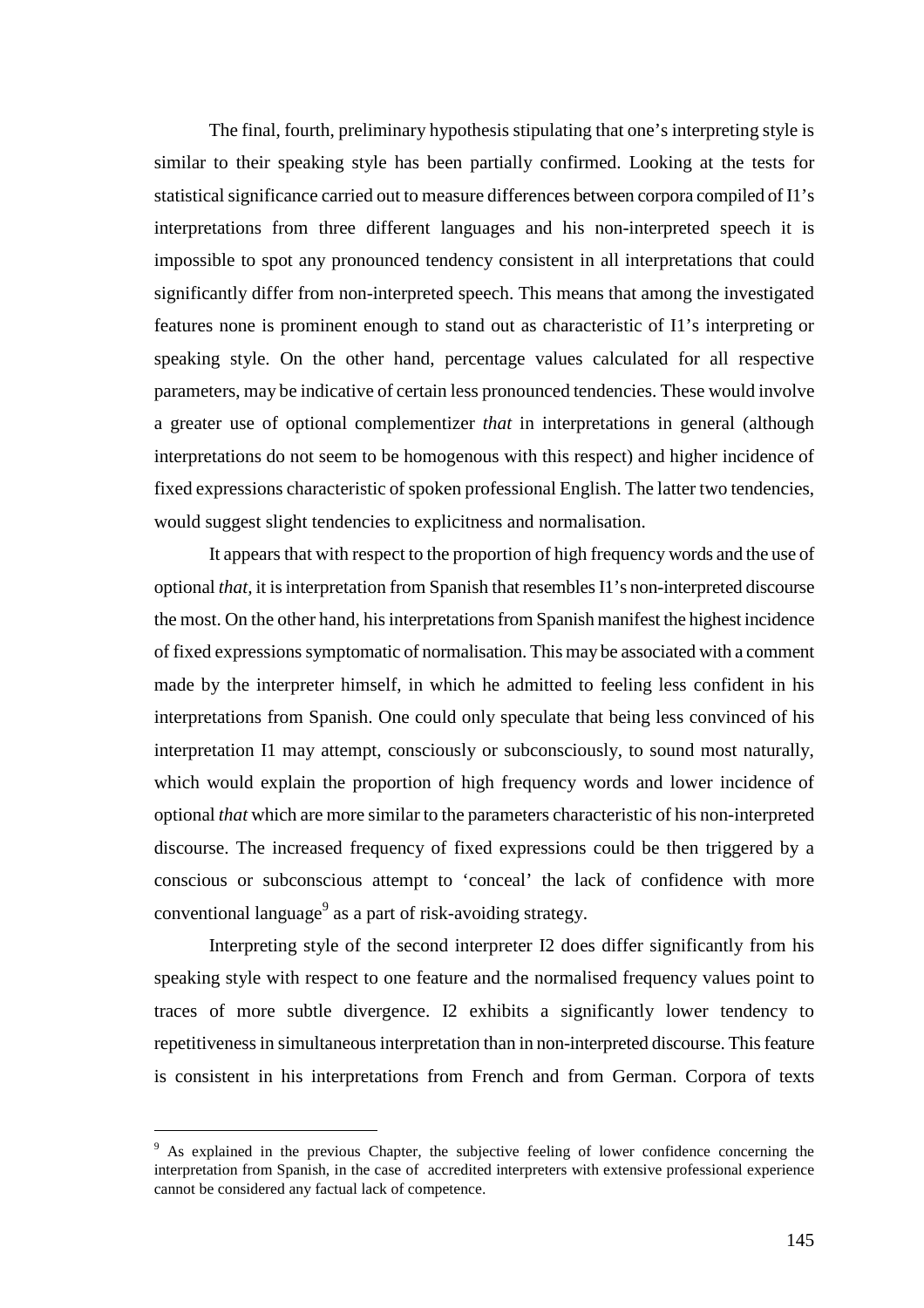The final, fourth, preliminary hypothesis stipulating that one's interpreting style is similar to their speaking style has been partially confirmed. Looking at the tests for statistical significance carried out to measure differences between corpora compiled of I1's interpretations from three different languages and his non-interpreted speech it is impossible to spot any pronounced tendency consistent in all interpretations that could significantly differ from non-interpreted speech. This means that among the investigated features none is prominent enough to stand out as characteristic of I1's interpreting or speaking style. On the other hand, percentage values calculated for all respective parameters, may be indicative of certain less pronounced tendencies. These would involve a greater use of optional complementizer *that* in interpretations in general (although interpretations do not seem to be homogenous with this respect) and higher incidence of fixed expressions characteristic of spoken professional English. The latter two tendencies, would suggest slight tendencies to explicitness and normalisation.

It appears that with respect to the proportion of high frequency words and the use of optional *that*, it is interpretation from Spanish that resembles I1's non-interpreted discourse the most. On the other hand, his interpretations from Spanish manifest the highest incidence of fixed expressions symptomatic of normalisation. This may be associated with a comment made by the interpreter himself, in which he admitted to feeling less confident in his interpretations from Spanish. One could only speculate that being less convinced of his interpretation I1 may attempt, consciously or subconsciously, to sound most naturally, which would explain the proportion of high frequency words and lower incidence of optional *that* which are more similar to the parameters characteristic of his non-interpreted discourse. The increased frequency of fixed expressions could be then triggered by a conscious or subconscious attempt to 'conceal' the lack of confidence with more conventional language[9] as a part of risk-avoiding strategy.

Interpreting style of the second interpreter I2 does differ significantly from his speaking style with respect to one feature and the normalised frequency values point to traces of more subtle divergence. I2 exhibits a significantly lower tendency to repetitiveness in simultaneous interpretation than in non-interpreted discourse. This feature is consistent in his interpretations from French and from German. Corpora of texts

---

[9] As explained in the previous Chapter, the subjective feeling of lower confidence concerning the interpretation from Spanish, in the case of accredited interpreters with extensive professional experience cannot be considered any factual lack of competence.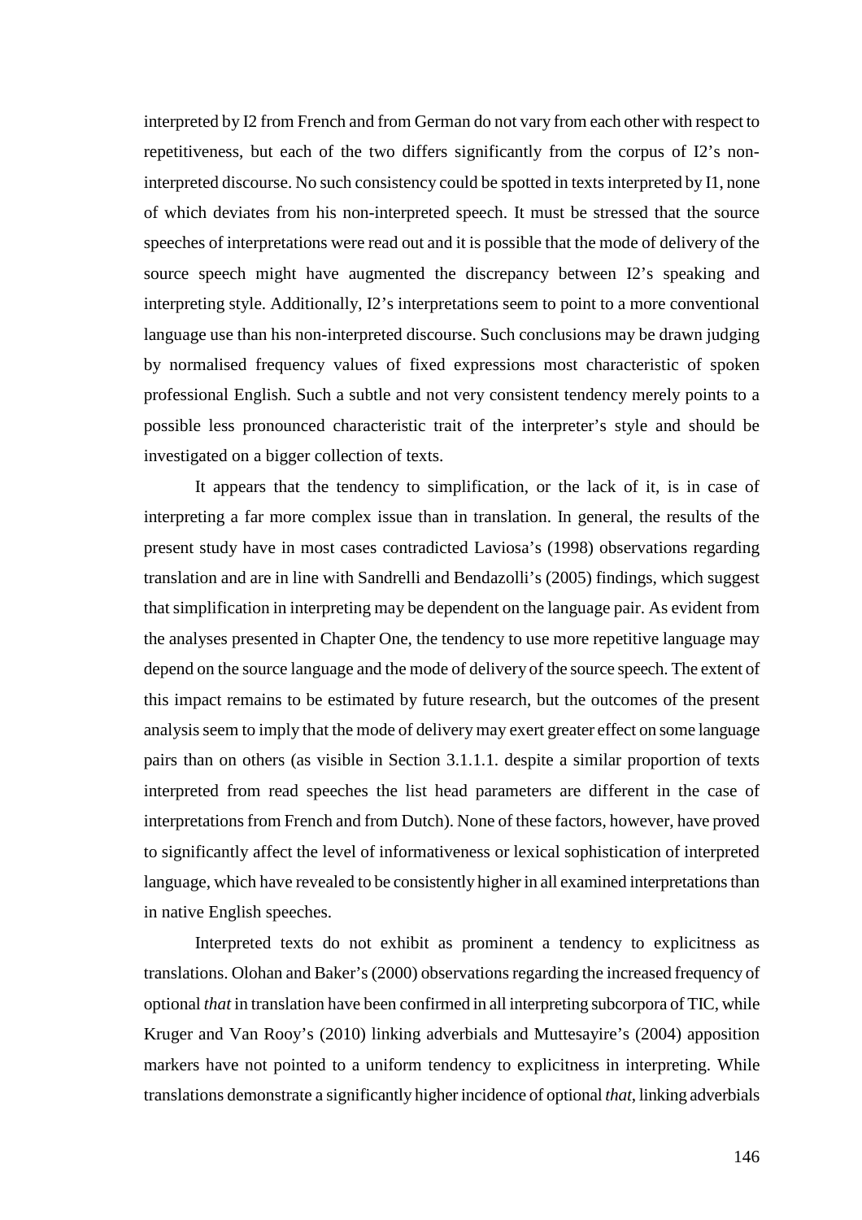interpreted by I2 from French and from German do not vary from each other with respect to repetitiveness, but each of the two differs significantly from the corpus of I2's non-interpreted discourse. No such consistency could be spotted in texts interpreted by I1, none of which deviates from his non-interpreted speech. It must be stressed that the source speeches of interpretations were read out and it is possible that the mode of delivery of the source speech might have augmented the discrepancy between I2's speaking and interpreting style. Additionally, I2's interpretations seem to point to a more conventional language use than his non-interpreted discourse. Such conclusions may be drawn judging by normalised frequency values of fixed expressions most characteristic of spoken professional English. Such a subtle and not very consistent tendency merely points to a possible less pronounced characteristic trait of the interpreter's style and should be investigated on a bigger collection of texts.

It appears that the tendency to simplification, or the lack of it, is in case of interpreting a far more complex issue than in translation. In general, the results of the present study have in most cases contradicted Laviosa's (1998) observations regarding translation and are in line with Sandrelli and Bendazolli's (2005) findings, which suggest that simplification in interpreting may be dependent on the language pair. As evident from the analyses presented in Chapter One, the tendency to use more repetitive language may depend on the source language and the mode of delivery of the source speech. The extent of this impact remains to be estimated by future research, but the outcomes of the present analysis seem to imply that the mode of delivery may exert greater effect on some language pairs than on others (as visible in Section 3.1.1.1. despite a similar proportion of texts interpreted from read speeches the list head parameters are different in the case of interpretations from French and from Dutch). None of these factors, however, have proved to significantly affect the level of informativeness or lexical sophistication of interpreted language, which have revealed to be consistently higher in all examined interpretations than in native English speeches.

Interpreted texts do not exhibit as prominent a tendency to explicitness as translations. Olohan and Baker's (2000) observations regarding the increased frequency of optional *that* in translation have been confirmed in all interpreting subcorpora of TIC, while Kruger and Van Rooy's (2010) linking adverbials and Muttesayire's (2004) apposition markers have not pointed to a uniform tendency to explicitness in interpreting. While translations demonstrate a significantly higher incidence of optional *that*, linking adverbials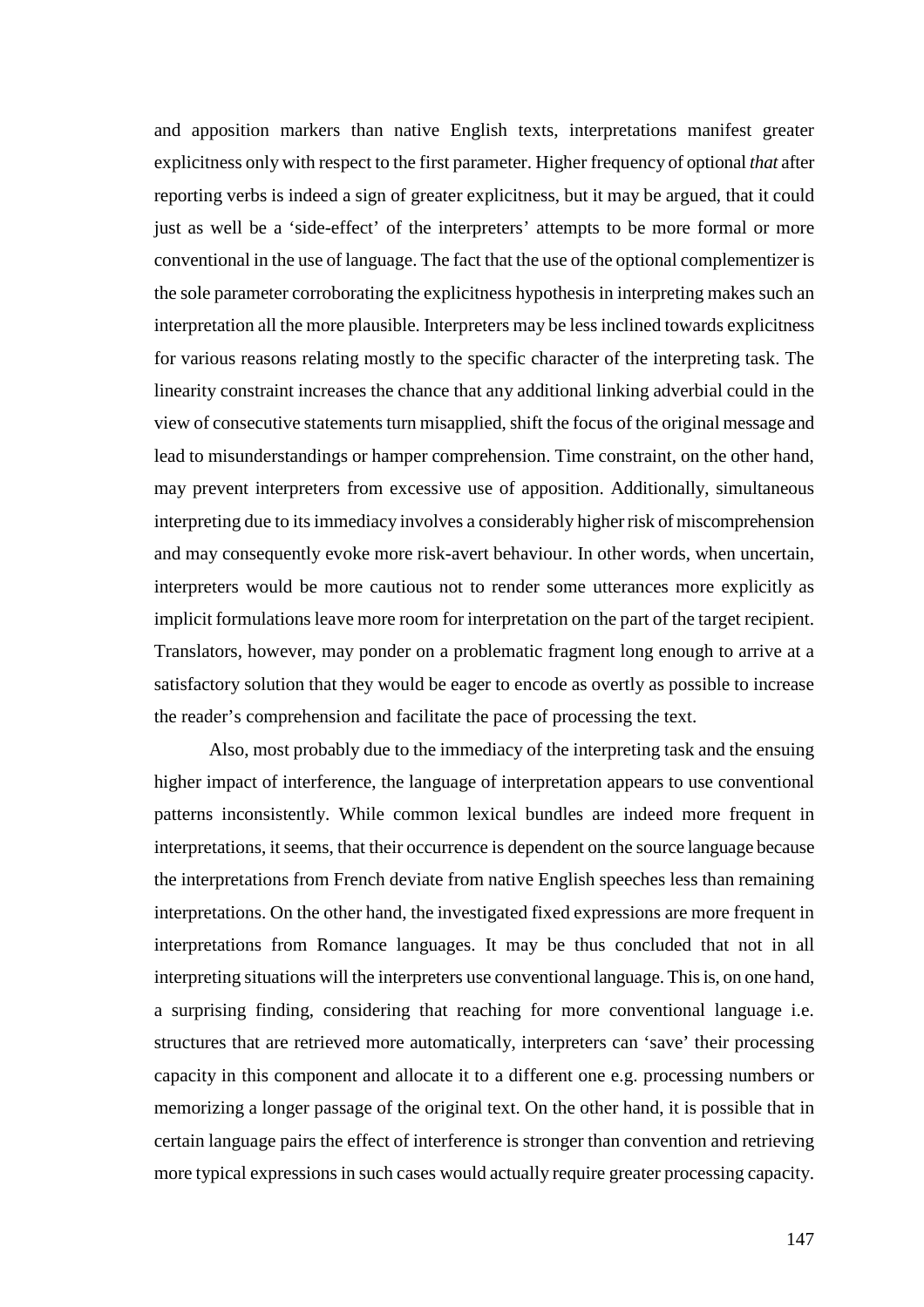and apposition markers than native English texts, interpretations manifest greater explicitness only with respect to the first parameter. Higher frequency of optional *that* after reporting verbs is indeed a sign of greater explicitness, but it may be argued, that it could just as well be a 'side-effect' of the interpreters' attempts to be more formal or more conventional in the use of language. The fact that the use of the optional complementizer is the sole parameter corroborating the explicitness hypothesis in interpreting makes such an interpretation all the more plausible. Interpreters may be less inclined towards explicitness for various reasons relating mostly to the specific character of the interpreting task. The linearity constraint increases the chance that any additional linking adverbial could in the view of consecutive statements turn misapplied, shift the focus of the original message and lead to misunderstandings or hamper comprehension. Time constraint, on the other hand, may prevent interpreters from excessive use of apposition. Additionally, simultaneous interpreting due to its immediacy involves a considerably higher risk of miscomprehension and may consequently evoke more risk-avert behaviour. In other words, when uncertain, interpreters would be more cautious not to render some utterances more explicitly as implicit formulations leave more room for interpretation on the part of the target recipient. Translators, however, may ponder on a problematic fragment long enough to arrive at a satisfactory solution that they would be eager to encode as overtly as possible to increase the reader's comprehension and facilitate the pace of processing the text.

Also, most probably due to the immediacy of the interpreting task and the ensuing higher impact of interference, the language of interpretation appears to use conventional patterns inconsistently. While common lexical bundles are indeed more frequent in interpretations, it seems, that their occurrence is dependent on the source language because the interpretations from French deviate from native English speeches less than remaining interpretations. On the other hand, the investigated fixed expressions are more frequent in interpretations from Romance languages. It may be thus concluded that not in all interpreting situations will the interpreters use conventional language. This is, on one hand, a surprising finding, considering that reaching for more conventional language i.e. structures that are retrieved more automatically, interpreters can 'save' their processing capacity in this component and allocate it to a different one e.g. processing numbers or memorizing a longer passage of the original text. On the other hand, it is possible that in certain language pairs the effect of interference is stronger than convention and retrieving more typical expressions in such cases would actually require greater processing capacity.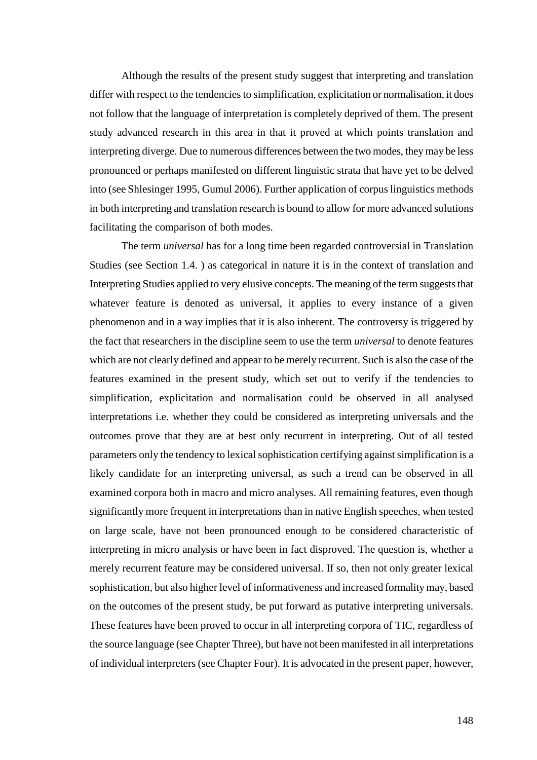Although the results of the present study suggest that interpreting and translation differ with respect to the tendencies to simplification, explicitation or normalisation, it does not follow that the language of interpretation is completely deprived of them. The present study advanced research in this area in that it proved at which points translation and interpreting diverge. Due to numerous differences between the two modes, they may be less pronounced or perhaps manifested on different linguistic strata that have yet to be delved into (see Shlesinger 1995, Gumul 2006). Further application of corpus linguistics methods in both interpreting and translation research is bound to allow for more advanced solutions facilitating the comparison of both modes.

The term *universal* has for a long time been regarded controversial in Translation Studies (see Section 1.4. ) as categorical in nature it is in the context of translation and Interpreting Studies applied to very elusive concepts. The meaning of the term suggests that whatever feature is denoted as universal, it applies to every instance of a given phenomenon and in a way implies that it is also inherent. The controversy is triggered by the fact that researchers in the discipline seem to use the term *universal* to denote features which are not clearly defined and appear to be merely recurrent. Such is also the case of the features examined in the present study, which set out to verify if the tendencies to simplification, explicitation and normalisation could be observed in all analysed interpretations i.e. whether they could be considered as interpreting universals and the outcomes prove that they are at best only recurrent in interpreting. Out of all tested parameters only the tendency to lexical sophistication certifying against simplification is a likely candidate for an interpreting universal, as such a trend can be observed in all examined corpora both in macro and micro analyses. All remaining features, even though significantly more frequent in interpretations than in native English speeches, when tested on large scale, have not been pronounced enough to be considered characteristic of interpreting in micro analysis or have been in fact disproved. The question is, whether a merely recurrent feature may be considered universal. If so, then not only greater lexical sophistication, but also higher level of informativeness and increased formality may, based on the outcomes of the present study, be put forward as putative interpreting universals. These features have been proved to occur in all interpreting corpora of TIC, regardless of the source language (see Chapter Three), but have not been manifested in all interpretations of individual interpreters (see Chapter Four). It is advocated in the present paper, however,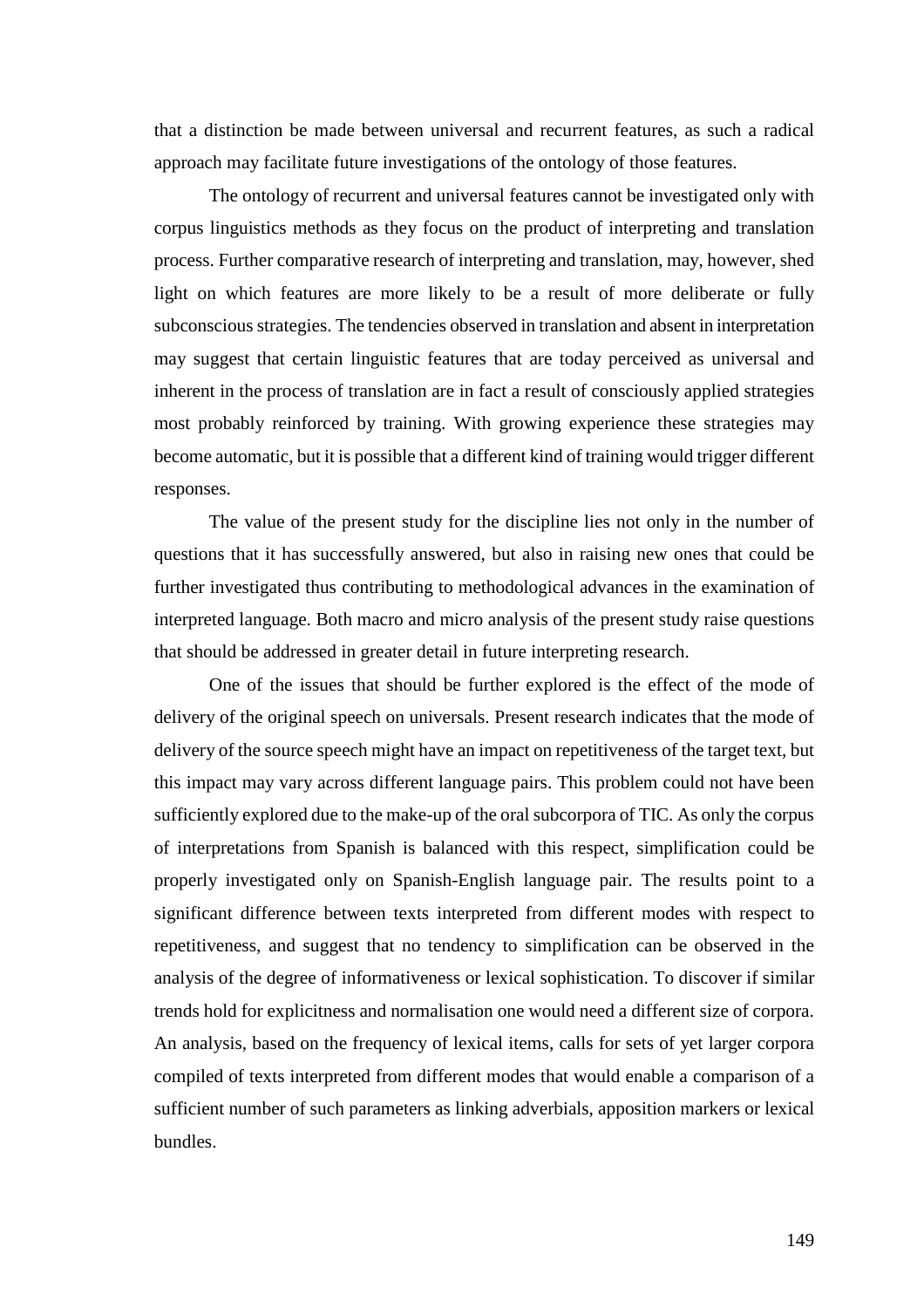that a distinction be made between universal and recurrent features, as such a radical approach may facilitate future investigations of the ontology of those features.

The ontology of recurrent and universal features cannot be investigated only with corpus linguistics methods as they focus on the product of interpreting and translation process. Further comparative research of interpreting and translation, may, however, shed light on which features are more likely to be a result of more deliberate or fully subconscious strategies. The tendencies observed in translation and absent in interpretation may suggest that certain linguistic features that are today perceived as universal and inherent in the process of translation are in fact a result of consciously applied strategies most probably reinforced by training. With growing experience these strategies may become automatic, but it is possible that a different kind of training would trigger different responses.

The value of the present study for the discipline lies not only in the number of questions that it has successfully answered, but also in raising new ones that could be further investigated thus contributing to methodological advances in the examination of interpreted language. Both macro and micro analysis of the present study raise questions that should be addressed in greater detail in future interpreting research.

One of the issues that should be further explored is the effect of the mode of delivery of the original speech on universals. Present research indicates that the mode of delivery of the source speech might have an impact on repetitiveness of the target text, but this impact may vary across different language pairs. This problem could not have been sufficiently explored due to the make-up of the oral subcorpora of TIC. As only the corpus of interpretations from Spanish is balanced with this respect, simplification could be properly investigated only on Spanish-English language pair. The results point to a significant difference between texts interpreted from different modes with respect to repetitiveness, and suggest that no tendency to simplification can be observed in the analysis of the degree of informativeness or lexical sophistication. To discover if similar trends hold for explicitness and normalisation one would need a different size of corpora. An analysis, based on the frequency of lexical items, calls for sets of yet larger corpora compiled of texts interpreted from different modes that would enable a comparison of a sufficient number of such parameters as linking adverbials, apposition markers or lexical bundles.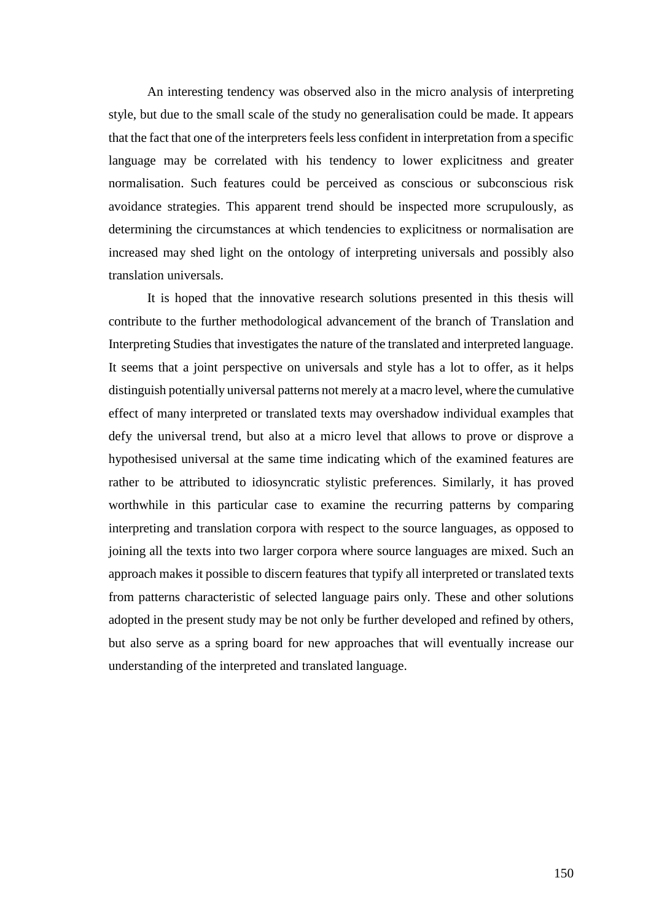An interesting tendency was observed also in the micro analysis of interpreting style, but due to the small scale of the study no generalisation could be made. It appears that the fact that one of the interpreters feels less confident in interpretation from a specific language may be correlated with his tendency to lower explicitness and greater normalisation. Such features could be perceived as conscious or subconscious risk avoidance strategies. This apparent trend should be inspected more scrupulously, as determining the circumstances at which tendencies to explicitness or normalisation are increased may shed light on the ontology of interpreting universals and possibly also translation universals.

It is hoped that the innovative research solutions presented in this thesis will contribute to the further methodological advancement of the branch of Translation and Interpreting Studies that investigates the nature of the translated and interpreted language. It seems that a joint perspective on universals and style has a lot to offer, as it helps distinguish potentially universal patterns not merely at a macro level, where the cumulative effect of many interpreted or translated texts may overshadow individual examples that defy the universal trend, but also at a micro level that allows to prove or disprove a hypothesised universal at the same time indicating which of the examined features are rather to be attributed to idiosyncratic stylistic preferences. Similarly, it has proved worthwhile in this particular case to examine the recurring patterns by comparing interpreting and translation corpora with respect to the source languages, as opposed to joining all the texts into two larger corpora where source languages are mixed. Such an approach makes it possible to discern features that typify all interpreted or translated texts from patterns characteristic of selected language pairs only. These and other solutions adopted in the present study may be not only be further developed and refined by others, but also serve as a spring board for new approaches that will eventually increase our understanding of the interpreted and translated language.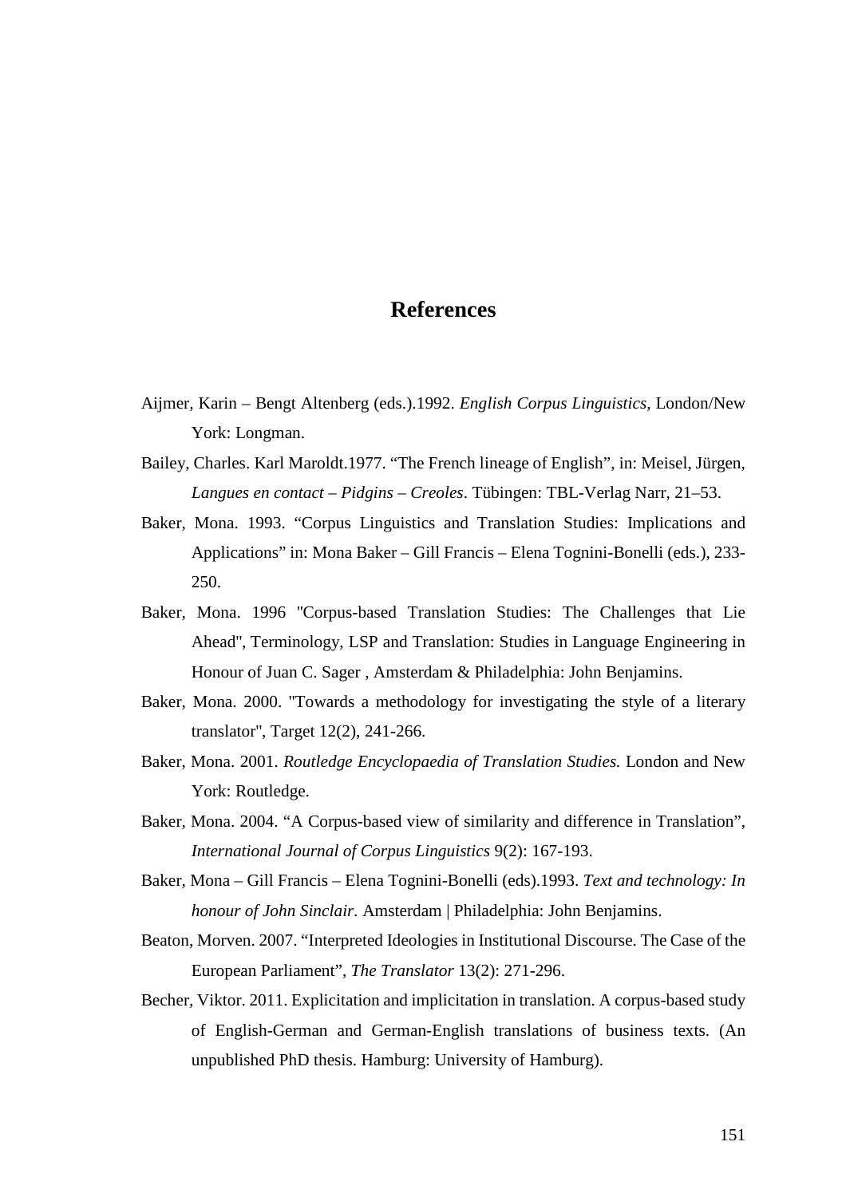# References

Aijmer, Karin – Bengt Altenberg (eds.).1992. *English Corpus Linguistics*, London/New York: Longman.

Bailey, Charles. Karl Maroldt.1977. "The French lineage of English", in: Meisel, Jürgen, *Langues en contact – Pidgins – Creoles*. Tübingen: TBL-Verlag Narr, 21–53.

Baker, Mona. 1993. "Corpus Linguistics and Translation Studies: Implications and Applications" in: Mona Baker – Gill Francis – Elena Tognini-Bonelli (eds.), 233-250.

Baker, Mona. 1996 "Corpus-based Translation Studies: The Challenges that Lie Ahead", Terminology, LSP and Translation: Studies in Language Engineering in Honour of Juan C. Sager , Amsterdam & Philadelphia: John Benjamins.

Baker, Mona. 2000. "Towards a methodology for investigating the style of a literary translator", Target 12(2), 241-266.

Baker, Mona. 2001. *Routledge Encyclopaedia of Translation Studies.* London and New York: Routledge.

Baker, Mona. 2004. "A Corpus-based view of similarity and difference in Translation", *International Journal of Corpus Linguistics* 9(2): 167-193.

Baker, Mona – Gill Francis – Elena Tognini-Bonelli (eds).1993. *Text and technology: In honour of John Sinclair.* Amsterdam | Philadelphia: John Benjamins.

Beaton, Morven. 2007. "Interpreted Ideologies in Institutional Discourse. The Case of the European Parliament", *The Translator* 13(2): 271-296.

Becher, Viktor. 2011. Explicitation and implicitation in translation. A corpus-based study of English-German and German-English translations of business texts. (An unpublished PhD thesis. Hamburg: University of Hamburg).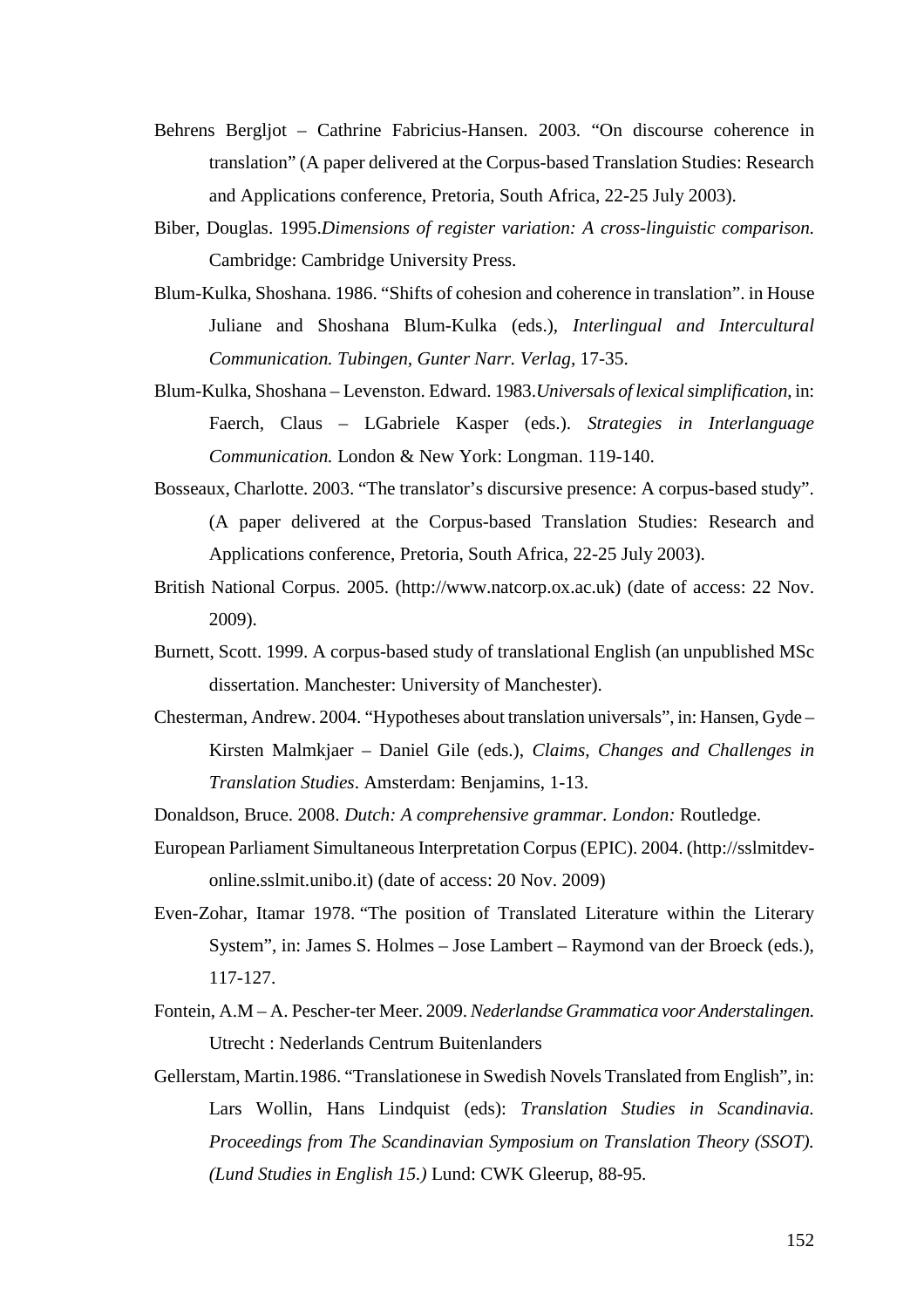Behrens Bergljot – Cathrine Fabricius-Hansen. 2003. "On discourse coherence in translation" (A paper delivered at the Corpus-based Translation Studies: Research and Applications conference, Pretoria, South Africa, 22-25 July 2003).

Biber, Douglas. 1995.*Dimensions of register variation: A cross-linguistic comparison.* Cambridge: Cambridge University Press.

Blum-Kulka, Shoshana. 1986. "Shifts of cohesion and coherence in translation". in House Juliane and Shoshana Blum-Kulka (eds.), *Interlingual and Intercultural Communication. Tubingen, Gunter Narr. Verlag*, 17-35.

Blum-Kulka, Shoshana – Levenston. Edward. 1983.*Universals of lexical simplification*, in: Faerch, Claus – LGabriele Kasper (eds.). *Strategies in Interlanguage Communication.* London & New York: Longman. 119-140.

Bosseaux, Charlotte. 2003. "The translator's discursive presence: A corpus-based study". (A paper delivered at the Corpus-based Translation Studies: Research and Applications conference, Pretoria, South Africa, 22-25 July 2003).

British National Corpus. 2005. (http://www.natcorp.ox.ac.uk) (date of access: 22 Nov. 2009).

Burnett, Scott. 1999. A corpus-based study of translational English (an unpublished MSc dissertation. Manchester: University of Manchester).

Chesterman, Andrew. 2004. "Hypotheses about translation universals", in: Hansen, Gyde – Kirsten Malmkjaer – Daniel Gile (eds.), *Claims, Changes and Challenges in Translation Studies*. Amsterdam: Benjamins, 1-13.

Donaldson, Bruce. 2008. *Dutch: A comprehensive grammar. London:* Routledge.

European Parliament Simultaneous Interpretation Corpus (EPIC). 2004. (http://sslmitdev-online.sslmit.unibo.it) (date of access: 20 Nov. 2009)

Even-Zohar, Itamar 1978. "The position of Translated Literature within the Literary System", in: James S. Holmes – Jose Lambert – Raymond van der Broeck (eds.), 117-127.

Fontein, A.M – A. Pescher-ter Meer. 2009. *Nederlandse Grammatica voor Anderstalingen.* Utrecht : Nederlands Centrum Buitenlanders

Gellerstam, Martin.1986. "Translationese in Swedish Novels Translated from English", in: Lars Wollin, Hans Lindquist (eds): *Translation Studies in Scandinavia. Proceedings from The Scandinavian Symposium on Translation Theory (SSOT). (Lund Studies in English 15.)* Lund: CWK Gleerup, 88-95.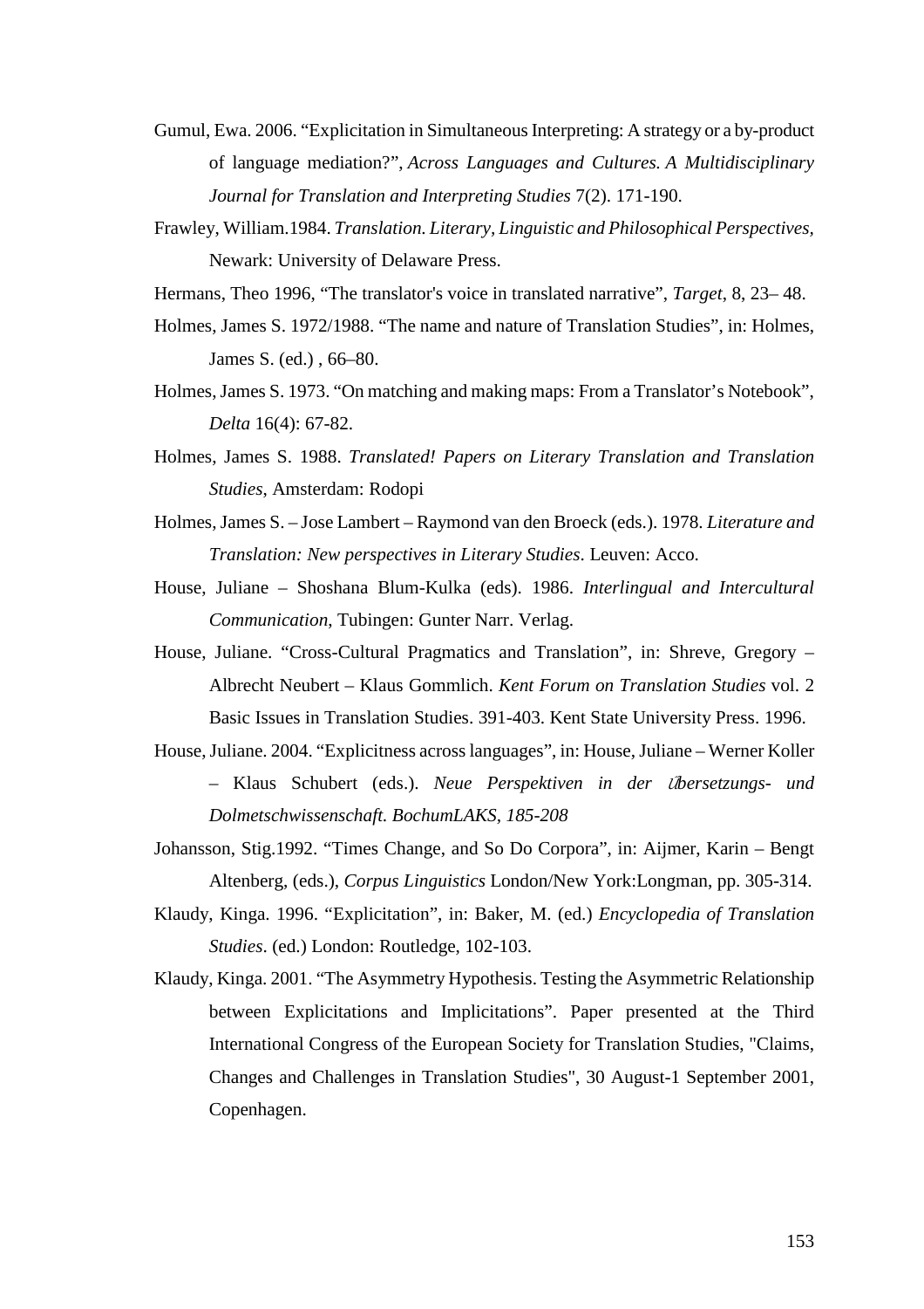Gumul, Ewa. 2006. "Explicitation in Simultaneous Interpreting: A strategy or a by-product of language mediation?", *Across Languages and Cultures. A Multidisciplinary Journal for Translation and Interpreting Studies* 7(2). 171-190.

Frawley, William.1984. *Translation. Literary, Linguistic and Philosophical Perspectives*, Newark: University of Delaware Press.

Hermans, Theo 1996, "The translator's voice in translated narrative", *Target*, 8, 23– 48.

Holmes, James S. 1972/1988. "The name and nature of Translation Studies", in: Holmes, James S. (ed.) , 66–80.

Holmes, James S. 1973. "On matching and making maps: From a Translator's Notebook", *Delta* 16(4): 67-82.

Holmes, James S. 1988. *Translated! Papers on Literary Translation and Translation Studies*, Amsterdam: Rodopi

Holmes, James S. – Jose Lambert – Raymond van den Broeck (eds.). 1978. *Literature and Translation: New perspectives in Literary Studies*. Leuven: Acco.

House, Juliane – Shoshana Blum-Kulka (eds). 1986. *Interlingual and Intercultural Communication*, Tubingen: Gunter Narr. Verlag.

House, Juliane. "Cross-Cultural Pragmatics and Translation", in: Shreve, Gregory – Albrecht Neubert – Klaus Gommlich. *Kent Forum on Translation Studies* vol. 2 Basic Issues in Translation Studies. 391-403. Kent State University Press. 1996.

House, Juliane. 2004. "Explicitness across languages", in: House, Juliane – Werner Koller – Klaus Schubert (eds.). *Neue Perspektiven in der Übersetzungs- und Dolmetschwissenschaft. BochumLAKS, 185-208*

Johansson, Stig.1992. "Times Change, and So Do Corpora", in: Aijmer, Karin – Bengt Altenberg, (eds.), *Corpus Linguistics* London/New York:Longman, pp. 305-314.

Klaudy, Kinga. 1996. "Explicitation", in: Baker, M. (ed.) *Encyclopedia of Translation Studies*. (ed.) London: Routledge, 102-103.

Klaudy, Kinga. 2001. "The Asymmetry Hypothesis. Testing the Asymmetric Relationship between Explicitations and Implicitations". Paper presented at the Third International Congress of the European Society for Translation Studies, "Claims, Changes and Challenges in Translation Studies", 30 August-1 September 2001, Copenhagen.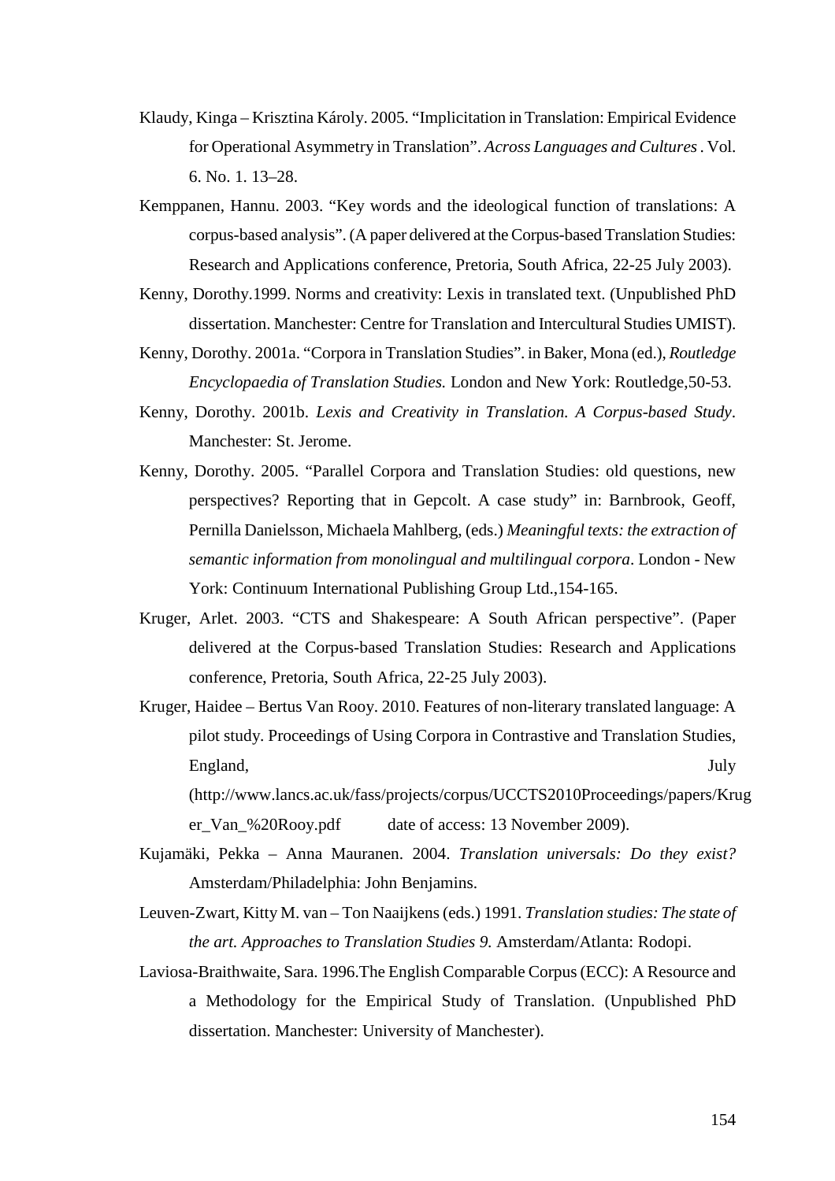Klaudy, Kinga – Krisztina Károly. 2005. "Implicitation in Translation: Empirical Evidence for Operational Asymmetry in Translation". *Across Languages and Cultures*. Vol. 6. No. 1. 13–28.

Kemppanen, Hannu. 2003. "Key words and the ideological function of translations: A corpus-based analysis". (A paper delivered at the Corpus-based Translation Studies: Research and Applications conference, Pretoria, South Africa, 22-25 July 2003).

Kenny, Dorothy.1999. Norms and creativity: Lexis in translated text. (Unpublished PhD dissertation. Manchester: Centre for Translation and Intercultural Studies UMIST).

Kenny, Dorothy. 2001a. "Corpora in Translation Studies". in Baker, Mona (ed.), *Routledge Encyclopaedia of Translation Studies.* London and New York: Routledge,50-53.

Kenny, Dorothy. 2001b. *Lexis and Creativity in Translation. A Corpus-based Study*. Manchester: St. Jerome.

Kenny, Dorothy. 2005. "Parallel Corpora and Translation Studies: old questions, new perspectives? Reporting that in Gepcolt. A case study" in: Barnbrook, Geoff, Pernilla Danielsson, Michaela Mahlberg, (eds.) *Meaningful texts: the extraction of semantic information from monolingual and multilingual corpora*. London - New York: Continuum International Publishing Group Ltd.,154-165.

Kruger, Arlet. 2003. "CTS and Shakespeare: A South African perspective". (Paper delivered at the Corpus-based Translation Studies: Research and Applications conference, Pretoria, South Africa, 22-25 July 2003).

Kruger, Haidee – Bertus Van Rooy. 2010. Features of non-literary translated language: A pilot study. Proceedings of Using Corpora in Contrastive and Translation Studies, England, July (http://www.lancs.ac.uk/fass/projects/corpus/UCCTS2010Proceedings/papers/Kruger_Van_%20Rooy.pdf date of access: 13 November 2009).

Kujamäki, Pekka – Anna Mauranen. 2004. *Translation universals: Do they exist?* Amsterdam/Philadelphia: John Benjamins.

Leuven-Zwart, Kitty M. van – Ton Naaijkens (eds.) 1991. *Translation studies: The state of the art. Approaches to Translation Studies 9.* Amsterdam/Atlanta: Rodopi.

Laviosa-Braithwaite, Sara. 1996.The English Comparable Corpus (ECC): A Resource and a Methodology for the Empirical Study of Translation. (Unpublished PhD dissertation. Manchester: University of Manchester).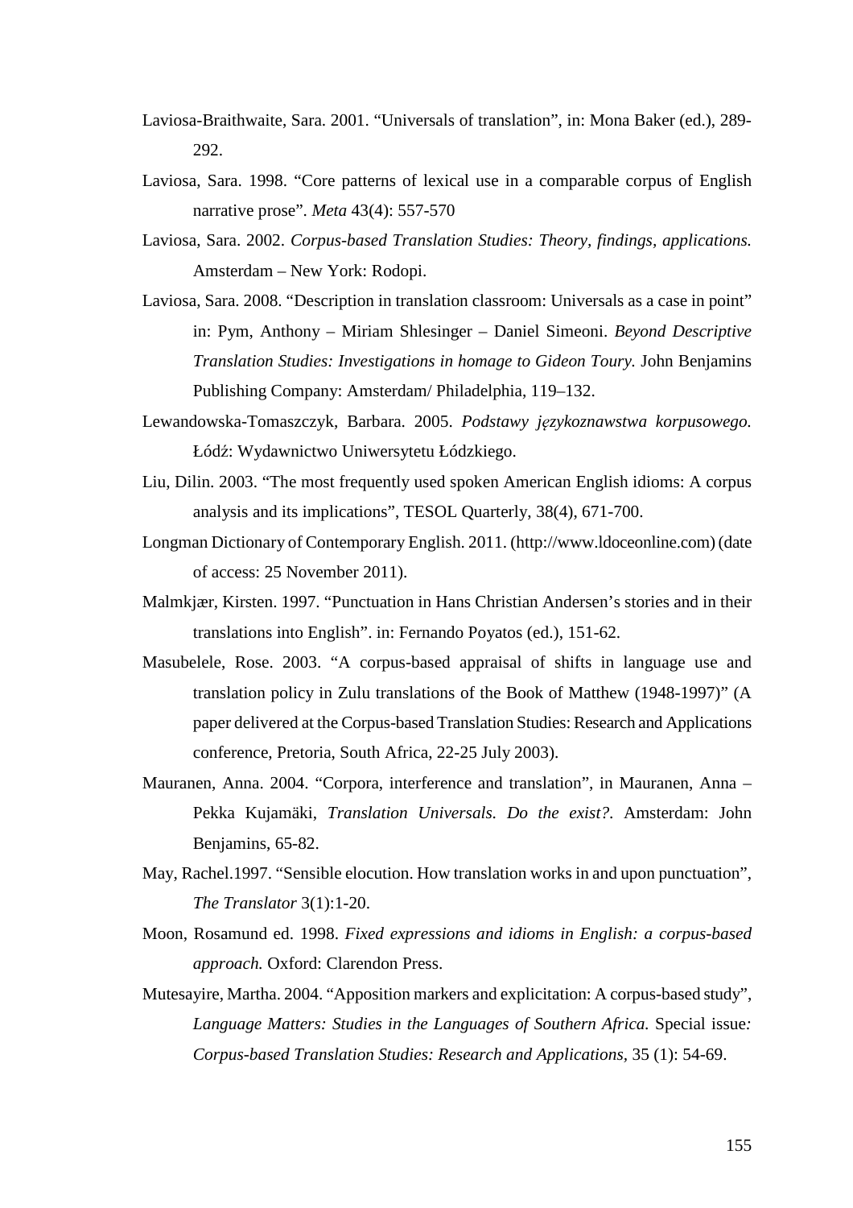Laviosa-Braithwaite, Sara. 2001. "Universals of translation", in: Mona Baker (ed.), 289-292.

Laviosa, Sara. 1998. "Core patterns of lexical use in a comparable corpus of English narrative prose". *Meta* 43(4): 557-570

Laviosa, Sara. 2002. *Corpus-based Translation Studies: Theory, findings, applications.* Amsterdam – New York: Rodopi.

Laviosa, Sara. 2008. "Description in translation classroom: Universals as a case in point" in: Pym, Anthony – Miriam Shlesinger – Daniel Simeoni. *Beyond Descriptive Translation Studies: Investigations in homage to Gideon Toury.* John Benjamins Publishing Company: Amsterdam/ Philadelphia, 119–132.

Lewandowska-Tomaszczyk, Barbara. 2005. *Podstawy językoznawstwa korpusowego.* Łódź: Wydawnictwo Uniwersytetu Łódzkiego.

Liu, Dilin. 2003. "The most frequently used spoken American English idioms: A corpus analysis and its implications", TESOL Quarterly, 38(4), 671-700.

Longman Dictionary of Contemporary English. 2011. (http://www.ldoceonline.com) (date of access: 25 November 2011).

Malmkjær, Kirsten. 1997. "Punctuation in Hans Christian Andersen's stories and in their translations into English". in: Fernando Poyatos (ed.), 151-62.

Masubelele, Rose. 2003. "A corpus-based appraisal of shifts in language use and translation policy in Zulu translations of the Book of Matthew (1948-1997)" (A paper delivered at the Corpus-based Translation Studies: Research and Applications conference, Pretoria, South Africa, 22-25 July 2003).

Mauranen, Anna. 2004. "Corpora, interference and translation", in Mauranen, Anna – Pekka Kujamäki, *Translation Universals. Do the exist?.* Amsterdam: John Benjamins, 65-82.

May, Rachel.1997. "Sensible elocution. How translation works in and upon punctuation", *The Translator* 3(1):1-20.

Moon, Rosamund ed. 1998. *Fixed expressions and idioms in English: a corpus-based approach.* Oxford: Clarendon Press.

Mutesayire, Martha. 2004. "Apposition markers and explicitation: A corpus-based study", *Language Matters: Studies in the Languages of Southern Africa.* Special issue*: Corpus-based Translation Studies: Research and Applications*, 35 (1): 54-69.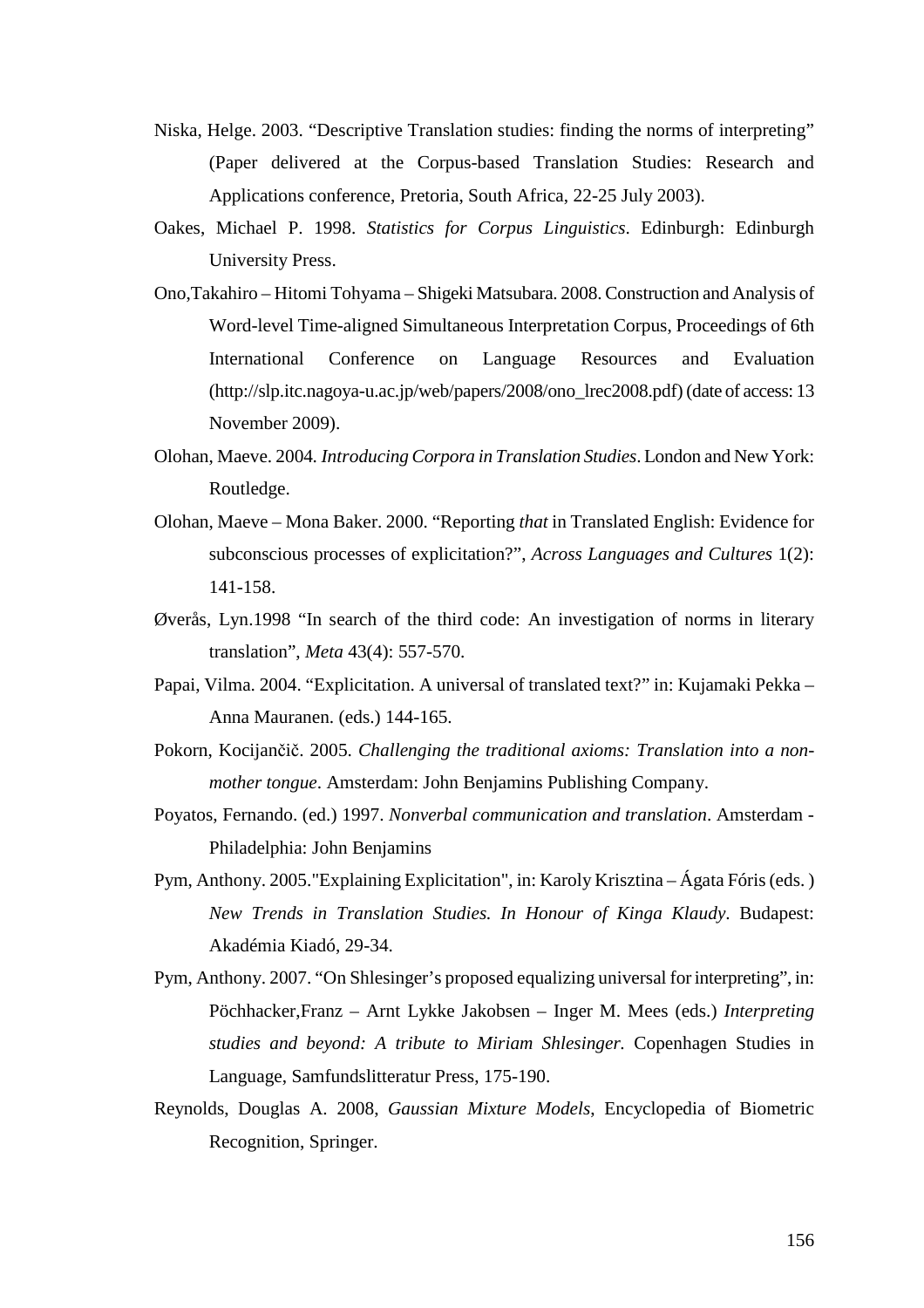Niska, Helge. 2003. “Descriptive Translation studies: finding the norms of interpreting” (Paper delivered at the Corpus-based Translation Studies: Research and Applications conference, Pretoria, South Africa, 22-25 July 2003).

Oakes, Michael P. 1998. *Statistics for Corpus Linguistics*. Edinburgh: Edinburgh University Press.

Ono,Takahiro – Hitomi Tohyama – Shigeki Matsubara. 2008. Construction and Analysis of Word-level Time-aligned Simultaneous Interpretation Corpus, Proceedings of 6th International Conference on Language Resources and Evaluation (http://slp.itc.nagoya-u.ac.jp/web/papers/2008/ono_lrec2008.pdf) (date of access: 13 November 2009).

Olohan, Maeve. 2004. *Introducing Corpora in Translation Studies*. London and New York: Routledge.

Olohan, Maeve – Mona Baker. 2000. “Reporting *that* in Translated English: Evidence for subconscious processes of explicitation?”, *Across Languages and Cultures* 1(2): 141-158.

Øverås, Lyn.1998 “In search of the third code: An investigation of norms in literary translation”, *Meta* 43(4): 557-570.

Papai, Vilma. 2004. “Explicitation. A universal of translated text?” in: Kujamaki Pekka – Anna Mauranen. (eds.) 144-165.

Pokorn, Kocijančič. 2005. *Challenging the traditional axioms: Translation into a non-mother tongue*. Amsterdam: John Benjamins Publishing Company.

Poyatos, Fernando. (ed.) 1997. *Nonverbal communication and translation*. Amsterdam - Philadelphia: John Benjamins

Pym, Anthony. 2005."Explaining Explicitation", in: Karoly Krisztina – Ágata Fóris (eds. ) *New Trends in Translation Studies. In Honour of Kinga Klaudy*. Budapest: Akadémia Kiadó, 29-34.

Pym, Anthony. 2007. “On Shlesinger’s proposed equalizing universal for interpreting”, in: Pöchhacker,Franz – Arnt Lykke Jakobsen – Inger M. Mees (eds.) *Interpreting studies and beyond: A tribute to Miriam Shlesinger*. Copenhagen Studies in Language, Samfundslitteratur Press, 175-190.

Reynolds, Douglas A. 2008, *Gaussian Mixture Models*, Encyclopedia of Biometric Recognition, Springer.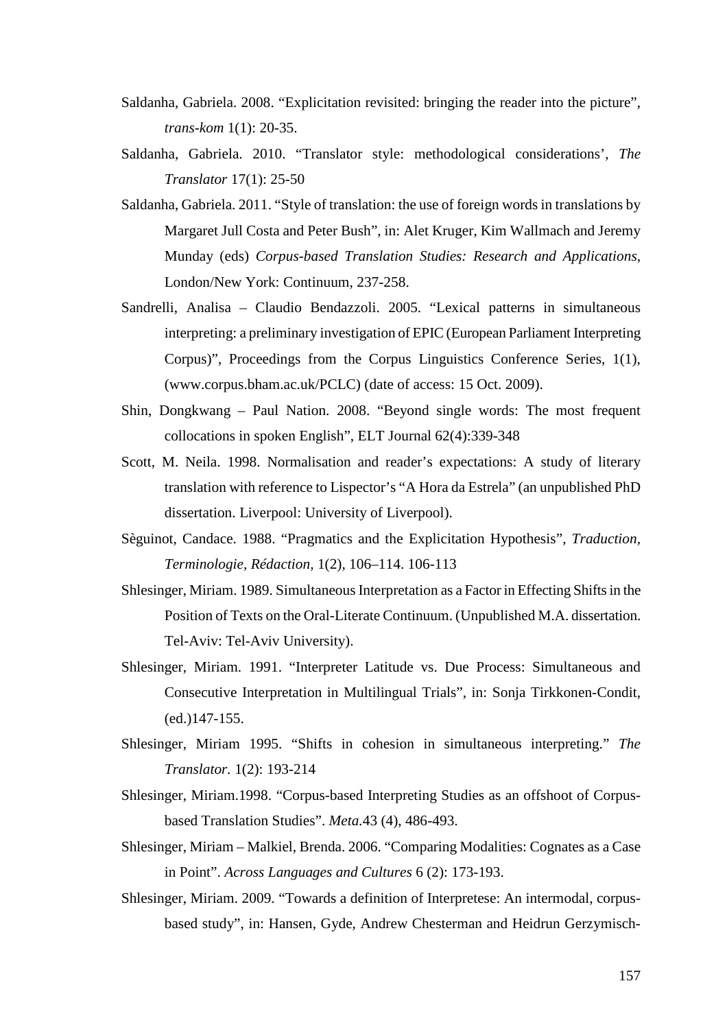Saldanha, Gabriela. 2008. “Explicitation revisited: bringing the reader into the picture”, *trans-kom* 1(1): 20-35.

Saldanha, Gabriela. 2010. “Translator style: methodological considerations’, *The Translator* 17(1): 25-50

Saldanha, Gabriela. 2011. “Style of translation: the use of foreign words in translations by Margaret Jull Costa and Peter Bush”, in: Alet Kruger, Kim Wallmach and Jeremy Munday (eds) *Corpus-based Translation Studies: Research and Applications*, London/New York: Continuum, 237-258.

Sandrelli, Analisa – Claudio Bendazzoli. 2005. “Lexical patterns in simultaneous interpreting: a preliminary investigation of EPIC (European Parliament Interpreting Corpus)”, Proceedings from the Corpus Linguistics Conference Series, 1(1), (www.corpus.bham.ac.uk/PCLC) (date of access: 15 Oct. 2009).

Shin, Dongkwang – Paul Nation. 2008. “Beyond single words: The most frequent collocations in spoken English”, ELT Journal 62(4):339-348

Scott, M. Neila. 1998. Normalisation and reader’s expectations: A study of literary translation with reference to Lispector’s “A Hora da Estrela” (an unpublished PhD dissertation. Liverpool: University of Liverpool).

Sèguinot, Candace. 1988. “Pragmatics and the Explicitation Hypothesis”, *Traduction, Terminologie, Rédaction,* 1(2), 106–114. 106-113

Shlesinger, Miriam. 1989. Simultaneous Interpretation as a Factor in Effecting Shifts in the Position of Texts on the Oral-Literate Continuum. (Unpublished M.A. dissertation. Tel-Aviv: Tel-Aviv University).

Shlesinger, Miriam. 1991. “Interpreter Latitude vs. Due Process: Simultaneous and Consecutive Interpretation in Multilingual Trials”, in: Sonja Tirkkonen-Condit, (ed.)147-155.

Shlesinger, Miriam 1995. “Shifts in cohesion in simultaneous interpreting.” *The Translator.* 1(2): 193-214

Shlesinger, Miriam.1998. “Corpus-based Interpreting Studies as an offshoot of Corpus-based Translation Studies”. *Meta.*43 (4), 486-493.

Shlesinger, Miriam – Malkiel, Brenda. 2006. “Comparing Modalities: Cognates as a Case in Point”. *Across Languages and Cultures* 6 (2): 173-193.

Shlesinger, Miriam. 2009. “Towards a definition of Interpretese: An intermodal, corpus-based study”, in: Hansen, Gyde, Andrew Chesterman and Heidrun Gerzymisch-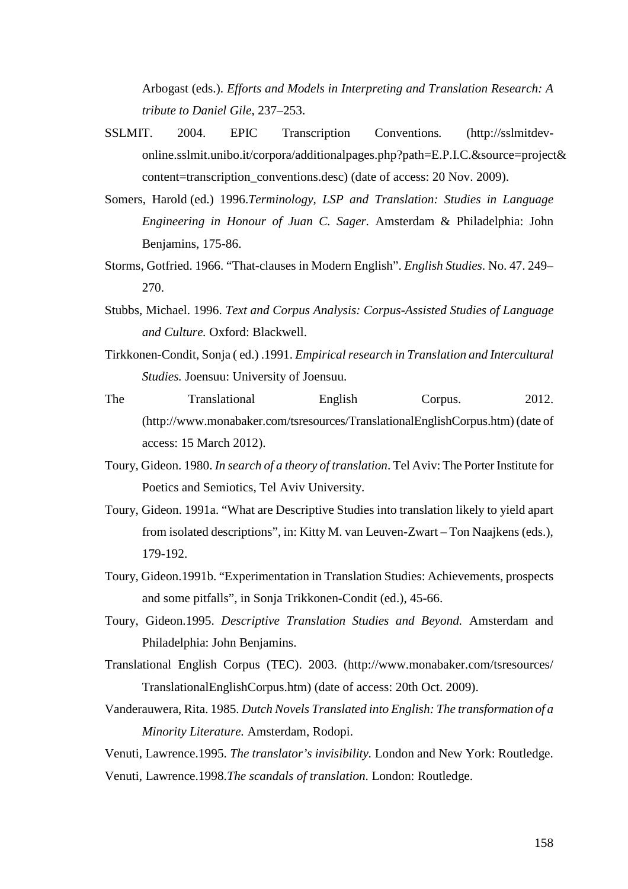Arbogast (eds.). *Efforts and Models in Interpreting and Translation Research: A tribute to Daniel Gile*, 237–253.

SSLMIT. 2004. EPIC Transcription Conventions*.* (http://sslmitdev-online.sslmit.unibo.it/corpora/additionalpages.php?path=E.P.I.C.&source=project&content=transcription_conventions.desc) (date of access: 20 Nov. 2009).

Somers, Harold (ed.) 1996.*Terminology, LSP and Translation: Studies in Language Engineering in Honour of Juan C. Sager*. Amsterdam & Philadelphia: John Benjamins, 175-86.

Storms, Gotfried. 1966. "That-clauses in Modern English". *English Studies*. No. 47. 249–270.

Stubbs, Michael. 1996. *Text and Corpus Analysis: Corpus-Assisted Studies of Language and Culture.* Oxford: Blackwell.

Tirkkonen-Condit, Sonja ( ed.) .1991. *Empirical research in Translation and Intercultural Studies.* Joensuu: University of Joensuu.

The Translational English Corpus. 2012. (http://www.monabaker.com/tsresources/TranslationalEnglishCorpus.htm) (date of access: 15 March 2012).

Toury, Gideon. 1980. *In search of a theory of translation*. Tel Aviv: The Porter Institute for Poetics and Semiotics, Tel Aviv University.

Toury, Gideon. 1991a. "What are Descriptive Studies into translation likely to yield apart from isolated descriptions", in: Kitty M. van Leuven-Zwart – Ton Naajkens (eds.), 179-192.

Toury, Gideon.1991b. "Experimentation in Translation Studies: Achievements, prospects and some pitfalls", in Sonja Trikkonen-Condit (ed.), 45-66.

Toury, Gideon.1995. *Descriptive Translation Studies and Beyond.* Amsterdam and Philadelphia: John Benjamins.

Translational English Corpus (TEC). 2003. (http://www.monabaker.com/tsresources/TranslationalEnglishCorpus.htm) (date of access: 20th Oct. 2009).

Vanderauwera, Rita. 1985. *Dutch Novels Translated into English: The transformation of a Minority Literature.* Amsterdam, Rodopi.

Venuti, Lawrence.1995. *The translator's invisibility.* London and New York: Routledge.

Venuti, Lawrence.1998.*The scandals of translation.* London: Routledge.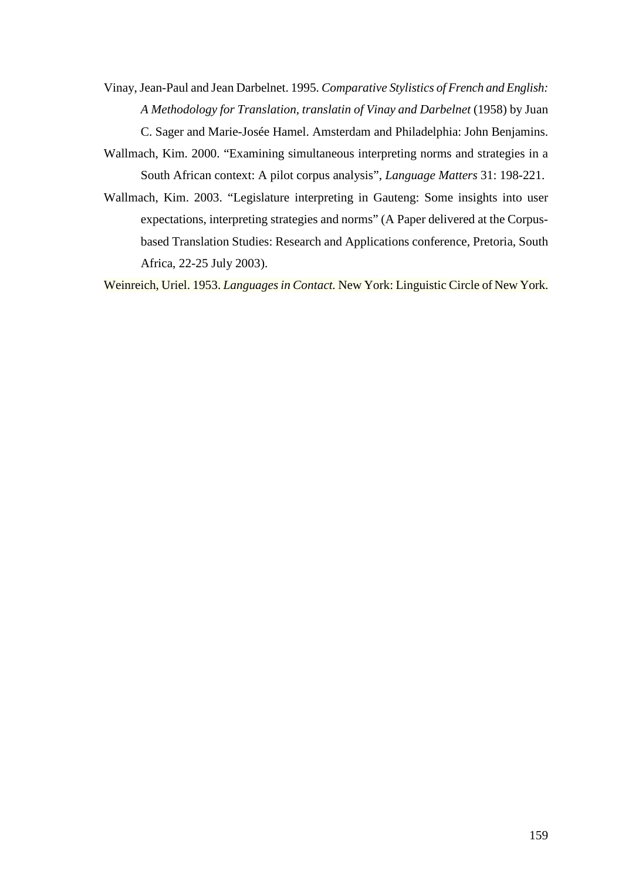Vinay, Jean-Paul and Jean Darbelnet. 1995. *Comparative Stylistics of French and English: A Methodology for Translation, translatin of Vinay and Darbelnet* (1958) by Juan C. Sager and Marie-Josée Hamel. Amsterdam and Philadelphia: John Benjamins.

Wallmach, Kim. 2000. "Examining simultaneous interpreting norms and strategies in a South African context: A pilot corpus analysis", *Language Matters* 31: 198-221.

Wallmach, Kim. 2003. "Legislature interpreting in Gauteng: Some insights into user expectations, interpreting strategies and norms" (A Paper delivered at the Corpus-based Translation Studies: Research and Applications conference, Pretoria, South Africa, 22-25 July 2003).

Weinreich, Uriel. 1953. *Languages in Contact.* New York: Linguistic Circle of New York.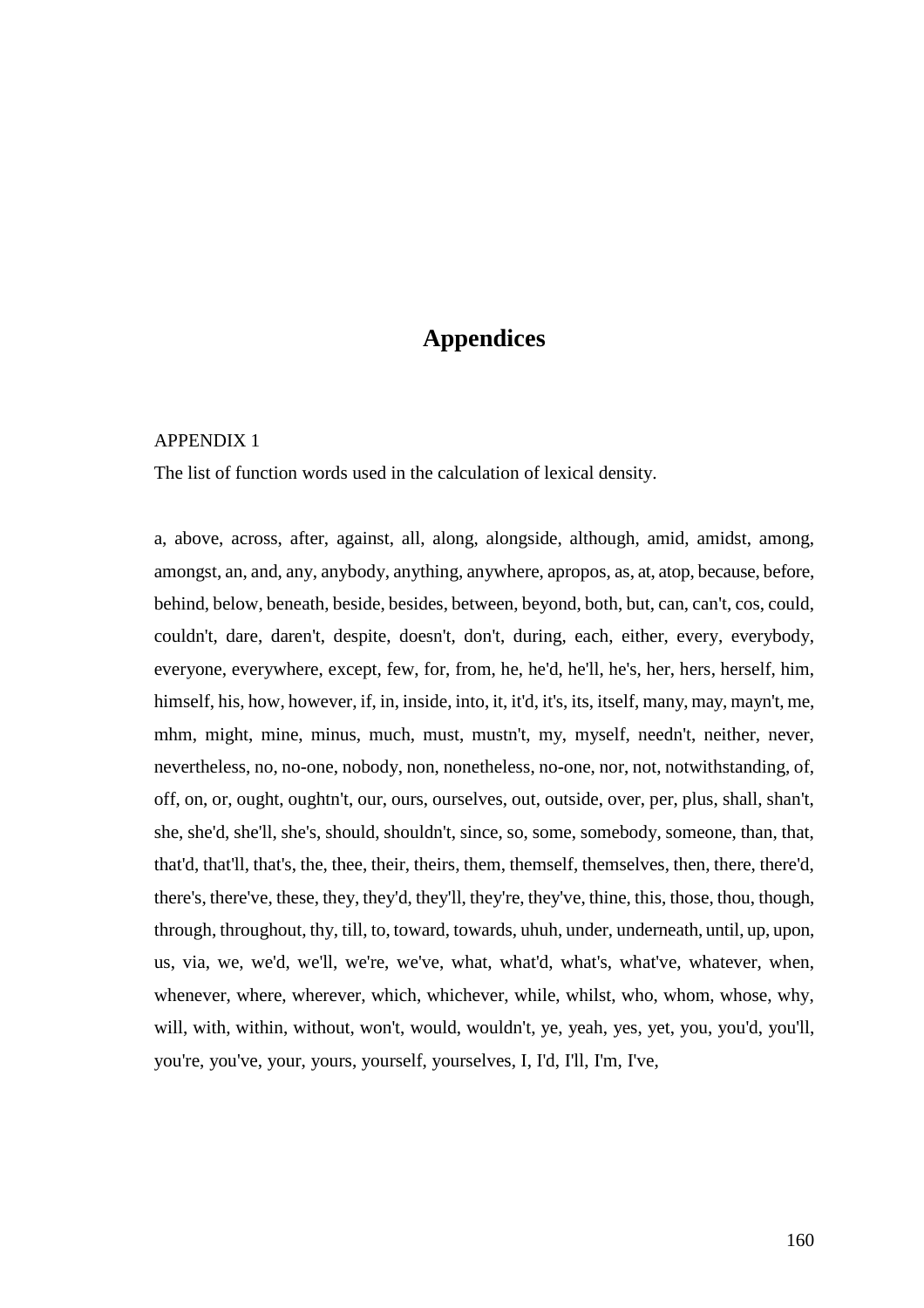# Appendices

APPENDIX 1

The list of function words used in the calculation of lexical density.

a, above, across, after, against, all, along, alongside, although, amid, amidst, among, amongst, an, and, any, anybody, anything, anywhere, apropos, as, at, atop, because, before, behind, below, beneath, beside, besides, between, beyond, both, but, can, can't, cos, could, couldn't, dare, daren't, despite, doesn't, don't, during, each, either, every, everybody, everyone, everywhere, except, few, for, from, he, he'd, he'll, he's, her, hers, herself, him, himself, his, how, however, if, in, inside, into, it, it'd, it's, its, itself, many, may, mayn't, me, mhm, might, mine, minus, much, must, mustn't, my, myself, needn't, neither, never, nevertheless, no, no-one, nobody, non, nonetheless, no-one, nor, not, notwithstanding, of, off, on, or, ought, oughtn't, our, ours, ourselves, out, outside, over, per, plus, shall, shan't, she, she'd, she'll, she's, should, shouldn't, since, so, some, somebody, someone, than, that, that'd, that'll, that's, the, thee, their, theirs, them, themself, themselves, then, there, there'd, there's, there've, these, they, they'd, they'll, they're, they've, thine, this, those, thou, though, through, throughout, thy, till, to, toward, towards, uhuh, under, underneath, until, up, upon, us, via, we, we'd, we'll, we're, we've, what, what'd, what's, what've, whatever, when, whenever, where, wherever, which, whichever, while, whilst, who, whom, whose, why, will, with, within, without, won't, would, wouldn't, ye, yeah, yes, yet, you, you'd, you'll, you're, you've, your, yours, yourself, yourselves, I, I'd, I'll, I'm, I've,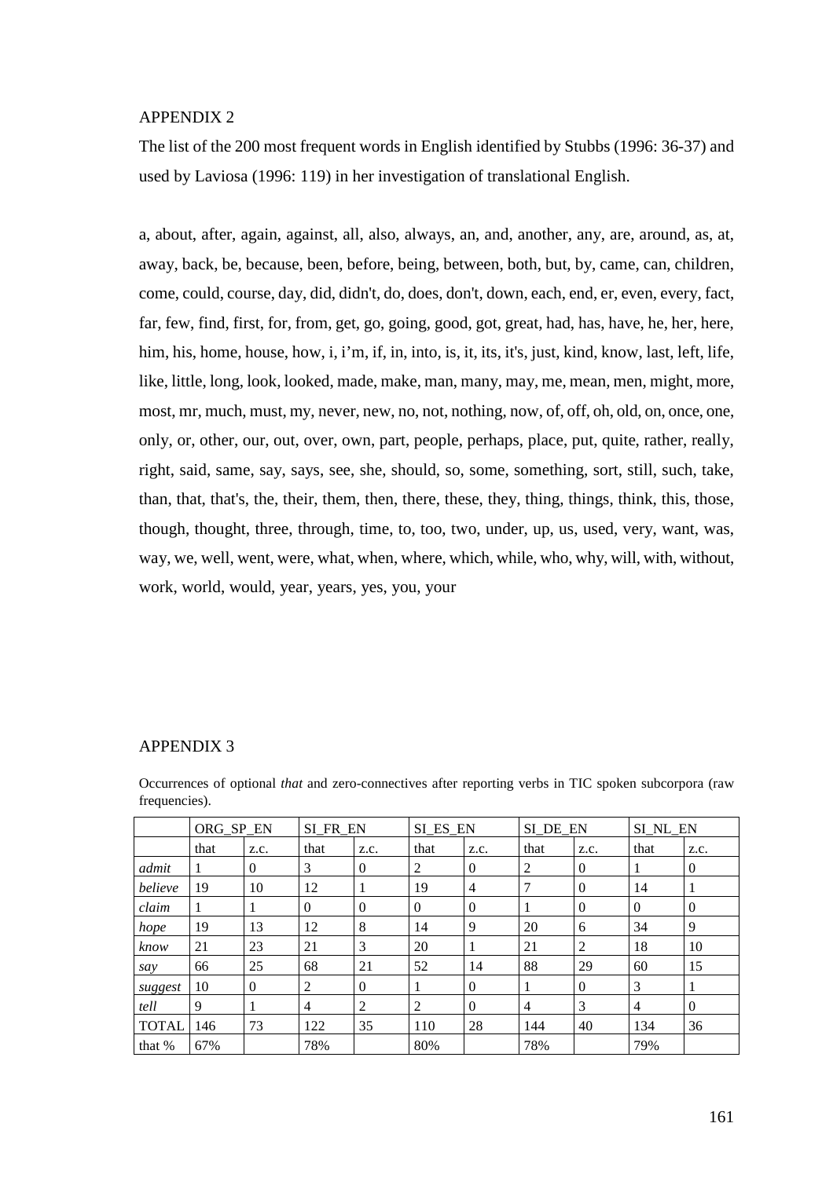## APPENDIX 2

The list of the 200 most frequent words in English identified by Stubbs (1996: 36-37) and used by Laviosa (1996: 119) in her investigation of translational English.

a, about, after, again, against, all, also, always, an, and, another, any, are, around, as, at, away, back, be, because, been, before, being, between, both, but, by, came, can, children, come, could, course, day, did, didn't, do, does, don't, down, each, end, er, even, every, fact, far, few, find, first, for, from, get, go, going, good, got, great, had, has, have, he, her, here, him, his, home, house, how, i, i'm, if, in, into, is, it, its, it's, just, kind, know, last, left, life, like, little, long, look, looked, made, make, man, many, may, me, mean, men, might, more, most, mr, much, must, my, never, new, no, not, nothing, now, of, off, oh, old, on, once, one, only, or, other, our, out, over, own, part, people, perhaps, place, put, quite, rather, really, right, said, same, say, says, see, she, should, so, some, something, sort, still, such, take, than, that, that's, the, their, them, then, there, these, they, thing, things, think, this, those, though, thought, three, through, time, to, too, two, under, up, us, used, very, want, was, way, we, well, went, were, what, when, where, which, while, who, why, will, with, without, work, world, would, year, years, yes, you, your

## APPENDIX 3

Occurrences of optional *that* and zero-connectives after reporting verbs in TIC spoken subcorpora (raw frequencies).

| | ORG_SP_EN | | SI_FR_EN | | SI_ES_EN | | SI_DE_EN | | SI_NL_EN | |
|---|---|---|---|---|---|---|---|---|---|---|
| | that | z.c. | that | z.c. | that | z.c. | that | z.c. | that | z.c. |
| *admit* | 1 | 0 | 3 | 0 | 2 | 0 | 2 | 0 | 1 | 0 |
| *believe* | 19 | 10 | 12 | 1 | 19 | 4 | 7 | 0 | 14 | 1 |
| *claim* | 1 | 1 | 0 | 0 | 0 | 0 | 1 | 0 | 0 | 0 |
| *hope* | 19 | 13 | 12 | 8 | 14 | 9 | 20 | 6 | 34 | 9 |
| *know* | 21 | 23 | 21 | 3 | 20 | 1 | 21 | 2 | 18 | 10 |
| *say* | 66 | 25 | 68 | 21 | 52 | 14 | 88 | 29 | 60 | 15 |
| *suggest* | 10 | 0 | 2 | 0 | 1 | 0 | 1 | 0 | 3 | 1 |
| *tell* | 9 | 1 | 4 | 2 | 2 | 0 | 4 | 3 | 4 | 0 |
| TOTAL | 146 | 73 | 122 | 35 | 110 | 28 | 144 | 40 | 134 | 36 |
| that % | 67% | | 78% | | 80% | | 78% | | 79% | |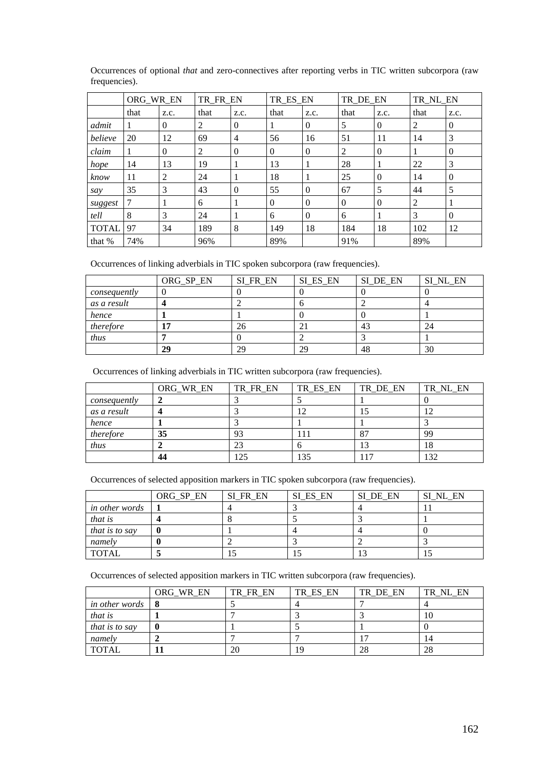Occurrences of optional *that* and zero-connectives after reporting verbs in TIC written subcorpora (raw frequencies).

| | ORG_WR_EN | | TR_FR_EN | | TR_ES_EN | | TR_DE_EN | | TR_NL_EN | |
|---|---|---|---|---|---|---|---|---|---|---|
| | that | z.c. | that | z.c. | that | z.c. | that | z.c. | that | z.c. |
| *admit* | 1 | 0 | 2 | 0 | 1 | 0 | 5 | 0 | 2 | 0 |
| *believe* | 20 | 12 | 69 | 4 | 56 | 16 | 51 | 11 | 14 | 3 |
| *claim* | 1 | 0 | 2 | 0 | 0 | 0 | 2 | 0 | 1 | 0 |
| *hope* | 14 | 13 | 19 | 1 | 13 | 1 | 28 | 1 | 22 | 3 |
| *know* | 11 | 2 | 24 | 1 | 18 | 1 | 25 | 0 | 14 | 0 |
| *say* | 35 | 3 | 43 | 0 | 55 | 0 | 67 | 5 | 44 | 5 |
| *suggest* | 7 | 1 | 6 | 1 | 0 | 0 | 0 | 0 | 2 | 1 |
| *tell* | 8 | 3 | 24 | 1 | 6 | 0 | 6 | 1 | 3 | 0 |
| TOTAL | 97 | 34 | 189 | 8 | 149 | 18 | 184 | 18 | 102 | 12 |
| that % | 74% | | 96% | | 89% | | 91% | | 89% | |

Occurrences of linking adverbials in TIC spoken subcorpora (raw frequencies).

| | ORG_SP_EN | SI_FR_EN | SI_ES_EN | SI_DE_EN | SI_NL_EN |
|---|---|---|---|---|---|
| *consequently* | 0 | 0 | 0 | 0 | 0 |
| *as a result* | **4** | 2 | 6 | 2 | 4 |
| *hence* | **1** | 1 | 0 | 0 | 1 |
| *therefore* | **17** | 26 | 21 | 43 | 24 |
| *thus* | **7** | 0 | 2 | 3 | 1 |
| | **29** | 29 | 29 | 48 | 30 |

Occurrences of linking adverbials in TIC written subcorpora (raw frequencies).

| | ORG_WR_EN | TR_FR_EN | TR_ES_EN | TR_DE_EN | TR_NL_EN |
|---|---|---|---|---|---|
| *consequently* | **2** | 3 | 5 | 1 | 0 |
| *as a result* | **4** | 3 | 12 | 15 | 12 |
| *hence* | **1** | 3 | 1 | 1 | 3 |
| *therefore* | **35** | 93 | 111 | 87 | 99 |
| *thus* | **2** | 23 | 6 | 13 | 18 |
| | **44** | 125 | 135 | 117 | 132 |

Occurrences of selected apposition markers in TIC spoken subcorpora (raw frequencies).

| | ORG_SP_EN | SI_FR_EN | SI_ES_EN | SI_DE_EN | SI_NL_EN |
|---|---|---|---|---|---|
| *in other words* | **1** | 4 | 3 | 4 | 11 |
| *that is* | **4** | 8 | 5 | 3 | 1 |
| *that is to say* | **0** | 1 | 4 | 4 | 0 |
| *namely* | **0** | 2 | 3 | 2 | 3 |
| TOTAL | **5** | 15 | 15 | 13 | 15 |

Occurrences of selected apposition markers in TIC written subcorpora (raw frequencies).

| | ORG_WR_EN | TR_FR_EN | TR_ES_EN | TR_DE_EN | TR_NL_EN |
|---|---|---|---|---|---|
| *in other words* | **8** | 5 | 4 | 7 | 4 |
| *that is* | **1** | 7 | 3 | 3 | 10 |
| *that is to say* | **0** | 1 | 5 | 1 | 0 |
| *namely* | **2** | 7 | 7 | 17 | 14 |
| TOTAL | **11** | 20 | 19 | 28 | 28 |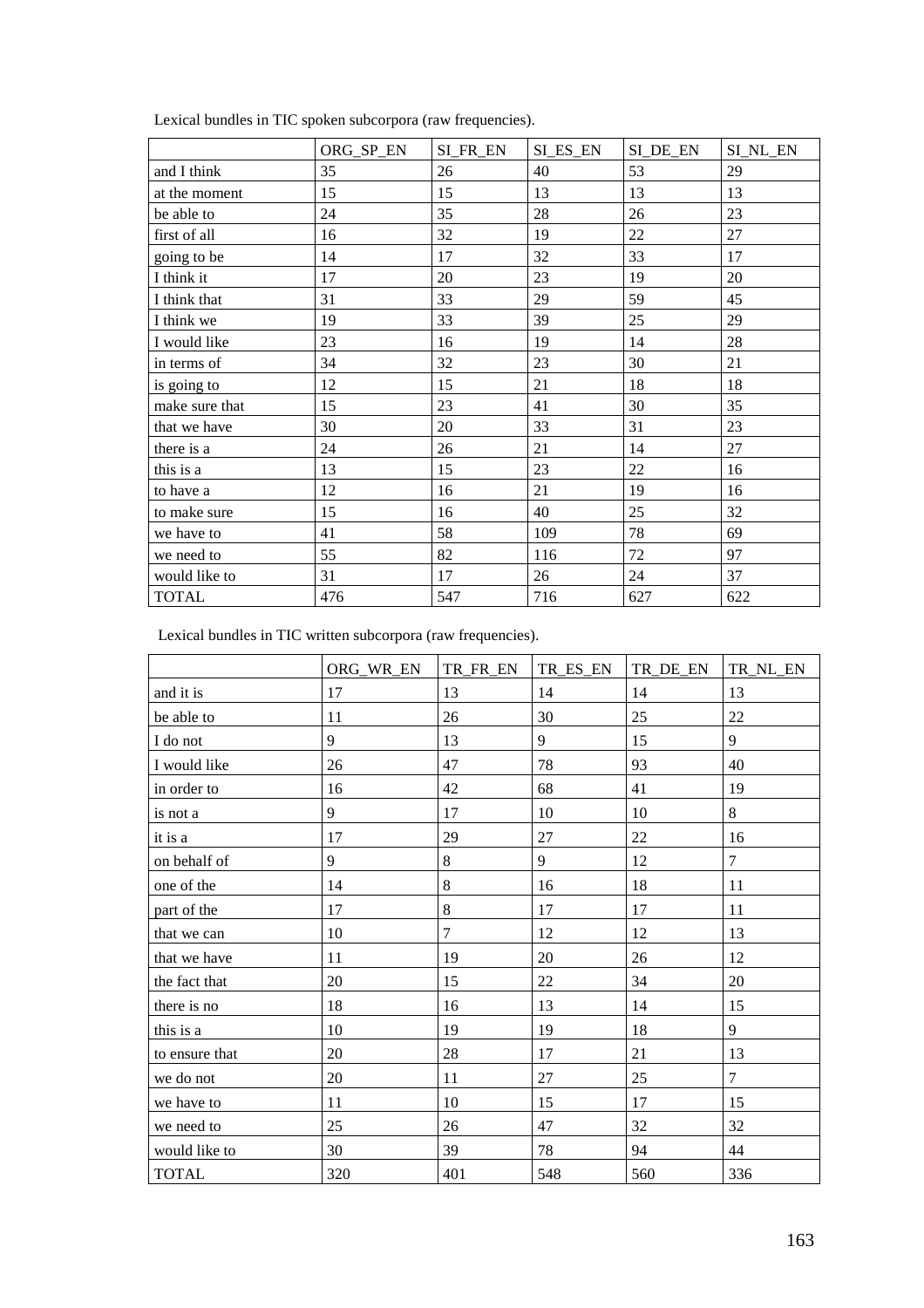Lexical bundles in TIC spoken subcorpora (raw frequencies).

| | ORG_SP_EN | SI_FR_EN | SI_ES_EN | SI_DE_EN | SI_NL_EN |
|---|---|---|---|---|---|
| and I think | 35 | 26 | 40 | 53 | 29 |
| at the moment | 15 | 15 | 13 | 13 | 13 |
| be able to | 24 | 35 | 28 | 26 | 23 |
| first of all | 16 | 32 | 19 | 22 | 27 |
| going to be | 14 | 17 | 32 | 33 | 17 |
| I think it | 17 | 20 | 23 | 19 | 20 |
| I think that | 31 | 33 | 29 | 59 | 45 |
| I think we | 19 | 33 | 39 | 25 | 29 |
| I would like | 23 | 16 | 19 | 14 | 28 |
| in terms of | 34 | 32 | 23 | 30 | 21 |
| is going to | 12 | 15 | 21 | 18 | 18 |
| make sure that | 15 | 23 | 41 | 30 | 35 |
| that we have | 30 | 20 | 33 | 31 | 23 |
| there is a | 24 | 26 | 21 | 14 | 27 |
| this is a | 13 | 15 | 23 | 22 | 16 |
| to have a | 12 | 16 | 21 | 19 | 16 |
| to make sure | 15 | 16 | 40 | 25 | 32 |
| we have to | 41 | 58 | 109 | 78 | 69 |
| we need to | 55 | 82 | 116 | 72 | 97 |
| would like to | 31 | 17 | 26 | 24 | 37 |
| TOTAL | 476 | 547 | 716 | 627 | 622 |

Lexical bundles in TIC written subcorpora (raw frequencies).

| | ORG_WR_EN | TR_FR_EN | TR_ES_EN | TR_DE_EN | TR_NL_EN |
|---|---|---|---|---|---|
| and it is | 17 | 13 | 14 | 14 | 13 |
| be able to | 11 | 26 | 30 | 25 | 22 |
| I do not | 9 | 13 | 9 | 15 | 9 |
| I would like | 26 | 47 | 78 | 93 | 40 |
| in order to | 16 | 42 | 68 | 41 | 19 |
| is not a | 9 | 17 | 10 | 10 | 8 |
| it is a | 17 | 29 | 27 | 22 | 16 |
| on behalf of | 9 | 8 | 9 | 12 | 7 |
| one of the | 14 | 8 | 16 | 18 | 11 |
| part of the | 17 | 8 | 17 | 17 | 11 |
| that we can | 10 | 7 | 12 | 12 | 13 |
| that we have | 11 | 19 | 20 | 26 | 12 |
| the fact that | 20 | 15 | 22 | 34 | 20 |
| there is no | 18 | 16 | 13 | 14 | 15 |
| this is a | 10 | 19 | 19 | 18 | 9 |
| to ensure that | 20 | 28 | 17 | 21 | 13 |
| we do not | 20 | 11 | 27 | 25 | 7 |
| we have to | 11 | 10 | 15 | 17 | 15 |
| we need to | 25 | 26 | 47 | 32 | 32 |
| would like to | 30 | 39 | 78 | 94 | 44 |
| TOTAL | 320 | 401 | 548 | 560 | 336 |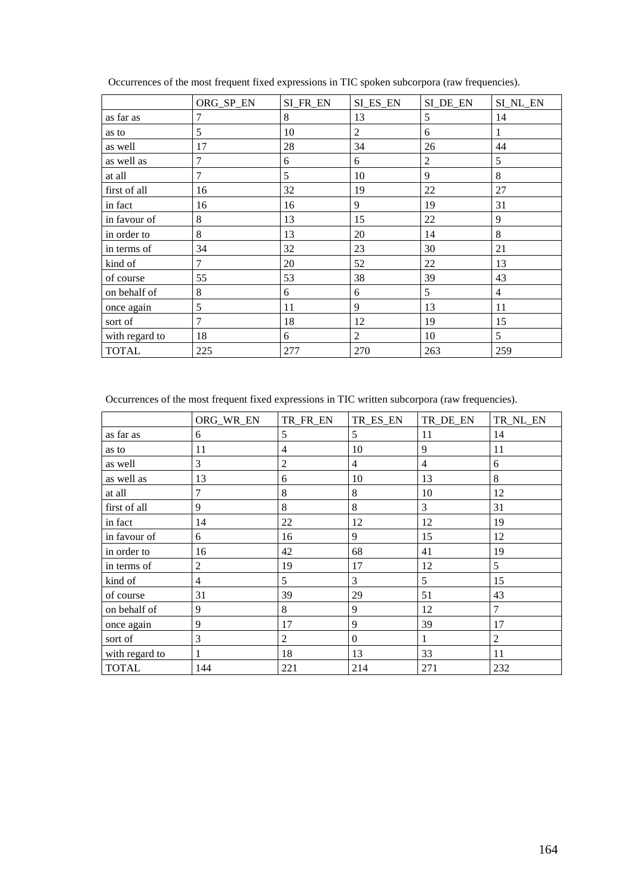Occurrences of the most frequent fixed expressions in TIC spoken subcorpora (raw frequencies).

| | ORG_SP_EN | SI_FR_EN | SI_ES_EN | SI_DE_EN | SI_NL_EN |
|---|---|---|---|---|---|
| as far as | 7 | 8 | 13 | 5 | 14 |
| as to | 5 | 10 | 2 | 6 | 1 |
| as well | 17 | 28 | 34 | 26 | 44 |
| as well as | 7 | 6 | 6 | 2 | 5 |
| at all | 7 | 5 | 10 | 9 | 8 |
| first of all | 16 | 32 | 19 | 22 | 27 |
| in fact | 16 | 16 | 9 | 19 | 31 |
| in favour of | 8 | 13 | 15 | 22 | 9 |
| in order to | 8 | 13 | 20 | 14 | 8 |
| in terms of | 34 | 32 | 23 | 30 | 21 |
| kind of | 7 | 20 | 52 | 22 | 13 |
| of course | 55 | 53 | 38 | 39 | 43 |
| on behalf of | 8 | 6 | 6 | 5 | 4 |
| once again | 5 | 11 | 9 | 13 | 11 |
| sort of | 7 | 18 | 12 | 19 | 15 |
| with regard to | 18 | 6 | 2 | 10 | 5 |
| TOTAL | 225 | 277 | 270 | 263 | 259 |

Occurrences of the most frequent fixed expressions in TIC written subcorpora (raw frequencies).

| | ORG_WR_EN | TR_FR_EN | TR_ES_EN | TR_DE_EN | TR_NL_EN |
|---|---|---|---|---|---|
| as far as | 6 | 5 | 5 | 11 | 14 |
| as to | 11 | 4 | 10 | 9 | 11 |
| as well | 3 | 2 | 4 | 4 | 6 |
| as well as | 13 | 6 | 10 | 13 | 8 |
| at all | 7 | 8 | 8 | 10 | 12 |
| first of all | 9 | 8 | 8 | 3 | 31 |
| in fact | 14 | 22 | 12 | 12 | 19 |
| in favour of | 6 | 16 | 9 | 15 | 12 |
| in order to | 16 | 42 | 68 | 41 | 19 |
| in terms of | 2 | 19 | 17 | 12 | 5 |
| kind of | 4 | 5 | 3 | 5 | 15 |
| of course | 31 | 39 | 29 | 51 | 43 |
| on behalf of | 9 | 8 | 9 | 12 | 7 |
| once again | 9 | 17 | 9 | 39 | 17 |
| sort of | 3 | 2 | 0 | 1 | 2 |
| with regard to | 1 | 18 | 13 | 33 | 11 |
| TOTAL | 144 | 221 | 214 | 271 | 232 |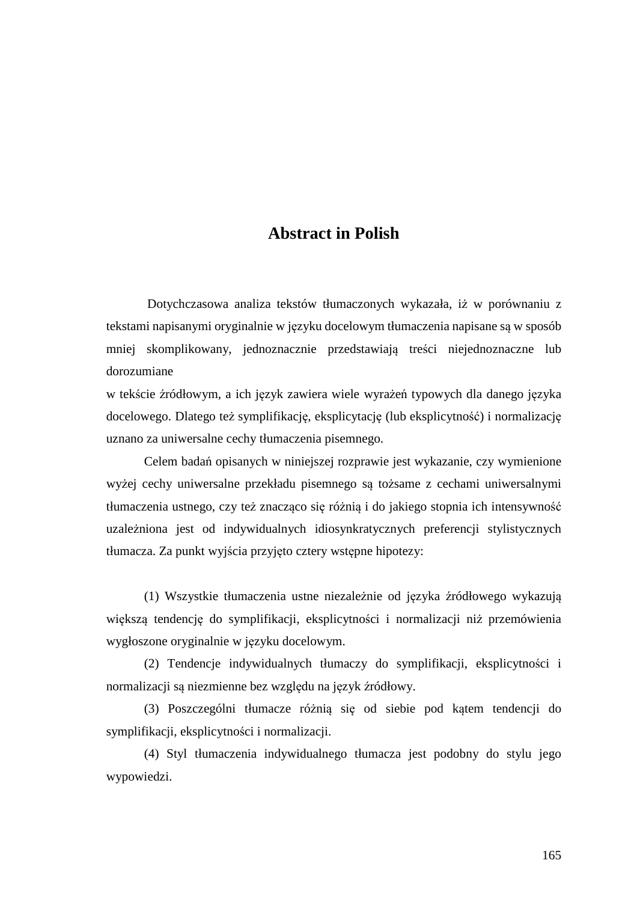# Abstract in Polish

Dotychczasowa analiza tekstów tłumaczonych wykazała, iż w porównaniu z tekstami napisanymi oryginalnie w języku docelowym tłumaczenia napisane są w sposób mniej skomplikowany, jednoznacznie przedstawiają treści niejednoznaczne lub dorozumiane w tekście źródłowym, a ich język zawiera wiele wyrażeń typowych dla danego języka docelowego. Dlatego też symplifikację, eksplicytację (lub eksplicytność) i normalizację uznano za uniwersalne cechy tłumaczenia pisemnego.

Celem badań opisanych w niniejszej rozprawie jest wykazanie, czy wymienione wyżej cechy uniwersalne przekładu pisemnego są tożsame z cechami uniwersalnymi tłumaczenia ustnego, czy też znacząco się różnią i do jakiego stopnia ich intensywność uzależniona jest od indywidualnych idiosynkratycznych preferencji stylistycznych tłumacza. Za punkt wyjścia przyjęto cztery wstępne hipotezy:

(1) Wszystkie tłumaczenia ustne niezależnie od języka źródłowego wykazują większą tendencję do symplifikacji, eksplicytności i normalizacji niż przemówienia wygłoszone oryginalnie w języku docelowym.

(2) Tendencje indywidualnych tłumaczy do symplifikacji, eksplicytności i normalizacji są niezmienne bez względu na język źródłowy.

(3) Poszczególni tłumacze różnią się od siebie pod kątem tendencji do symplifikacji, eksplicytności i normalizacji.

(4) Styl tłumaczenia indywidualnego tłumacza jest podobny do stylu jego wypowiedzi.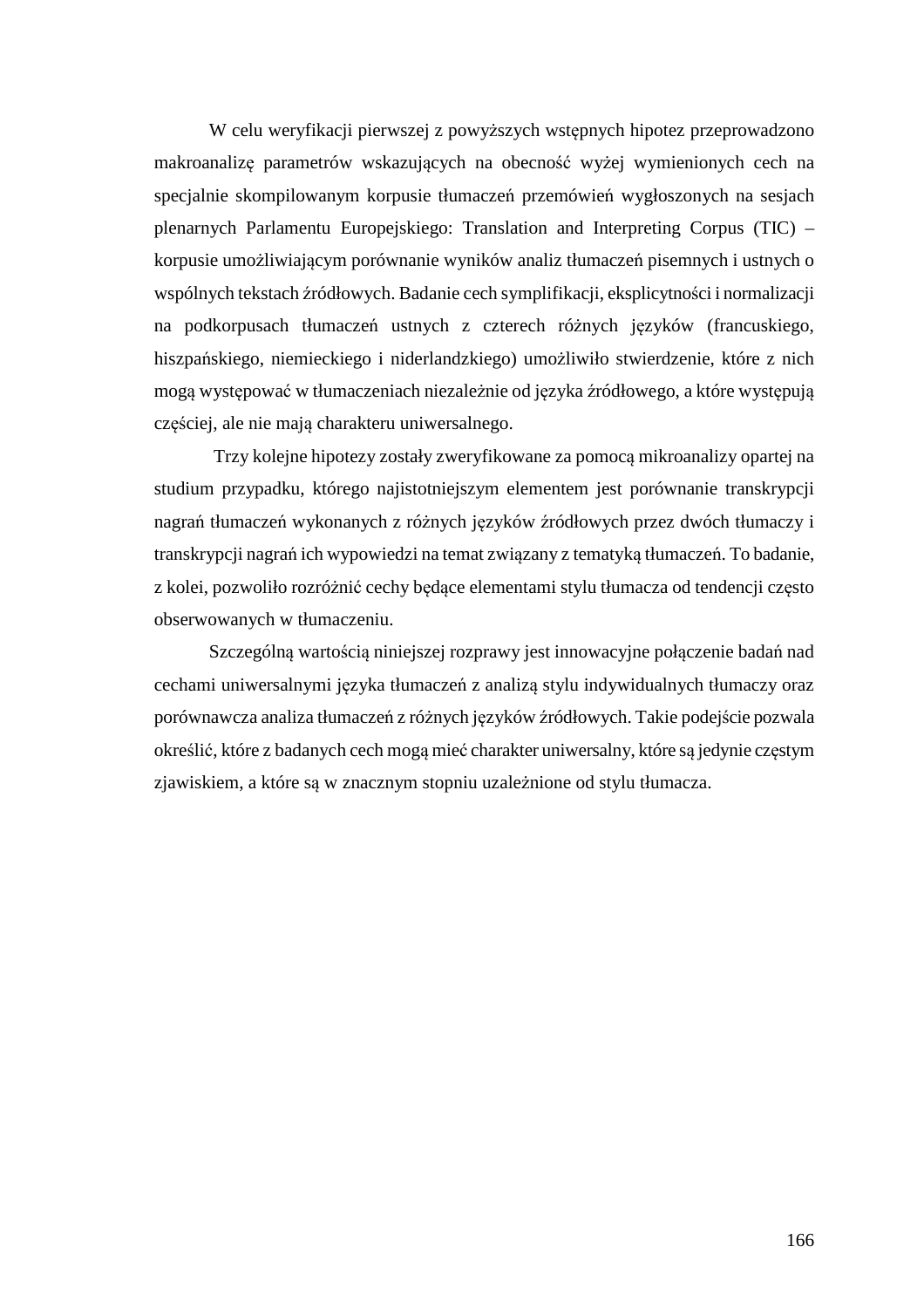W celu weryfikacji pierwszej z powyższych wstępnych hipotez przeprowadzono makroanalizę parametrów wskazujących na obecność wyżej wymienionych cech na specjalnie skompilowanym korpusie tłumaczeń przemówień wygłoszonych na sesjach plenarnych Parlamentu Europejskiego: Translation and Interpreting Corpus (TIC) – korpusie umożliwiającym porównanie wyników analiz tłumaczeń pisemnych i ustnych o wspólnych tekstach źródłowych. Badanie cech symplifikacji, eksplicytności i normalizacji na podkorpusach tłumaczeń ustnych z czterech różnych języków (francuskiego, hiszpańskiego, niemieckiego i niderlandzkiego) umożliwiło stwierdzenie, które z nich mogą występować w tłumaczeniach niezależnie od języka źródłowego, a które występują częściej, ale nie mają charakteru uniwersalnego.

Trzy kolejne hipotezy zostały zweryfikowane za pomocą mikroanalizy opartej na studium przypadku, którego najistotniejszym elementem jest porównanie transkrypcji nagrań tłumaczeń wykonanych z różnych języków źródłowych przez dwóch tłumaczy i transkrypcji nagrań ich wypowiedzi na temat związany z tematyką tłumaczeń. To badanie, z kolei, pozwoliło rozróżnić cechy będące elementami stylu tłumacza od tendencji często obserwowanych w tłumaczeniu.

Szczególną wartością niniejszej rozprawy jest innowacyjne połączenie badań nad cechami uniwersalnymi języka tłumaczeń z analizą stylu indywidualnych tłumaczy oraz porównawcza analiza tłumaczeń z różnych języków źródłowych. Takie podejście pozwala określić, które z badanych cech mogą mieć charakter uniwersalny, które są jedynie częstym zjawiskiem, a które są w znacznym stopniu uzależnione od stylu tłumacza.